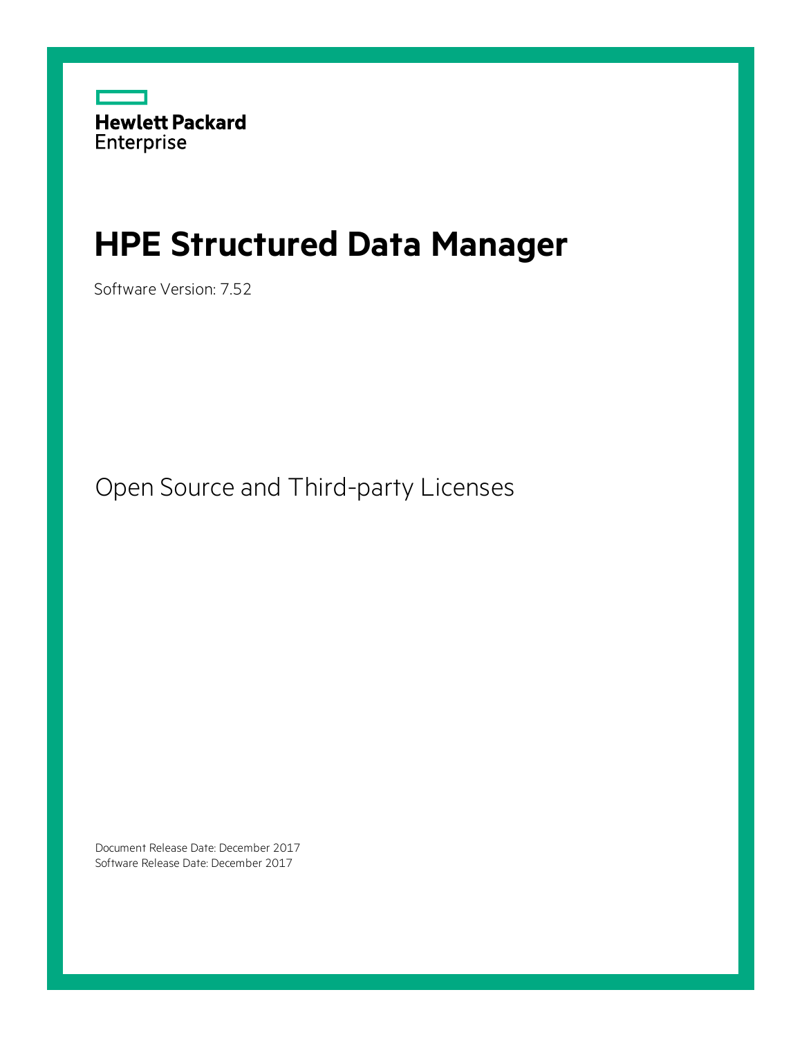Hewlett Packard Enterprise

# HPE Structured Data Manager

Software Version: 7.52

## Open Source and Third-party Licenses

Document Release Date: December 2017
Software Release Date: December 2017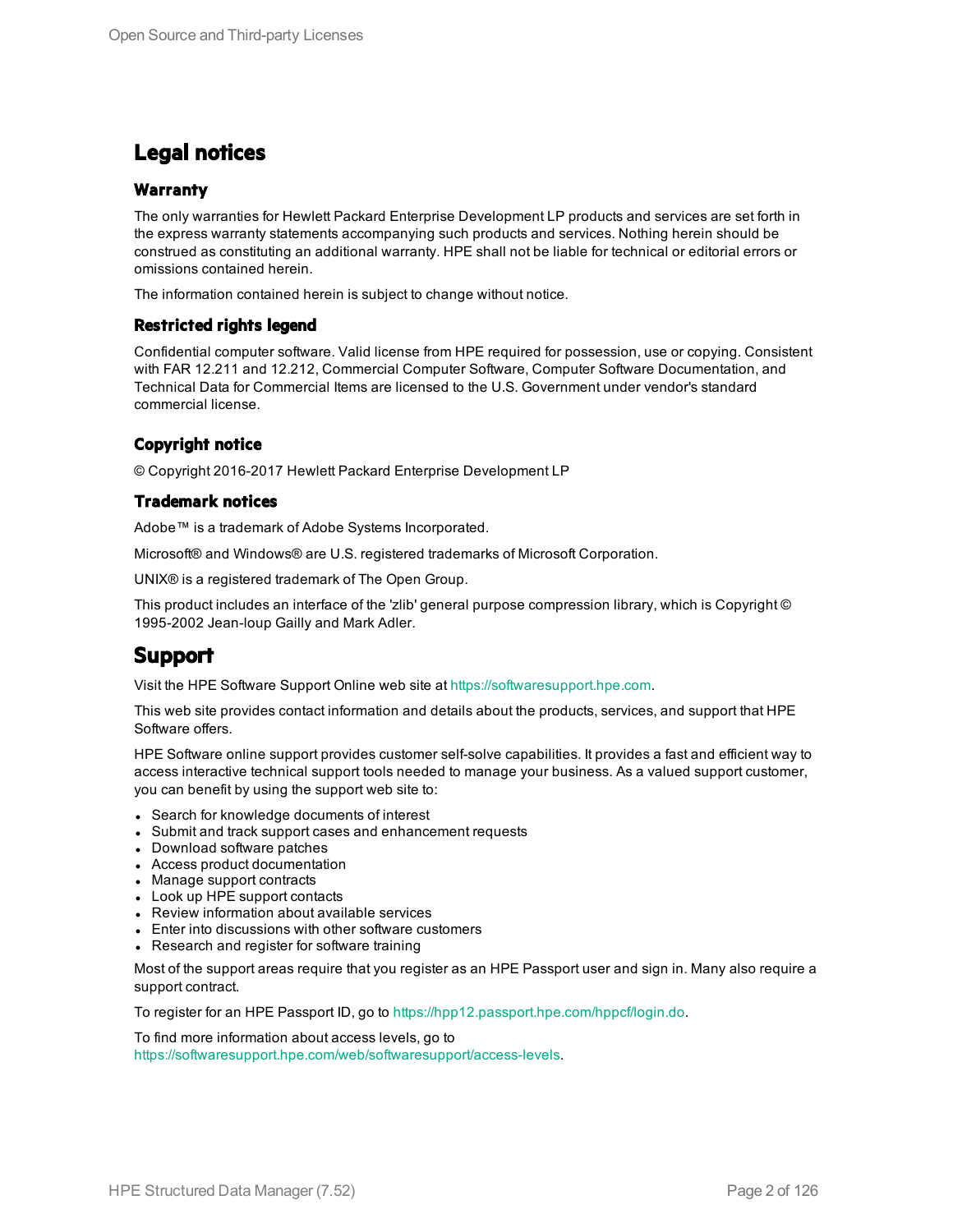# Legal notices

## Warranty

The only warranties for Hewlett Packard Enterprise Development LP products and services are set forth in the express warranty statements accompanying such products and services. Nothing herein should be construed as constituting an additional warranty. HPE shall not be liable for technical or editorial errors or omissions contained herein.

The information contained herein is subject to change without notice.

## Restricted rights legend

Confidential computer software. Valid license from HPE required for possession, use or copying. Consistent with FAR 12.211 and 12.212, Commercial Computer Software, Computer Software Documentation, and Technical Data for Commercial Items are licensed to the U.S. Government under vendor's standard commercial license.

## Copyright notice

© Copyright 2016-2017 Hewlett Packard Enterprise Development LP

## Trademark notices

Adobe™ is a trademark of Adobe Systems Incorporated.

Microsoft® and Windows® are U.S. registered trademarks of Microsoft Corporation.

UNIX® is a registered trademark of The Open Group.

This product includes an interface of the 'zlib' general purpose compression library, which is Copyright © 1995-2002 Jean-loup Gailly and Mark Adler.

# Support

Visit the HPE Software Support Online web site at https://softwaresupport.hpe.com.

This web site provides contact information and details about the products, services, and support that HPE Software offers.

HPE Software online support provides customer self-solve capabilities. It provides a fast and efficient way to access interactive technical support tools needed to manage your business. As a valued support customer, you can benefit by using the support web site to:

- Search for knowledge documents of interest
- Submit and track support cases and enhancement requests
- Download software patches
- Access product documentation
- Manage support contracts
- Look up HPE support contacts
- Review information about available services
- Enter into discussions with other software customers
- Research and register for software training

Most of the support areas require that you register as an HPE Passport user and sign in. Many also require a support contract.

To register for an HPE Passport ID, go to https://hpp12.passport.hpe.com/hppcf/login.do.

To find more information about access levels, go to https://softwaresupport.hpe.com/web/softwaresupport/access-levels.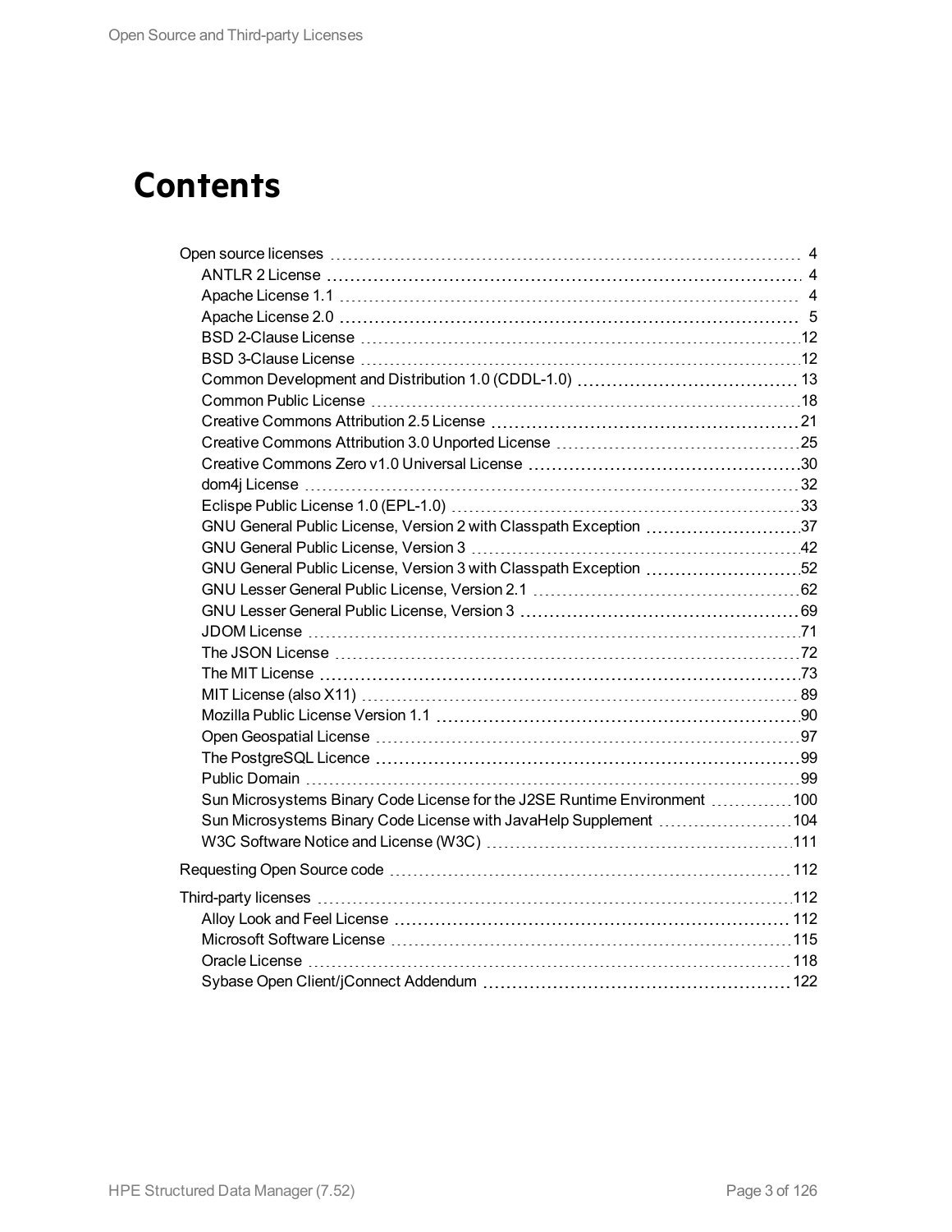# Contents

- Open source licenses 4
  - ANTLR 2 License 4
  - Apache License 1.1 4
  - Apache License 2.0 5
  - BSD 2-Clause License 12
  - BSD 3-Clause License 12
  - Common Development and Distribution 1.0 (CDDL-1.0) 13
  - Common Public License 18
  - Creative Commons Attribution 2.5 License 21
  - Creative Commons Attribution 3.0 Unported License 25
  - Creative Commons Zero v1.0 Universal License 30
  - dom4j License 32
  - Eclispe Public License 1.0 (EPL-1.0) 33
  - GNU General Public License, Version 2 with Classpath Exception 37
  - GNU General Public License, Version 3 42
  - GNU General Public License, Version 3 with Classpath Exception 52
  - GNU Lesser General Public License, Version 2.1 62
  - GNU Lesser General Public License, Version 3 69
  - JDOM License 71
  - The JSON License 72
  - The MIT License 73
  - MIT License (also X11) 89
  - Mozilla Public License Version 1.1 90
  - Open Geospatial License 97
  - The PostgreSQL Licence 99
  - Public Domain 99
  - Sun Microsystems Binary Code License for the J2SE Runtime Environment 100
  - Sun Microsystems Binary Code License with JavaHelp Supplement 104
  - W3C Software Notice and License (W3C) 111
- Requesting Open Source code 112
- Third-party licenses 112
  - Alloy Look and Feel License 112
  - Microsoft Software License 115
  - Oracle License 118
  - Sybase Open Client/jConnect Addendum 122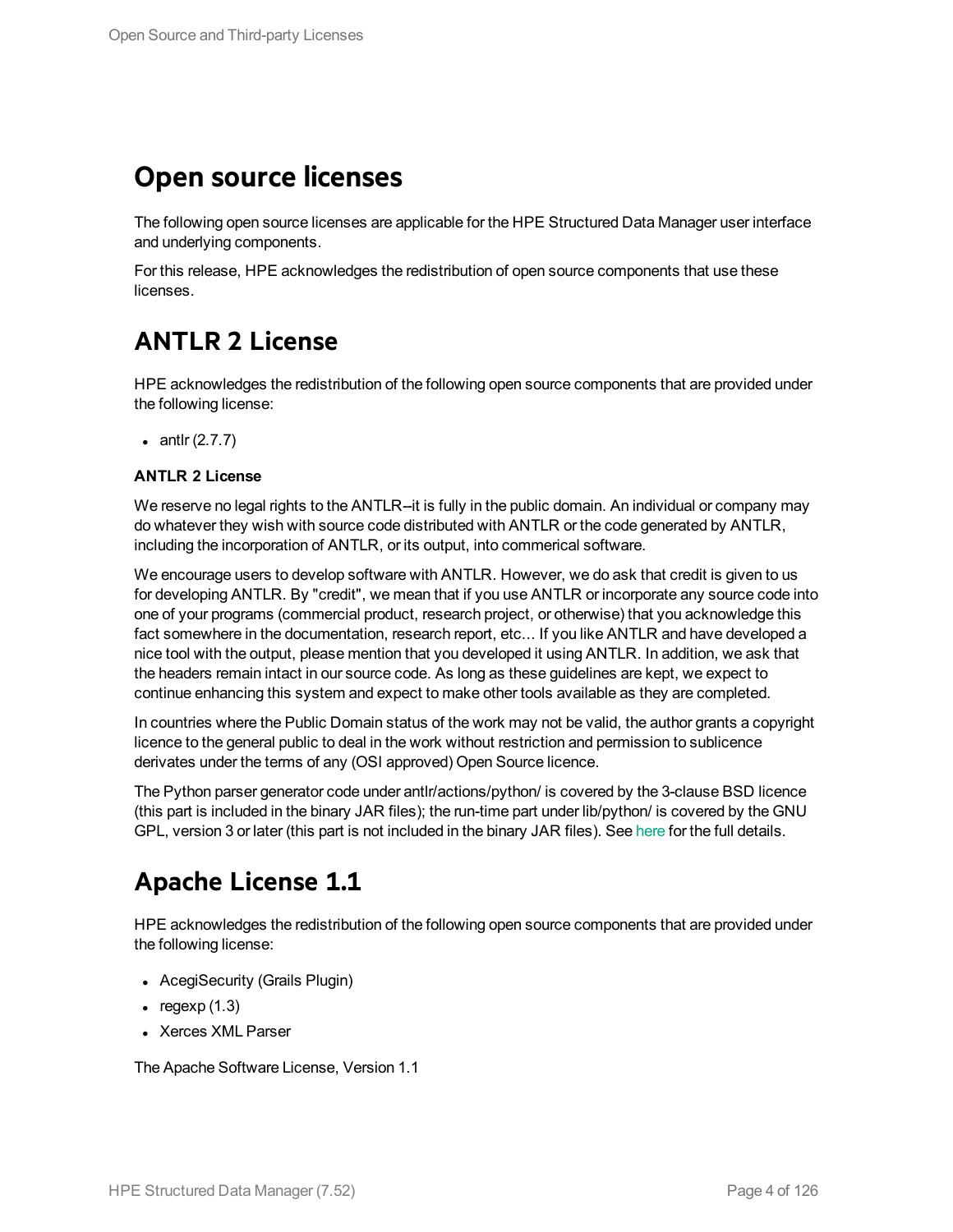# Open source licenses

The following open source licenses are applicable for the HPE Structured Data Manager user interface and underlying components.

For this release, HPE acknowledges the redistribution of open source components that use these licenses.

## ANTLR 2 License

HPE acknowledges the redistribution of the following open source components that are provided under the following license:

- antlr (2.7.7)

**ANTLR 2 License**

We reserve no legal rights to the ANTLR--it is fully in the public domain. An individual or company may do whatever they wish with source code distributed with ANTLR or the code generated by ANTLR, including the incorporation of ANTLR, or its output, into commerical software.

We encourage users to develop software with ANTLR. However, we do ask that credit is given to us for developing ANTLR. By "credit", we mean that if you use ANTLR or incorporate any source code into one of your programs (commercial product, research project, or otherwise) that you acknowledge this fact somewhere in the documentation, research report, etc... If you like ANTLR and have developed a nice tool with the output, please mention that you developed it using ANTLR. In addition, we ask that the headers remain intact in our source code. As long as these guidelines are kept, we expect to continue enhancing this system and expect to make other tools available as they are completed.

In countries where the Public Domain status of the work may not be valid, the author grants a copyright licence to the general public to deal in the work without restriction and permission to sublicence derivates under the terms of any (OSI approved) Open Source licence.

The Python parser generator code under antlr/actions/python/ is covered by the 3-clause BSD licence (this part is included in the binary JAR files); the run-time part under lib/python/ is covered by the GNU GPL, version 3 or later (this part is not included in the binary JAR files). See here for the full details.

## Apache License 1.1

HPE acknowledges the redistribution of the following open source components that are provided under the following license:

- AcegiSecurity (Grails Plugin)
- regexp (1.3)
- Xerces XML Parser

The Apache Software License, Version 1.1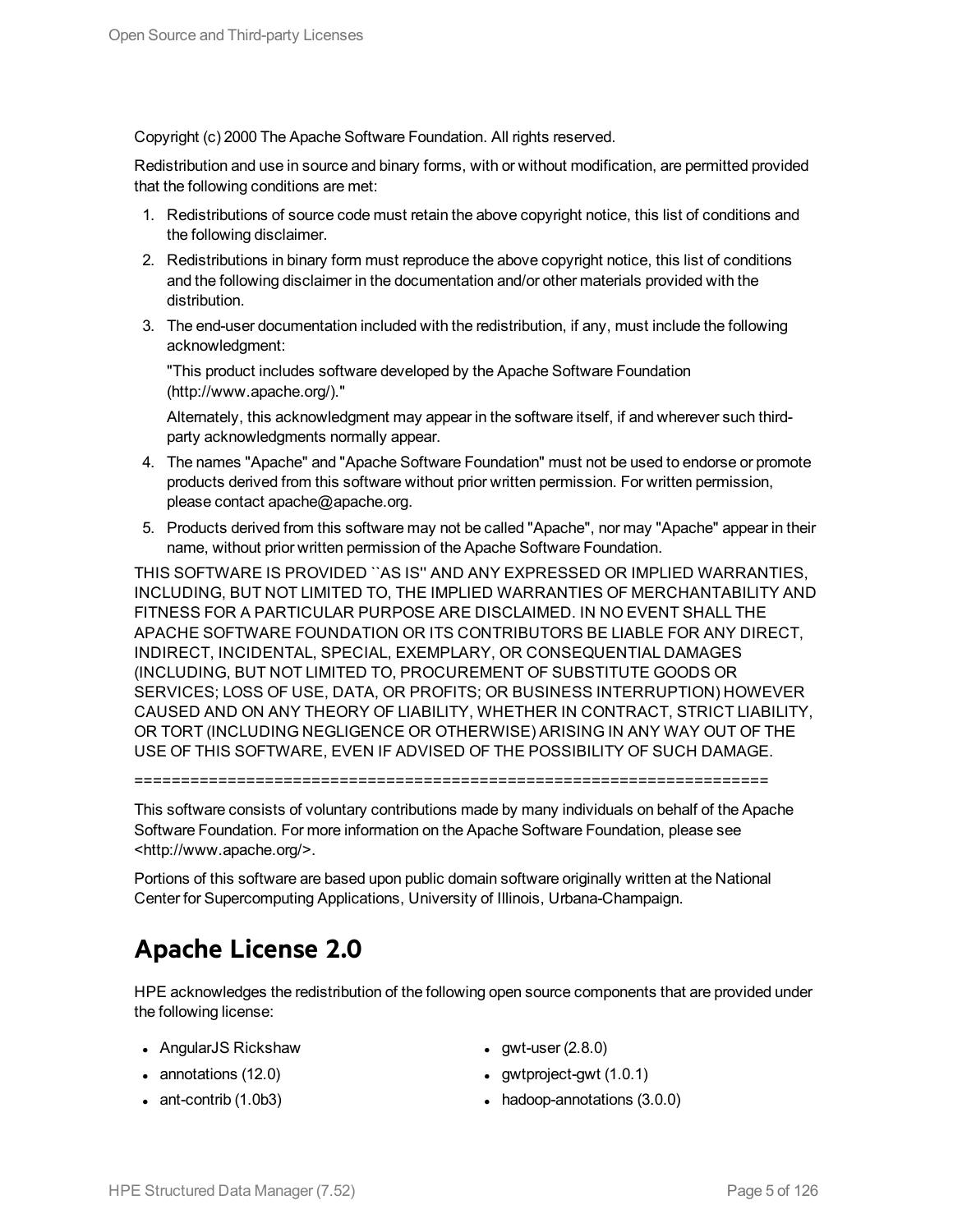Copyright (c) 2000 The Apache Software Foundation. All rights reserved.

Redistribution and use in source and binary forms, with or without modification, are permitted provided that the following conditions are met:

1. Redistributions of source code must retain the above copyright notice, this list of conditions and the following disclaimer.
2. Redistributions in binary form must reproduce the above copyright notice, this list of conditions and the following disclaimer in the documentation and/or other materials provided with the distribution.
3. The end-user documentation included with the redistribution, if any, must include the following acknowledgment:

   "This product includes software developed by the Apache Software Foundation (http://www.apache.org/)."

   Alternately, this acknowledgment may appear in the software itself, if and wherever such third-party acknowledgments normally appear.
4. The names "Apache" and "Apache Software Foundation" must not be used to endorse or promote products derived from this software without prior written permission. For written permission, please contact apache@apache.org.
5. Products derived from this software may not be called "Apache", nor may "Apache" appear in their name, without prior written permission of the Apache Software Foundation.

THIS SOFTWARE IS PROVIDED ``AS IS'' AND ANY EXPRESSED OR IMPLIED WARRANTIES, INCLUDING, BUT NOT LIMITED TO, THE IMPLIED WARRANTIES OF MERCHANTABILITY AND FITNESS FOR A PARTICULAR PURPOSE ARE DISCLAIMED. IN NO EVENT SHALL THE APACHE SOFTWARE FOUNDATION OR ITS CONTRIBUTORS BE LIABLE FOR ANY DIRECT, INDIRECT, INCIDENTAL, SPECIAL, EXEMPLARY, OR CONSEQUENTIAL DAMAGES (INCLUDING, BUT NOT LIMITED TO, PROCUREMENT OF SUBSTITUTE GOODS OR SERVICES; LOSS OF USE, DATA, OR PROFITS; OR BUSINESS INTERRUPTION) HOWEVER CAUSED AND ON ANY THEORY OF LIABILITY, WHETHER IN CONTRACT, STRICT LIABILITY, OR TORT (INCLUDING NEGLIGENCE OR OTHERWISE) ARISING IN ANY WAY OUT OF THE USE OF THIS SOFTWARE, EVEN IF ADVISED OF THE POSSIBILITY OF SUCH DAMAGE.

====================================================================

This software consists of voluntary contributions made by many individuals on behalf of the Apache Software Foundation. For more information on the Apache Software Foundation, please see <http://www.apache.org/>.

Portions of this software are based upon public domain software originally written at the National Center for Supercomputing Applications, University of Illinois, Urbana-Champaign.

## Apache License 2.0

HPE acknowledges the redistribution of the following open source components that are provided under the following license:

- AngularJS Rickshaw
- annotations (12.0)
- ant-contrib (1.0b3)
- gwt-user (2.8.0)
- gwtproject-gwt (1.0.1)
- hadoop-annotations (3.0.0)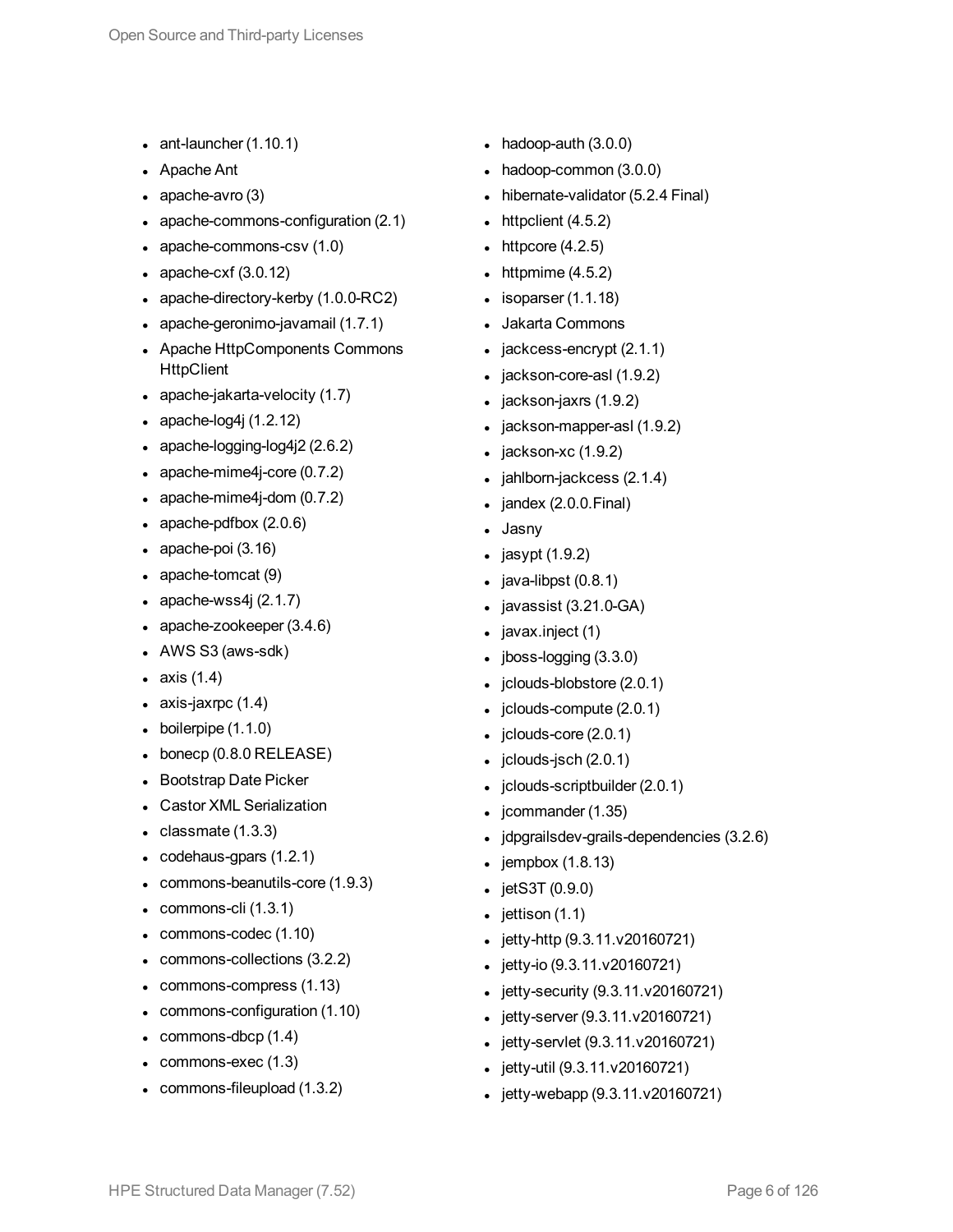- ant-launcher (1.10.1)
- Apache Ant
- apache-avro (3)
- apache-commons-configuration (2.1)
- apache-commons-csv (1.0)
- apache-cxf (3.0.12)
- apache-directory-kerby (1.0.0-RC2)
- apache-geronimo-javamail (1.7.1)
- Apache HttpComponents Commons HttpClient
- apache-jakarta-velocity (1.7)
- apache-log4j (1.2.12)
- apache-logging-log4j2 (2.6.2)
- apache-mime4j-core (0.7.2)
- apache-mime4j-dom (0.7.2)
- apache-pdfbox (2.0.6)
- apache-poi (3.16)
- apache-tomcat (9)
- apache-wss4j (2.1.7)
- apache-zookeeper (3.4.6)
- AWS S3 (aws-sdk)
- axis (1.4)
- axis-jaxrpc (1.4)
- boilerpipe (1.1.0)
- bonecp (0.8.0 RELEASE)
- Bootstrap Date Picker
- Castor XML Serialization
- classmate (1.3.3)
- codehaus-gpars (1.2.1)
- commons-beanutils-core (1.9.3)
- commons-cli (1.3.1)
- commons-codec (1.10)
- commons-collections (3.2.2)
- commons-compress (1.13)
- commons-configuration (1.10)
- commons-dbcp (1.4)
- commons-exec (1.3)
- commons-fileupload (1.3.2)
- hadoop-auth (3.0.0)
- hadoop-common (3.0.0)
- hibernate-validator (5.2.4 Final)
- httpclient (4.5.2)
- httpcore (4.2.5)
- httpmime (4.5.2)
- isoparser (1.1.18)
- Jakarta Commons
- jackcess-encrypt (2.1.1)
- jackson-core-asl (1.9.2)
- jackson-jaxrs (1.9.2)
- jackson-mapper-asl (1.9.2)
- jackson-xc (1.9.2)
- jahlborn-jackcess (2.1.4)
- jandex (2.0.0.Final)
- Jasny
- jasypt (1.9.2)
- java-libpst (0.8.1)
- javassist (3.21.0-GA)
- javax.inject (1)
- jboss-logging (3.3.0)
- jclouds-blobstore (2.0.1)
- jclouds-compute (2.0.1)
- jclouds-core (2.0.1)
- jclouds-jsch (2.0.1)
- jclouds-scriptbuilder (2.0.1)
- jcommander (1.35)
- jdpgrailsdev-grails-dependencies (3.2.6)
- jempbox (1.8.13)
- jetS3T (0.9.0)
- jettison (1.1)
- jetty-http (9.3.11.v20160721)
- jetty-io (9.3.11.v20160721)
- jetty-security (9.3.11.v20160721)
- jetty-server (9.3.11.v20160721)
- jetty-servlet (9.3.11.v20160721)
- jetty-util (9.3.11.v20160721)
- jetty-webapp (9.3.11.v20160721)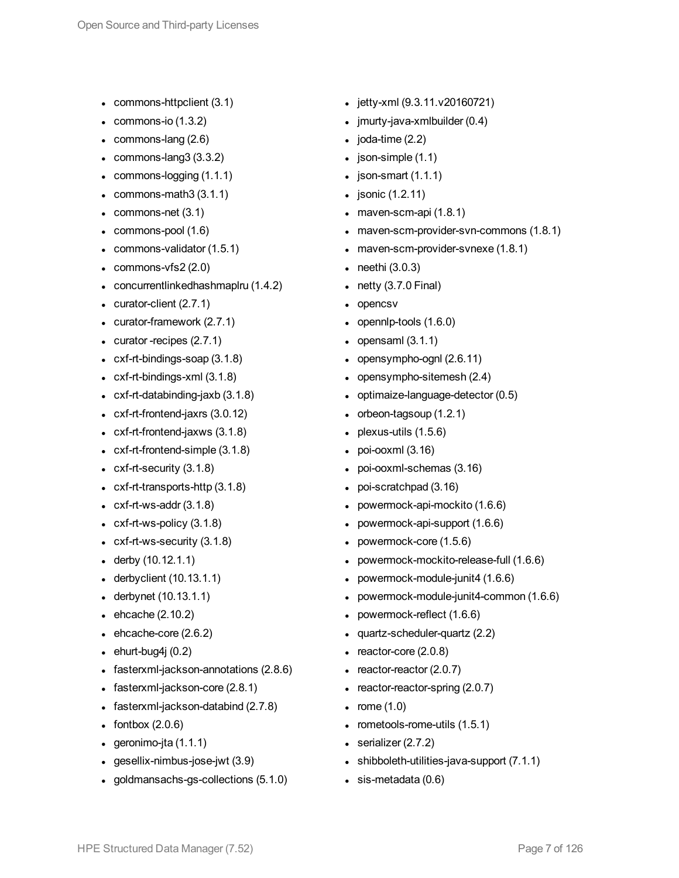- commons-httpclient (3.1)
- commons-io (1.3.2)
- commons-lang (2.6)
- commons-lang3 (3.3.2)
- commons-logging (1.1.1)
- commons-math3 (3.1.1)
- commons-net (3.1)
- commons-pool (1.6)
- commons-validator (1.5.1)
- commons-vfs2 (2.0)
- concurrentlinkedhashmaplru (1.4.2)
- curator-client (2.7.1)
- curator-framework (2.7.1)
- curator -recipes (2.7.1)
- cxf-rt-bindings-soap (3.1.8)
- cxf-rt-bindings-xml (3.1.8)
- cxf-rt-databinding-jaxb (3.1.8)
- cxf-rt-frontend-jaxrs (3.0.12)
- cxf-rt-frontend-jaxws (3.1.8)
- cxf-rt-frontend-simple (3.1.8)
- cxf-rt-security (3.1.8)
- cxf-rt-transports-http (3.1.8)
- cxf-rt-ws-addr (3.1.8)
- cxf-rt-ws-policy (3.1.8)
- cxf-rt-ws-security (3.1.8)
- derby (10.12.1.1)
- derbyclient (10.13.1.1)
- derbynet (10.13.1.1)
- ehcache (2.10.2)
- ehcache-core (2.6.2)
- ehurt-bug4j (0.2)
- fasterxml-jackson-annotations (2.8.6)
- fasterxml-jackson-core (2.8.1)
- fasterxml-jackson-databind (2.7.8)
- fontbox (2.0.6)
- geronimo-jta (1.1.1)
- gesellix-nimbus-jose-jwt (3.9)
- goldmansachs-gs-collections (5.1.0)
- jetty-xml (9.3.11.v20160721)
- jmurty-java-xmlbuilder (0.4)
- joda-time (2.2)
- json-simple (1.1)
- json-smart (1.1.1)
- jsonic (1.2.11)
- maven-scm-api (1.8.1)
- maven-scm-provider-svn-commons (1.8.1)
- maven-scm-provider-svnexe (1.8.1)
- neethi (3.0.3)
- netty (3.7.0 Final)
- opencsv
- opennlp-tools (1.6.0)
- opensaml (3.1.1)
- opensympho-ognl (2.6.11)
- opensympho-sitemesh (2.4)
- optimaize-language-detector (0.5)
- orbeon-tagsoup (1.2.1)
- plexus-utils (1.5.6)
- poi-ooxml (3.16)
- poi-ooxml-schemas (3.16)
- poi-scratchpad (3.16)
- powermock-api-mockito (1.6.6)
- powermock-api-support (1.6.6)
- powermock-core (1.5.6)
- powermock-mockito-release-full (1.6.6)
- powermock-module-junit4 (1.6.6)
- powermock-module-junit4-common (1.6.6)
- powermock-reflect (1.6.6)
- quartz-scheduler-quartz (2.2)
- reactor-core (2.0.8)
- reactor-reactor (2.0.7)
- reactor-reactor-spring (2.0.7)
- rome (1.0)
- rometools-rome-utils (1.5.1)
- serializer (2.7.2)
- shibboleth-utilities-java-support (7.1.1)
- sis-metadata (0.6)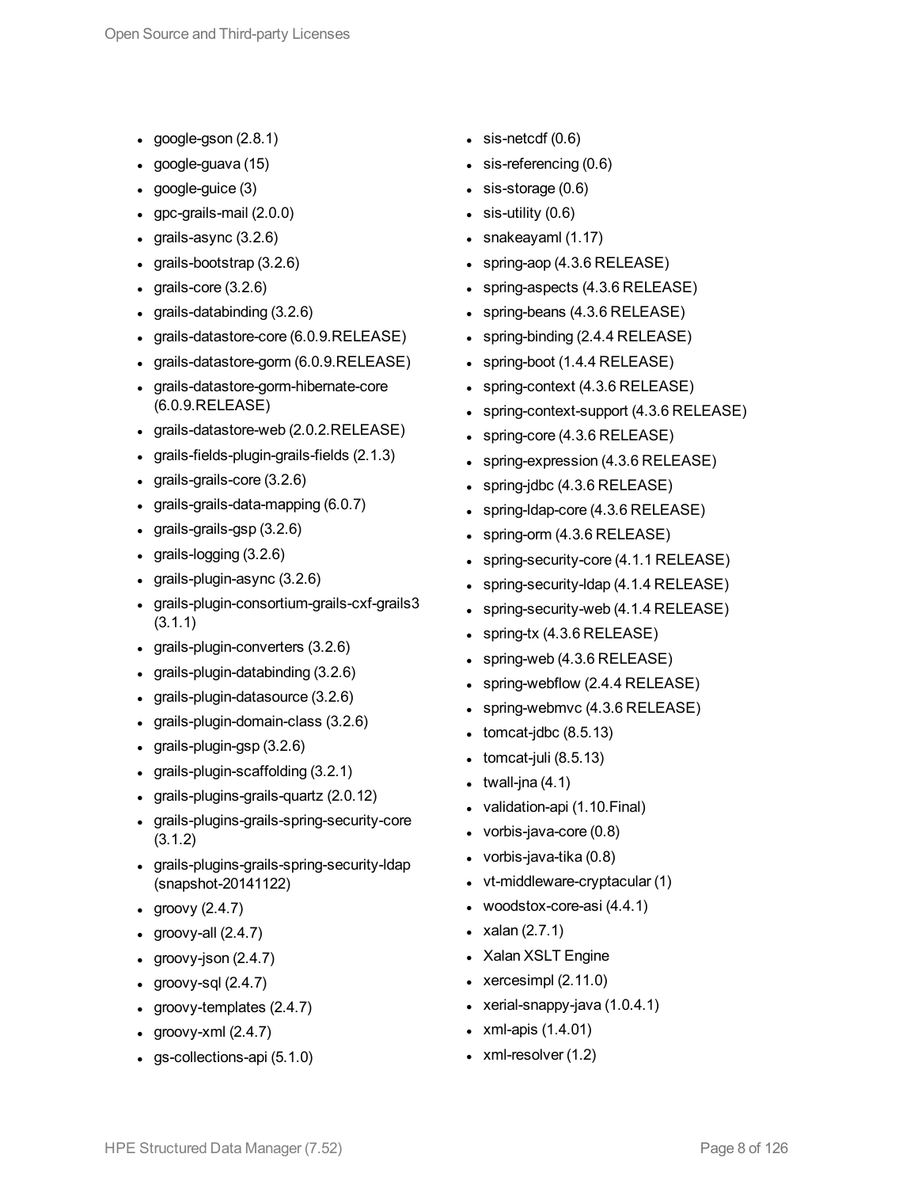- google-gson (2.8.1)
- google-guava (15)
- google-guice (3)
- gpc-grails-mail (2.0.0)
- grails-async (3.2.6)
- grails-bootstrap (3.2.6)
- grails-core (3.2.6)
- grails-databinding (3.2.6)
- grails-datastore-core (6.0.9.RELEASE)
- grails-datastore-gorm (6.0.9.RELEASE)
- grails-datastore-gorm-hibernate-core (6.0.9.RELEASE)
- grails-datastore-web (2.0.2.RELEASE)
- grails-fields-plugin-grails-fields (2.1.3)
- grails-grails-core (3.2.6)
- grails-grails-data-mapping (6.0.7)
- grails-grails-gsp (3.2.6)
- grails-logging (3.2.6)
- grails-plugin-async (3.2.6)
- grails-plugin-consortium-grails-cxf-grails3 (3.1.1)
- grails-plugin-converters (3.2.6)
- grails-plugin-databinding (3.2.6)
- grails-plugin-datasource (3.2.6)
- grails-plugin-domain-class (3.2.6)
- grails-plugin-gsp (3.2.6)
- grails-plugin-scaffolding (3.2.1)
- grails-plugins-grails-quartz (2.0.12)
- grails-plugins-grails-spring-security-core (3.1.2)
- grails-plugins-grails-spring-security-ldap (snapshot-20141122)
- groovy (2.4.7)
- groovy-all (2.4.7)
- groovy-json (2.4.7)
- groovy-sql (2.4.7)
- groovy-templates (2.4.7)
- groovy-xml (2.4.7)
- gs-collections-api (5.1.0)
- sis-netcdf (0.6)
- sis-referencing (0.6)
- sis-storage (0.6)
- sis-utility (0.6)
- snakeyaml (1.17)
- spring-aop (4.3.6 RELEASE)
- spring-aspects (4.3.6 RELEASE)
- spring-beans (4.3.6 RELEASE)
- spring-binding (2.4.4 RELEASE)
- spring-boot (1.4.4 RELEASE)
- spring-context (4.3.6 RELEASE)
- spring-context-support (4.3.6 RELEASE)
- spring-core (4.3.6 RELEASE)
- spring-expression (4.3.6 RELEASE)
- spring-jdbc (4.3.6 RELEASE)
- spring-ldap-core (4.3.6 RELEASE)
- spring-orm (4.3.6 RELEASE)
- spring-security-core (4.1.1 RELEASE)
- spring-security-ldap (4.1.4 RELEASE)
- spring-security-web (4.1.4 RELEASE)
- spring-tx (4.3.6 RELEASE)
- spring-web (4.3.6 RELEASE)
- spring-webflow (2.4.4 RELEASE)
- spring-webmvc (4.3.6 RELEASE)
- tomcat-jdbc (8.5.13)
- tomcat-juli (8.5.13)
- twall-jna (4.1)
- validation-api (1.10.Final)
- vorbis-java-core (0.8)
- vorbis-java-tika (0.8)
- vt-middleware-cryptacular (1)
- woodstox-core-asi (4.4.1)
- xalan (2.7.1)
- Xalan XSLT Engine
- xercesimpl (2.11.0)
- xerial-snappy-java (1.0.4.1)
- xml-apis (1.4.01)
- xml-resolver (1.2)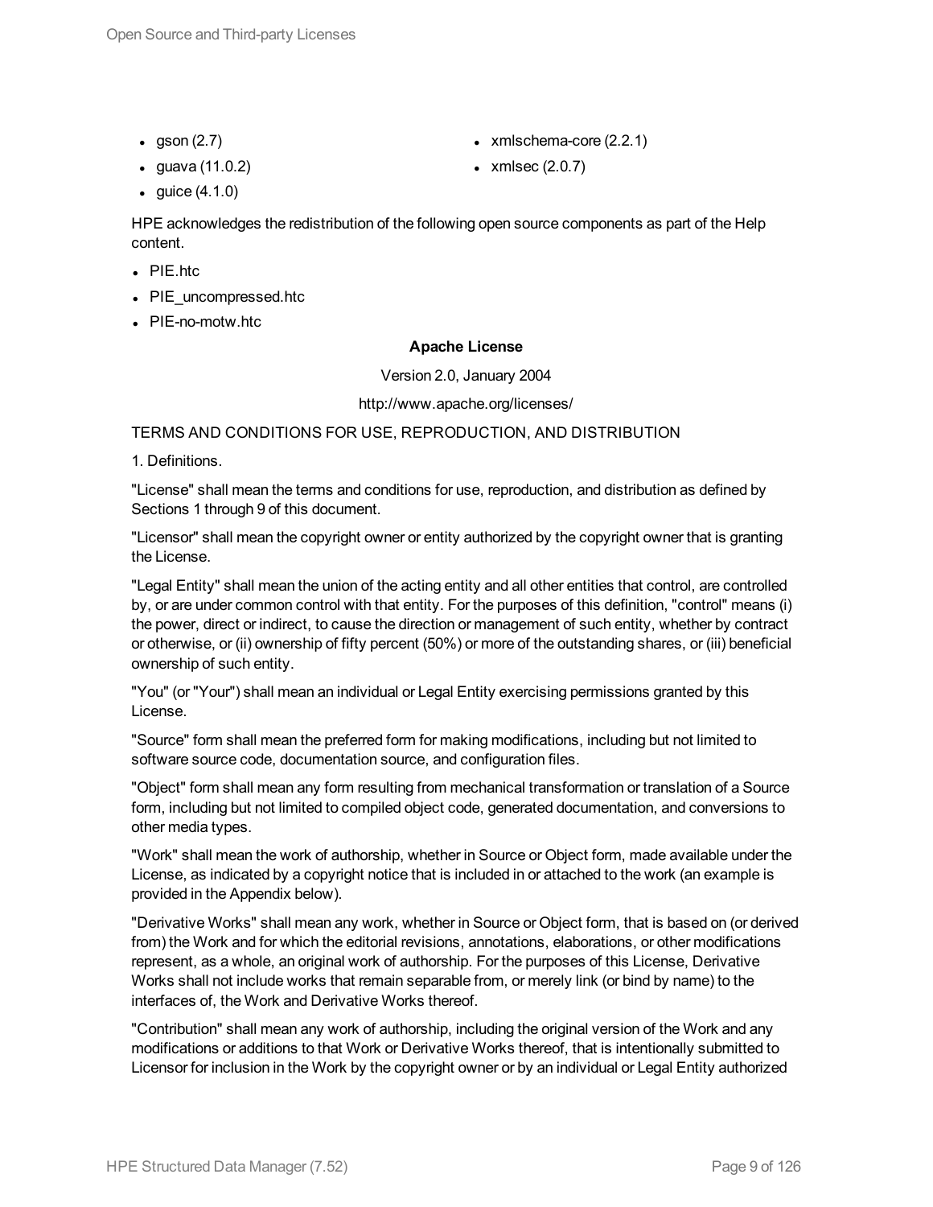- gson (2.7)
- guava (11.0.2)
- guice (4.1.0)
- xmlschema-core (2.2.1)
- xmlsec (2.0.7)

HPE acknowledges the redistribution of the following open source components as part of the Help content.

- PIE.htc
- PIE_uncompressed.htc
- PIE-no-motw.htc

**Apache License**

Version 2.0, January 2004

http://www.apache.org/licenses/

TERMS AND CONDITIONS FOR USE, REPRODUCTION, AND DISTRIBUTION

1. Definitions.

"License" shall mean the terms and conditions for use, reproduction, and distribution as defined by Sections 1 through 9 of this document.

"Licensor" shall mean the copyright owner or entity authorized by the copyright owner that is granting the License.

"Legal Entity" shall mean the union of the acting entity and all other entities that control, are controlled by, or are under common control with that entity. For the purposes of this definition, "control" means (i) the power, direct or indirect, to cause the direction or management of such entity, whether by contract or otherwise, or (ii) ownership of fifty percent (50%) or more of the outstanding shares, or (iii) beneficial ownership of such entity.

"You" (or "Your") shall mean an individual or Legal Entity exercising permissions granted by this License.

"Source" form shall mean the preferred form for making modifications, including but not limited to software source code, documentation source, and configuration files.

"Object" form shall mean any form resulting from mechanical transformation or translation of a Source form, including but not limited to compiled object code, generated documentation, and conversions to other media types.

"Work" shall mean the work of authorship, whether in Source or Object form, made available under the License, as indicated by a copyright notice that is included in or attached to the work (an example is provided in the Appendix below).

"Derivative Works" shall mean any work, whether in Source or Object form, that is based on (or derived from) the Work and for which the editorial revisions, annotations, elaborations, or other modifications represent, as a whole, an original work of authorship. For the purposes of this License, Derivative Works shall not include works that remain separable from, or merely link (or bind by name) to the interfaces of, the Work and Derivative Works thereof.

"Contribution" shall mean any work of authorship, including the original version of the Work and any modifications or additions to that Work or Derivative Works thereof, that is intentionally submitted to Licensor for inclusion in the Work by the copyright owner or by an individual or Legal Entity authorized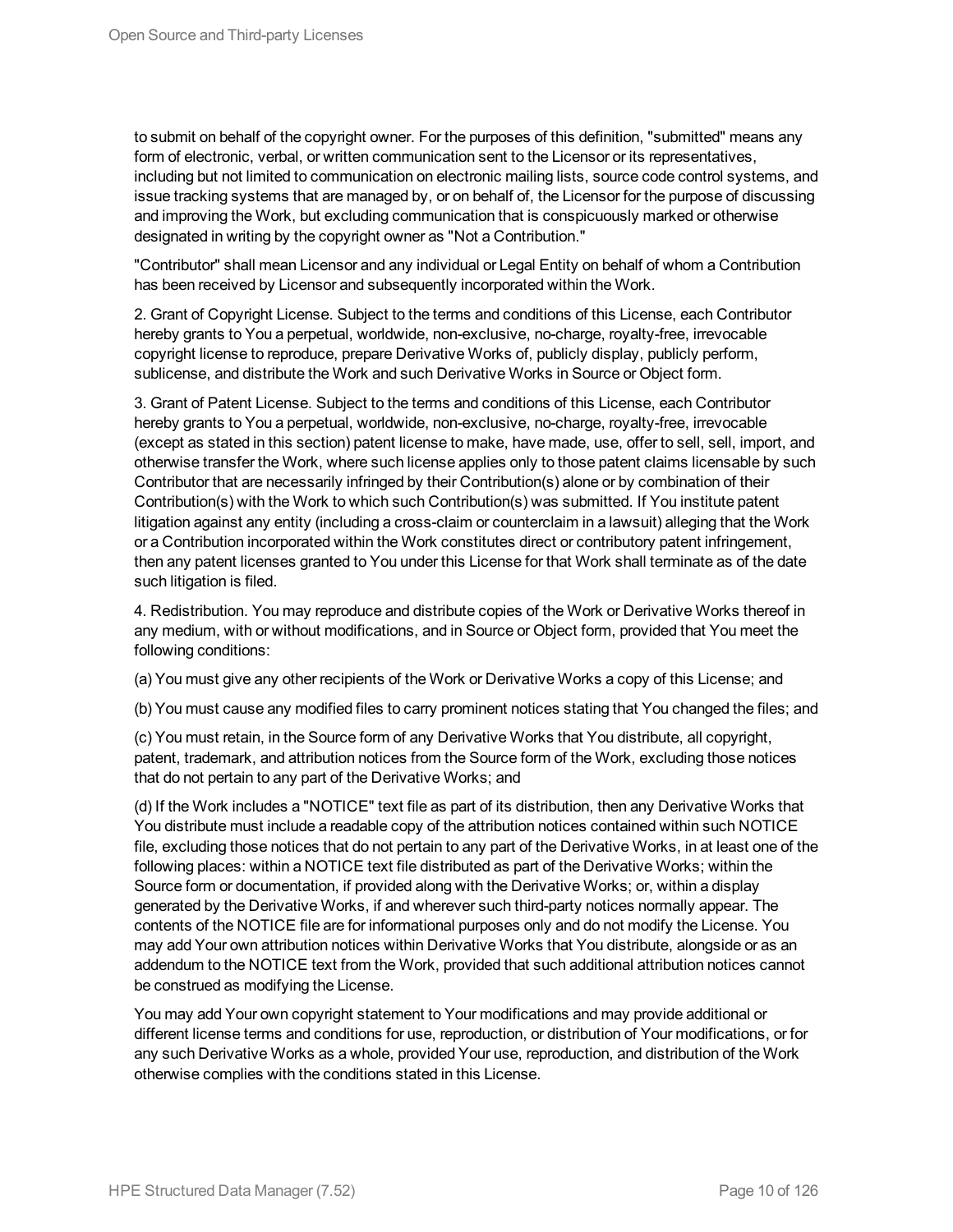to submit on behalf of the copyright owner. For the purposes of this definition, "submitted" means any form of electronic, verbal, or written communication sent to the Licensor or its representatives, including but not limited to communication on electronic mailing lists, source code control systems, and issue tracking systems that are managed by, or on behalf of, the Licensor for the purpose of discussing and improving the Work, but excluding communication that is conspicuously marked or otherwise designated in writing by the copyright owner as "Not a Contribution."

"Contributor" shall mean Licensor and any individual or Legal Entity on behalf of whom a Contribution has been received by Licensor and subsequently incorporated within the Work.

2. Grant of Copyright License. Subject to the terms and conditions of this License, each Contributor hereby grants to You a perpetual, worldwide, non-exclusive, no-charge, royalty-free, irrevocable copyright license to reproduce, prepare Derivative Works of, publicly display, publicly perform, sublicense, and distribute the Work and such Derivative Works in Source or Object form.

3. Grant of Patent License. Subject to the terms and conditions of this License, each Contributor hereby grants to You a perpetual, worldwide, non-exclusive, no-charge, royalty-free, irrevocable (except as stated in this section) patent license to make, have made, use, offer to sell, sell, import, and otherwise transfer the Work, where such license applies only to those patent claims licensable by such Contributor that are necessarily infringed by their Contribution(s) alone or by combination of their Contribution(s) with the Work to which such Contribution(s) was submitted. If You institute patent litigation against any entity (including a cross-claim or counterclaim in a lawsuit) alleging that the Work or a Contribution incorporated within the Work constitutes direct or contributory patent infringement, then any patent licenses granted to You under this License for that Work shall terminate as of the date such litigation is filed.

4. Redistribution. You may reproduce and distribute copies of the Work or Derivative Works thereof in any medium, with or without modifications, and in Source or Object form, provided that You meet the following conditions:

(a) You must give any other recipients of the Work or Derivative Works a copy of this License; and

(b) You must cause any modified files to carry prominent notices stating that You changed the files; and

(c) You must retain, in the Source form of any Derivative Works that You distribute, all copyright, patent, trademark, and attribution notices from the Source form of the Work, excluding those notices that do not pertain to any part of the Derivative Works; and

(d) If the Work includes a "NOTICE" text file as part of its distribution, then any Derivative Works that You distribute must include a readable copy of the attribution notices contained within such NOTICE file, excluding those notices that do not pertain to any part of the Derivative Works, in at least one of the following places: within a NOTICE text file distributed as part of the Derivative Works; within the Source form or documentation, if provided along with the Derivative Works; or, within a display generated by the Derivative Works, if and wherever such third-party notices normally appear. The contents of the NOTICE file are for informational purposes only and do not modify the License. You may add Your own attribution notices within Derivative Works that You distribute, alongside or as an addendum to the NOTICE text from the Work, provided that such additional attribution notices cannot be construed as modifying the License.

You may add Your own copyright statement to Your modifications and may provide additional or different license terms and conditions for use, reproduction, or distribution of Your modifications, or for any such Derivative Works as a whole, provided Your use, reproduction, and distribution of the Work otherwise complies with the conditions stated in this License.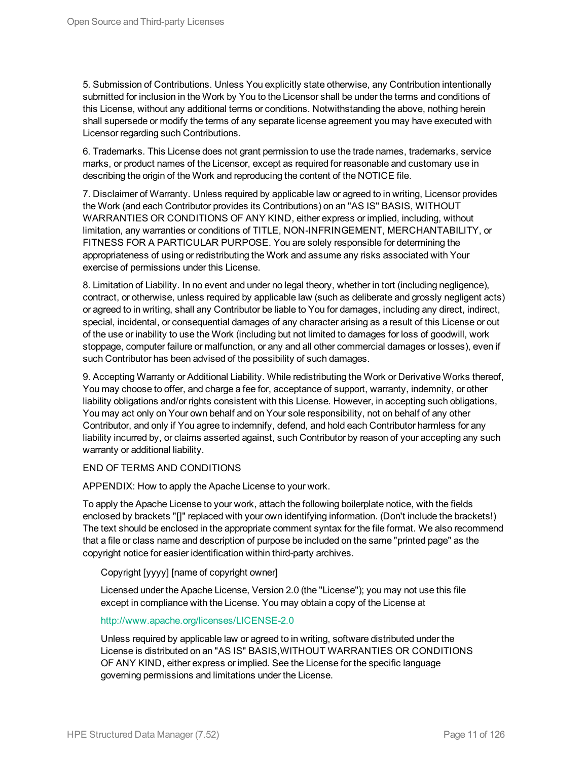5. Submission of Contributions. Unless You explicitly state otherwise, any Contribution intentionally submitted for inclusion in the Work by You to the Licensor shall be under the terms and conditions of this License, without any additional terms or conditions. Notwithstanding the above, nothing herein shall supersede or modify the terms of any separate license agreement you may have executed with Licensor regarding such Contributions.

6. Trademarks. This License does not grant permission to use the trade names, trademarks, service marks, or product names of the Licensor, except as required for reasonable and customary use in describing the origin of the Work and reproducing the content of the NOTICE file.

7. Disclaimer of Warranty. Unless required by applicable law or agreed to in writing, Licensor provides the Work (and each Contributor provides its Contributions) on an "AS IS" BASIS, WITHOUT WARRANTIES OR CONDITIONS OF ANY KIND, either express or implied, including, without limitation, any warranties or conditions of TITLE, NON-INFRINGEMENT, MERCHANTABILITY, or FITNESS FOR A PARTICULAR PURPOSE. You are solely responsible for determining the appropriateness of using or redistributing the Work and assume any risks associated with Your exercise of permissions under this License.

8. Limitation of Liability. In no event and under no legal theory, whether in tort (including negligence), contract, or otherwise, unless required by applicable law (such as deliberate and grossly negligent acts) or agreed to in writing, shall any Contributor be liable to You for damages, including any direct, indirect, special, incidental, or consequential damages of any character arising as a result of this License or out of the use or inability to use the Work (including but not limited to damages for loss of goodwill, work stoppage, computer failure or malfunction, or any and all other commercial damages or losses), even if such Contributor has been advised of the possibility of such damages.

9. Accepting Warranty or Additional Liability. While redistributing the Work or Derivative Works thereof, You may choose to offer, and charge a fee for, acceptance of support, warranty, indemnity, or other liability obligations and/or rights consistent with this License. However, in accepting such obligations, You may act only on Your own behalf and on Your sole responsibility, not on behalf of any other Contributor, and only if You agree to indemnify, defend, and hold each Contributor harmless for any liability incurred by, or claims asserted against, such Contributor by reason of your accepting any such warranty or additional liability.

END OF TERMS AND CONDITIONS

APPENDIX: How to apply the Apache License to your work.

To apply the Apache License to your work, attach the following boilerplate notice, with the fields enclosed by brackets "[]" replaced with your own identifying information. (Don't include the brackets!) The text should be enclosed in the appropriate comment syntax for the file format. We also recommend that a file or class name and description of purpose be included on the same "printed page" as the copyright notice for easier identification within third-party archives.

> Copyright [yyyy] [name of copyright owner]
>
> Licensed under the Apache License, Version 2.0 (the "License"); you may not use this file except in compliance with the License. You may obtain a copy of the License at
>
> http://www.apache.org/licenses/LICENSE-2.0
>
> Unless required by applicable law or agreed to in writing, software distributed under the License is distributed on an "AS IS" BASIS,WITHOUT WARRANTIES OR CONDITIONS OF ANY KIND, either express or implied. See the License for the specific language governing permissions and limitations under the License.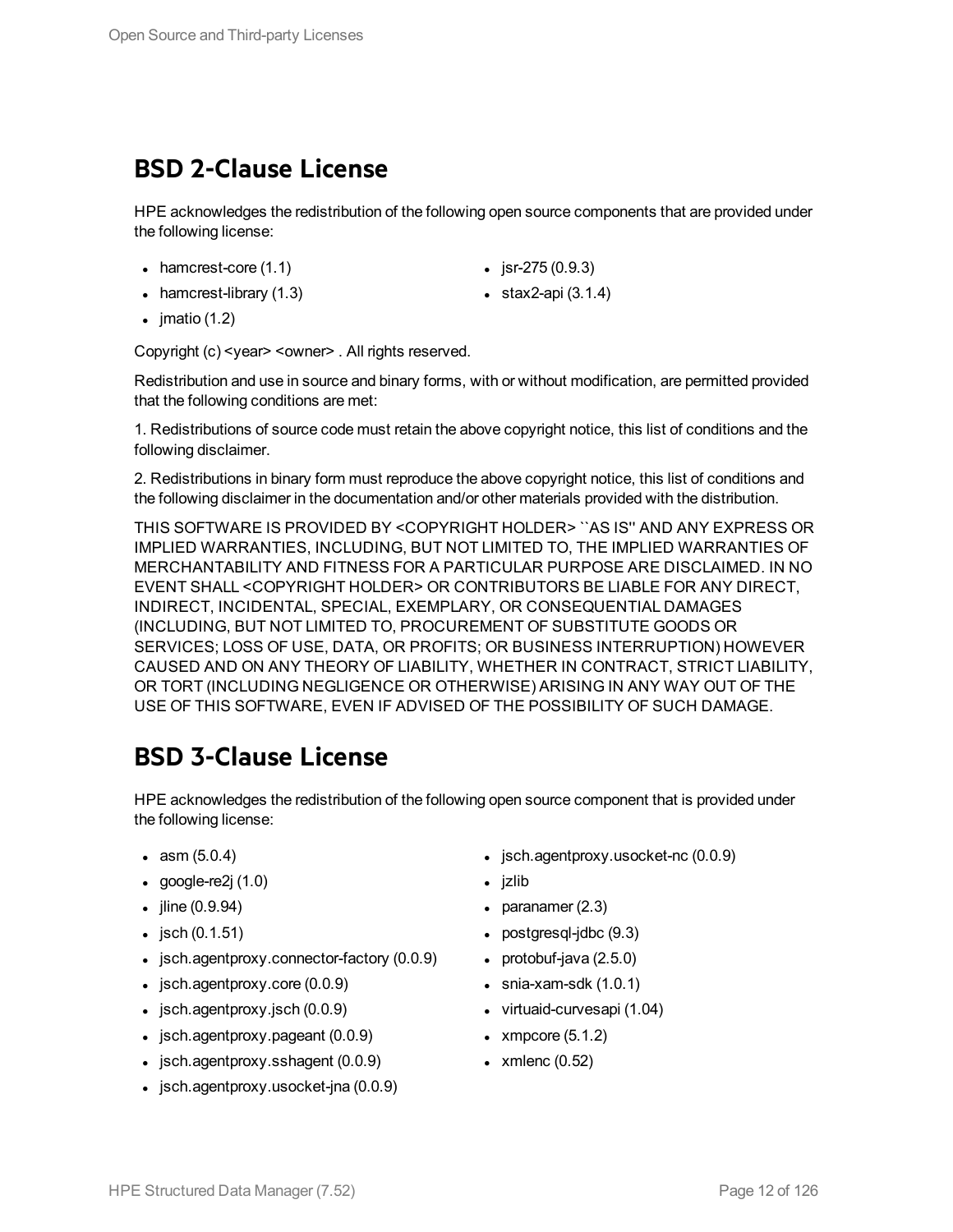## BSD 2-Clause License

HPE acknowledges the redistribution of the following open source components that are provided under the following license:

- hamcrest-core (1.1)
- hamcrest-library (1.3)
- jmatio (1.2)
- jsr-275 (0.9.3)
- stax2-api (3.1.4)

Copyright (c) <year> <owner> . All rights reserved.

Redistribution and use in source and binary forms, with or without modification, are permitted provided that the following conditions are met:

1. Redistributions of source code must retain the above copyright notice, this list of conditions and the following disclaimer.

2. Redistributions in binary form must reproduce the above copyright notice, this list of conditions and the following disclaimer in the documentation and/or other materials provided with the distribution.

THIS SOFTWARE IS PROVIDED BY <COPYRIGHT HOLDER> ``AS IS'' AND ANY EXPRESS OR IMPLIED WARRANTIES, INCLUDING, BUT NOT LIMITED TO, THE IMPLIED WARRANTIES OF MERCHANTABILITY AND FITNESS FOR A PARTICULAR PURPOSE ARE DISCLAIMED. IN NO EVENT SHALL <COPYRIGHT HOLDER> OR CONTRIBUTORS BE LIABLE FOR ANY DIRECT, INDIRECT, INCIDENTAL, SPECIAL, EXEMPLARY, OR CONSEQUENTIAL DAMAGES (INCLUDING, BUT NOT LIMITED TO, PROCUREMENT OF SUBSTITUTE GOODS OR SERVICES; LOSS OF USE, DATA, OR PROFITS; OR BUSINESS INTERRUPTION) HOWEVER CAUSED AND ON ANY THEORY OF LIABILITY, WHETHER IN CONTRACT, STRICT LIABILITY, OR TORT (INCLUDING NEGLIGENCE OR OTHERWISE) ARISING IN ANY WAY OUT OF THE USE OF THIS SOFTWARE, EVEN IF ADVISED OF THE POSSIBILITY OF SUCH DAMAGE.

## BSD 3-Clause License

HPE acknowledges the redistribution of the following open source component that is provided under the following license:

- asm (5.0.4)
- google-re2j (1.0)
- jline (0.9.94)
- jsch (0.1.51)
- jsch.agentproxy.connector-factory (0.0.9)
- jsch.agentproxy.core (0.0.9)
- jsch.agentproxy.jsch (0.0.9)
- jsch.agentproxy.pageant (0.0.9)
- jsch.agentproxy.sshagent (0.0.9)
- jsch.agentproxy.usocket-jna (0.0.9)
- jsch.agentproxy.usocket-nc (0.0.9)
- jzlib
- paranamer (2.3)
- postgresql-jdbc (9.3)
- protobuf-java (2.5.0)
- snia-xam-sdk (1.0.1)
- virtuaid-curvesapi (1.04)
- xmpcore (5.1.2)
- xmlenc (0.52)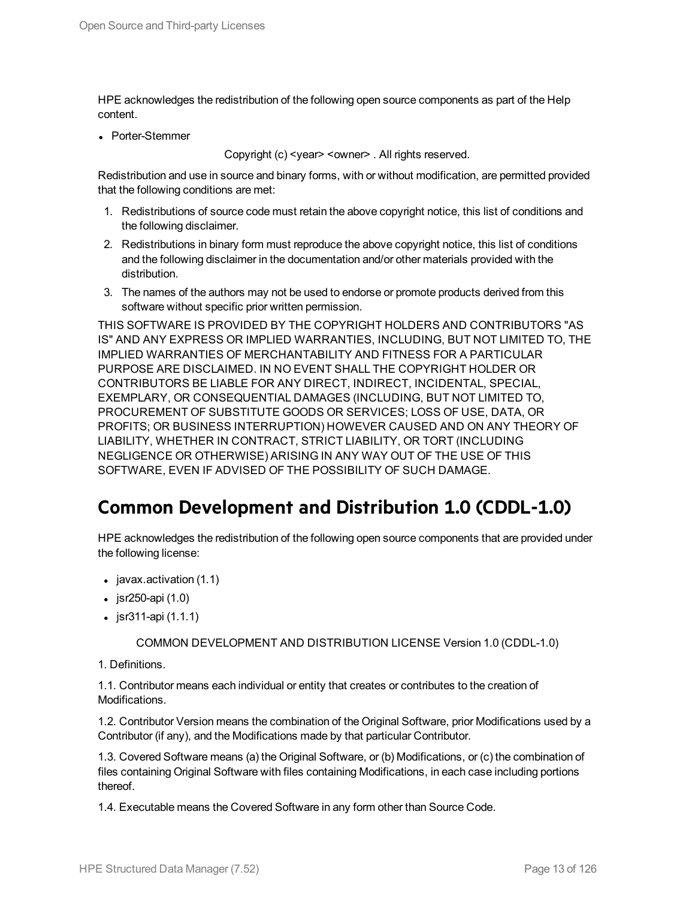HPE acknowledges the redistribution of the following open source components as part of the Help content.

- Porter-Stemmer

Copyright (c) <year> <owner> . All rights reserved.

Redistribution and use in source and binary forms, with or without modification, are permitted provided that the following conditions are met:

1. Redistributions of source code must retain the above copyright notice, this list of conditions and the following disclaimer.
2. Redistributions in binary form must reproduce the above copyright notice, this list of conditions and the following disclaimer in the documentation and/or other materials provided with the distribution.
3. The names of the authors may not be used to endorse or promote products derived from this software without specific prior written permission.

THIS SOFTWARE IS PROVIDED BY THE COPYRIGHT HOLDERS AND CONTRIBUTORS "AS IS" AND ANY EXPRESS OR IMPLIED WARRANTIES, INCLUDING, BUT NOT LIMITED TO, THE IMPLIED WARRANTIES OF MERCHANTABILITY AND FITNESS FOR A PARTICULAR PURPOSE ARE DISCLAIMED. IN NO EVENT SHALL THE COPYRIGHT HOLDER OR CONTRIBUTORS BE LIABLE FOR ANY DIRECT, INDIRECT, INCIDENTAL, SPECIAL, EXEMPLARY, OR CONSEQUENTIAL DAMAGES (INCLUDING, BUT NOT LIMITED TO, PROCUREMENT OF SUBSTITUTE GOODS OR SERVICES; LOSS OF USE, DATA, OR PROFITS; OR BUSINESS INTERRUPTION) HOWEVER CAUSED AND ON ANY THEORY OF LIABILITY, WHETHER IN CONTRACT, STRICT LIABILITY, OR TORT (INCLUDING NEGLIGENCE OR OTHERWISE) ARISING IN ANY WAY OUT OF THE USE OF THIS SOFTWARE, EVEN IF ADVISED OF THE POSSIBILITY OF SUCH DAMAGE.

## Common Development and Distribution 1.0 (CDDL-1.0)

HPE acknowledges the redistribution of the following open source components that are provided under the following license:

- javax.activation (1.1)
- jsr250-api (1.0)
- jsr311-api (1.1.1)

COMMON DEVELOPMENT AND DISTRIBUTION LICENSE Version 1.0 (CDDL-1.0)

1. Definitions.

1.1. Contributor means each individual or entity that creates or contributes to the creation of Modifications.

1.2. Contributor Version means the combination of the Original Software, prior Modifications used by a Contributor (if any), and the Modifications made by that particular Contributor.

1.3. Covered Software means (a) the Original Software, or (b) Modifications, or (c) the combination of files containing Original Software with files containing Modifications, in each case including portions thereof.

1.4. Executable means the Covered Software in any form other than Source Code.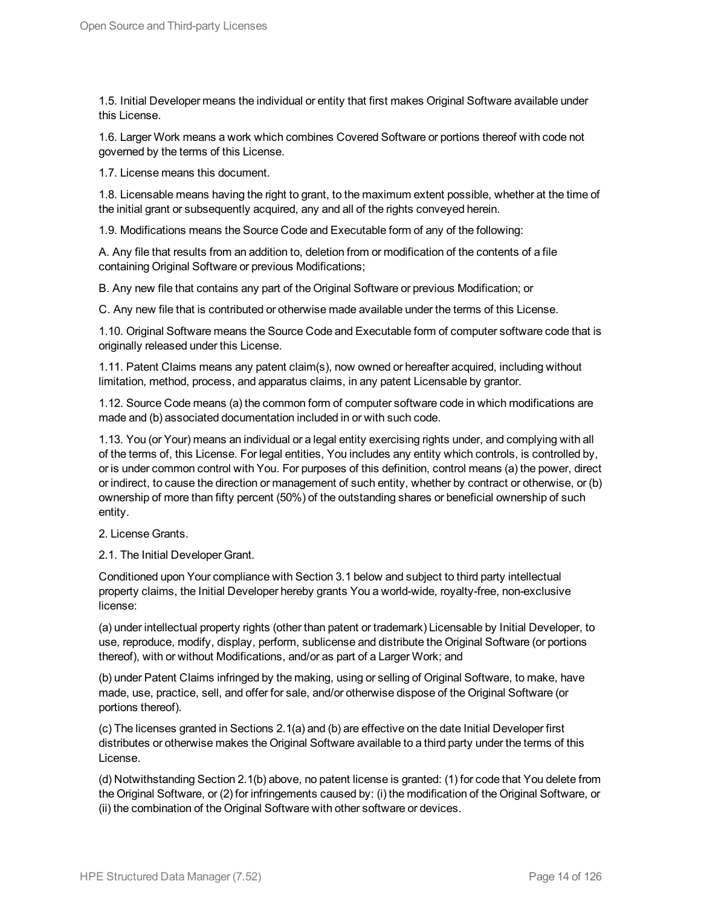1.5. Initial Developer means the individual or entity that first makes Original Software available under this License.

1.6. Larger Work means a work which combines Covered Software or portions thereof with code not governed by the terms of this License.

1.7. License means this document.

1.8. Licensable means having the right to grant, to the maximum extent possible, whether at the time of the initial grant or subsequently acquired, any and all of the rights conveyed herein.

1.9. Modifications means the Source Code and Executable form of any of the following:

A. Any file that results from an addition to, deletion from or modification of the contents of a file containing Original Software or previous Modifications;

B. Any new file that contains any part of the Original Software or previous Modification; or

C. Any new file that is contributed or otherwise made available under the terms of this License.

1.10. Original Software means the Source Code and Executable form of computer software code that is originally released under this License.

1.11. Patent Claims means any patent claim(s), now owned or hereafter acquired, including without limitation, method, process, and apparatus claims, in any patent Licensable by grantor.

1.12. Source Code means (a) the common form of computer software code in which modifications are made and (b) associated documentation included in or with such code.

1.13. You (or Your) means an individual or a legal entity exercising rights under, and complying with all of the terms of, this License. For legal entities, You includes any entity which controls, is controlled by, or is under common control with You. For purposes of this definition, control means (a) the power, direct or indirect, to cause the direction or management of such entity, whether by contract or otherwise, or (b) ownership of more than fifty percent (50%) of the outstanding shares or beneficial ownership of such entity.

2. License Grants.

2.1. The Initial Developer Grant.

Conditioned upon Your compliance with Section 3.1 below and subject to third party intellectual property claims, the Initial Developer hereby grants You a world-wide, royalty-free, non-exclusive license:

(a) under intellectual property rights (other than patent or trademark) Licensable by Initial Developer, to use, reproduce, modify, display, perform, sublicense and distribute the Original Software (or portions thereof), with or without Modifications, and/or as part of a Larger Work; and

(b) under Patent Claims infringed by the making, using or selling of Original Software, to make, have made, use, practice, sell, and offer for sale, and/or otherwise dispose of the Original Software (or portions thereof).

(c) The licenses granted in Sections 2.1(a) and (b) are effective on the date Initial Developer first distributes or otherwise makes the Original Software available to a third party under the terms of this License.

(d) Notwithstanding Section 2.1(b) above, no patent license is granted: (1) for code that You delete from the Original Software, or (2) for infringements caused by: (i) the modification of the Original Software, or (ii) the combination of the Original Software with other software or devices.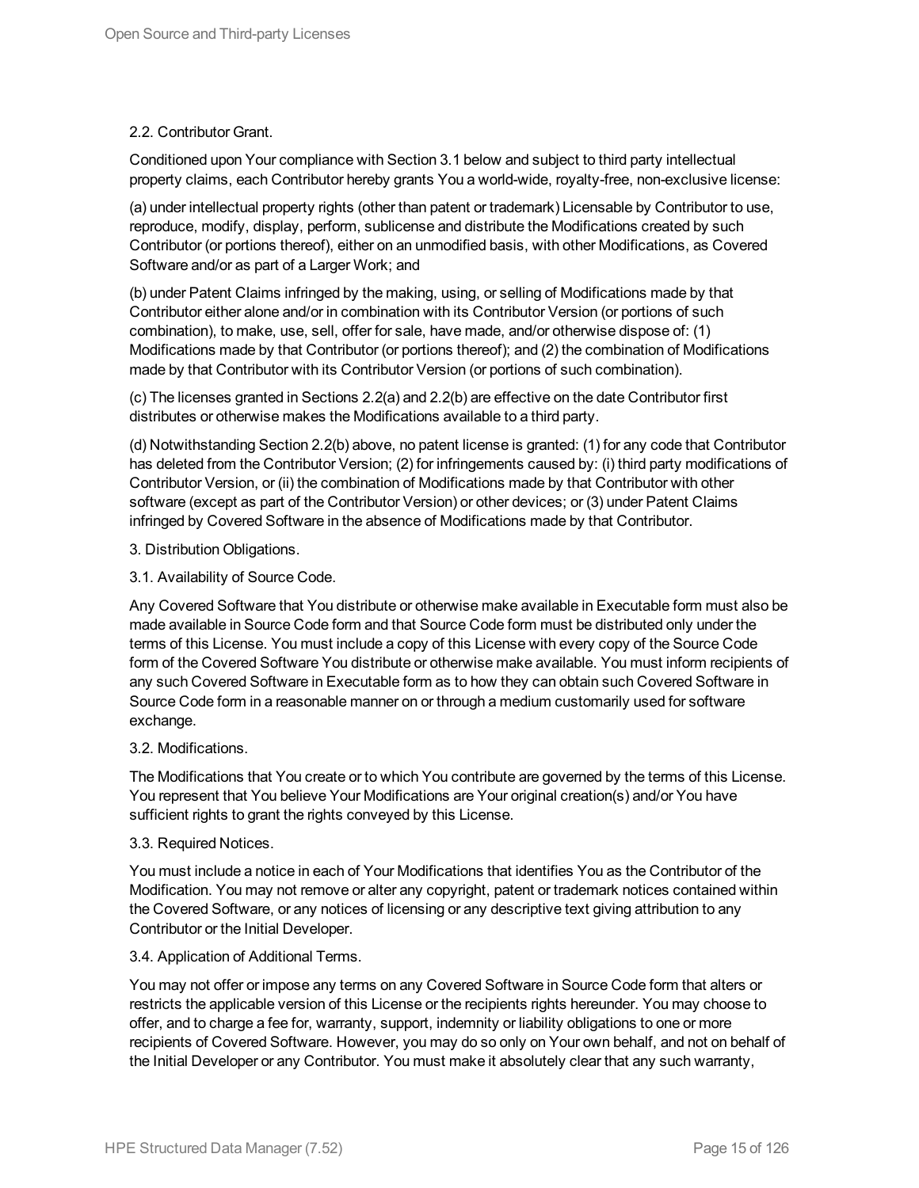2.2. Contributor Grant.

Conditioned upon Your compliance with Section 3.1 below and subject to third party intellectual property claims, each Contributor hereby grants You a world-wide, royalty-free, non-exclusive license:

(a) under intellectual property rights (other than patent or trademark) Licensable by Contributor to use, reproduce, modify, display, perform, sublicense and distribute the Modifications created by such Contributor (or portions thereof), either on an unmodified basis, with other Modifications, as Covered Software and/or as part of a Larger Work; and

(b) under Patent Claims infringed by the making, using, or selling of Modifications made by that Contributor either alone and/or in combination with its Contributor Version (or portions of such combination), to make, use, sell, offer for sale, have made, and/or otherwise dispose of: (1) Modifications made by that Contributor (or portions thereof); and (2) the combination of Modifications made by that Contributor with its Contributor Version (or portions of such combination).

(c) The licenses granted in Sections 2.2(a) and 2.2(b) are effective on the date Contributor first distributes or otherwise makes the Modifications available to a third party.

(d) Notwithstanding Section 2.2(b) above, no patent license is granted: (1) for any code that Contributor has deleted from the Contributor Version; (2) for infringements caused by: (i) third party modifications of Contributor Version, or (ii) the combination of Modifications made by that Contributor with other software (except as part of the Contributor Version) or other devices; or (3) under Patent Claims infringed by Covered Software in the absence of Modifications made by that Contributor.

3. Distribution Obligations.

3.1. Availability of Source Code.

Any Covered Software that You distribute or otherwise make available in Executable form must also be made available in Source Code form and that Source Code form must be distributed only under the terms of this License. You must include a copy of this License with every copy of the Source Code form of the Covered Software You distribute or otherwise make available. You must inform recipients of any such Covered Software in Executable form as to how they can obtain such Covered Software in Source Code form in a reasonable manner on or through a medium customarily used for software exchange.

3.2. Modifications.

The Modifications that You create or to which You contribute are governed by the terms of this License. You represent that You believe Your Modifications are Your original creation(s) and/or You have sufficient rights to grant the rights conveyed by this License.

3.3. Required Notices.

You must include a notice in each of Your Modifications that identifies You as the Contributor of the Modification. You may not remove or alter any copyright, patent or trademark notices contained within the Covered Software, or any notices of licensing or any descriptive text giving attribution to any Contributor or the Initial Developer.

3.4. Application of Additional Terms.

You may not offer or impose any terms on any Covered Software in Source Code form that alters or restricts the applicable version of this License or the recipients rights hereunder. You may choose to offer, and to charge a fee for, warranty, support, indemnity or liability obligations to one or more recipients of Covered Software. However, you may do so only on Your own behalf, and not on behalf of the Initial Developer or any Contributor. You must make it absolutely clear that any such warranty,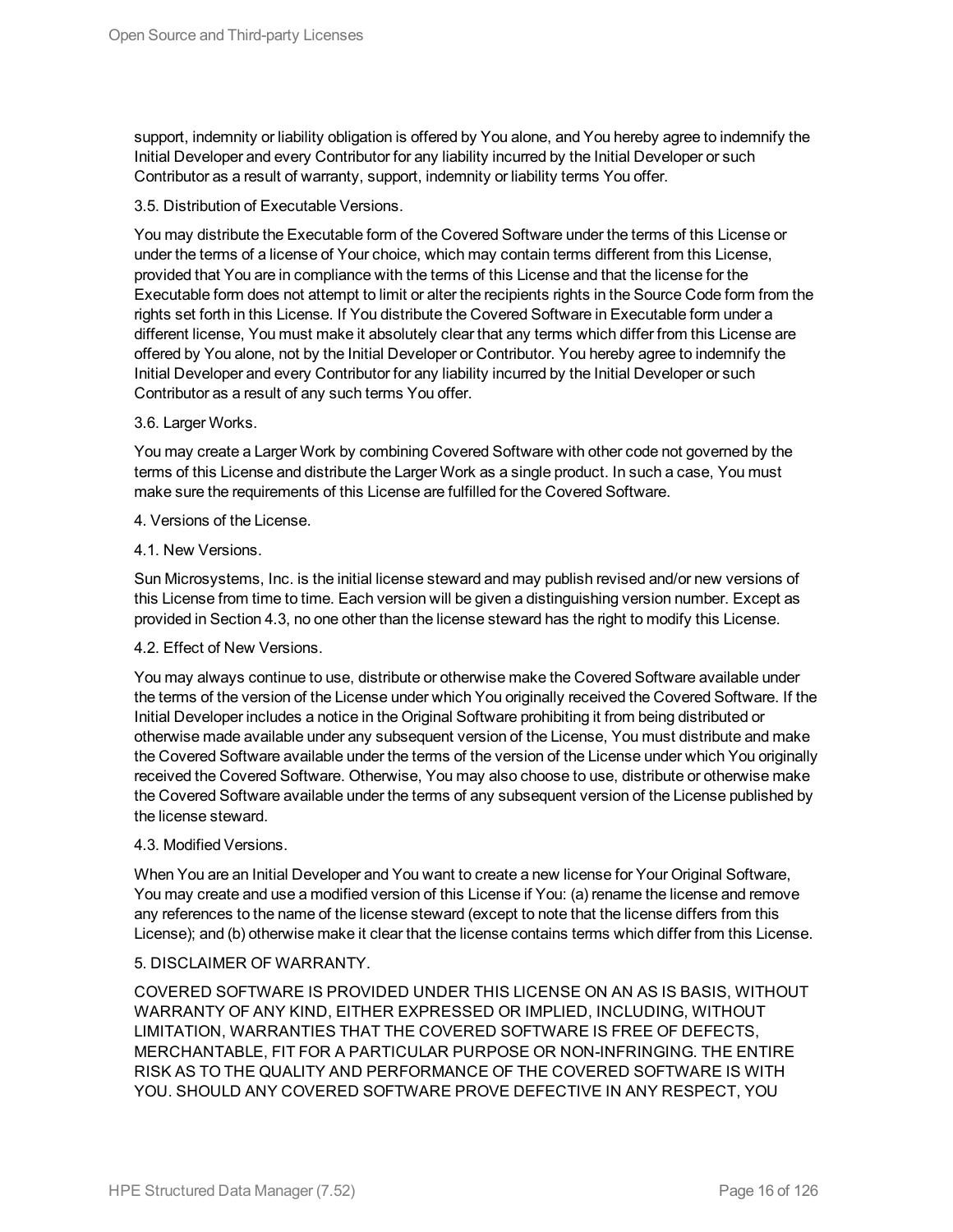support, indemnity or liability obligation is offered by You alone, and You hereby agree to indemnify the Initial Developer and every Contributor for any liability incurred by the Initial Developer or such Contributor as a result of warranty, support, indemnity or liability terms You offer.

3.5. Distribution of Executable Versions.

You may distribute the Executable form of the Covered Software under the terms of this License or under the terms of a license of Your choice, which may contain terms different from this License, provided that You are in compliance with the terms of this License and that the license for the Executable form does not attempt to limit or alter the recipients rights in the Source Code form from the rights set forth in this License. If You distribute the Covered Software in Executable form under a different license, You must make it absolutely clear that any terms which differ from this License are offered by You alone, not by the Initial Developer or Contributor. You hereby agree to indemnify the Initial Developer and every Contributor for any liability incurred by the Initial Developer or such Contributor as a result of any such terms You offer.

3.6. Larger Works.

You may create a Larger Work by combining Covered Software with other code not governed by the terms of this License and distribute the Larger Work as a single product. In such a case, You must make sure the requirements of this License are fulfilled for the Covered Software.

4. Versions of the License.

4.1. New Versions.

Sun Microsystems, Inc. is the initial license steward and may publish revised and/or new versions of this License from time to time. Each version will be given a distinguishing version number. Except as provided in Section 4.3, no one other than the license steward has the right to modify this License.

4.2. Effect of New Versions.

You may always continue to use, distribute or otherwise make the Covered Software available under the terms of the version of the License under which You originally received the Covered Software. If the Initial Developer includes a notice in the Original Software prohibiting it from being distributed or otherwise made available under any subsequent version of the License, You must distribute and make the Covered Software available under the terms of the version of the License under which You originally received the Covered Software. Otherwise, You may also choose to use, distribute or otherwise make the Covered Software available under the terms of any subsequent version of the License published by the license steward.

4.3. Modified Versions.

When You are an Initial Developer and You want to create a new license for Your Original Software, You may create and use a modified version of this License if You: (a) rename the license and remove any references to the name of the license steward (except to note that the license differs from this License); and (b) otherwise make it clear that the license contains terms which differ from this License.

5. DISCLAIMER OF WARRANTY.

COVERED SOFTWARE IS PROVIDED UNDER THIS LICENSE ON AN AS IS BASIS, WITHOUT WARRANTY OF ANY KIND, EITHER EXPRESSED OR IMPLIED, INCLUDING, WITHOUT LIMITATION, WARRANTIES THAT THE COVERED SOFTWARE IS FREE OF DEFECTS, MERCHANTABLE, FIT FOR A PARTICULAR PURPOSE OR NON-INFRINGING. THE ENTIRE RISK AS TO THE QUALITY AND PERFORMANCE OF THE COVERED SOFTWARE IS WITH YOU. SHOULD ANY COVERED SOFTWARE PROVE DEFECTIVE IN ANY RESPECT, YOU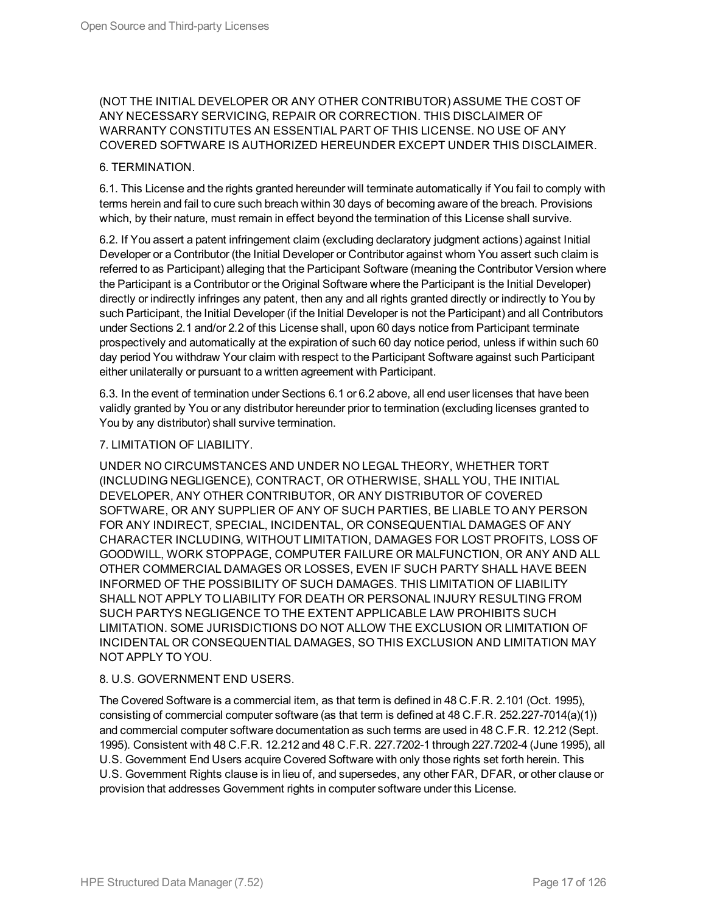(NOT THE INITIAL DEVELOPER OR ANY OTHER CONTRIBUTOR) ASSUME THE COST OF ANY NECESSARY SERVICING, REPAIR OR CORRECTION. THIS DISCLAIMER OF WARRANTY CONSTITUTES AN ESSENTIAL PART OF THIS LICENSE. NO USE OF ANY COVERED SOFTWARE IS AUTHORIZED HEREUNDER EXCEPT UNDER THIS DISCLAIMER.

6. TERMINATION.

6.1. This License and the rights granted hereunder will terminate automatically if You fail to comply with terms herein and fail to cure such breach within 30 days of becoming aware of the breach. Provisions which, by their nature, must remain in effect beyond the termination of this License shall survive.

6.2. If You assert a patent infringement claim (excluding declaratory judgment actions) against Initial Developer or a Contributor (the Initial Developer or Contributor against whom You assert such claim is referred to as Participant) alleging that the Participant Software (meaning the Contributor Version where the Participant is a Contributor or the Original Software where the Participant is the Initial Developer) directly or indirectly infringes any patent, then any and all rights granted directly or indirectly to You by such Participant, the Initial Developer (if the Initial Developer is not the Participant) and all Contributors under Sections 2.1 and/or 2.2 of this License shall, upon 60 days notice from Participant terminate prospectively and automatically at the expiration of such 60 day notice period, unless if within such 60 day period You withdraw Your claim with respect to the Participant Software against such Participant either unilaterally or pursuant to a written agreement with Participant.

6.3. In the event of termination under Sections 6.1 or 6.2 above, all end user licenses that have been validly granted by You or any distributor hereunder prior to termination (excluding licenses granted to You by any distributor) shall survive termination.

7. LIMITATION OF LIABILITY.

UNDER NO CIRCUMSTANCES AND UNDER NO LEGAL THEORY, WHETHER TORT (INCLUDING NEGLIGENCE), CONTRACT, OR OTHERWISE, SHALL YOU, THE INITIAL DEVELOPER, ANY OTHER CONTRIBUTOR, OR ANY DISTRIBUTOR OF COVERED SOFTWARE, OR ANY SUPPLIER OF ANY OF SUCH PARTIES, BE LIABLE TO ANY PERSON FOR ANY INDIRECT, SPECIAL, INCIDENTAL, OR CONSEQUENTIAL DAMAGES OF ANY CHARACTER INCLUDING, WITHOUT LIMITATION, DAMAGES FOR LOST PROFITS, LOSS OF GOODWILL, WORK STOPPAGE, COMPUTER FAILURE OR MALFUNCTION, OR ANY AND ALL OTHER COMMERCIAL DAMAGES OR LOSSES, EVEN IF SUCH PARTY SHALL HAVE BEEN INFORMED OF THE POSSIBILITY OF SUCH DAMAGES. THIS LIMITATION OF LIABILITY SHALL NOT APPLY TO LIABILITY FOR DEATH OR PERSONAL INJURY RESULTING FROM SUCH PARTYS NEGLIGENCE TO THE EXTENT APPLICABLE LAW PROHIBITS SUCH LIMITATION. SOME JURISDICTIONS DO NOT ALLOW THE EXCLUSION OR LIMITATION OF INCIDENTAL OR CONSEQUENTIAL DAMAGES, SO THIS EXCLUSION AND LIMITATION MAY NOT APPLY TO YOU.

8. U.S. GOVERNMENT END USERS.

The Covered Software is a commercial item, as that term is defined in 48 C.F.R. 2.101 (Oct. 1995), consisting of commercial computer software (as that term is defined at 48 C.F.R. 252.227-7014(a)(1)) and commercial computer software documentation as such terms are used in 48 C.F.R. 12.212 (Sept. 1995). Consistent with 48 C.F.R. 12.212 and 48 C.F.R. 227.7202-1 through 227.7202-4 (June 1995), all U.S. Government End Users acquire Covered Software with only those rights set forth herein. This U.S. Government Rights clause is in lieu of, and supersedes, any other FAR, DFAR, or other clause or provision that addresses Government rights in computer software under this License.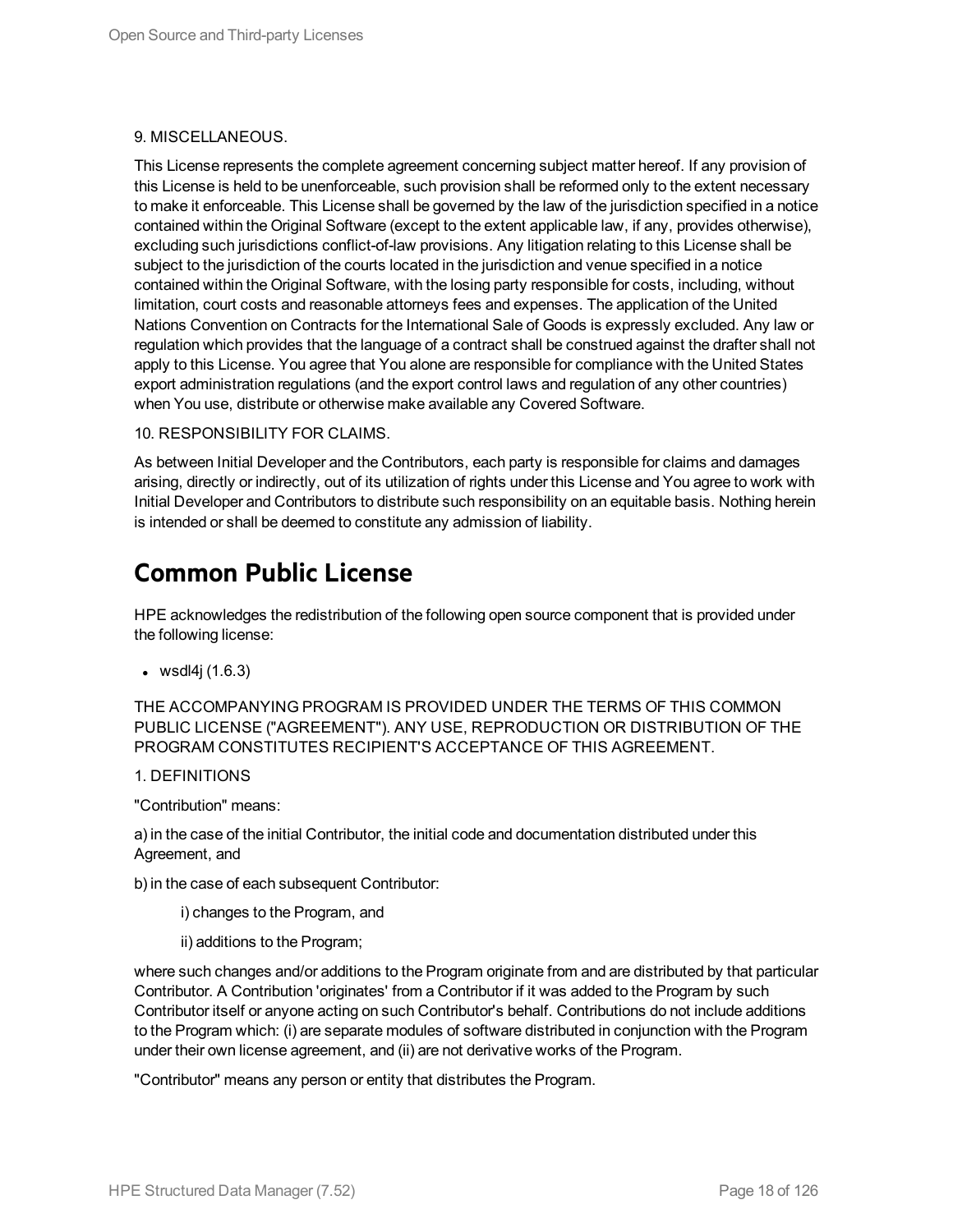9. MISCELLANEOUS.

This License represents the complete agreement concerning subject matter hereof. If any provision of this License is held to be unenforceable, such provision shall be reformed only to the extent necessary to make it enforceable. This License shall be governed by the law of the jurisdiction specified in a notice contained within the Original Software (except to the extent applicable law, if any, provides otherwise), excluding such jurisdictions conflict-of-law provisions. Any litigation relating to this License shall be subject to the jurisdiction of the courts located in the jurisdiction and venue specified in a notice contained within the Original Software, with the losing party responsible for costs, including, without limitation, court costs and reasonable attorneys fees and expenses. The application of the United Nations Convention on Contracts for the International Sale of Goods is expressly excluded. Any law or regulation which provides that the language of a contract shall be construed against the drafter shall not apply to this License. You agree that You alone are responsible for compliance with the United States export administration regulations (and the export control laws and regulation of any other countries) when You use, distribute or otherwise make available any Covered Software.

10. RESPONSIBILITY FOR CLAIMS.

As between Initial Developer and the Contributors, each party is responsible for claims and damages arising, directly or indirectly, out of its utilization of rights under this License and You agree to work with Initial Developer and Contributors to distribute such responsibility on an equitable basis. Nothing herein is intended or shall be deemed to constitute any admission of liability.

# Common Public License

HPE acknowledges the redistribution of the following open source component that is provided under the following license:

- wsdl4j (1.6.3)

THE ACCOMPANYING PROGRAM IS PROVIDED UNDER THE TERMS OF THIS COMMON PUBLIC LICENSE ("AGREEMENT"). ANY USE, REPRODUCTION OR DISTRIBUTION OF THE PROGRAM CONSTITUTES RECIPIENT'S ACCEPTANCE OF THIS AGREEMENT.

1. DEFINITIONS

"Contribution" means:

a) in the case of the initial Contributor, the initial code and documentation distributed under this Agreement, and

b) in the case of each subsequent Contributor:

i) changes to the Program, and

ii) additions to the Program;

where such changes and/or additions to the Program originate from and are distributed by that particular Contributor. A Contribution 'originates' from a Contributor if it was added to the Program by such Contributor itself or anyone acting on such Contributor's behalf. Contributions do not include additions to the Program which: (i) are separate modules of software distributed in conjunction with the Program under their own license agreement, and (ii) are not derivative works of the Program.

"Contributor" means any person or entity that distributes the Program.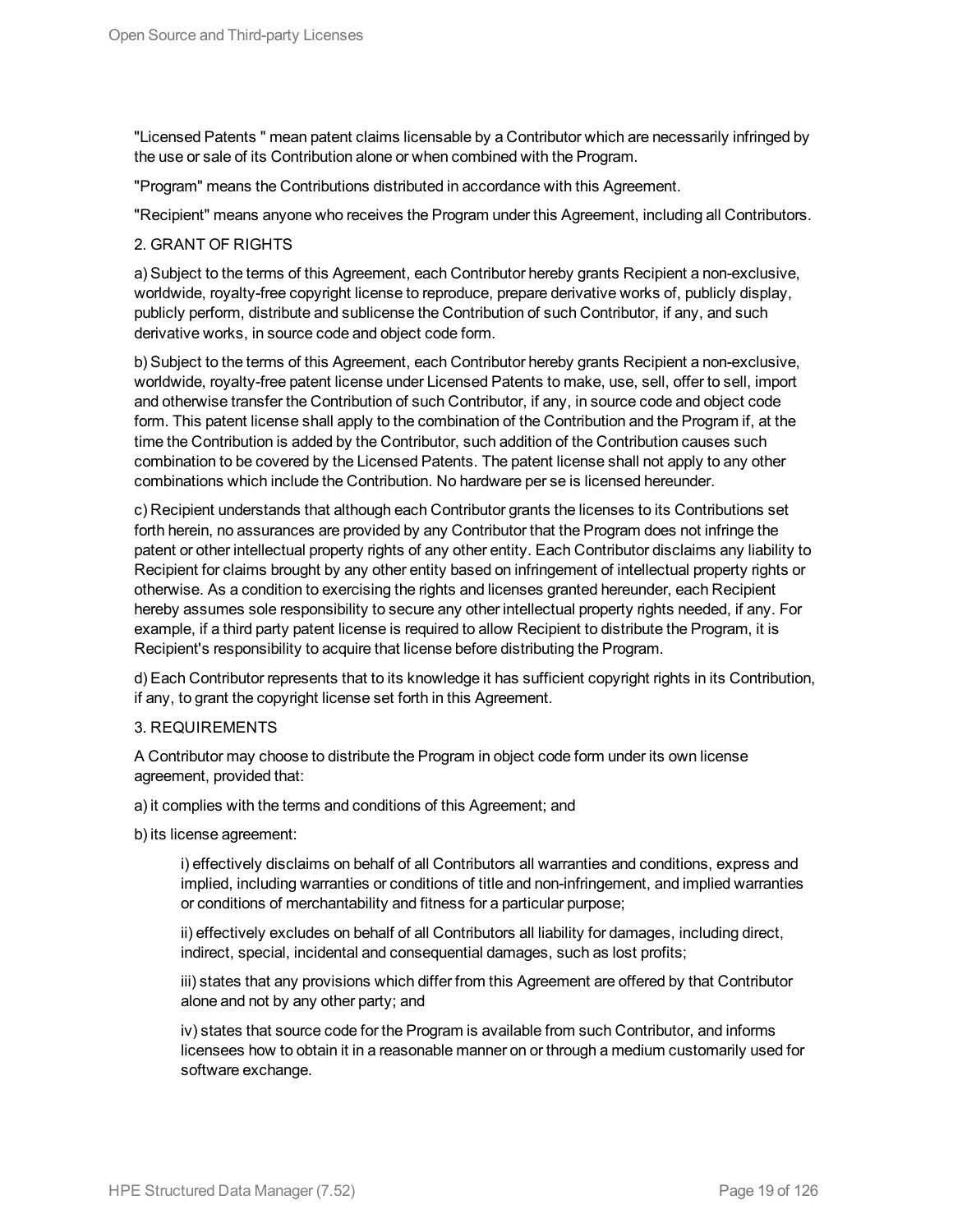"Licensed Patents " mean patent claims licensable by a Contributor which are necessarily infringed by the use or sale of its Contribution alone or when combined with the Program.

"Program" means the Contributions distributed in accordance with this Agreement.

"Recipient" means anyone who receives the Program under this Agreement, including all Contributors.

2. GRANT OF RIGHTS

a) Subject to the terms of this Agreement, each Contributor hereby grants Recipient a non-exclusive, worldwide, royalty-free copyright license to reproduce, prepare derivative works of, publicly display, publicly perform, distribute and sublicense the Contribution of such Contributor, if any, and such derivative works, in source code and object code form.

b) Subject to the terms of this Agreement, each Contributor hereby grants Recipient a non-exclusive, worldwide, royalty-free patent license under Licensed Patents to make, use, sell, offer to sell, import and otherwise transfer the Contribution of such Contributor, if any, in source code and object code form. This patent license shall apply to the combination of the Contribution and the Program if, at the time the Contribution is added by the Contributor, such addition of the Contribution causes such combination to be covered by the Licensed Patents. The patent license shall not apply to any other combinations which include the Contribution. No hardware per se is licensed hereunder.

c) Recipient understands that although each Contributor grants the licenses to its Contributions set forth herein, no assurances are provided by any Contributor that the Program does not infringe the patent or other intellectual property rights of any other entity. Each Contributor disclaims any liability to Recipient for claims brought by any other entity based on infringement of intellectual property rights or otherwise. As a condition to exercising the rights and licenses granted hereunder, each Recipient hereby assumes sole responsibility to secure any other intellectual property rights needed, if any. For example, if a third party patent license is required to allow Recipient to distribute the Program, it is Recipient's responsibility to acquire that license before distributing the Program.

d) Each Contributor represents that to its knowledge it has sufficient copyright rights in its Contribution, if any, to grant the copyright license set forth in this Agreement.

3. REQUIREMENTS

A Contributor may choose to distribute the Program in object code form under its own license agreement, provided that:

a) it complies with the terms and conditions of this Agreement; and

b) its license agreement:

> i) effectively disclaims on behalf of all Contributors all warranties and conditions, express and implied, including warranties or conditions of title and non-infringement, and implied warranties or conditions of merchantability and fitness for a particular purpose;
>
> ii) effectively excludes on behalf of all Contributors all liability for damages, including direct, indirect, special, incidental and consequential damages, such as lost profits;
>
> iii) states that any provisions which differ from this Agreement are offered by that Contributor alone and not by any other party; and
>
> iv) states that source code for the Program is available from such Contributor, and informs licensees how to obtain it in a reasonable manner on or through a medium customarily used for software exchange.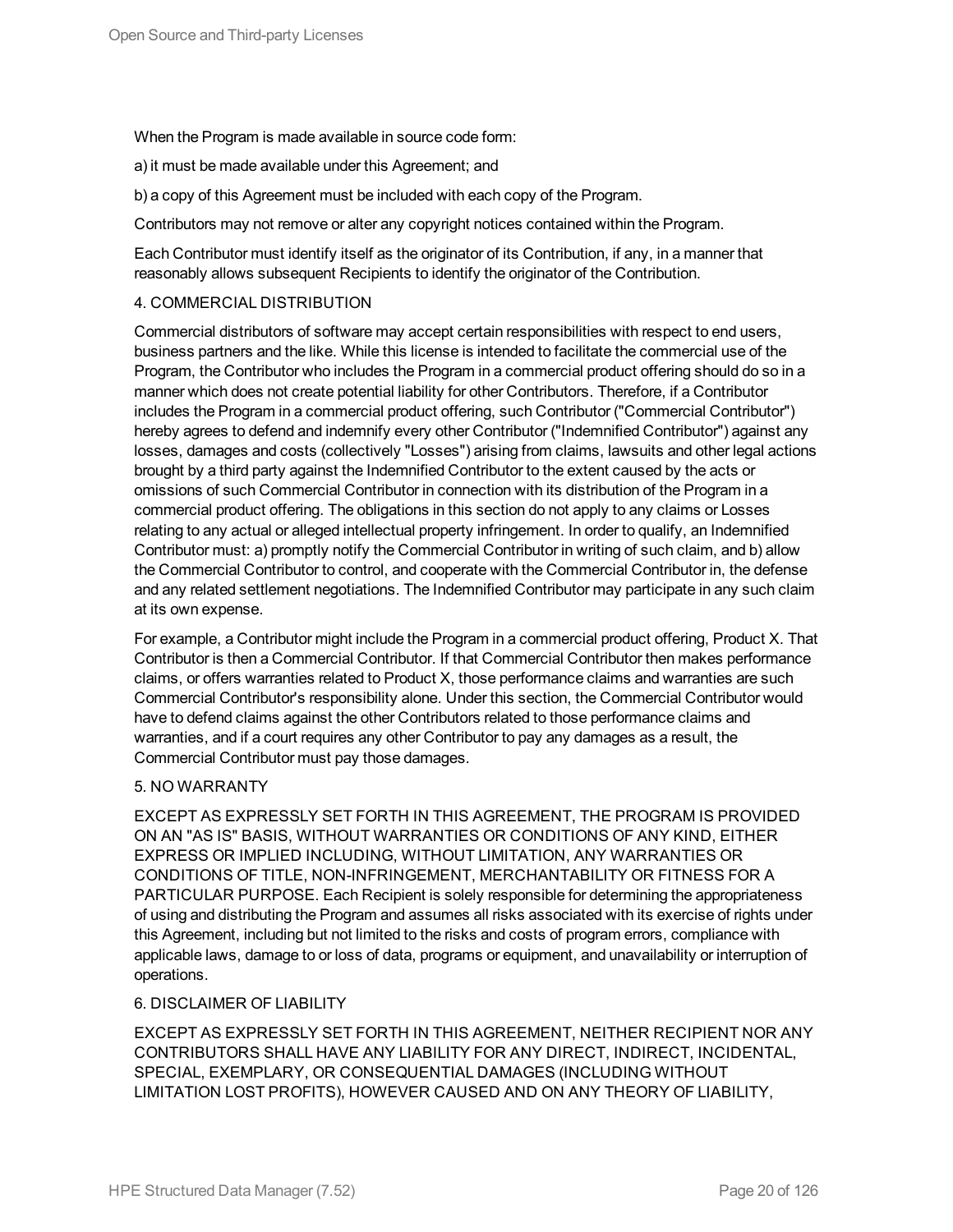When the Program is made available in source code form:

a) it must be made available under this Agreement; and

b) a copy of this Agreement must be included with each copy of the Program.

Contributors may not remove or alter any copyright notices contained within the Program.

Each Contributor must identify itself as the originator of its Contribution, if any, in a manner that reasonably allows subsequent Recipients to identify the originator of the Contribution.

4. COMMERCIAL DISTRIBUTION

Commercial distributors of software may accept certain responsibilities with respect to end users, business partners and the like. While this license is intended to facilitate the commercial use of the Program, the Contributor who includes the Program in a commercial product offering should do so in a manner which does not create potential liability for other Contributors. Therefore, if a Contributor includes the Program in a commercial product offering, such Contributor ("Commercial Contributor") hereby agrees to defend and indemnify every other Contributor ("Indemnified Contributor") against any losses, damages and costs (collectively "Losses") arising from claims, lawsuits and other legal actions brought by a third party against the Indemnified Contributor to the extent caused by the acts or omissions of such Commercial Contributor in connection with its distribution of the Program in a commercial product offering. The obligations in this section do not apply to any claims or Losses relating to any actual or alleged intellectual property infringement. In order to qualify, an Indemnified Contributor must: a) promptly notify the Commercial Contributor in writing of such claim, and b) allow the Commercial Contributor to control, and cooperate with the Commercial Contributor in, the defense and any related settlement negotiations. The Indemnified Contributor may participate in any such claim at its own expense.

For example, a Contributor might include the Program in a commercial product offering, Product X. That Contributor is then a Commercial Contributor. If that Commercial Contributor then makes performance claims, or offers warranties related to Product X, those performance claims and warranties are such Commercial Contributor's responsibility alone. Under this section, the Commercial Contributor would have to defend claims against the other Contributors related to those performance claims and warranties, and if a court requires any other Contributor to pay any damages as a result, the Commercial Contributor must pay those damages.

5. NO WARRANTY

EXCEPT AS EXPRESSLY SET FORTH IN THIS AGREEMENT, THE PROGRAM IS PROVIDED ON AN "AS IS" BASIS, WITHOUT WARRANTIES OR CONDITIONS OF ANY KIND, EITHER EXPRESS OR IMPLIED INCLUDING, WITHOUT LIMITATION, ANY WARRANTIES OR CONDITIONS OF TITLE, NON-INFRINGEMENT, MERCHANTABILITY OR FITNESS FOR A PARTICULAR PURPOSE. Each Recipient is solely responsible for determining the appropriateness of using and distributing the Program and assumes all risks associated with its exercise of rights under this Agreement, including but not limited to the risks and costs of program errors, compliance with applicable laws, damage to or loss of data, programs or equipment, and unavailability or interruption of operations.

6. DISCLAIMER OF LIABILITY

EXCEPT AS EXPRESSLY SET FORTH IN THIS AGREEMENT, NEITHER RECIPIENT NOR ANY CONTRIBUTORS SHALL HAVE ANY LIABILITY FOR ANY DIRECT, INDIRECT, INCIDENTAL, SPECIAL, EXEMPLARY, OR CONSEQUENTIAL DAMAGES (INCLUDING WITHOUT LIMITATION LOST PROFITS), HOWEVER CAUSED AND ON ANY THEORY OF LIABILITY,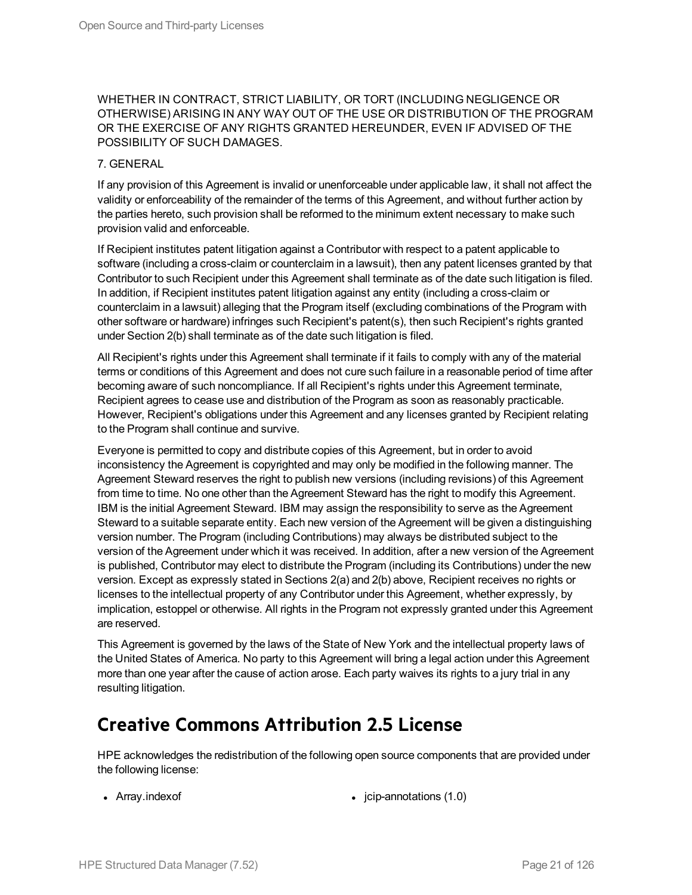WHETHER IN CONTRACT, STRICT LIABILITY, OR TORT (INCLUDING NEGLIGENCE OR OTHERWISE) ARISING IN ANY WAY OUT OF THE USE OR DISTRIBUTION OF THE PROGRAM OR THE EXERCISE OF ANY RIGHTS GRANTED HEREUNDER, EVEN IF ADVISED OF THE POSSIBILITY OF SUCH DAMAGES.

7. GENERAL

If any provision of this Agreement is invalid or unenforceable under applicable law, it shall not affect the validity or enforceability of the remainder of the terms of this Agreement, and without further action by the parties hereto, such provision shall be reformed to the minimum extent necessary to make such provision valid and enforceable.

If Recipient institutes patent litigation against a Contributor with respect to a patent applicable to software (including a cross-claim or counterclaim in a lawsuit), then any patent licenses granted by that Contributor to such Recipient under this Agreement shall terminate as of the date such litigation is filed. In addition, if Recipient institutes patent litigation against any entity (including a cross-claim or counterclaim in a lawsuit) alleging that the Program itself (excluding combinations of the Program with other software or hardware) infringes such Recipient's patent(s), then such Recipient's rights granted under Section 2(b) shall terminate as of the date such litigation is filed.

All Recipient's rights under this Agreement shall terminate if it fails to comply with any of the material terms or conditions of this Agreement and does not cure such failure in a reasonable period of time after becoming aware of such noncompliance. If all Recipient's rights under this Agreement terminate, Recipient agrees to cease use and distribution of the Program as soon as reasonably practicable. However, Recipient's obligations under this Agreement and any licenses granted by Recipient relating to the Program shall continue and survive.

Everyone is permitted to copy and distribute copies of this Agreement, but in order to avoid inconsistency the Agreement is copyrighted and may only be modified in the following manner. The Agreement Steward reserves the right to publish new versions (including revisions) of this Agreement from time to time. No one other than the Agreement Steward has the right to modify this Agreement. IBM is the initial Agreement Steward. IBM may assign the responsibility to serve as the Agreement Steward to a suitable separate entity. Each new version of the Agreement will be given a distinguishing version number. The Program (including Contributions) may always be distributed subject to the version of the Agreement under which it was received. In addition, after a new version of the Agreement is published, Contributor may elect to distribute the Program (including its Contributions) under the new version. Except as expressly stated in Sections 2(a) and 2(b) above, Recipient receives no rights or licenses to the intellectual property of any Contributor under this Agreement, whether expressly, by implication, estoppel or otherwise. All rights in the Program not expressly granted under this Agreement are reserved.

This Agreement is governed by the laws of the State of New York and the intellectual property laws of the United States of America. No party to this Agreement will bring a legal action under this Agreement more than one year after the cause of action arose. Each party waives its rights to a jury trial in any resulting litigation.

## Creative Commons Attribution 2.5 License

HPE acknowledges the redistribution of the following open source components that are provided under the following license:

- Array.indexof
- jcip-annotations (1.0)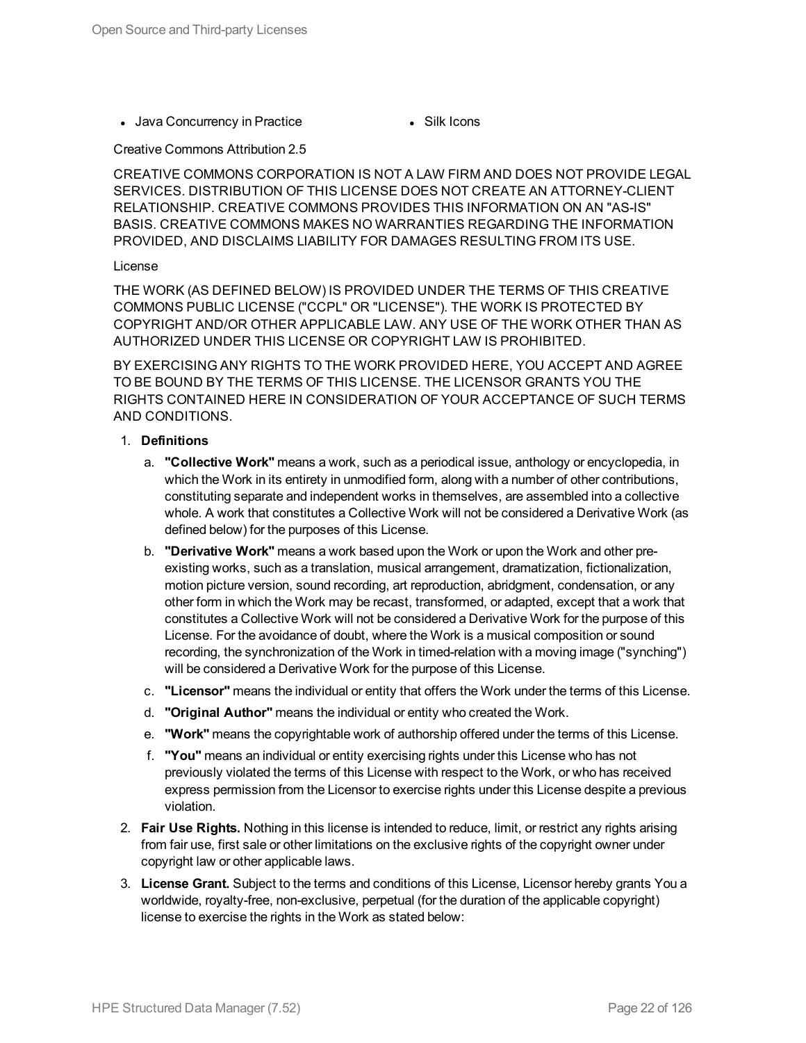- Java Concurrency in Practice
- Silk Icons

Creative Commons Attribution 2.5

CREATIVE COMMONS CORPORATION IS NOT A LAW FIRM AND DOES NOT PROVIDE LEGAL SERVICES. DISTRIBUTION OF THIS LICENSE DOES NOT CREATE AN ATTORNEY-CLIENT RELATIONSHIP. CREATIVE COMMONS PROVIDES THIS INFORMATION ON AN "AS-IS" BASIS. CREATIVE COMMONS MAKES NO WARRANTIES REGARDING THE INFORMATION PROVIDED, AND DISCLAIMS LIABILITY FOR DAMAGES RESULTING FROM ITS USE.

License

THE WORK (AS DEFINED BELOW) IS PROVIDED UNDER THE TERMS OF THIS CREATIVE COMMONS PUBLIC LICENSE ("CCPL" OR "LICENSE"). THE WORK IS PROTECTED BY COPYRIGHT AND/OR OTHER APPLICABLE LAW. ANY USE OF THE WORK OTHER THAN AS AUTHORIZED UNDER THIS LICENSE OR COPYRIGHT LAW IS PROHIBITED.

BY EXERCISING ANY RIGHTS TO THE WORK PROVIDED HERE, YOU ACCEPT AND AGREE TO BE BOUND BY THE TERMS OF THIS LICENSE. THE LICENSOR GRANTS YOU THE RIGHTS CONTAINED HERE IN CONSIDERATION OF YOUR ACCEPTANCE OF SUCH TERMS AND CONDITIONS.

1. **Definitions**
   a. **"Collective Work"** means a work, such as a periodical issue, anthology or encyclopedia, in which the Work in its entirety in unmodified form, along with a number of other contributions, constituting separate and independent works in themselves, are assembled into a collective whole. A work that constitutes a Collective Work will not be considered a Derivative Work (as defined below) for the purposes of this License.
   b. **"Derivative Work"** means a work based upon the Work or upon the Work and other pre-existing works, such as a translation, musical arrangement, dramatization, fictionalization, motion picture version, sound recording, art reproduction, abridgment, condensation, or any other form in which the Work may be recast, transformed, or adapted, except that a work that constitutes a Collective Work will not be considered a Derivative Work for the purpose of this License. For the avoidance of doubt, where the Work is a musical composition or sound recording, the synchronization of the Work in timed-relation with a moving image ("synching") will be considered a Derivative Work for the purpose of this License.
   c. **"Licensor"** means the individual or entity that offers the Work under the terms of this License.
   d. **"Original Author"** means the individual or entity who created the Work.
   e. **"Work"** means the copyrightable work of authorship offered under the terms of this License.
   f. **"You"** means an individual or entity exercising rights under this License who has not previously violated the terms of this License with respect to the Work, or who has received express permission from the Licensor to exercise rights under this License despite a previous violation.
2. **Fair Use Rights.** Nothing in this license is intended to reduce, limit, or restrict any rights arising from fair use, first sale or other limitations on the exclusive rights of the copyright owner under copyright law or other applicable laws.
3. **License Grant.** Subject to the terms and conditions of this License, Licensor hereby grants You a worldwide, royalty-free, non-exclusive, perpetual (for the duration of the applicable copyright) license to exercise the rights in the Work as stated below: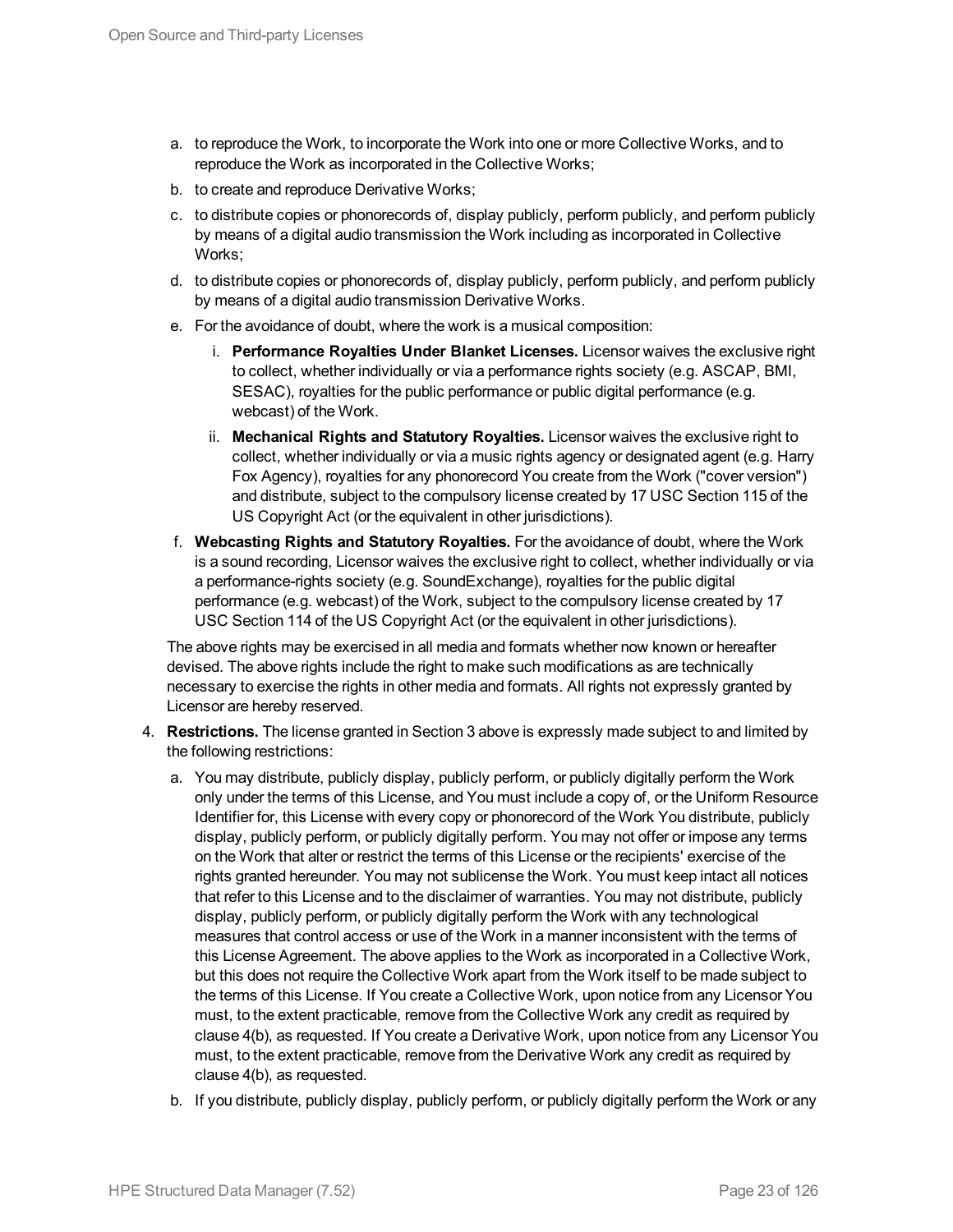a. to reproduce the Work, to incorporate the Work into one or more Collective Works, and to reproduce the Work as incorporated in the Collective Works;
b. to create and reproduce Derivative Works;
c. to distribute copies or phonorecords of, display publicly, perform publicly, and perform publicly by means of a digital audio transmission the Work including as incorporated in Collective Works;
d. to distribute copies or phonorecords of, display publicly, perform publicly, and perform publicly by means of a digital audio transmission Derivative Works.
e. For the avoidance of doubt, where the work is a musical composition:
    i. **Performance Royalties Under Blanket Licenses.** Licensor waives the exclusive right to collect, whether individually or via a performance rights society (e.g. ASCAP, BMI, SESAC), royalties for the public performance or public digital performance (e.g. webcast) of the Work.
    ii. **Mechanical Rights and Statutory Royalties.** Licensor waives the exclusive right to collect, whether individually or via a music rights agency or designated agent (e.g. Harry Fox Agency), royalties for any phonorecord You create from the Work ("cover version") and distribute, subject to the compulsory license created by 17 USC Section 115 of the US Copyright Act (or the equivalent in other jurisdictions).
f. **Webcasting Rights and Statutory Royalties.** For the avoidance of doubt, where the Work is a sound recording, Licensor waives the exclusive right to collect, whether individually or via a performance-rights society (e.g. SoundExchange), royalties for the public digital performance (e.g. webcast) of the Work, subject to the compulsory license created by 17 USC Section 114 of the US Copyright Act (or the equivalent in other jurisdictions).

The above rights may be exercised in all media and formats whether now known or hereafter devised. The above rights include the right to make such modifications as are technically necessary to exercise the rights in other media and formats. All rights not expressly granted by Licensor are hereby reserved.

4. **Restrictions.** The license granted in Section 3 above is expressly made subject to and limited by the following restrictions:
    a. You may distribute, publicly display, publicly perform, or publicly digitally perform the Work only under the terms of this License, and You must include a copy of, or the Uniform Resource Identifier for, this License with every copy or phonorecord of the Work You distribute, publicly display, publicly perform, or publicly digitally perform. You may not offer or impose any terms on the Work that alter or restrict the terms of this License or the recipients' exercise of the rights granted hereunder. You may not sublicense the Work. You must keep intact all notices that refer to this License and to the disclaimer of warranties. You may not distribute, publicly display, publicly perform, or publicly digitally perform the Work with any technological measures that control access or use of the Work in a manner inconsistent with the terms of this License Agreement. The above applies to the Work as incorporated in a Collective Work, but this does not require the Collective Work apart from the Work itself to be made subject to the terms of this License. If You create a Collective Work, upon notice from any Licensor You must, to the extent practicable, remove from the Collective Work any credit as required by clause 4(b), as requested. If You create a Derivative Work, upon notice from any Licensor You must, to the extent practicable, remove from the Derivative Work any credit as required by clause 4(b), as requested.
    b. If you distribute, publicly display, publicly perform, or publicly digitally perform the Work or any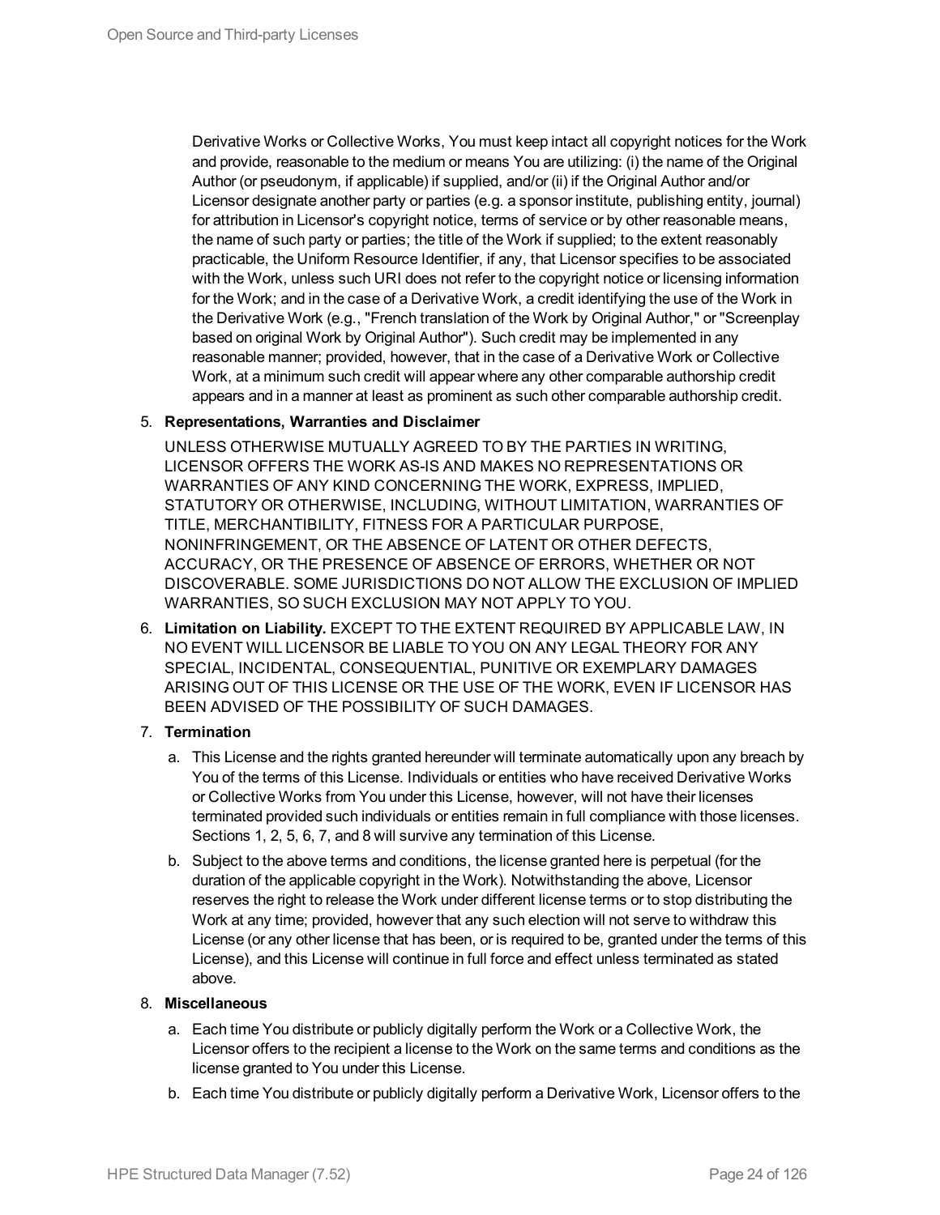Derivative Works or Collective Works, You must keep intact all copyright notices for the Work and provide, reasonable to the medium or means You are utilizing: (i) the name of the Original Author (or pseudonym, if applicable) if supplied, and/or (ii) if the Original Author and/or Licensor designate another party or parties (e.g. a sponsor institute, publishing entity, journal) for attribution in Licensor's copyright notice, terms of service or by other reasonable means, the name of such party or parties; the title of the Work if supplied; to the extent reasonably practicable, the Uniform Resource Identifier, if any, that Licensor specifies to be associated with the Work, unless such URI does not refer to the copyright notice or licensing information for the Work; and in the case of a Derivative Work, a credit identifying the use of the Work in the Derivative Work (e.g., "French translation of the Work by Original Author," or "Screenplay based on original Work by Original Author"). Such credit may be implemented in any reasonable manner; provided, however, that in the case of a Derivative Work or Collective Work, at a minimum such credit will appear where any other comparable authorship credit appears and in a manner at least as prominent as such other comparable authorship credit.

5. **Representations, Warranties and Disclaimer**

   UNLESS OTHERWISE MUTUALLY AGREED TO BY THE PARTIES IN WRITING, LICENSOR OFFERS THE WORK AS-IS AND MAKES NO REPRESENTATIONS OR WARRANTIES OF ANY KIND CONCERNING THE WORK, EXPRESS, IMPLIED, STATUTORY OR OTHERWISE, INCLUDING, WITHOUT LIMITATION, WARRANTIES OF TITLE, MERCHANTIBILITY, FITNESS FOR A PARTICULAR PURPOSE, NONINFRINGEMENT, OR THE ABSENCE OF LATENT OR OTHER DEFECTS, ACCURACY, OR THE PRESENCE OF ABSENCE OF ERRORS, WHETHER OR NOT DISCOVERABLE. SOME JURISDICTIONS DO NOT ALLOW THE EXCLUSION OF IMPLIED WARRANTIES, SO SUCH EXCLUSION MAY NOT APPLY TO YOU.

6. **Limitation on Liability.** EXCEPT TO THE EXTENT REQUIRED BY APPLICABLE LAW, IN NO EVENT WILL LICENSOR BE LIABLE TO YOU ON ANY LEGAL THEORY FOR ANY SPECIAL, INCIDENTAL, CONSEQUENTIAL, PUNITIVE OR EXEMPLARY DAMAGES ARISING OUT OF THIS LICENSE OR THE USE OF THE WORK, EVEN IF LICENSOR HAS BEEN ADVISED OF THE POSSIBILITY OF SUCH DAMAGES.

7. **Termination**

   a. This License and the rights granted hereunder will terminate automatically upon any breach by You of the terms of this License. Individuals or entities who have received Derivative Works or Collective Works from You under this License, however, will not have their licenses terminated provided such individuals or entities remain in full compliance with those licenses. Sections 1, 2, 5, 6, 7, and 8 will survive any termination of this License.

   b. Subject to the above terms and conditions, the license granted here is perpetual (for the duration of the applicable copyright in the Work). Notwithstanding the above, Licensor reserves the right to release the Work under different license terms or to stop distributing the Work at any time; provided, however that any such election will not serve to withdraw this License (or any other license that has been, or is required to be, granted under the terms of this License), and this License will continue in full force and effect unless terminated as stated above.

8. **Miscellaneous**

   a. Each time You distribute or publicly digitally perform the Work or a Collective Work, the Licensor offers to the recipient a license to the Work on the same terms and conditions as the license granted to You under this License.

   b. Each time You distribute or publicly digitally perform a Derivative Work, Licensor offers to the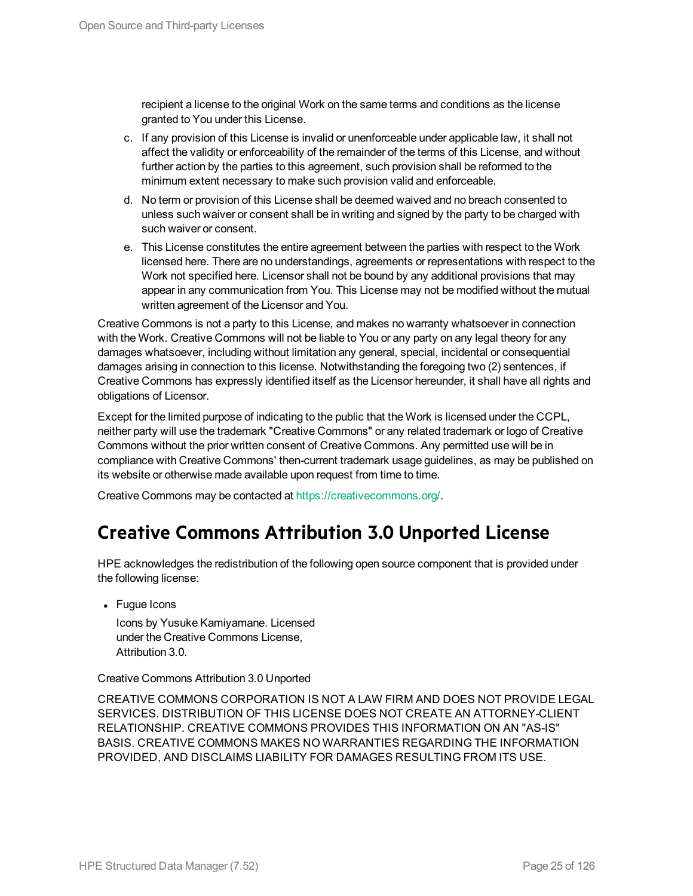recipient a license to the original Work on the same terms and conditions as the license granted to You under this License.

c. If any provision of this License is invalid or unenforceable under applicable law, it shall not affect the validity or enforceability of the remainder of the terms of this License, and without further action by the parties to this agreement, such provision shall be reformed to the minimum extent necessary to make such provision valid and enforceable.

d. No term or provision of this License shall be deemed waived and no breach consented to unless such waiver or consent shall be in writing and signed by the party to be charged with such waiver or consent.

e. This License constitutes the entire agreement between the parties with respect to the Work licensed here. There are no understandings, agreements or representations with respect to the Work not specified here. Licensor shall not be bound by any additional provisions that may appear in any communication from You. This License may not be modified without the mutual written agreement of the Licensor and You.

Creative Commons is not a party to this License, and makes no warranty whatsoever in connection with the Work. Creative Commons will not be liable to You or any party on any legal theory for any damages whatsoever, including without limitation any general, special, incidental or consequential damages arising in connection to this license. Notwithstanding the foregoing two (2) sentences, if Creative Commons has expressly identified itself as the Licensor hereunder, it shall have all rights and obligations of Licensor.

Except for the limited purpose of indicating to the public that the Work is licensed under the CCPL, neither party will use the trademark "Creative Commons" or any related trademark or logo of Creative Commons without the prior written consent of Creative Commons. Any permitted use will be in compliance with Creative Commons' then-current trademark usage guidelines, as may be published on its website or otherwise made available upon request from time to time.

Creative Commons may be contacted at https://creativecommons.org/.

## Creative Commons Attribution 3.0 Unported License

HPE acknowledges the redistribution of the following open source component that is provided under the following license:

- Fugue Icons

  Icons by Yusuke Kamiyamane. Licensed under the Creative Commons License, Attribution 3.0.

Creative Commons Attribution 3.0 Unported

CREATIVE COMMONS CORPORATION IS NOT A LAW FIRM AND DOES NOT PROVIDE LEGAL SERVICES. DISTRIBUTION OF THIS LICENSE DOES NOT CREATE AN ATTORNEY-CLIENT RELATIONSHIP. CREATIVE COMMONS PROVIDES THIS INFORMATION ON AN "AS-IS" BASIS. CREATIVE COMMONS MAKES NO WARRANTIES REGARDING THE INFORMATION PROVIDED, AND DISCLAIMS LIABILITY FOR DAMAGES RESULTING FROM ITS USE.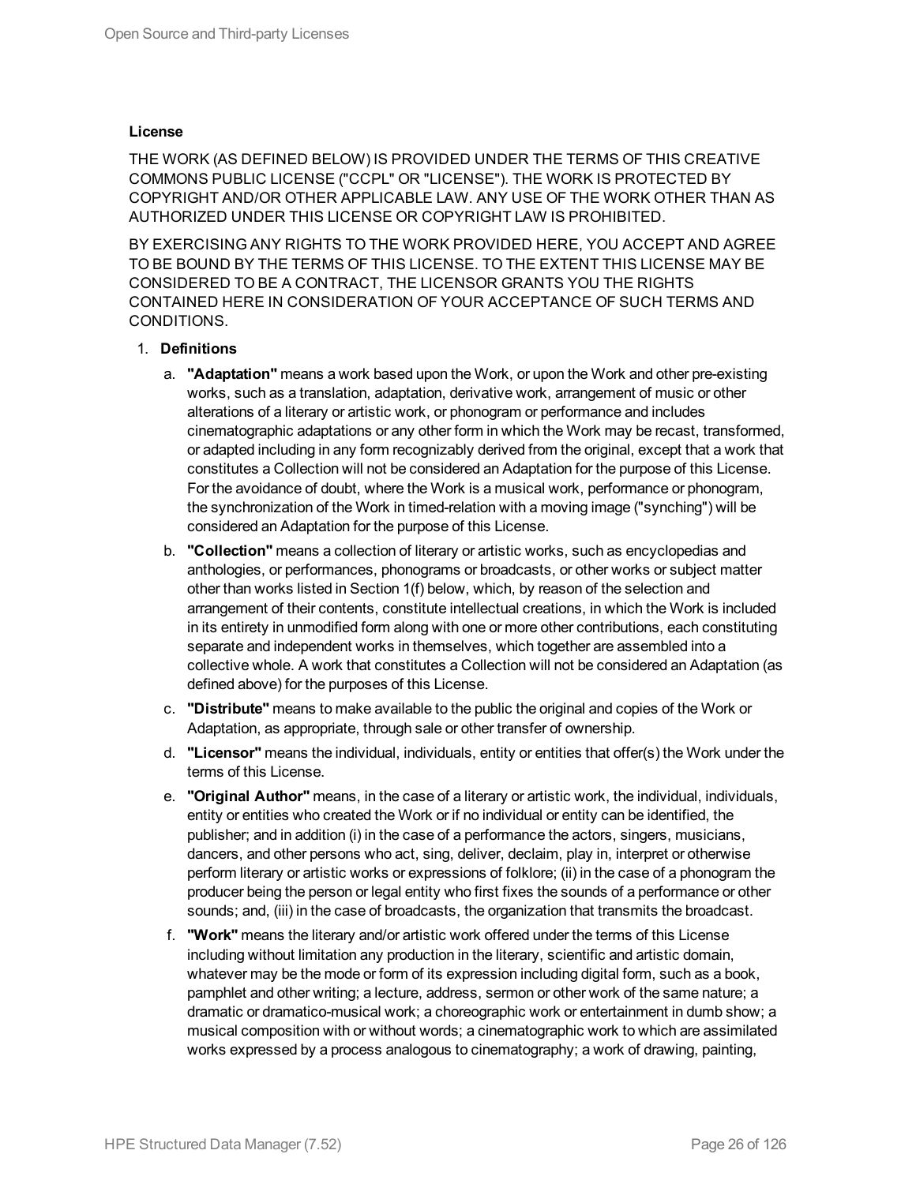**License**

THE WORK (AS DEFINED BELOW) IS PROVIDED UNDER THE TERMS OF THIS CREATIVE COMMONS PUBLIC LICENSE ("CCPL" OR "LICENSE"). THE WORK IS PROTECTED BY COPYRIGHT AND/OR OTHER APPLICABLE LAW. ANY USE OF THE WORK OTHER THAN AS AUTHORIZED UNDER THIS LICENSE OR COPYRIGHT LAW IS PROHIBITED.

BY EXERCISING ANY RIGHTS TO THE WORK PROVIDED HERE, YOU ACCEPT AND AGREE TO BE BOUND BY THE TERMS OF THIS LICENSE. TO THE EXTENT THIS LICENSE MAY BE CONSIDERED TO BE A CONTRACT, THE LICENSOR GRANTS YOU THE RIGHTS CONTAINED HERE IN CONSIDERATION OF YOUR ACCEPTANCE OF SUCH TERMS AND CONDITIONS.

1. **Definitions**
   a. **"Adaptation"** means a work based upon the Work, or upon the Work and other pre-existing works, such as a translation, adaptation, derivative work, arrangement of music or other alterations of a literary or artistic work, or phonogram or performance and includes cinematographic adaptations or any other form in which the Work may be recast, transformed, or adapted including in any form recognizably derived from the original, except that a work that constitutes a Collection will not be considered an Adaptation for the purpose of this License. For the avoidance of doubt, where the Work is a musical work, performance or phonogram, the synchronization of the Work in timed-relation with a moving image ("synching") will be considered an Adaptation for the purpose of this License.
   b. **"Collection"** means a collection of literary or artistic works, such as encyclopedias and anthologies, or performances, phonograms or broadcasts, or other works or subject matter other than works listed in Section 1(f) below, which, by reason of the selection and arrangement of their contents, constitute intellectual creations, in which the Work is included in its entirety in unmodified form along with one or more other contributions, each constituting separate and independent works in themselves, which together are assembled into a collective whole. A work that constitutes a Collection will not be considered an Adaptation (as defined above) for the purposes of this License.
   c. **"Distribute"** means to make available to the public the original and copies of the Work or Adaptation, as appropriate, through sale or other transfer of ownership.
   d. **"Licensor"** means the individual, individuals, entity or entities that offer(s) the Work under the terms of this License.
   e. **"Original Author"** means, in the case of a literary or artistic work, the individual, individuals, entity or entities who created the Work or if no individual or entity can be identified, the publisher; and in addition (i) in the case of a performance the actors, singers, musicians, dancers, and other persons who act, sing, deliver, declaim, play in, interpret or otherwise perform literary or artistic works or expressions of folklore; (ii) in the case of a phonogram the producer being the person or legal entity who first fixes the sounds of a performance or other sounds; and, (iii) in the case of broadcasts, the organization that transmits the broadcast.
   f. **"Work"** means the literary and/or artistic work offered under the terms of this License including without limitation any production in the literary, scientific and artistic domain, whatever may be the mode or form of its expression including digital form, such as a book, pamphlet and other writing; a lecture, address, sermon or other work of the same nature; a dramatic or dramatico-musical work; a choreographic work or entertainment in dumb show; a musical composition with or without words; a cinematographic work to which are assimilated works expressed by a process analogous to cinematography; a work of drawing, painting,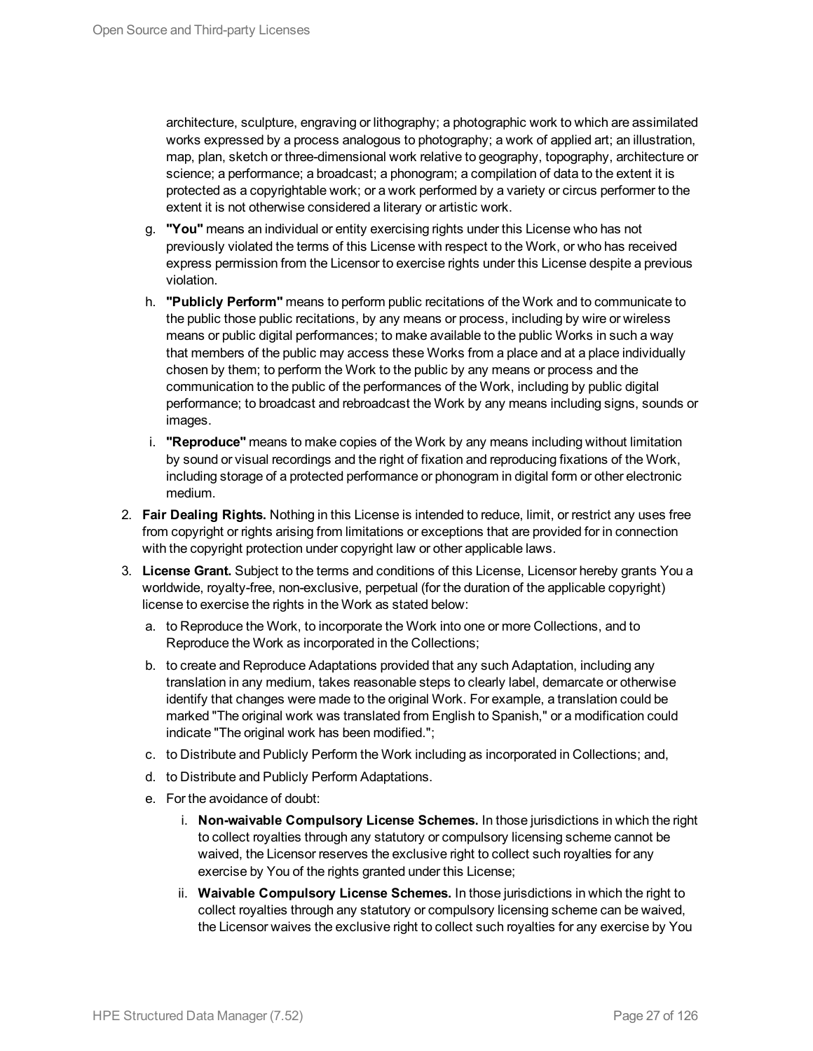architecture, sculpture, engraving or lithography; a photographic work to which are assimilated works expressed by a process analogous to photography; a work of applied art; an illustration, map, plan, sketch or three-dimensional work relative to geography, topography, architecture or science; a performance; a broadcast; a phonogram; a compilation of data to the extent it is protected as a copyrightable work; or a work performed by a variety or circus performer to the extent it is not otherwise considered a literary or artistic work.

g. **"You"** means an individual or entity exercising rights under this License who has not previously violated the terms of this License with respect to the Work, or who has received express permission from the Licensor to exercise rights under this License despite a previous violation.

h. **"Publicly Perform"** means to perform public recitations of the Work and to communicate to the public those public recitations, by any means or process, including by wire or wireless means or public digital performances; to make available to the public Works in such a way that members of the public may access these Works from a place and at a place individually chosen by them; to perform the Work to the public by any means or process and the communication to the public of the performances of the Work, including by public digital performance; to broadcast and rebroadcast the Work by any means including signs, sounds or images.

i. **"Reproduce"** means to make copies of the Work by any means including without limitation by sound or visual recordings and the right of fixation and reproducing fixations of the Work, including storage of a protected performance or phonogram in digital form or other electronic medium.

2. **Fair Dealing Rights.** Nothing in this License is intended to reduce, limit, or restrict any uses free from copyright or rights arising from limitations or exceptions that are provided for in connection with the copyright protection under copyright law or other applicable laws.

3. **License Grant.** Subject to the terms and conditions of this License, Licensor hereby grants You a worldwide, royalty-free, non-exclusive, perpetual (for the duration of the applicable copyright) license to exercise the rights in the Work as stated below:

   a. to Reproduce the Work, to incorporate the Work into one or more Collections, and to Reproduce the Work as incorporated in the Collections;

   b. to create and Reproduce Adaptations provided that any such Adaptation, including any translation in any medium, takes reasonable steps to clearly label, demarcate or otherwise identify that changes were made to the original Work. For example, a translation could be marked "The original work was translated from English to Spanish," or a modification could indicate "The original work has been modified.";

   c. to Distribute and Publicly Perform the Work including as incorporated in Collections; and,

   d. to Distribute and Publicly Perform Adaptations.

   e. For the avoidance of doubt:

      i. **Non-waivable Compulsory License Schemes.** In those jurisdictions in which the right to collect royalties through any statutory or compulsory licensing scheme cannot be waived, the Licensor reserves the exclusive right to collect such royalties for any exercise by You of the rights granted under this License;

      ii. **Waivable Compulsory License Schemes.** In those jurisdictions in which the right to collect royalties through any statutory or compulsory licensing scheme can be waived, the Licensor waives the exclusive right to collect such royalties for any exercise by You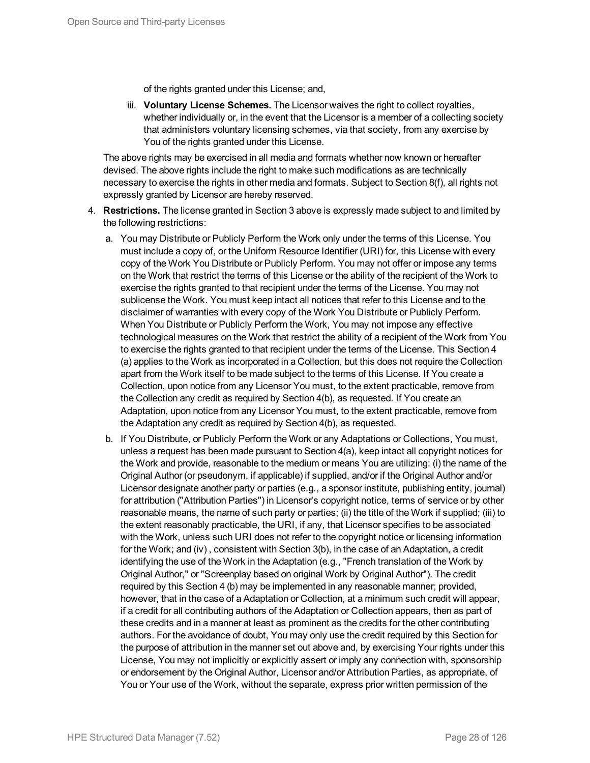of the rights granted under this License; and,

iii. **Voluntary License Schemes.** The Licensor waives the right to collect royalties, whether individually or, in the event that the Licensor is a member of a collecting society that administers voluntary licensing schemes, via that society, from any exercise by You of the rights granted under this License.

The above rights may be exercised in all media and formats whether now known or hereafter devised. The above rights include the right to make such modifications as are technically necessary to exercise the rights in other media and formats. Subject to Section 8(f), all rights not expressly granted by Licensor are hereby reserved.

4. **Restrictions.** The license granted in Section 3 above is expressly made subject to and limited by the following restrictions:

   a. You may Distribute or Publicly Perform the Work only under the terms of this License. You must include a copy of, or the Uniform Resource Identifier (URI) for, this License with every copy of the Work You Distribute or Publicly Perform. You may not offer or impose any terms on the Work that restrict the terms of this License or the ability of the recipient of the Work to exercise the rights granted to that recipient under the terms of the License. You may not sublicense the Work. You must keep intact all notices that refer to this License and to the disclaimer of warranties with every copy of the Work You Distribute or Publicly Perform. When You Distribute or Publicly Perform the Work, You may not impose any effective technological measures on the Work that restrict the ability of a recipient of the Work from You to exercise the rights granted to that recipient under the terms of the License. This Section 4 (a) applies to the Work as incorporated in a Collection, but this does not require the Collection apart from the Work itself to be made subject to the terms of this License. If You create a Collection, upon notice from any Licensor You must, to the extent practicable, remove from the Collection any credit as required by Section 4(b), as requested. If You create an Adaptation, upon notice from any Licensor You must, to the extent practicable, remove from the Adaptation any credit as required by Section 4(b), as requested.

   b. If You Distribute, or Publicly Perform the Work or any Adaptations or Collections, You must, unless a request has been made pursuant to Section 4(a), keep intact all copyright notices for the Work and provide, reasonable to the medium or means You are utilizing: (i) the name of the Original Author (or pseudonym, if applicable) if supplied, and/or if the Original Author and/or Licensor designate another party or parties (e.g., a sponsor institute, publishing entity, journal) for attribution ("Attribution Parties") in Licensor's copyright notice, terms of service or by other reasonable means, the name of such party or parties; (ii) the title of the Work if supplied; (iii) to the extent reasonably practicable, the URI, if any, that Licensor specifies to be associated with the Work, unless such URI does not refer to the copyright notice or licensing information for the Work; and (iv) , consistent with Section 3(b), in the case of an Adaptation, a credit identifying the use of the Work in the Adaptation (e.g., "French translation of the Work by Original Author," or "Screenplay based on original Work by Original Author"). The credit required by this Section 4 (b) may be implemented in any reasonable manner; provided, however, that in the case of a Adaptation or Collection, at a minimum such credit will appear, if a credit for all contributing authors of the Adaptation or Collection appears, then as part of these credits and in a manner at least as prominent as the credits for the other contributing authors. For the avoidance of doubt, You may only use the credit required by this Section for the purpose of attribution in the manner set out above and, by exercising Your rights under this License, You may not implicitly or explicitly assert or imply any connection with, sponsorship or endorsement by the Original Author, Licensor and/or Attribution Parties, as appropriate, of You or Your use of the Work, without the separate, express prior written permission of the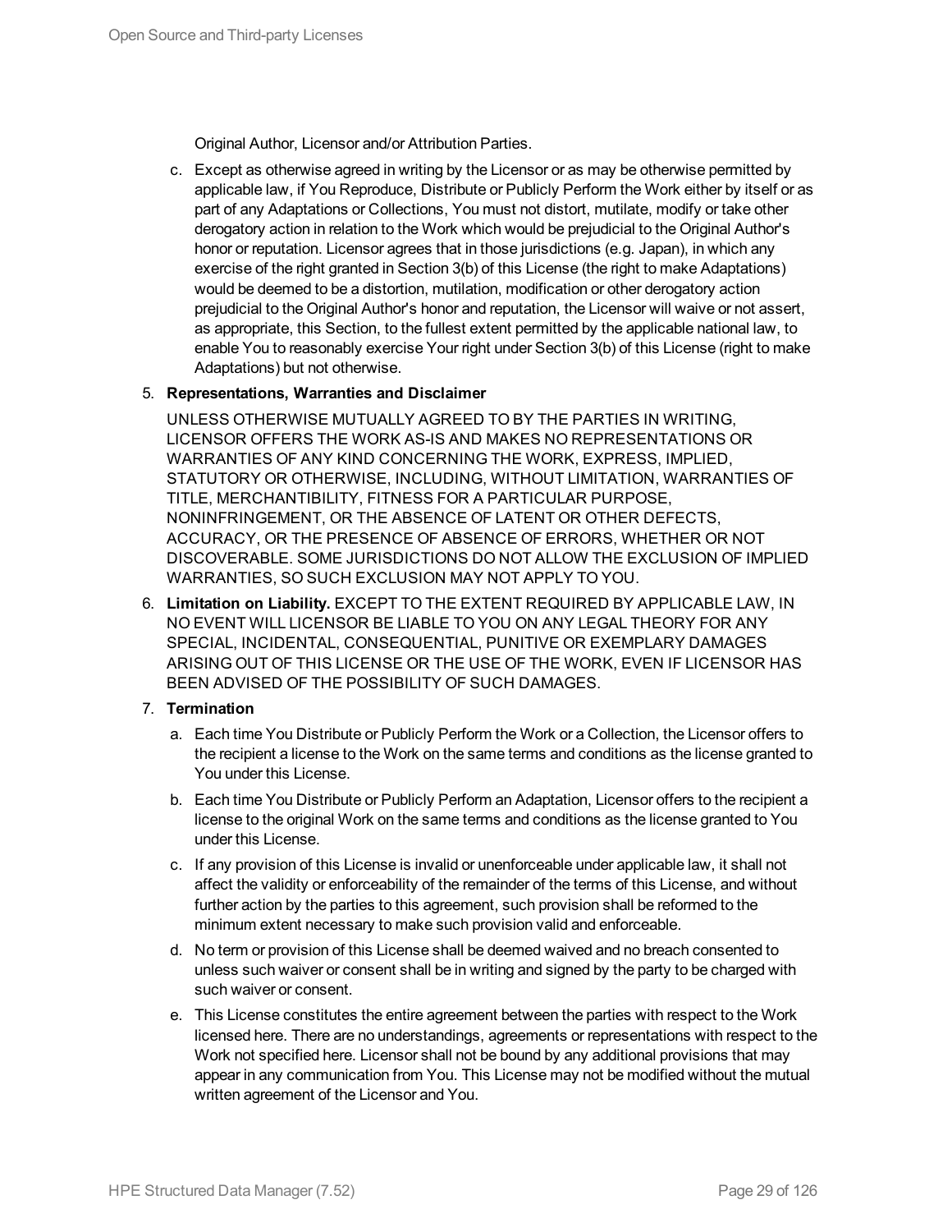Original Author, Licensor and/or Attribution Parties.

c. Except as otherwise agreed in writing by the Licensor or as may be otherwise permitted by applicable law, if You Reproduce, Distribute or Publicly Perform the Work either by itself or as part of any Adaptations or Collections, You must not distort, mutilate, modify or take other derogatory action in relation to the Work which would be prejudicial to the Original Author's honor or reputation. Licensor agrees that in those jurisdictions (e.g. Japan), in which any exercise of the right granted in Section 3(b) of this License (the right to make Adaptations) would be deemed to be a distortion, mutilation, modification or other derogatory action prejudicial to the Original Author's honor and reputation, the Licensor will waive or not assert, as appropriate, this Section, to the fullest extent permitted by the applicable national law, to enable You to reasonably exercise Your right under Section 3(b) of this License (right to make Adaptations) but not otherwise.

5. **Representations, Warranties and Disclaimer**

   UNLESS OTHERWISE MUTUALLY AGREED TO BY THE PARTIES IN WRITING, LICENSOR OFFERS THE WORK AS-IS AND MAKES NO REPRESENTATIONS OR WARRANTIES OF ANY KIND CONCERNING THE WORK, EXPRESS, IMPLIED, STATUTORY OR OTHERWISE, INCLUDING, WITHOUT LIMITATION, WARRANTIES OF TITLE, MERCHANTIBILITY, FITNESS FOR A PARTICULAR PURPOSE, NONINFRINGEMENT, OR THE ABSENCE OF LATENT OR OTHER DEFECTS, ACCURACY, OR THE PRESENCE OF ABSENCE OF ERRORS, WHETHER OR NOT DISCOVERABLE. SOME JURISDICTIONS DO NOT ALLOW THE EXCLUSION OF IMPLIED WARRANTIES, SO SUCH EXCLUSION MAY NOT APPLY TO YOU.

6. **Limitation on Liability.** EXCEPT TO THE EXTENT REQUIRED BY APPLICABLE LAW, IN NO EVENT WILL LICENSOR BE LIABLE TO YOU ON ANY LEGAL THEORY FOR ANY SPECIAL, INCIDENTAL, CONSEQUENTIAL, PUNITIVE OR EXEMPLARY DAMAGES ARISING OUT OF THIS LICENSE OR THE USE OF THE WORK, EVEN IF LICENSOR HAS BEEN ADVISED OF THE POSSIBILITY OF SUCH DAMAGES.

7. **Termination**

   a. Each time You Distribute or Publicly Perform the Work or a Collection, the Licensor offers to the recipient a license to the Work on the same terms and conditions as the license granted to You under this License.

   b. Each time You Distribute or Publicly Perform an Adaptation, Licensor offers to the recipient a license to the original Work on the same terms and conditions as the license granted to You under this License.

   c. If any provision of this License is invalid or unenforceable under applicable law, it shall not affect the validity or enforceability of the remainder of the terms of this License, and without further action by the parties to this agreement, such provision shall be reformed to the minimum extent necessary to make such provision valid and enforceable.

   d. No term or provision of this License shall be deemed waived and no breach consented to unless such waiver or consent shall be in writing and signed by the party to be charged with such waiver or consent.

   e. This License constitutes the entire agreement between the parties with respect to the Work licensed here. There are no understandings, agreements or representations with respect to the Work not specified here. Licensor shall not be bound by any additional provisions that may appear in any communication from You. This License may not be modified without the mutual written agreement of the Licensor and You.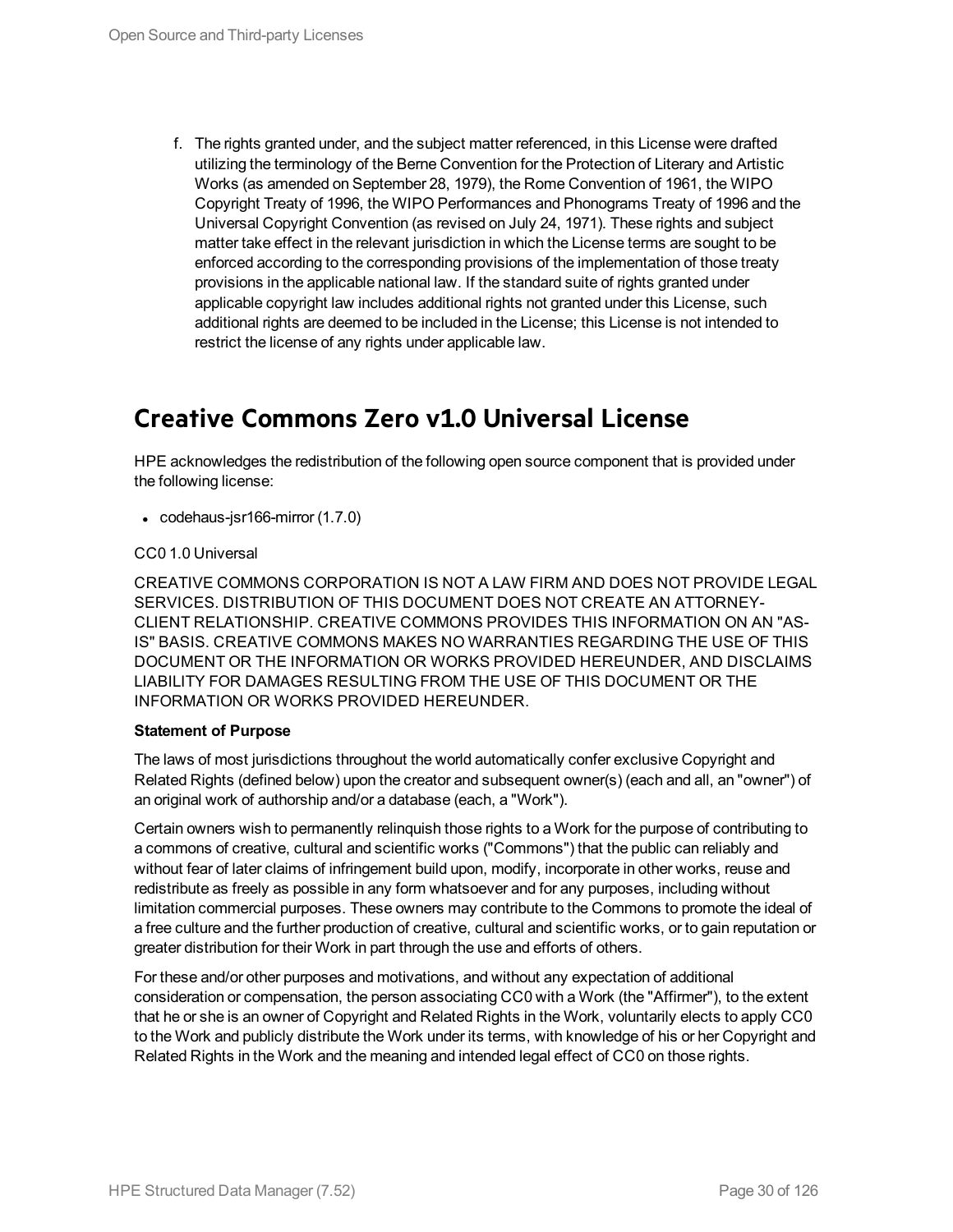f. The rights granted under, and the subject matter referenced, in this License were drafted utilizing the terminology of the Berne Convention for the Protection of Literary and Artistic Works (as amended on September 28, 1979), the Rome Convention of 1961, the WIPO Copyright Treaty of 1996, the WIPO Performances and Phonograms Treaty of 1996 and the Universal Copyright Convention (as revised on July 24, 1971). These rights and subject matter take effect in the relevant jurisdiction in which the License terms are sought to be enforced according to the corresponding provisions of the implementation of those treaty provisions in the applicable national law. If the standard suite of rights granted under applicable copyright law includes additional rights not granted under this License, such additional rights are deemed to be included in the License; this License is not intended to restrict the license of any rights under applicable law.

## Creative Commons Zero v1.0 Universal License

HPE acknowledges the redistribution of the following open source component that is provided under the following license:

- codehaus-jsr166-mirror (1.7.0)

CC0 1.0 Universal

CREATIVE COMMONS CORPORATION IS NOT A LAW FIRM AND DOES NOT PROVIDE LEGAL SERVICES. DISTRIBUTION OF THIS DOCUMENT DOES NOT CREATE AN ATTORNEY-CLIENT RELATIONSHIP. CREATIVE COMMONS PROVIDES THIS INFORMATION ON AN "AS-IS" BASIS. CREATIVE COMMONS MAKES NO WARRANTIES REGARDING THE USE OF THIS DOCUMENT OR THE INFORMATION OR WORKS PROVIDED HEREUNDER, AND DISCLAIMS LIABILITY FOR DAMAGES RESULTING FROM THE USE OF THIS DOCUMENT OR THE INFORMATION OR WORKS PROVIDED HEREUNDER.

**Statement of Purpose**

The laws of most jurisdictions throughout the world automatically confer exclusive Copyright and Related Rights (defined below) upon the creator and subsequent owner(s) (each and all, an "owner") of an original work of authorship and/or a database (each, a "Work").

Certain owners wish to permanently relinquish those rights to a Work for the purpose of contributing to a commons of creative, cultural and scientific works ("Commons") that the public can reliably and without fear of later claims of infringement build upon, modify, incorporate in other works, reuse and redistribute as freely as possible in any form whatsoever and for any purposes, including without limitation commercial purposes. These owners may contribute to the Commons to promote the ideal of a free culture and the further production of creative, cultural and scientific works, or to gain reputation or greater distribution for their Work in part through the use and efforts of others.

For these and/or other purposes and motivations, and without any expectation of additional consideration or compensation, the person associating CC0 with a Work (the "Affirmer"), to the extent that he or she is an owner of Copyright and Related Rights in the Work, voluntarily elects to apply CC0 to the Work and publicly distribute the Work under its terms, with knowledge of his or her Copyright and Related Rights in the Work and the meaning and intended legal effect of CC0 on those rights.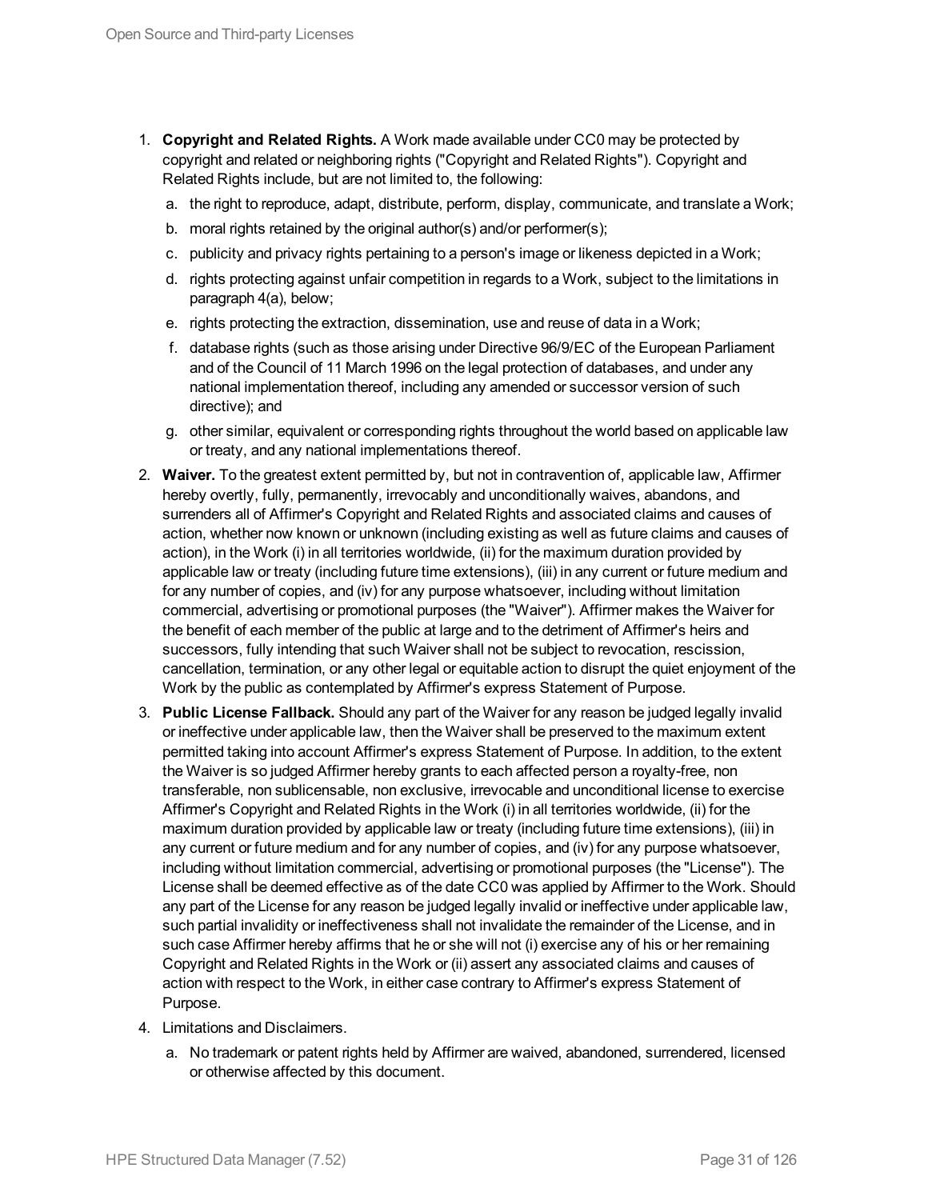1. **Copyright and Related Rights.** A Work made available under CC0 may be protected by copyright and related or neighboring rights ("Copyright and Related Rights"). Copyright and Related Rights include, but are not limited to, the following:
   a. the right to reproduce, adapt, distribute, perform, display, communicate, and translate a Work;
   b. moral rights retained by the original author(s) and/or performer(s);
   c. publicity and privacy rights pertaining to a person's image or likeness depicted in a Work;
   d. rights protecting against unfair competition in regards to a Work, subject to the limitations in paragraph 4(a), below;
   e. rights protecting the extraction, dissemination, use and reuse of data in a Work;
   f. database rights (such as those arising under Directive 96/9/EC of the European Parliament and of the Council of 11 March 1996 on the legal protection of databases, and under any national implementation thereof, including any amended or successor version of such directive); and
   g. other similar, equivalent or corresponding rights throughout the world based on applicable law or treaty, and any national implementations thereof.
2. **Waiver.** To the greatest extent permitted by, but not in contravention of, applicable law, Affirmer hereby overtly, fully, permanently, irrevocably and unconditionally waives, abandons, and surrenders all of Affirmer's Copyright and Related Rights and associated claims and causes of action, whether now known or unknown (including existing as well as future claims and causes of action), in the Work (i) in all territories worldwide, (ii) for the maximum duration provided by applicable law or treaty (including future time extensions), (iii) in any current or future medium and for any number of copies, and (iv) for any purpose whatsoever, including without limitation commercial, advertising or promotional purposes (the "Waiver"). Affirmer makes the Waiver for the benefit of each member of the public at large and to the detriment of Affirmer's heirs and successors, fully intending that such Waiver shall not be subject to revocation, rescission, cancellation, termination, or any other legal or equitable action to disrupt the quiet enjoyment of the Work by the public as contemplated by Affirmer's express Statement of Purpose.
3. **Public License Fallback.** Should any part of the Waiver for any reason be judged legally invalid or ineffective under applicable law, then the Waiver shall be preserved to the maximum extent permitted taking into account Affirmer's express Statement of Purpose. In addition, to the extent the Waiver is so judged Affirmer hereby grants to each affected person a royalty-free, non transferable, non sublicensable, non exclusive, irrevocable and unconditional license to exercise Affirmer's Copyright and Related Rights in the Work (i) in all territories worldwide, (ii) for the maximum duration provided by applicable law or treaty (including future time extensions), (iii) in any current or future medium and for any number of copies, and (iv) for any purpose whatsoever, including without limitation commercial, advertising or promotional purposes (the "License"). The License shall be deemed effective as of the date CC0 was applied by Affirmer to the Work. Should any part of the License for any reason be judged legally invalid or ineffective under applicable law, such partial invalidity or ineffectiveness shall not invalidate the remainder of the License, and in such case Affirmer hereby affirms that he or she will not (i) exercise any of his or her remaining Copyright and Related Rights in the Work or (ii) assert any associated claims and causes of action with respect to the Work, in either case contrary to Affirmer's express Statement of Purpose.
4. Limitations and Disclaimers.
   a. No trademark or patent rights held by Affirmer are waived, abandoned, surrendered, licensed or otherwise affected by this document.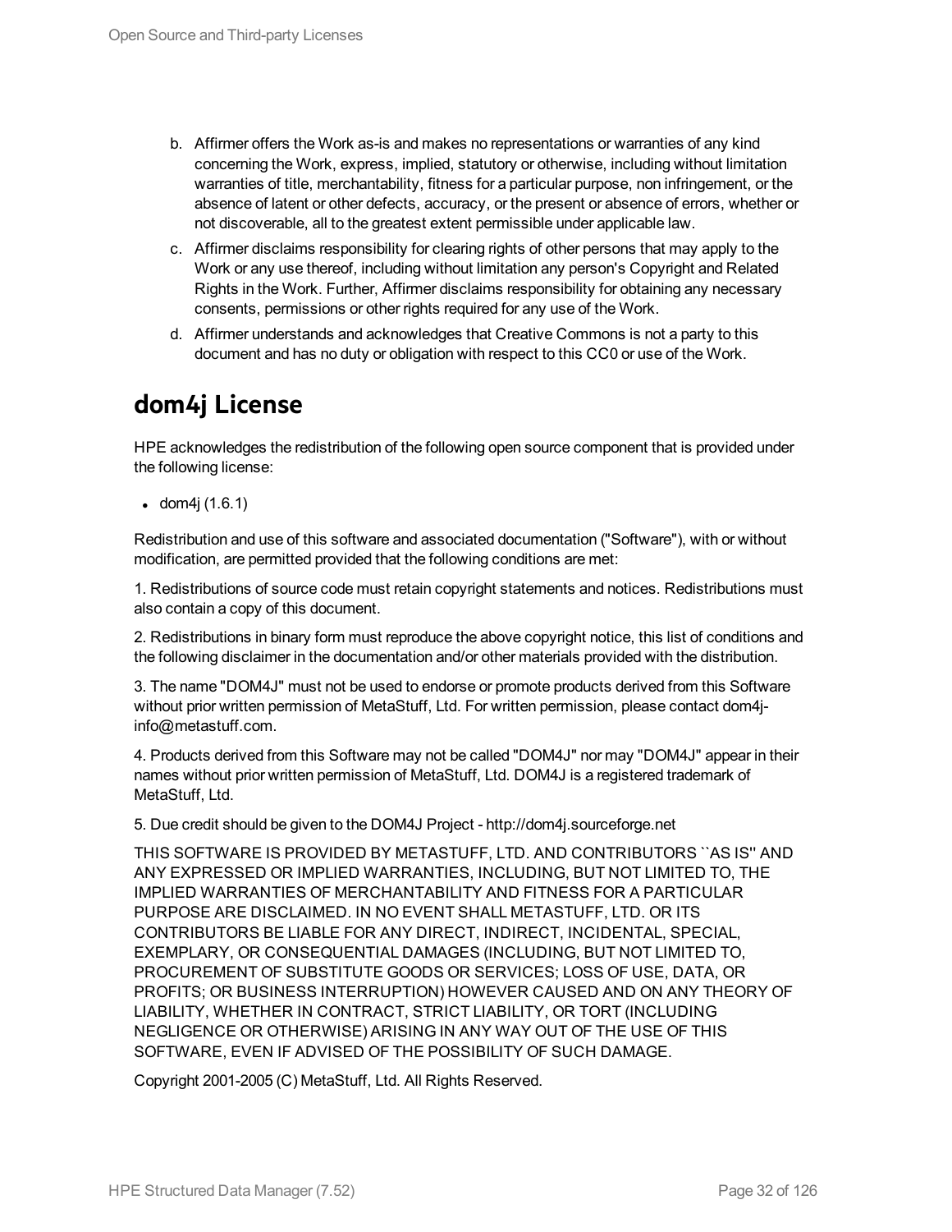b. Affirmer offers the Work as-is and makes no representations or warranties of any kind concerning the Work, express, implied, statutory or otherwise, including without limitation warranties of title, merchantability, fitness for a particular purpose, non infringement, or the absence of latent or other defects, accuracy, or the present or absence of errors, whether or not discoverable, all to the greatest extent permissible under applicable law.

c. Affirmer disclaims responsibility for clearing rights of other persons that may apply to the Work or any use thereof, including without limitation any person's Copyright and Related Rights in the Work. Further, Affirmer disclaims responsibility for obtaining any necessary consents, permissions or other rights required for any use of the Work.

d. Affirmer understands and acknowledges that Creative Commons is not a party to this document and has no duty or obligation with respect to this CC0 or use of the Work.

## dom4j License

HPE acknowledges the redistribution of the following open source component that is provided under the following license:

- dom4j (1.6.1)

Redistribution and use of this software and associated documentation ("Software"), with or without modification, are permitted provided that the following conditions are met:

1. Redistributions of source code must retain copyright statements and notices. Redistributions must also contain a copy of this document.

2. Redistributions in binary form must reproduce the above copyright notice, this list of conditions and the following disclaimer in the documentation and/or other materials provided with the distribution.

3. The name "DOM4J" must not be used to endorse or promote products derived from this Software without prior written permission of MetaStuff, Ltd. For written permission, please contact dom4j-info@metastuff.com.

4. Products derived from this Software may not be called "DOM4J" nor may "DOM4J" appear in their names without prior written permission of MetaStuff, Ltd. DOM4J is a registered trademark of MetaStuff, Ltd.

5. Due credit should be given to the DOM4J Project - http://dom4j.sourceforge.net

THIS SOFTWARE IS PROVIDED BY METASTUFF, LTD. AND CONTRIBUTORS ``AS IS'' AND ANY EXPRESSED OR IMPLIED WARRANTIES, INCLUDING, BUT NOT LIMITED TO, THE IMPLIED WARRANTIES OF MERCHANTABILITY AND FITNESS FOR A PARTICULAR PURPOSE ARE DISCLAIMED. IN NO EVENT SHALL METASTUFF, LTD. OR ITS CONTRIBUTORS BE LIABLE FOR ANY DIRECT, INDIRECT, INCIDENTAL, SPECIAL, EXEMPLARY, OR CONSEQUENTIAL DAMAGES (INCLUDING, BUT NOT LIMITED TO, PROCUREMENT OF SUBSTITUTE GOODS OR SERVICES; LOSS OF USE, DATA, OR PROFITS; OR BUSINESS INTERRUPTION) HOWEVER CAUSED AND ON ANY THEORY OF LIABILITY, WHETHER IN CONTRACT, STRICT LIABILITY, OR TORT (INCLUDING NEGLIGENCE OR OTHERWISE) ARISING IN ANY WAY OUT OF THE USE OF THIS SOFTWARE, EVEN IF ADVISED OF THE POSSIBILITY OF SUCH DAMAGE.

Copyright 2001-2005 (C) MetaStuff, Ltd. All Rights Reserved.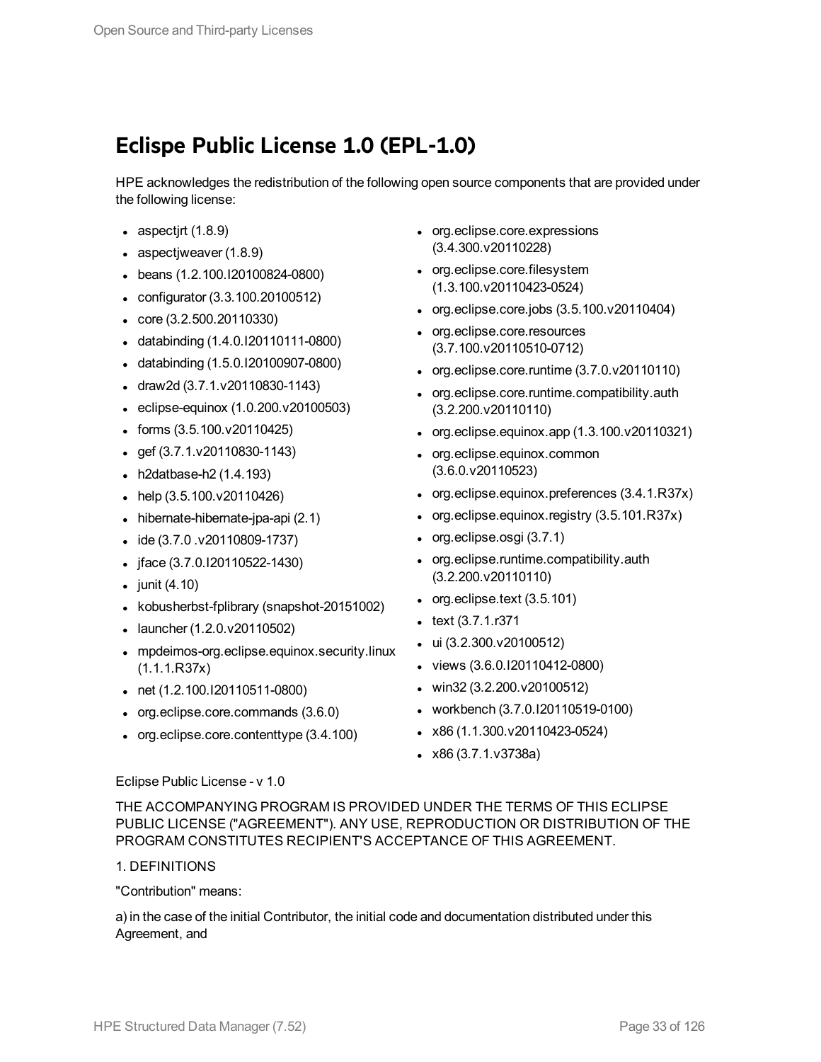# Eclispe Public License 1.0 (EPL-1.0)

HPE acknowledges the redistribution of the following open source components that are provided under the following license:

- aspectjrt (1.8.9)
- aspectjweaver (1.8.9)
- beans (1.2.100.I20100824-0800)
- configurator (3.3.100.20100512)
- core (3.2.500.20110330)
- databinding (1.4.0.I20110111-0800)
- databinding (1.5.0.I20100907-0800)
- draw2d (3.7.1.v20110830-1143)
- eclipse-equinox (1.0.200.v20100503)
- forms (3.5.100.v20110425)
- gef (3.7.1.v20110830-1143)
- h2datbase-h2 (1.4.193)
- help (3.5.100.v20110426)
- hibernate-hibernate-jpa-api (2.1)
- ide (3.7.0 .v20110809-1737)
- jface (3.7.0.I20110522-1430)
- junit (4.10)
- kobusherbst-fplibrary (snapshot-20151002)
- launcher (1.2.0.v20110502)
- mpdeimos-org.eclipse.equinox.security.linux (1.1.1.R37x)
- net (1.2.100.I20110511-0800)
- org.eclipse.core.commands (3.6.0)
- org.eclipse.core.contenttype (3.4.100)
- org.eclipse.core.expressions (3.4.300.v20110228)
- org.eclipse.core.filesystem (1.3.100.v20110423-0524)
- org.eclipse.core.jobs (3.5.100.v20110404)
- org.eclipse.core.resources (3.7.100.v20110510-0712)
- org.eclipse.core.runtime (3.7.0.v20110110)
- org.eclipse.core.runtime.compatibility.auth (3.2.200.v20110110)
- org.eclipse.equinox.app (1.3.100.v20110321)
- org.eclipse.equinox.common (3.6.0.v20110523)
- org.eclipse.equinox.preferences (3.4.1.R37x)
- org.eclipse.equinox.registry (3.5.101.R37x)
- org.eclipse.osgi (3.7.1)
- org.eclipse.runtime.compatibility.auth (3.2.200.v20110110)
- org.eclipse.text (3.5.101)
- text (3.7.1.r371
- ui (3.2.300.v20100512)
- views (3.6.0.I20110412-0800)
- win32 (3.2.200.v20100512)
- workbench (3.7.0.I20110519-0100)
- x86 (1.1.300.v20110423-0524)
- x86 (3.7.1.v3738a)

Eclipse Public License - v 1.0

THE ACCOMPANYING PROGRAM IS PROVIDED UNDER THE TERMS OF THIS ECLIPSE PUBLIC LICENSE ("AGREEMENT"). ANY USE, REPRODUCTION OR DISTRIBUTION OF THE PROGRAM CONSTITUTES RECIPIENT'S ACCEPTANCE OF THIS AGREEMENT.

1. DEFINITIONS

"Contribution" means:

a) in the case of the initial Contributor, the initial code and documentation distributed under this Agreement, and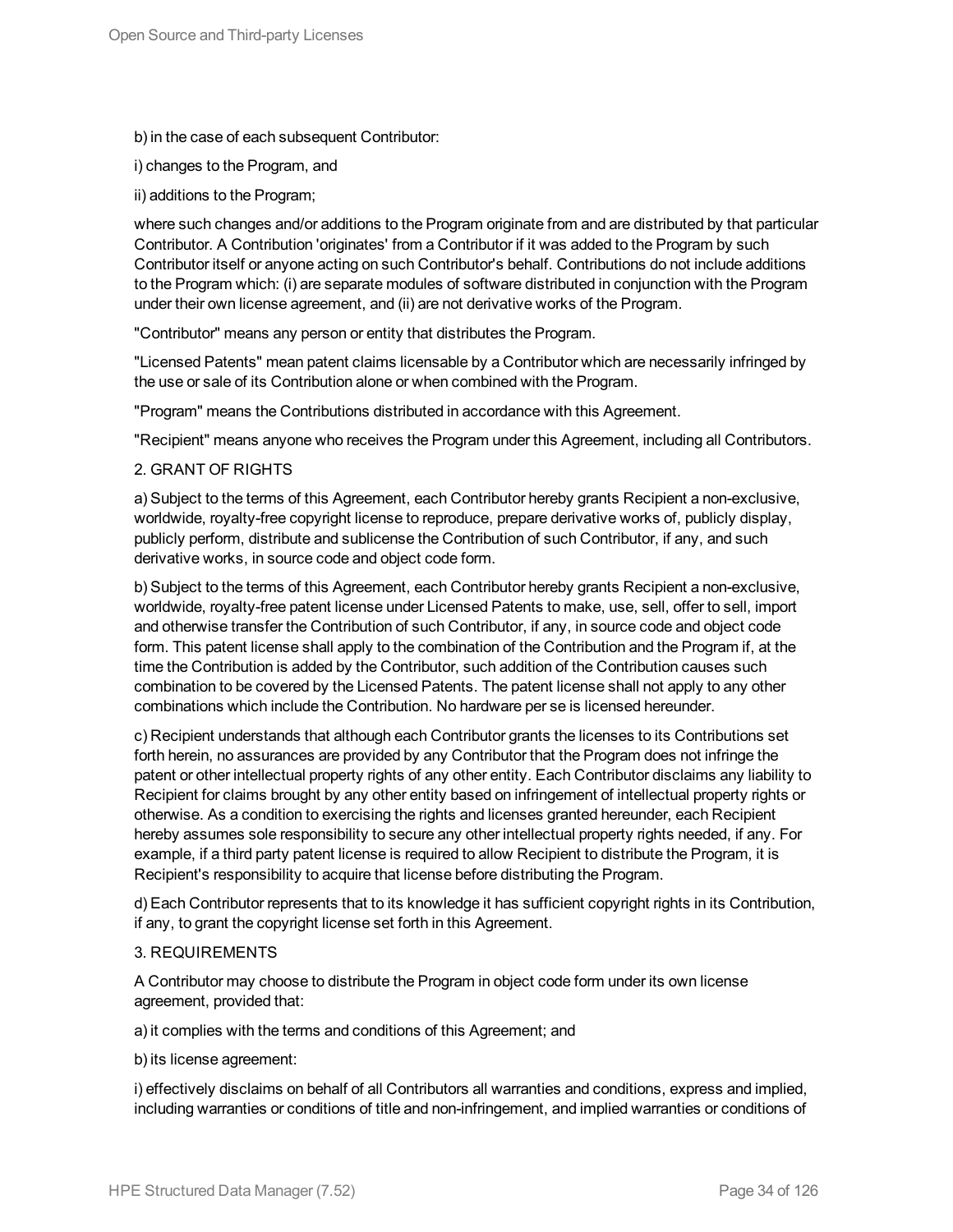b) in the case of each subsequent Contributor:

i) changes to the Program, and

ii) additions to the Program;

where such changes and/or additions to the Program originate from and are distributed by that particular Contributor. A Contribution 'originates' from a Contributor if it was added to the Program by such Contributor itself or anyone acting on such Contributor's behalf. Contributions do not include additions to the Program which: (i) are separate modules of software distributed in conjunction with the Program under their own license agreement, and (ii) are not derivative works of the Program.

"Contributor" means any person or entity that distributes the Program.

"Licensed Patents" mean patent claims licensable by a Contributor which are necessarily infringed by the use or sale of its Contribution alone or when combined with the Program.

"Program" means the Contributions distributed in accordance with this Agreement.

"Recipient" means anyone who receives the Program under this Agreement, including all Contributors.

2. GRANT OF RIGHTS

a) Subject to the terms of this Agreement, each Contributor hereby grants Recipient a non-exclusive, worldwide, royalty-free copyright license to reproduce, prepare derivative works of, publicly display, publicly perform, distribute and sublicense the Contribution of such Contributor, if any, and such derivative works, in source code and object code form.

b) Subject to the terms of this Agreement, each Contributor hereby grants Recipient a non-exclusive, worldwide, royalty-free patent license under Licensed Patents to make, use, sell, offer to sell, import and otherwise transfer the Contribution of such Contributor, if any, in source code and object code form. This patent license shall apply to the combination of the Contribution and the Program if, at the time the Contribution is added by the Contributor, such addition of the Contribution causes such combination to be covered by the Licensed Patents. The patent license shall not apply to any other combinations which include the Contribution. No hardware per se is licensed hereunder.

c) Recipient understands that although each Contributor grants the licenses to its Contributions set forth herein, no assurances are provided by any Contributor that the Program does not infringe the patent or other intellectual property rights of any other entity. Each Contributor disclaims any liability to Recipient for claims brought by any other entity based on infringement of intellectual property rights or otherwise. As a condition to exercising the rights and licenses granted hereunder, each Recipient hereby assumes sole responsibility to secure any other intellectual property rights needed, if any. For example, if a third party patent license is required to allow Recipient to distribute the Program, it is Recipient's responsibility to acquire that license before distributing the Program.

d) Each Contributor represents that to its knowledge it has sufficient copyright rights in its Contribution, if any, to grant the copyright license set forth in this Agreement.

3. REQUIREMENTS

A Contributor may choose to distribute the Program in object code form under its own license agreement, provided that:

a) it complies with the terms and conditions of this Agreement; and

b) its license agreement:

i) effectively disclaims on behalf of all Contributors all warranties and conditions, express and implied, including warranties or conditions of title and non-infringement, and implied warranties or conditions of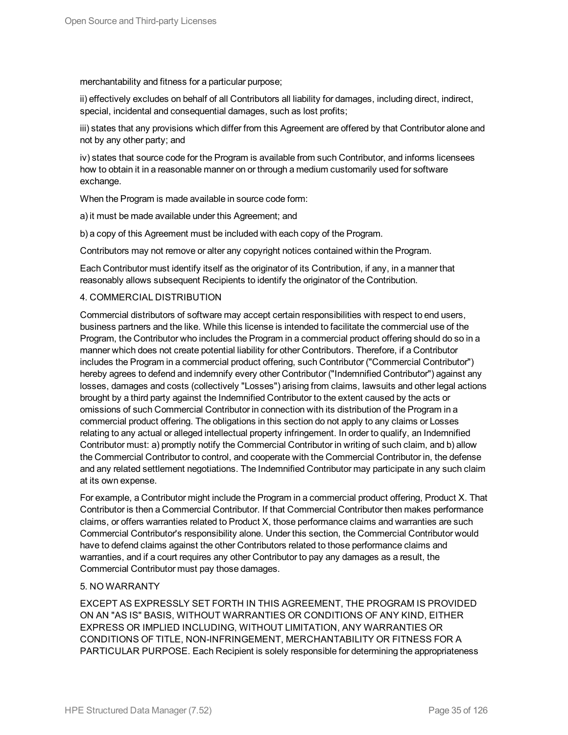merchantability and fitness for a particular purpose;

ii) effectively excludes on behalf of all Contributors all liability for damages, including direct, indirect, special, incidental and consequential damages, such as lost profits;

iii) states that any provisions which differ from this Agreement are offered by that Contributor alone and not by any other party; and

iv) states that source code for the Program is available from such Contributor, and informs licensees how to obtain it in a reasonable manner on or through a medium customarily used for software exchange.

When the Program is made available in source code form:

a) it must be made available under this Agreement; and

b) a copy of this Agreement must be included with each copy of the Program.

Contributors may not remove or alter any copyright notices contained within the Program.

Each Contributor must identify itself as the originator of its Contribution, if any, in a manner that reasonably allows subsequent Recipients to identify the originator of the Contribution.

4. COMMERCIAL DISTRIBUTION

Commercial distributors of software may accept certain responsibilities with respect to end users, business partners and the like. While this license is intended to facilitate the commercial use of the Program, the Contributor who includes the Program in a commercial product offering should do so in a manner which does not create potential liability for other Contributors. Therefore, if a Contributor includes the Program in a commercial product offering, such Contributor ("Commercial Contributor") hereby agrees to defend and indemnify every other Contributor ("Indemnified Contributor") against any losses, damages and costs (collectively "Losses") arising from claims, lawsuits and other legal actions brought by a third party against the Indemnified Contributor to the extent caused by the acts or omissions of such Commercial Contributor in connection with its distribution of the Program in a commercial product offering. The obligations in this section do not apply to any claims or Losses relating to any actual or alleged intellectual property infringement. In order to qualify, an Indemnified Contributor must: a) promptly notify the Commercial Contributor in writing of such claim, and b) allow the Commercial Contributor to control, and cooperate with the Commercial Contributor in, the defense and any related settlement negotiations. The Indemnified Contributor may participate in any such claim at its own expense.

For example, a Contributor might include the Program in a commercial product offering, Product X. That Contributor is then a Commercial Contributor. If that Commercial Contributor then makes performance claims, or offers warranties related to Product X, those performance claims and warranties are such Commercial Contributor's responsibility alone. Under this section, the Commercial Contributor would have to defend claims against the other Contributors related to those performance claims and warranties, and if a court requires any other Contributor to pay any damages as a result, the Commercial Contributor must pay those damages.

5. NO WARRANTY

EXCEPT AS EXPRESSLY SET FORTH IN THIS AGREEMENT, THE PROGRAM IS PROVIDED ON AN "AS IS" BASIS, WITHOUT WARRANTIES OR CONDITIONS OF ANY KIND, EITHER EXPRESS OR IMPLIED INCLUDING, WITHOUT LIMITATION, ANY WARRANTIES OR CONDITIONS OF TITLE, NON-INFRINGEMENT, MERCHANTABILITY OR FITNESS FOR A PARTICULAR PURPOSE. Each Recipient is solely responsible for determining the appropriateness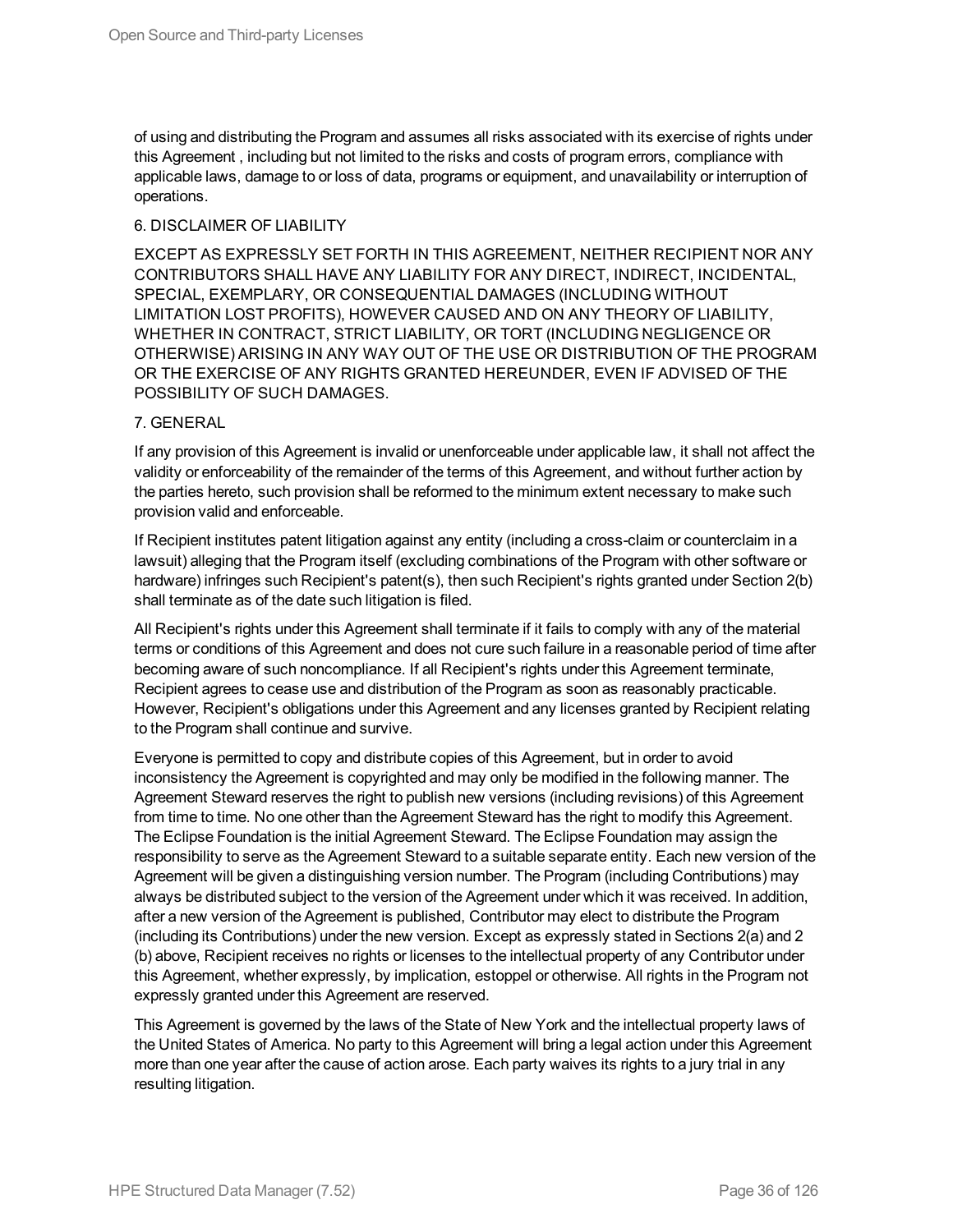of using and distributing the Program and assumes all risks associated with its exercise of rights under this Agreement , including but not limited to the risks and costs of program errors, compliance with applicable laws, damage to or loss of data, programs or equipment, and unavailability or interruption of operations.

6. DISCLAIMER OF LIABILITY

EXCEPT AS EXPRESSLY SET FORTH IN THIS AGREEMENT, NEITHER RECIPIENT NOR ANY CONTRIBUTORS SHALL HAVE ANY LIABILITY FOR ANY DIRECT, INDIRECT, INCIDENTAL, SPECIAL, EXEMPLARY, OR CONSEQUENTIAL DAMAGES (INCLUDING WITHOUT LIMITATION LOST PROFITS), HOWEVER CAUSED AND ON ANY THEORY OF LIABILITY, WHETHER IN CONTRACT, STRICT LIABILITY, OR TORT (INCLUDING NEGLIGENCE OR OTHERWISE) ARISING IN ANY WAY OUT OF THE USE OR DISTRIBUTION OF THE PROGRAM OR THE EXERCISE OF ANY RIGHTS GRANTED HEREUNDER, EVEN IF ADVISED OF THE POSSIBILITY OF SUCH DAMAGES.

7. GENERAL

If any provision of this Agreement is invalid or unenforceable under applicable law, it shall not affect the validity or enforceability of the remainder of the terms of this Agreement, and without further action by the parties hereto, such provision shall be reformed to the minimum extent necessary to make such provision valid and enforceable.

If Recipient institutes patent litigation against any entity (including a cross-claim or counterclaim in a lawsuit) alleging that the Program itself (excluding combinations of the Program with other software or hardware) infringes such Recipient's patent(s), then such Recipient's rights granted under Section 2(b) shall terminate as of the date such litigation is filed.

All Recipient's rights under this Agreement shall terminate if it fails to comply with any of the material terms or conditions of this Agreement and does not cure such failure in a reasonable period of time after becoming aware of such noncompliance. If all Recipient's rights under this Agreement terminate, Recipient agrees to cease use and distribution of the Program as soon as reasonably practicable. However, Recipient's obligations under this Agreement and any licenses granted by Recipient relating to the Program shall continue and survive.

Everyone is permitted to copy and distribute copies of this Agreement, but in order to avoid inconsistency the Agreement is copyrighted and may only be modified in the following manner. The Agreement Steward reserves the right to publish new versions (including revisions) of this Agreement from time to time. No one other than the Agreement Steward has the right to modify this Agreement. The Eclipse Foundation is the initial Agreement Steward. The Eclipse Foundation may assign the responsibility to serve as the Agreement Steward to a suitable separate entity. Each new version of the Agreement will be given a distinguishing version number. The Program (including Contributions) may always be distributed subject to the version of the Agreement under which it was received. In addition, after a new version of the Agreement is published, Contributor may elect to distribute the Program (including its Contributions) under the new version. Except as expressly stated in Sections 2(a) and 2 (b) above, Recipient receives no rights or licenses to the intellectual property of any Contributor under this Agreement, whether expressly, by implication, estoppel or otherwise. All rights in the Program not expressly granted under this Agreement are reserved.

This Agreement is governed by the laws of the State of New York and the intellectual property laws of the United States of America. No party to this Agreement will bring a legal action under this Agreement more than one year after the cause of action arose. Each party waives its rights to a jury trial in any resulting litigation.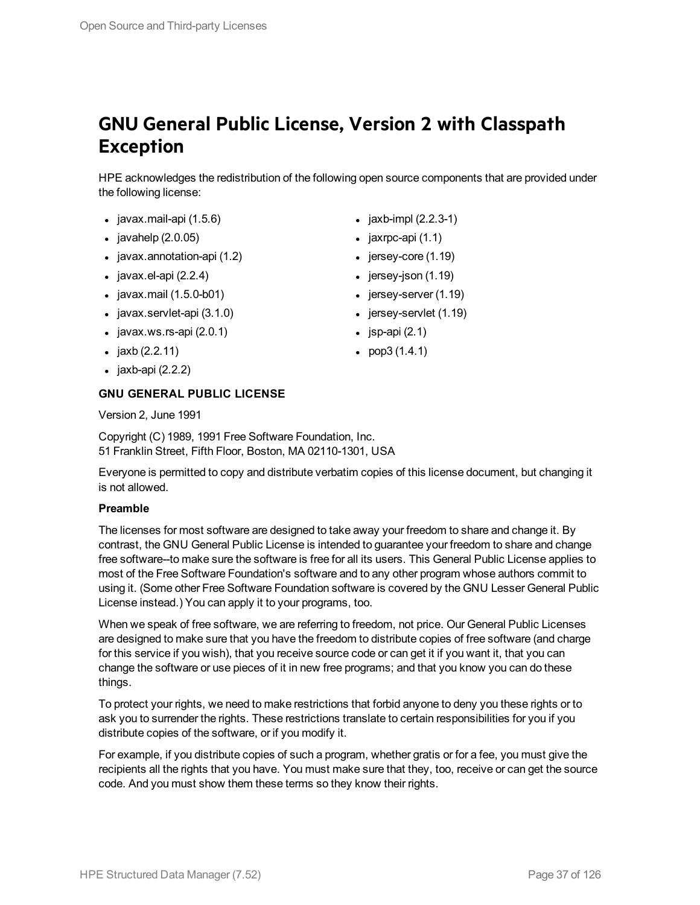# GNU General Public License, Version 2 with Classpath Exception

HPE acknowledges the redistribution of the following open source components that are provided under the following license:

- javax.mail-api (1.5.6)
- javahelp (2.0.05)
- javax.annotation-api (1.2)
- javax.el-api (2.2.4)
- javax.mail (1.5.0-b01)
- javax.servlet-api (3.1.0)
- javax.ws.rs-api (2.0.1)
- jaxb (2.2.11)
- jaxb-api (2.2.2)
- jaxb-impl (2.2.3-1)
- jaxrpc-api (1.1)
- jersey-core (1.19)
- jersey-json (1.19)
- jersey-server (1.19)
- jersey-servlet (1.19)
- jsp-api (2.1)
- pop3 (1.4.1)

**GNU GENERAL PUBLIC LICENSE**

Version 2, June 1991

Copyright (C) 1989, 1991 Free Software Foundation, Inc.
51 Franklin Street, Fifth Floor, Boston, MA 02110-1301, USA

Everyone is permitted to copy and distribute verbatim copies of this license document, but changing it is not allowed.

**Preamble**

The licenses for most software are designed to take away your freedom to share and change it. By contrast, the GNU General Public License is intended to guarantee your freedom to share and change free software--to make sure the software is free for all its users. This General Public License applies to most of the Free Software Foundation's software and to any other program whose authors commit to using it. (Some other Free Software Foundation software is covered by the GNU Lesser General Public License instead.) You can apply it to your programs, too.

When we speak of free software, we are referring to freedom, not price. Our General Public Licenses are designed to make sure that you have the freedom to distribute copies of free software (and charge for this service if you wish), that you receive source code or can get it if you want it, that you can change the software or use pieces of it in new free programs; and that you know you can do these things.

To protect your rights, we need to make restrictions that forbid anyone to deny you these rights or to ask you to surrender the rights. These restrictions translate to certain responsibilities for you if you distribute copies of the software, or if you modify it.

For example, if you distribute copies of such a program, whether gratis or for a fee, you must give the recipients all the rights that you have. You must make sure that they, too, receive or can get the source code. And you must show them these terms so they know their rights.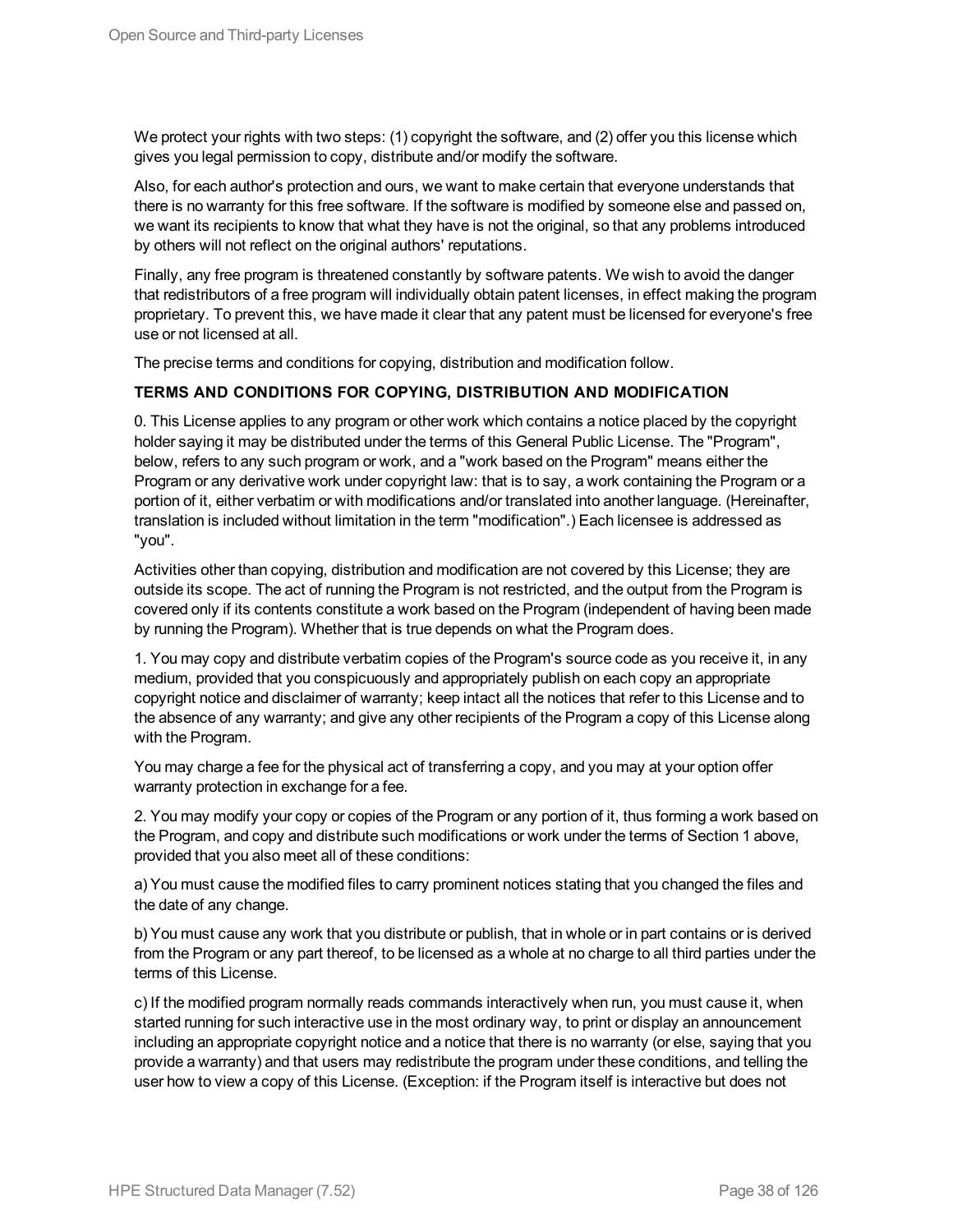We protect your rights with two steps: (1) copyright the software, and (2) offer you this license which gives you legal permission to copy, distribute and/or modify the software.

Also, for each author's protection and ours, we want to make certain that everyone understands that there is no warranty for this free software. If the software is modified by someone else and passed on, we want its recipients to know that what they have is not the original, so that any problems introduced by others will not reflect on the original authors' reputations.

Finally, any free program is threatened constantly by software patents. We wish to avoid the danger that redistributors of a free program will individually obtain patent licenses, in effect making the program proprietary. To prevent this, we have made it clear that any patent must be licensed for everyone's free use or not licensed at all.

The precise terms and conditions for copying, distribution and modification follow.

**TERMS AND CONDITIONS FOR COPYING, DISTRIBUTION AND MODIFICATION**

0. This License applies to any program or other work which contains a notice placed by the copyright holder saying it may be distributed under the terms of this General Public License. The "Program", below, refers to any such program or work, and a "work based on the Program" means either the Program or any derivative work under copyright law: that is to say, a work containing the Program or a portion of it, either verbatim or with modifications and/or translated into another language. (Hereinafter, translation is included without limitation in the term "modification".) Each licensee is addressed as "you".

Activities other than copying, distribution and modification are not covered by this License; they are outside its scope. The act of running the Program is not restricted, and the output from the Program is covered only if its contents constitute a work based on the Program (independent of having been made by running the Program). Whether that is true depends on what the Program does.

1. You may copy and distribute verbatim copies of the Program's source code as you receive it, in any medium, provided that you conspicuously and appropriately publish on each copy an appropriate copyright notice and disclaimer of warranty; keep intact all the notices that refer to this License and to the absence of any warranty; and give any other recipients of the Program a copy of this License along with the Program.

You may charge a fee for the physical act of transferring a copy, and you may at your option offer warranty protection in exchange for a fee.

2. You may modify your copy or copies of the Program or any portion of it, thus forming a work based on the Program, and copy and distribute such modifications or work under the terms of Section 1 above, provided that you also meet all of these conditions:

a) You must cause the modified files to carry prominent notices stating that you changed the files and the date of any change.

b) You must cause any work that you distribute or publish, that in whole or in part contains or is derived from the Program or any part thereof, to be licensed as a whole at no charge to all third parties under the terms of this License.

c) If the modified program normally reads commands interactively when run, you must cause it, when started running for such interactive use in the most ordinary way, to print or display an announcement including an appropriate copyright notice and a notice that there is no warranty (or else, saying that you provide a warranty) and that users may redistribute the program under these conditions, and telling the user how to view a copy of this License. (Exception: if the Program itself is interactive but does not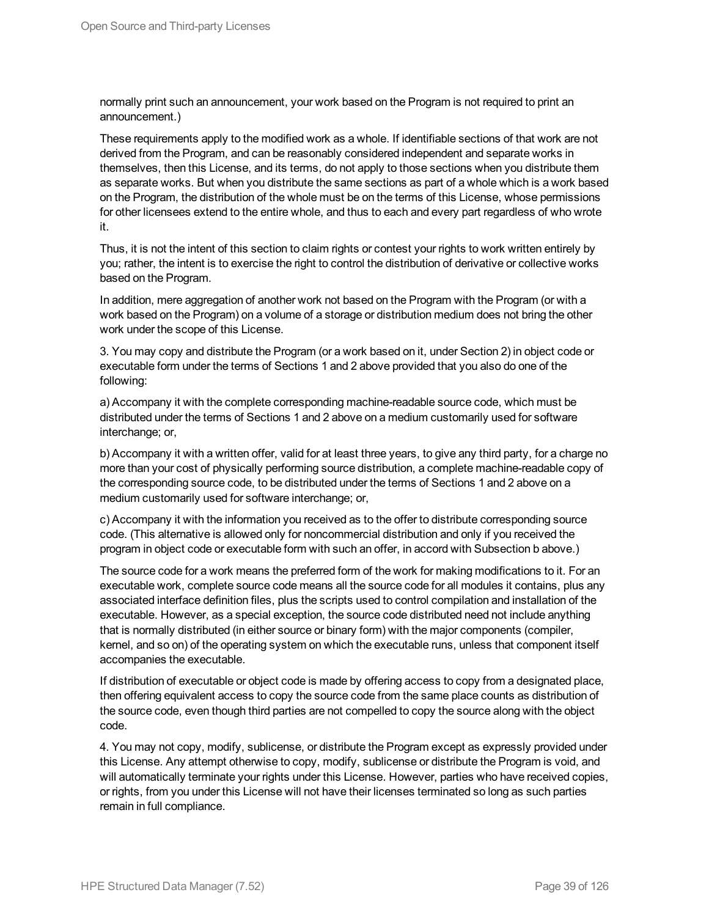normally print such an announcement, your work based on the Program is not required to print an announcement.)

These requirements apply to the modified work as a whole. If identifiable sections of that work are not derived from the Program, and can be reasonably considered independent and separate works in themselves, then this License, and its terms, do not apply to those sections when you distribute them as separate works. But when you distribute the same sections as part of a whole which is a work based on the Program, the distribution of the whole must be on the terms of this License, whose permissions for other licensees extend to the entire whole, and thus to each and every part regardless of who wrote it.

Thus, it is not the intent of this section to claim rights or contest your rights to work written entirely by you; rather, the intent is to exercise the right to control the distribution of derivative or collective works based on the Program.

In addition, mere aggregation of another work not based on the Program with the Program (or with a work based on the Program) on a volume of a storage or distribution medium does not bring the other work under the scope of this License.

3. You may copy and distribute the Program (or a work based on it, under Section 2) in object code or executable form under the terms of Sections 1 and 2 above provided that you also do one of the following:

a) Accompany it with the complete corresponding machine-readable source code, which must be distributed under the terms of Sections 1 and 2 above on a medium customarily used for software interchange; or,

b) Accompany it with a written offer, valid for at least three years, to give any third party, for a charge no more than your cost of physically performing source distribution, a complete machine-readable copy of the corresponding source code, to be distributed under the terms of Sections 1 and 2 above on a medium customarily used for software interchange; or,

c) Accompany it with the information you received as to the offer to distribute corresponding source code. (This alternative is allowed only for noncommercial distribution and only if you received the program in object code or executable form with such an offer, in accord with Subsection b above.)

The source code for a work means the preferred form of the work for making modifications to it. For an executable work, complete source code means all the source code for all modules it contains, plus any associated interface definition files, plus the scripts used to control compilation and installation of the executable. However, as a special exception, the source code distributed need not include anything that is normally distributed (in either source or binary form) with the major components (compiler, kernel, and so on) of the operating system on which the executable runs, unless that component itself accompanies the executable.

If distribution of executable or object code is made by offering access to copy from a designated place, then offering equivalent access to copy the source code from the same place counts as distribution of the source code, even though third parties are not compelled to copy the source along with the object code.

4. You may not copy, modify, sublicense, or distribute the Program except as expressly provided under this License. Any attempt otherwise to copy, modify, sublicense or distribute the Program is void, and will automatically terminate your rights under this License. However, parties who have received copies, or rights, from you under this License will not have their licenses terminated so long as such parties remain in full compliance.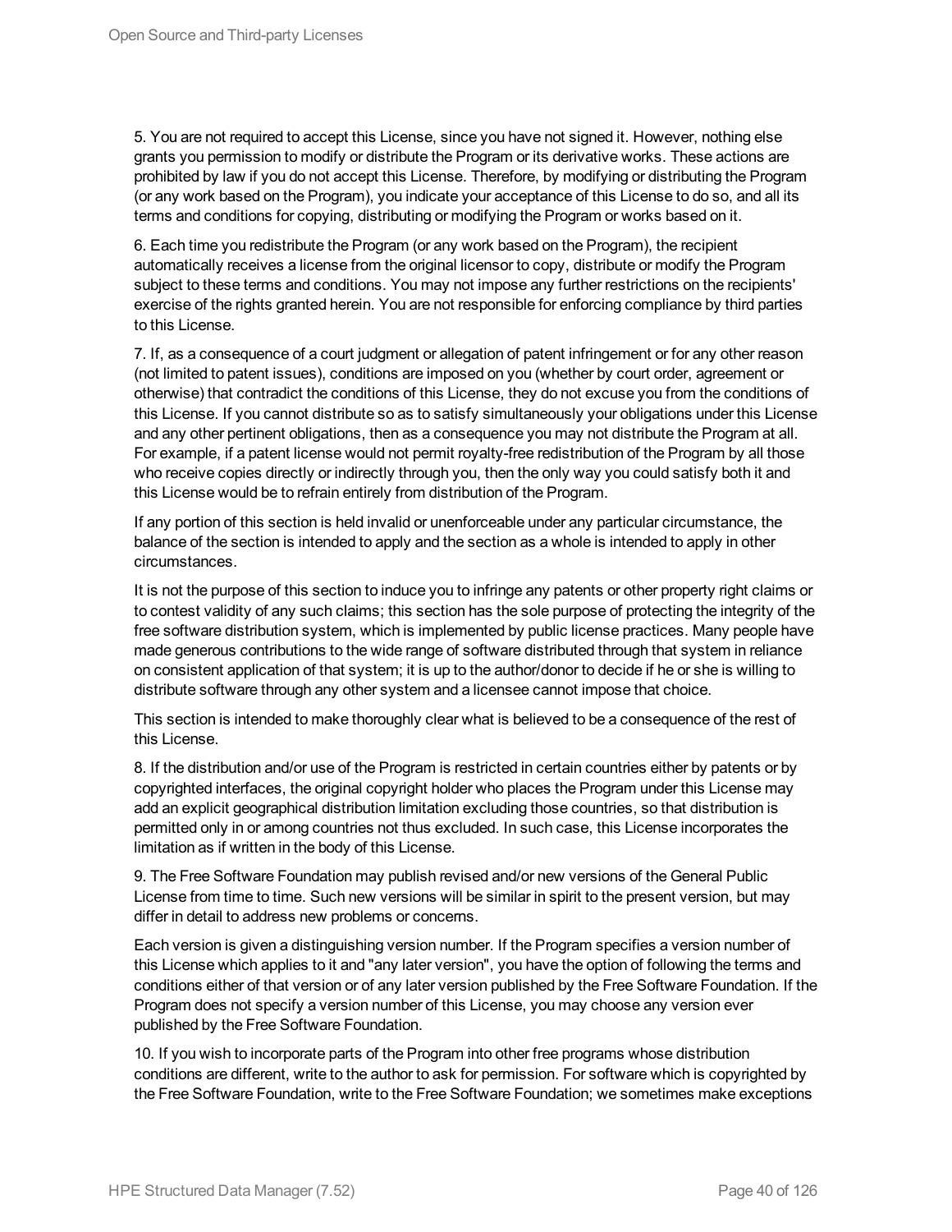5. You are not required to accept this License, since you have not signed it. However, nothing else grants you permission to modify or distribute the Program or its derivative works. These actions are prohibited by law if you do not accept this License. Therefore, by modifying or distributing the Program (or any work based on the Program), you indicate your acceptance of this License to do so, and all its terms and conditions for copying, distributing or modifying the Program or works based on it.

6. Each time you redistribute the Program (or any work based on the Program), the recipient automatically receives a license from the original licensor to copy, distribute or modify the Program subject to these terms and conditions. You may not impose any further restrictions on the recipients' exercise of the rights granted herein. You are not responsible for enforcing compliance by third parties to this License.

7. If, as a consequence of a court judgment or allegation of patent infringement or for any other reason (not limited to patent issues), conditions are imposed on you (whether by court order, agreement or otherwise) that contradict the conditions of this License, they do not excuse you from the conditions of this License. If you cannot distribute so as to satisfy simultaneously your obligations under this License and any other pertinent obligations, then as a consequence you may not distribute the Program at all. For example, if a patent license would not permit royalty-free redistribution of the Program by all those who receive copies directly or indirectly through you, then the only way you could satisfy both it and this License would be to refrain entirely from distribution of the Program.

If any portion of this section is held invalid or unenforceable under any particular circumstance, the balance of the section is intended to apply and the section as a whole is intended to apply in other circumstances.

It is not the purpose of this section to induce you to infringe any patents or other property right claims or to contest validity of any such claims; this section has the sole purpose of protecting the integrity of the free software distribution system, which is implemented by public license practices. Many people have made generous contributions to the wide range of software distributed through that system in reliance on consistent application of that system; it is up to the author/donor to decide if he or she is willing to distribute software through any other system and a licensee cannot impose that choice.

This section is intended to make thoroughly clear what is believed to be a consequence of the rest of this License.

8. If the distribution and/or use of the Program is restricted in certain countries either by patents or by copyrighted interfaces, the original copyright holder who places the Program under this License may add an explicit geographical distribution limitation excluding those countries, so that distribution is permitted only in or among countries not thus excluded. In such case, this License incorporates the limitation as if written in the body of this License.

9. The Free Software Foundation may publish revised and/or new versions of the General Public License from time to time. Such new versions will be similar in spirit to the present version, but may differ in detail to address new problems or concerns.

Each version is given a distinguishing version number. If the Program specifies a version number of this License which applies to it and "any later version", you have the option of following the terms and conditions either of that version or of any later version published by the Free Software Foundation. If the Program does not specify a version number of this License, you may choose any version ever published by the Free Software Foundation.

10. If you wish to incorporate parts of the Program into other free programs whose distribution conditions are different, write to the author to ask for permission. For software which is copyrighted by the Free Software Foundation, write to the Free Software Foundation; we sometimes make exceptions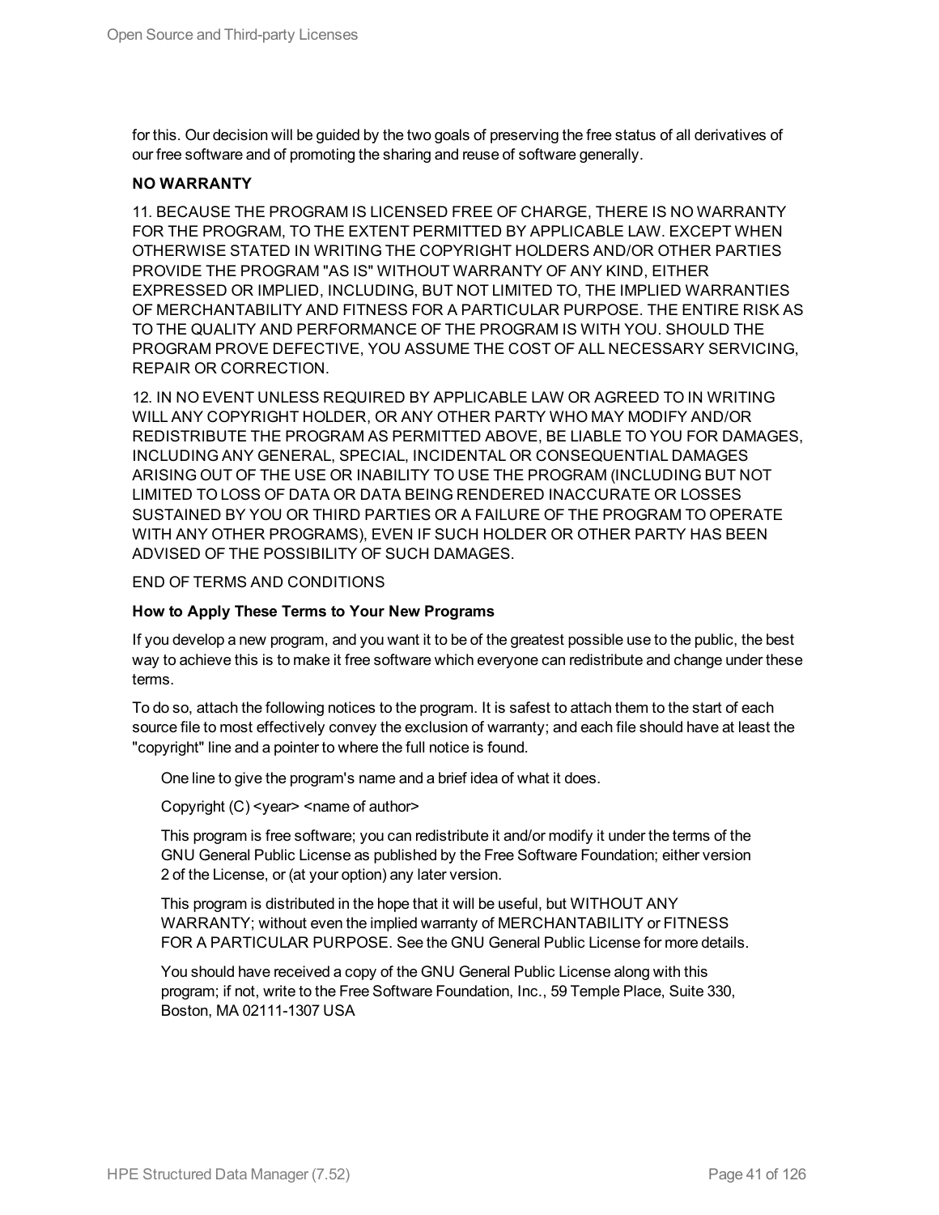for this. Our decision will be guided by the two goals of preserving the free status of all derivatives of our free software and of promoting the sharing and reuse of software generally.

**NO WARRANTY**

11. BECAUSE THE PROGRAM IS LICENSED FREE OF CHARGE, THERE IS NO WARRANTY FOR THE PROGRAM, TO THE EXTENT PERMITTED BY APPLICABLE LAW. EXCEPT WHEN OTHERWISE STATED IN WRITING THE COPYRIGHT HOLDERS AND/OR OTHER PARTIES PROVIDE THE PROGRAM "AS IS" WITHOUT WARRANTY OF ANY KIND, EITHER EXPRESSED OR IMPLIED, INCLUDING, BUT NOT LIMITED TO, THE IMPLIED WARRANTIES OF MERCHANTABILITY AND FITNESS FOR A PARTICULAR PURPOSE. THE ENTIRE RISK AS TO THE QUALITY AND PERFORMANCE OF THE PROGRAM IS WITH YOU. SHOULD THE PROGRAM PROVE DEFECTIVE, YOU ASSUME THE COST OF ALL NECESSARY SERVICING, REPAIR OR CORRECTION.

12. IN NO EVENT UNLESS REQUIRED BY APPLICABLE LAW OR AGREED TO IN WRITING WILL ANY COPYRIGHT HOLDER, OR ANY OTHER PARTY WHO MAY MODIFY AND/OR REDISTRIBUTE THE PROGRAM AS PERMITTED ABOVE, BE LIABLE TO YOU FOR DAMAGES, INCLUDING ANY GENERAL, SPECIAL, INCIDENTAL OR CONSEQUENTIAL DAMAGES ARISING OUT OF THE USE OR INABILITY TO USE THE PROGRAM (INCLUDING BUT NOT LIMITED TO LOSS OF DATA OR DATA BEING RENDERED INACCURATE OR LOSSES SUSTAINED BY YOU OR THIRD PARTIES OR A FAILURE OF THE PROGRAM TO OPERATE WITH ANY OTHER PROGRAMS), EVEN IF SUCH HOLDER OR OTHER PARTY HAS BEEN ADVISED OF THE POSSIBILITY OF SUCH DAMAGES.

END OF TERMS AND CONDITIONS

**How to Apply These Terms to Your New Programs**

If you develop a new program, and you want it to be of the greatest possible use to the public, the best way to achieve this is to make it free software which everyone can redistribute and change under these terms.

To do so, attach the following notices to the program. It is safest to attach them to the start of each source file to most effectively convey the exclusion of warranty; and each file should have at least the "copyright" line and a pointer to where the full notice is found.

> One line to give the program's name and a brief idea of what it does.
>
> Copyright (C) <year> <name of author>
>
> This program is free software; you can redistribute it and/or modify it under the terms of the GNU General Public License as published by the Free Software Foundation; either version 2 of the License, or (at your option) any later version.
>
> This program is distributed in the hope that it will be useful, but WITHOUT ANY WARRANTY; without even the implied warranty of MERCHANTABILITY or FITNESS FOR A PARTICULAR PURPOSE. See the GNU General Public License for more details.
>
> You should have received a copy of the GNU General Public License along with this program; if not, write to the Free Software Foundation, Inc., 59 Temple Place, Suite 330, Boston, MA 02111-1307 USA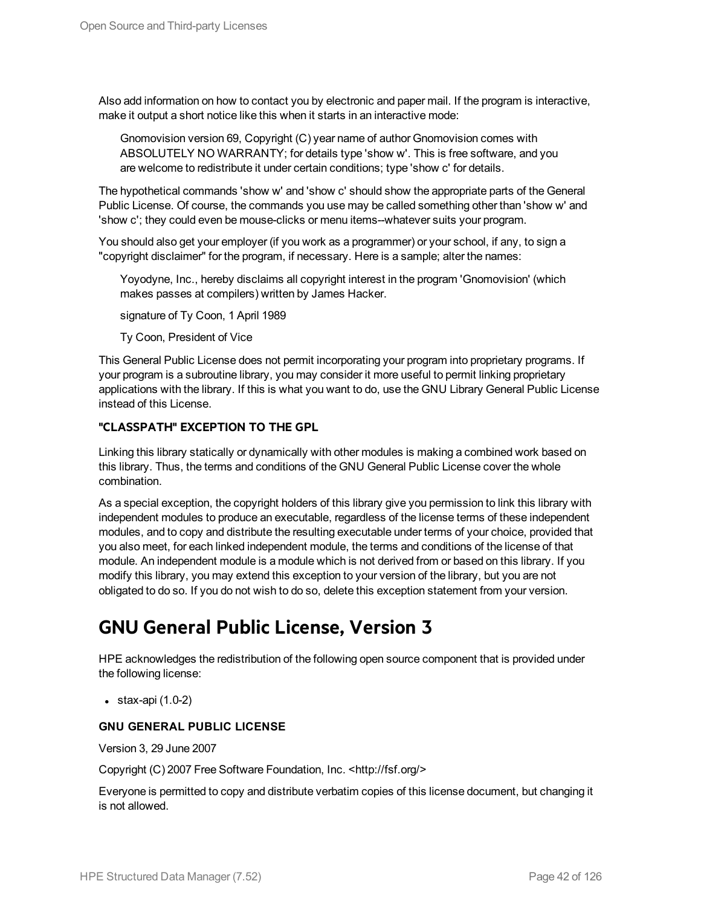Also add information on how to contact you by electronic and paper mail. If the program is interactive, make it output a short notice like this when it starts in an interactive mode:

> Gnomovision version 69, Copyright (C) year name of author Gnomovision comes with ABSOLUTELY NO WARRANTY; for details type 'show w'. This is free software, and you are welcome to redistribute it under certain conditions; type 'show c' for details.

The hypothetical commands 'show w' and 'show c' should show the appropriate parts of the General Public License. Of course, the commands you use may be called something other than 'show w' and 'show c'; they could even be mouse-clicks or menu items--whatever suits your program.

You should also get your employer (if you work as a programmer) or your school, if any, to sign a "copyright disclaimer" for the program, if necessary. Here is a sample; alter the names:

> Yoyodyne, Inc., hereby disclaims all copyright interest in the program 'Gnomovision' (which makes passes at compilers) written by James Hacker.
>
> signature of Ty Coon, 1 April 1989
>
> Ty Coon, President of Vice

This General Public License does not permit incorporating your program into proprietary programs. If your program is a subroutine library, you may consider it more useful to permit linking proprietary applications with the library. If this is what you want to do, use the GNU Library General Public License instead of this License.

#### "CLASSPATH" EXCEPTION TO THE GPL

Linking this library statically or dynamically with other modules is making a combined work based on this library. Thus, the terms and conditions of the GNU General Public License cover the whole combination.

As a special exception, the copyright holders of this library give you permission to link this library with independent modules to produce an executable, regardless of the license terms of these independent modules, and to copy and distribute the resulting executable under terms of your choice, provided that you also meet, for each linked independent module, the terms and conditions of the license of that module. An independent module is a module which is not derived from or based on this library. If you modify this library, you may extend this exception to your version of the library, but you are not obligated to do so. If you do not wish to do so, delete this exception statement from your version.

## GNU General Public License, Version 3

HPE acknowledges the redistribution of the following open source component that is provided under the following license:

- stax-api (1.0-2)

#### GNU GENERAL PUBLIC LICENSE

Version 3, 29 June 2007

Copyright (C) 2007 Free Software Foundation, Inc. <http://fsf.org/>

Everyone is permitted to copy and distribute verbatim copies of this license document, but changing it is not allowed.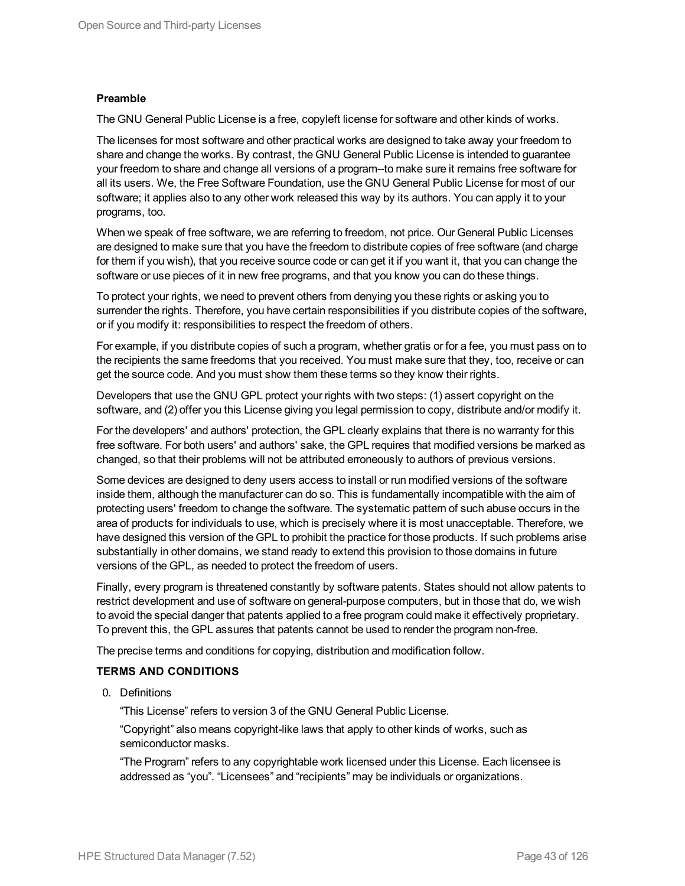**Preamble**

The GNU General Public License is a free, copyleft license for software and other kinds of works.

The licenses for most software and other practical works are designed to take away your freedom to share and change the works. By contrast, the GNU General Public License is intended to guarantee your freedom to share and change all versions of a program--to make sure it remains free software for all its users. We, the Free Software Foundation, use the GNU General Public License for most of our software; it applies also to any other work released this way by its authors. You can apply it to your programs, too.

When we speak of free software, we are referring to freedom, not price. Our General Public Licenses are designed to make sure that you have the freedom to distribute copies of free software (and charge for them if you wish), that you receive source code or can get it if you want it, that you can change the software or use pieces of it in new free programs, and that you know you can do these things.

To protect your rights, we need to prevent others from denying you these rights or asking you to surrender the rights. Therefore, you have certain responsibilities if you distribute copies of the software, or if you modify it: responsibilities to respect the freedom of others.

For example, if you distribute copies of such a program, whether gratis or for a fee, you must pass on to the recipients the same freedoms that you received. You must make sure that they, too, receive or can get the source code. And you must show them these terms so they know their rights.

Developers that use the GNU GPL protect your rights with two steps: (1) assert copyright on the software, and (2) offer you this License giving you legal permission to copy, distribute and/or modify it.

For the developers' and authors' protection, the GPL clearly explains that there is no warranty for this free software. For both users' and authors' sake, the GPL requires that modified versions be marked as changed, so that their problems will not be attributed erroneously to authors of previous versions.

Some devices are designed to deny users access to install or run modified versions of the software inside them, although the manufacturer can do so. This is fundamentally incompatible with the aim of protecting users' freedom to change the software. The systematic pattern of such abuse occurs in the area of products for individuals to use, which is precisely where it is most unacceptable. Therefore, we have designed this version of the GPL to prohibit the practice for those products. If such problems arise substantially in other domains, we stand ready to extend this provision to those domains in future versions of the GPL, as needed to protect the freedom of users.

Finally, every program is threatened constantly by software patents. States should not allow patents to restrict development and use of software on general-purpose computers, but in those that do, we wish to avoid the special danger that patents applied to a free program could make it effectively proprietary. To prevent this, the GPL assures that patents cannot be used to render the program non-free.

The precise terms and conditions for copying, distribution and modification follow.

**TERMS AND CONDITIONS**

0. Definitions

   “This License” refers to version 3 of the GNU General Public License.

   “Copyright” also means copyright-like laws that apply to other kinds of works, such as semiconductor masks.

   “The Program” refers to any copyrightable work licensed under this License. Each licensee is addressed as “you”. “Licensees” and “recipients” may be individuals or organizations.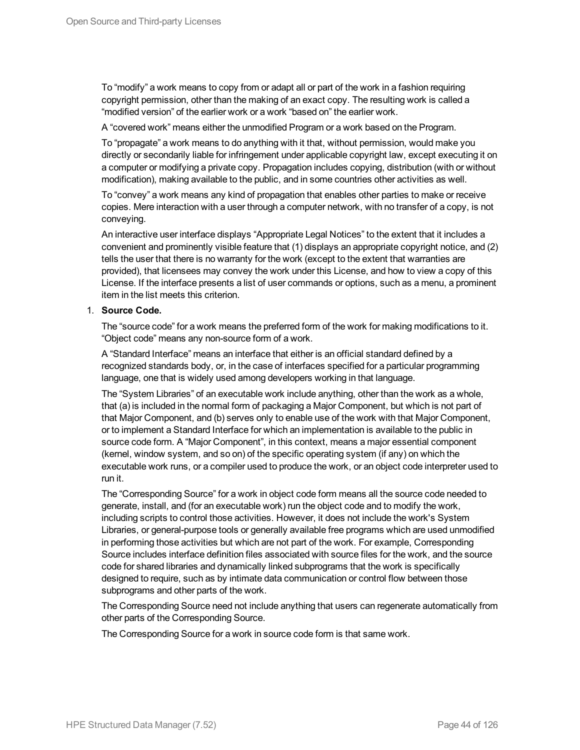To “modify” a work means to copy from or adapt all or part of the work in a fashion requiring copyright permission, other than the making of an exact copy. The resulting work is called a “modified version” of the earlier work or a work “based on” the earlier work.

A “covered work” means either the unmodified Program or a work based on the Program.

To “propagate” a work means to do anything with it that, without permission, would make you directly or secondarily liable for infringement under applicable copyright law, except executing it on a computer or modifying a private copy. Propagation includes copying, distribution (with or without modification), making available to the public, and in some countries other activities as well.

To “convey” a work means any kind of propagation that enables other parties to make or receive copies. Mere interaction with a user through a computer network, with no transfer of a copy, is not conveying.

An interactive user interface displays “Appropriate Legal Notices” to the extent that it includes a convenient and prominently visible feature that (1) displays an appropriate copyright notice, and (2) tells the user that there is no warranty for the work (except to the extent that warranties are provided), that licensees may convey the work under this License, and how to view a copy of this License. If the interface presents a list of user commands or options, such as a menu, a prominent item in the list meets this criterion.

1. **Source Code.**

   The “source code” for a work means the preferred form of the work for making modifications to it. “Object code” means any non-source form of a work.

   A “Standard Interface” means an interface that either is an official standard defined by a recognized standards body, or, in the case of interfaces specified for a particular programming language, one that is widely used among developers working in that language.

   The “System Libraries” of an executable work include anything, other than the work as a whole, that (a) is included in the normal form of packaging a Major Component, but which is not part of that Major Component, and (b) serves only to enable use of the work with that Major Component, or to implement a Standard Interface for which an implementation is available to the public in source code form. A “Major Component”, in this context, means a major essential component (kernel, window system, and so on) of the specific operating system (if any) on which the executable work runs, or a compiler used to produce the work, or an object code interpreter used to run it.

   The “Corresponding Source” for a work in object code form means all the source code needed to generate, install, and (for an executable work) run the object code and to modify the work, including scripts to control those activities. However, it does not include the work's System Libraries, or general-purpose tools or generally available free programs which are used unmodified in performing those activities but which are not part of the work. For example, Corresponding Source includes interface definition files associated with source files for the work, and the source code for shared libraries and dynamically linked subprograms that the work is specifically designed to require, such as by intimate data communication or control flow between those subprograms and other parts of the work.

   The Corresponding Source need not include anything that users can regenerate automatically from other parts of the Corresponding Source.

   The Corresponding Source for a work in source code form is that same work.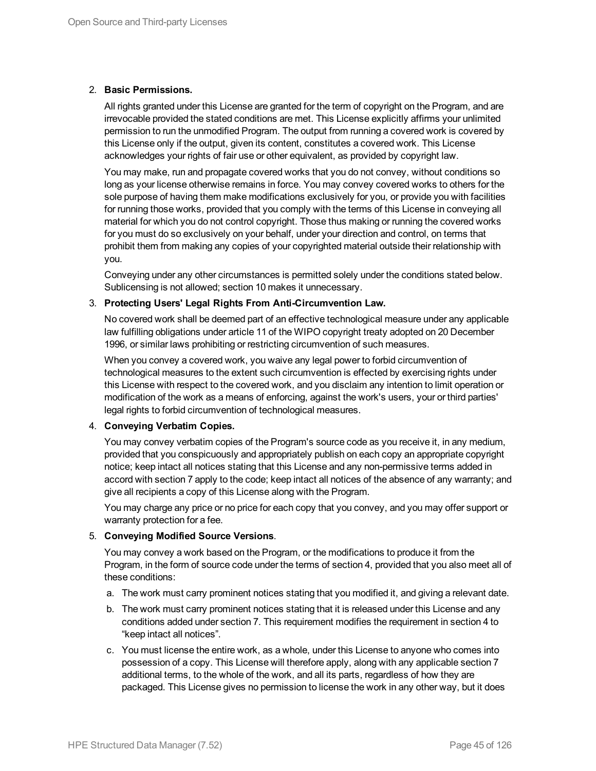2. **Basic Permissions.**

   All rights granted under this License are granted for the term of copyright on the Program, and are irrevocable provided the stated conditions are met. This License explicitly affirms your unlimited permission to run the unmodified Program. The output from running a covered work is covered by this License only if the output, given its content, constitutes a covered work. This License acknowledges your rights of fair use or other equivalent, as provided by copyright law.

   You may make, run and propagate covered works that you do not convey, without conditions so long as your license otherwise remains in force. You may convey covered works to others for the sole purpose of having them make modifications exclusively for you, or provide you with facilities for running those works, provided that you comply with the terms of this License in conveying all material for which you do not control copyright. Those thus making or running the covered works for you must do so exclusively on your behalf, under your direction and control, on terms that prohibit them from making any copies of your copyrighted material outside their relationship with you.

   Conveying under any other circumstances is permitted solely under the conditions stated below. Sublicensing is not allowed; section 10 makes it unnecessary.

3. **Protecting Users' Legal Rights From Anti-Circumvention Law.**

   No covered work shall be deemed part of an effective technological measure under any applicable law fulfilling obligations under article 11 of the WIPO copyright treaty adopted on 20 December 1996, or similar laws prohibiting or restricting circumvention of such measures.

   When you convey a covered work, you waive any legal power to forbid circumvention of technological measures to the extent such circumvention is effected by exercising rights under this License with respect to the covered work, and you disclaim any intention to limit operation or modification of the work as a means of enforcing, against the work's users, your or third parties' legal rights to forbid circumvention of technological measures.

4. **Conveying Verbatim Copies.**

   You may convey verbatim copies of the Program's source code as you receive it, in any medium, provided that you conspicuously and appropriately publish on each copy an appropriate copyright notice; keep intact all notices stating that this License and any non-permissive terms added in accord with section 7 apply to the code; keep intact all notices of the absence of any warranty; and give all recipients a copy of this License along with the Program.

   You may charge any price or no price for each copy that you convey, and you may offer support or warranty protection for a fee.

5. **Conveying Modified Source Versions**.

   You may convey a work based on the Program, or the modifications to produce it from the Program, in the form of source code under the terms of section 4, provided that you also meet all of these conditions:

   a. The work must carry prominent notices stating that you modified it, and giving a relevant date.

   b. The work must carry prominent notices stating that it is released under this License and any conditions added under section 7. This requirement modifies the requirement in section 4 to "keep intact all notices".

   c. You must license the entire work, as a whole, under this License to anyone who comes into possession of a copy. This License will therefore apply, along with any applicable section 7 additional terms, to the whole of the work, and all its parts, regardless of how they are packaged. This License gives no permission to license the work in any other way, but it does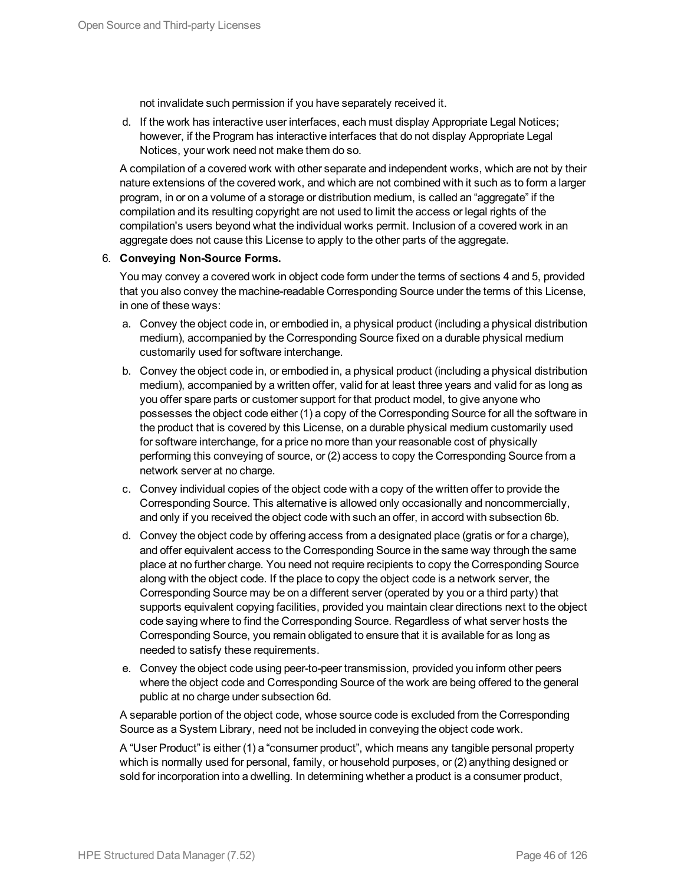not invalidate such permission if you have separately received it.

d. If the work has interactive user interfaces, each must display Appropriate Legal Notices; however, if the Program has interactive interfaces that do not display Appropriate Legal Notices, your work need not make them do so.

A compilation of a covered work with other separate and independent works, which are not by their nature extensions of the covered work, and which are not combined with it such as to form a larger program, in or on a volume of a storage or distribution medium, is called an "aggregate" if the compilation and its resulting copyright are not used to limit the access or legal rights of the compilation's users beyond what the individual works permit. Inclusion of a covered work in an aggregate does not cause this License to apply to the other parts of the aggregate.

6. **Conveying Non-Source Forms.**

   You may convey a covered work in object code form under the terms of sections 4 and 5, provided that you also convey the machine-readable Corresponding Source under the terms of this License, in one of these ways:

   a. Convey the object code in, or embodied in, a physical product (including a physical distribution medium), accompanied by the Corresponding Source fixed on a durable physical medium customarily used for software interchange.

   b. Convey the object code in, or embodied in, a physical product (including a physical distribution medium), accompanied by a written offer, valid for at least three years and valid for as long as you offer spare parts or customer support for that product model, to give anyone who possesses the object code either (1) a copy of the Corresponding Source for all the software in the product that is covered by this License, on a durable physical medium customarily used for software interchange, for a price no more than your reasonable cost of physically performing this conveying of source, or (2) access to copy the Corresponding Source from a network server at no charge.

   c. Convey individual copies of the object code with a copy of the written offer to provide the Corresponding Source. This alternative is allowed only occasionally and noncommercially, and only if you received the object code with such an offer, in accord with subsection 6b.

   d. Convey the object code by offering access from a designated place (gratis or for a charge), and offer equivalent access to the Corresponding Source in the same way through the same place at no further charge. You need not require recipients to copy the Corresponding Source along with the object code. If the place to copy the object code is a network server, the Corresponding Source may be on a different server (operated by you or a third party) that supports equivalent copying facilities, provided you maintain clear directions next to the object code saying where to find the Corresponding Source. Regardless of what server hosts the Corresponding Source, you remain obligated to ensure that it is available for as long as needed to satisfy these requirements.

   e. Convey the object code using peer-to-peer transmission, provided you inform other peers where the object code and Corresponding Source of the work are being offered to the general public at no charge under subsection 6d.

   A separable portion of the object code, whose source code is excluded from the Corresponding Source as a System Library, need not be included in conveying the object code work.

   A "User Product" is either (1) a "consumer product", which means any tangible personal property which is normally used for personal, family, or household purposes, or (2) anything designed or sold for incorporation into a dwelling. In determining whether a product is a consumer product,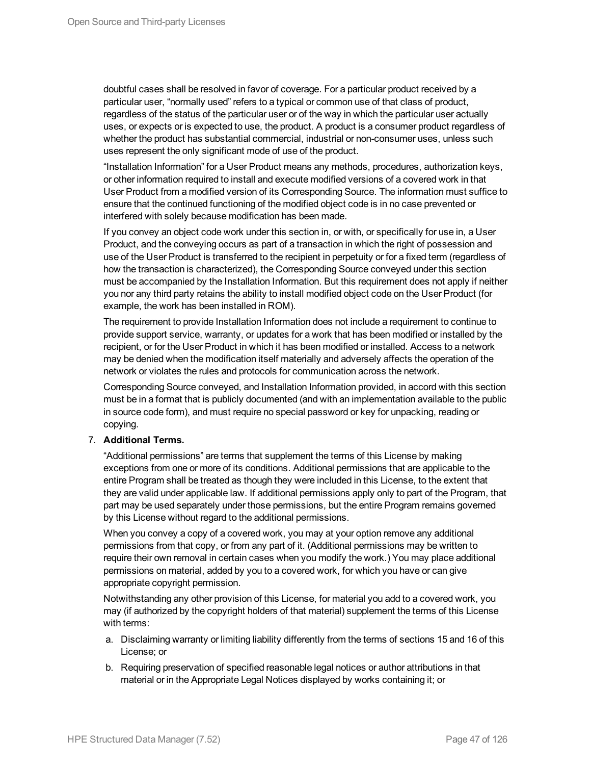doubtful cases shall be resolved in favor of coverage. For a particular product received by a particular user, “normally used” refers to a typical or common use of that class of product, regardless of the status of the particular user or of the way in which the particular user actually uses, or expects or is expected to use, the product. A product is a consumer product regardless of whether the product has substantial commercial, industrial or non-consumer uses, unless such uses represent the only significant mode of use of the product.

“Installation Information” for a User Product means any methods, procedures, authorization keys, or other information required to install and execute modified versions of a covered work in that User Product from a modified version of its Corresponding Source. The information must suffice to ensure that the continued functioning of the modified object code is in no case prevented or interfered with solely because modification has been made.

If you convey an object code work under this section in, or with, or specifically for use in, a User Product, and the conveying occurs as part of a transaction in which the right of possession and use of the User Product is transferred to the recipient in perpetuity or for a fixed term (regardless of how the transaction is characterized), the Corresponding Source conveyed under this section must be accompanied by the Installation Information. But this requirement does not apply if neither you nor any third party retains the ability to install modified object code on the User Product (for example, the work has been installed in ROM).

The requirement to provide Installation Information does not include a requirement to continue to provide support service, warranty, or updates for a work that has been modified or installed by the recipient, or for the User Product in which it has been modified or installed. Access to a network may be denied when the modification itself materially and adversely affects the operation of the network or violates the rules and protocols for communication across the network.

Corresponding Source conveyed, and Installation Information provided, in accord with this section must be in a format that is publicly documented (and with an implementation available to the public in source code form), and must require no special password or key for unpacking, reading or copying.

7. **Additional Terms.**

   “Additional permissions” are terms that supplement the terms of this License by making exceptions from one or more of its conditions. Additional permissions that are applicable to the entire Program shall be treated as though they were included in this License, to the extent that they are valid under applicable law. If additional permissions apply only to part of the Program, that part may be used separately under those permissions, but the entire Program remains governed by this License without regard to the additional permissions.

   When you convey a copy of a covered work, you may at your option remove any additional permissions from that copy, or from any part of it. (Additional permissions may be written to require their own removal in certain cases when you modify the work.) You may place additional permissions on material, added by you to a covered work, for which you have or can give appropriate copyright permission.

   Notwithstanding any other provision of this License, for material you add to a covered work, you may (if authorized by the copyright holders of that material) supplement the terms of this License with terms:

   a. Disclaiming warranty or limiting liability differently from the terms of sections 15 and 16 of this License; or

   b. Requiring preservation of specified reasonable legal notices or author attributions in that material or in the Appropriate Legal Notices displayed by works containing it; or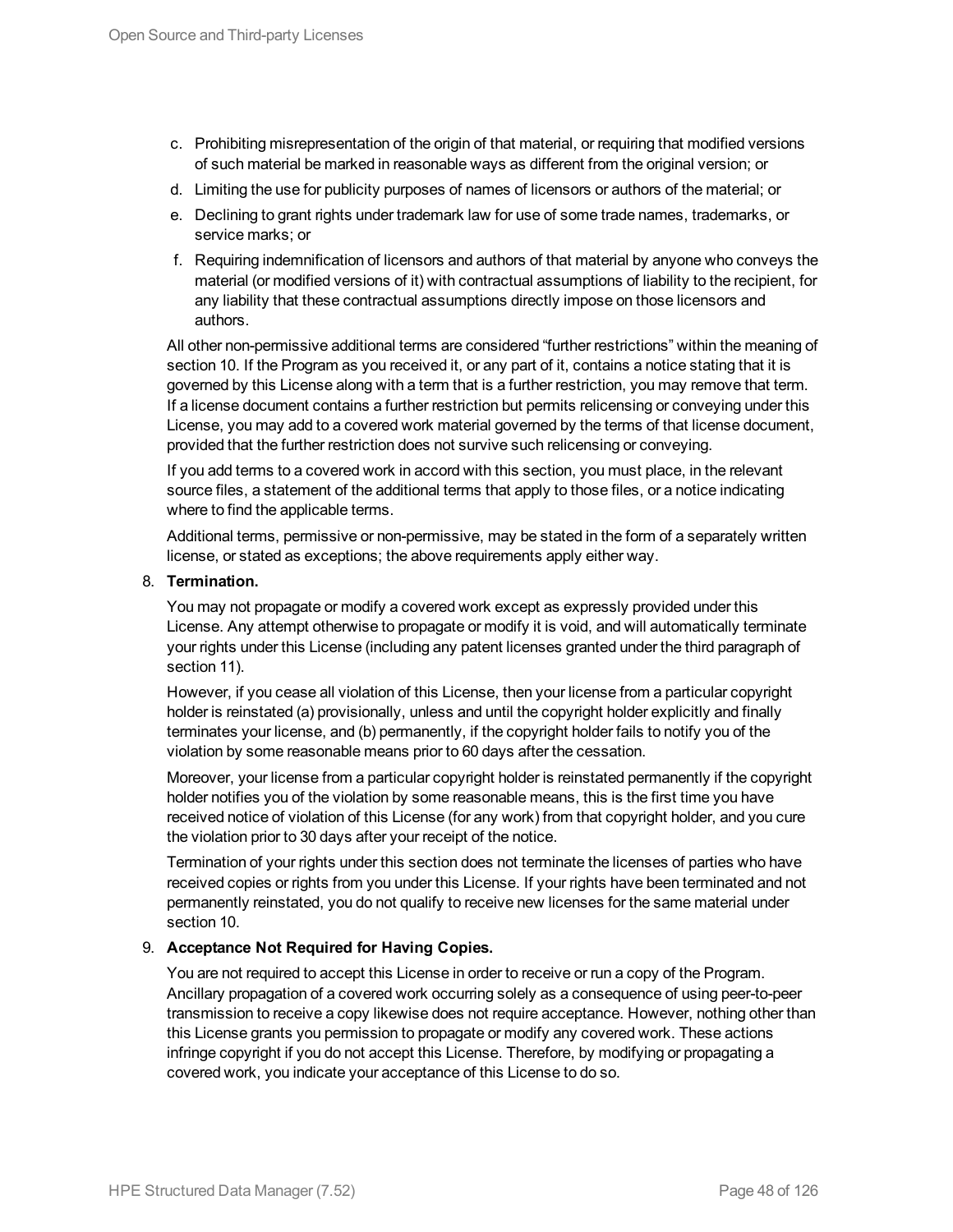c. Prohibiting misrepresentation of the origin of that material, or requiring that modified versions of such material be marked in reasonable ways as different from the original version; or
d. Limiting the use for publicity purposes of names of licensors or authors of the material; or
e. Declining to grant rights under trademark law for use of some trade names, trademarks, or service marks; or
f. Requiring indemnification of licensors and authors of that material by anyone who conveys the material (or modified versions of it) with contractual assumptions of liability to the recipient, for any liability that these contractual assumptions directly impose on those licensors and authors.

All other non-permissive additional terms are considered "further restrictions" within the meaning of section 10. If the Program as you received it, or any part of it, contains a notice stating that it is governed by this License along with a term that is a further restriction, you may remove that term. If a license document contains a further restriction but permits relicensing or conveying under this License, you may add to a covered work material governed by the terms of that license document, provided that the further restriction does not survive such relicensing or conveying.

If you add terms to a covered work in accord with this section, you must place, in the relevant source files, a statement of the additional terms that apply to those files, or a notice indicating where to find the applicable terms.

Additional terms, permissive or non-permissive, may be stated in the form of a separately written license, or stated as exceptions; the above requirements apply either way.

8. **Termination.**

   You may not propagate or modify a covered work except as expressly provided under this License. Any attempt otherwise to propagate or modify it is void, and will automatically terminate your rights under this License (including any patent licenses granted under the third paragraph of section 11).

   However, if you cease all violation of this License, then your license from a particular copyright holder is reinstated (a) provisionally, unless and until the copyright holder explicitly and finally terminates your license, and (b) permanently, if the copyright holder fails to notify you of the violation by some reasonable means prior to 60 days after the cessation.

   Moreover, your license from a particular copyright holder is reinstated permanently if the copyright holder notifies you of the violation by some reasonable means, this is the first time you have received notice of violation of this License (for any work) from that copyright holder, and you cure the violation prior to 30 days after your receipt of the notice.

   Termination of your rights under this section does not terminate the licenses of parties who have received copies or rights from you under this License. If your rights have been terminated and not permanently reinstated, you do not qualify to receive new licenses for the same material under section 10.

9. **Acceptance Not Required for Having Copies.**

   You are not required to accept this License in order to receive or run a copy of the Program. Ancillary propagation of a covered work occurring solely as a consequence of using peer-to-peer transmission to receive a copy likewise does not require acceptance. However, nothing other than this License grants you permission to propagate or modify any covered work. These actions infringe copyright if you do not accept this License. Therefore, by modifying or propagating a covered work, you indicate your acceptance of this License to do so.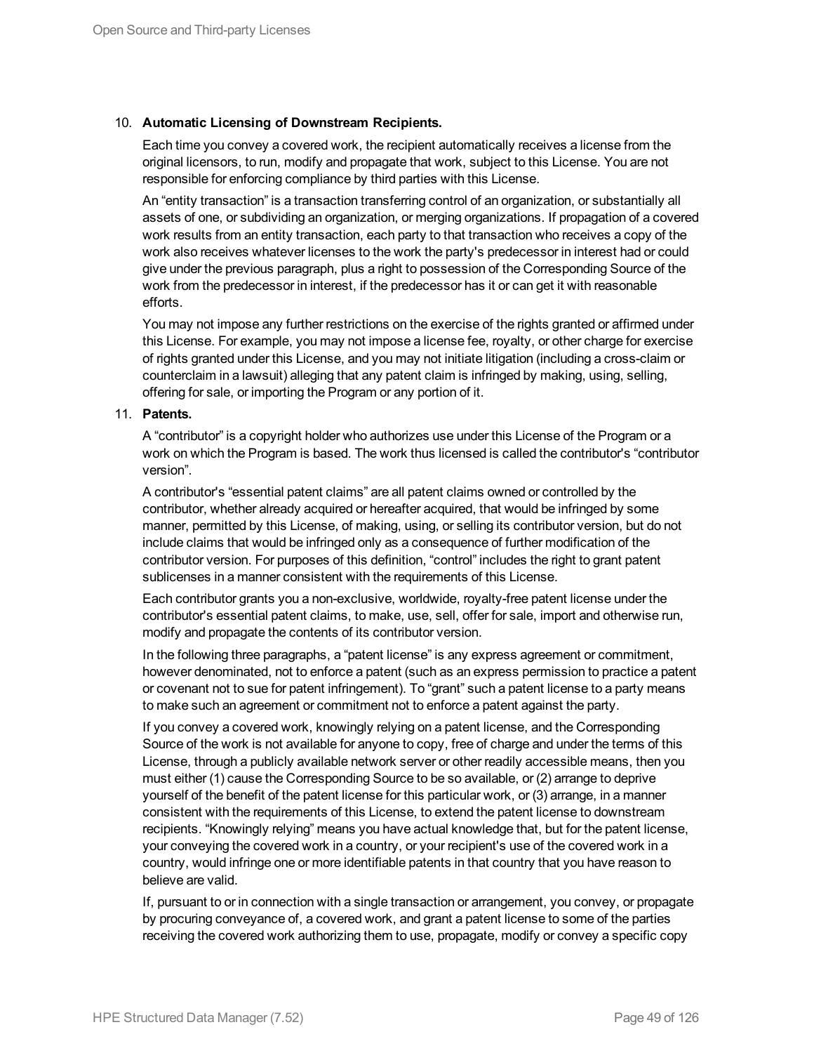10. **Automatic Licensing of Downstream Recipients.**

    Each time you convey a covered work, the recipient automatically receives a license from the original licensors, to run, modify and propagate that work, subject to this License. You are not responsible for enforcing compliance by third parties with this License.

    An “entity transaction” is a transaction transferring control of an organization, or substantially all assets of one, or subdividing an organization, or merging organizations. If propagation of a covered work results from an entity transaction, each party to that transaction who receives a copy of the work also receives whatever licenses to the work the party's predecessor in interest had or could give under the previous paragraph, plus a right to possession of the Corresponding Source of the work from the predecessor in interest, if the predecessor has it or can get it with reasonable efforts.

    You may not impose any further restrictions on the exercise of the rights granted or affirmed under this License. For example, you may not impose a license fee, royalty, or other charge for exercise of rights granted under this License, and you may not initiate litigation (including a cross-claim or counterclaim in a lawsuit) alleging that any patent claim is infringed by making, using, selling, offering for sale, or importing the Program or any portion of it.

11. **Patents.**

    A “contributor” is a copyright holder who authorizes use under this License of the Program or a work on which the Program is based. The work thus licensed is called the contributor's “contributor version”.

    A contributor's “essential patent claims” are all patent claims owned or controlled by the contributor, whether already acquired or hereafter acquired, that would be infringed by some manner, permitted by this License, of making, using, or selling its contributor version, but do not include claims that would be infringed only as a consequence of further modification of the contributor version. For purposes of this definition, “control” includes the right to grant patent sublicenses in a manner consistent with the requirements of this License.

    Each contributor grants you a non-exclusive, worldwide, royalty-free patent license under the contributor's essential patent claims, to make, use, sell, offer for sale, import and otherwise run, modify and propagate the contents of its contributor version.

    In the following three paragraphs, a “patent license” is any express agreement or commitment, however denominated, not to enforce a patent (such as an express permission to practice a patent or covenant not to sue for patent infringement). To “grant” such a patent license to a party means to make such an agreement or commitment not to enforce a patent against the party.

    If you convey a covered work, knowingly relying on a patent license, and the Corresponding Source of the work is not available for anyone to copy, free of charge and under the terms of this License, through a publicly available network server or other readily accessible means, then you must either (1) cause the Corresponding Source to be so available, or (2) arrange to deprive yourself of the benefit of the patent license for this particular work, or (3) arrange, in a manner consistent with the requirements of this License, to extend the patent license to downstream recipients. “Knowingly relying” means you have actual knowledge that, but for the patent license, your conveying the covered work in a country, or your recipient's use of the covered work in a country, would infringe one or more identifiable patents in that country that you have reason to believe are valid.

    If, pursuant to or in connection with a single transaction or arrangement, you convey, or propagate by procuring conveyance of, a covered work, and grant a patent license to some of the parties receiving the covered work authorizing them to use, propagate, modify or convey a specific copy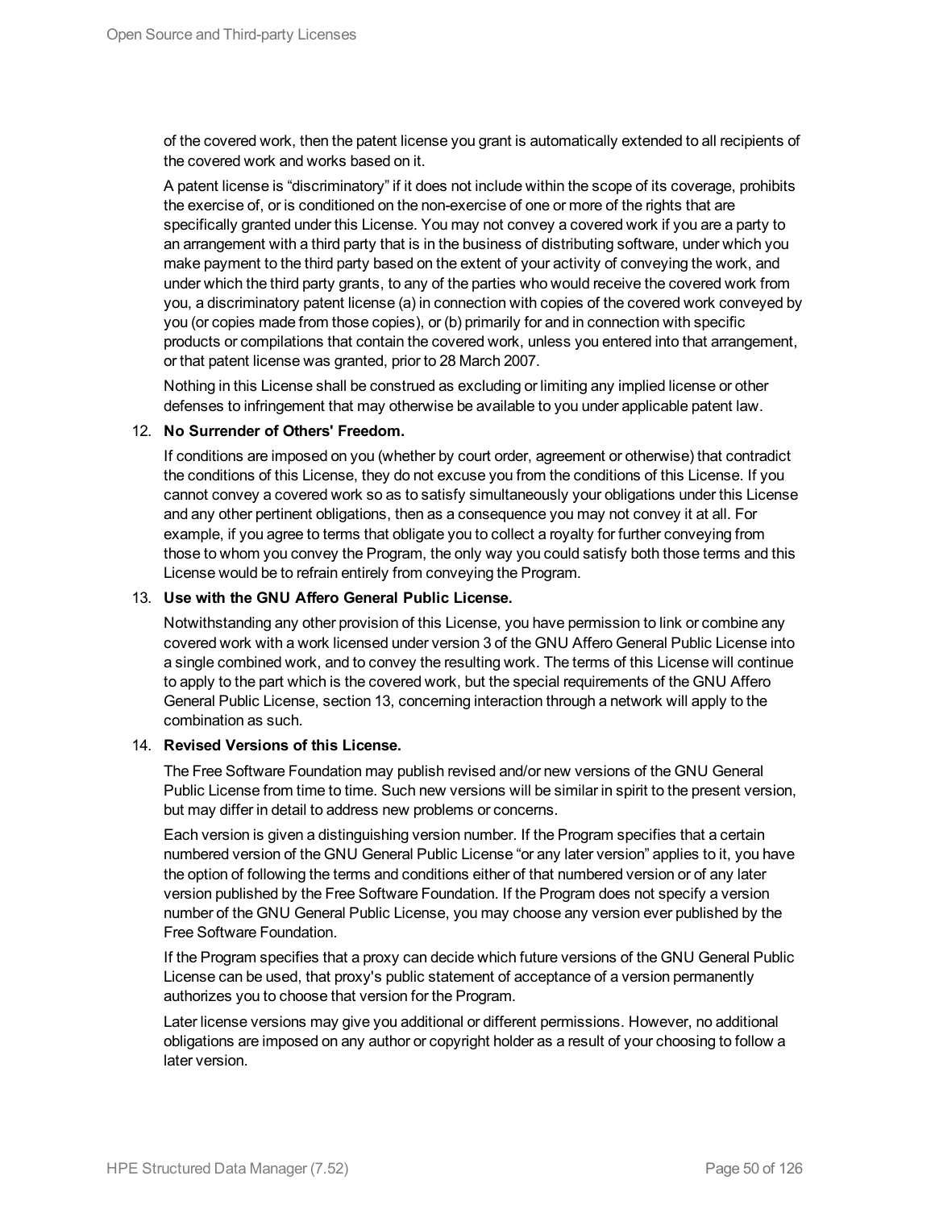of the covered work, then the patent license you grant is automatically extended to all recipients of the covered work and works based on it.

A patent license is “discriminatory” if it does not include within the scope of its coverage, prohibits the exercise of, or is conditioned on the non-exercise of one or more of the rights that are specifically granted under this License. You may not convey a covered work if you are a party to an arrangement with a third party that is in the business of distributing software, under which you make payment to the third party based on the extent of your activity of conveying the work, and under which the third party grants, to any of the parties who would receive the covered work from you, a discriminatory patent license (a) in connection with copies of the covered work conveyed by you (or copies made from those copies), or (b) primarily for and in connection with specific products or compilations that contain the covered work, unless you entered into that arrangement, or that patent license was granted, prior to 28 March 2007.

Nothing in this License shall be construed as excluding or limiting any implied license or other defenses to infringement that may otherwise be available to you under applicable patent law.

12. **No Surrender of Others' Freedom.**

    If conditions are imposed on you (whether by court order, agreement or otherwise) that contradict the conditions of this License, they do not excuse you from the conditions of this License. If you cannot convey a covered work so as to satisfy simultaneously your obligations under this License and any other pertinent obligations, then as a consequence you may not convey it at all. For example, if you agree to terms that obligate you to collect a royalty for further conveying from those to whom you convey the Program, the only way you could satisfy both those terms and this License would be to refrain entirely from conveying the Program.

13. **Use with the GNU Affero General Public License.**

    Notwithstanding any other provision of this License, you have permission to link or combine any covered work with a work licensed under version 3 of the GNU Affero General Public License into a single combined work, and to convey the resulting work. The terms of this License will continue to apply to the part which is the covered work, but the special requirements of the GNU Affero General Public License, section 13, concerning interaction through a network will apply to the combination as such.

14. **Revised Versions of this License.**

    The Free Software Foundation may publish revised and/or new versions of the GNU General Public License from time to time. Such new versions will be similar in spirit to the present version, but may differ in detail to address new problems or concerns.

    Each version is given a distinguishing version number. If the Program specifies that a certain numbered version of the GNU General Public License “or any later version” applies to it, you have the option of following the terms and conditions either of that numbered version or of any later version published by the Free Software Foundation. If the Program does not specify a version number of the GNU General Public License, you may choose any version ever published by the Free Software Foundation.

    If the Program specifies that a proxy can decide which future versions of the GNU General Public License can be used, that proxy's public statement of acceptance of a version permanently authorizes you to choose that version for the Program.

    Later license versions may give you additional or different permissions. However, no additional obligations are imposed on any author or copyright holder as a result of your choosing to follow a later version.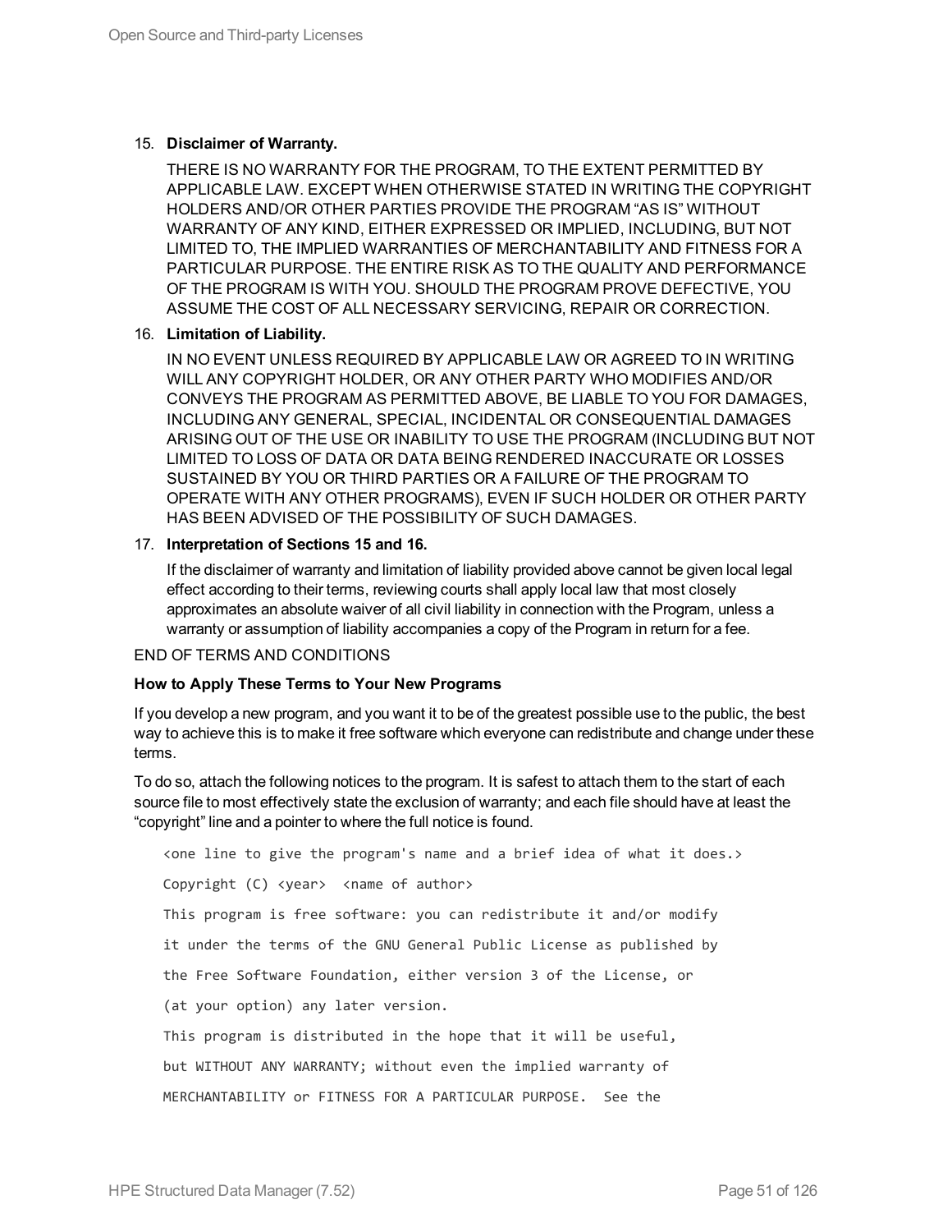15. **Disclaimer of Warranty.**

    THERE IS NO WARRANTY FOR THE PROGRAM, TO THE EXTENT PERMITTED BY APPLICABLE LAW. EXCEPT WHEN OTHERWISE STATED IN WRITING THE COPYRIGHT HOLDERS AND/OR OTHER PARTIES PROVIDE THE PROGRAM "AS IS" WITHOUT WARRANTY OF ANY KIND, EITHER EXPRESSED OR IMPLIED, INCLUDING, BUT NOT LIMITED TO, THE IMPLIED WARRANTIES OF MERCHANTABILITY AND FITNESS FOR A PARTICULAR PURPOSE. THE ENTIRE RISK AS TO THE QUALITY AND PERFORMANCE OF THE PROGRAM IS WITH YOU. SHOULD THE PROGRAM PROVE DEFECTIVE, YOU ASSUME THE COST OF ALL NECESSARY SERVICING, REPAIR OR CORRECTION.

16. **Limitation of Liability.**

    IN NO EVENT UNLESS REQUIRED BY APPLICABLE LAW OR AGREED TO IN WRITING WILL ANY COPYRIGHT HOLDER, OR ANY OTHER PARTY WHO MODIFIES AND/OR CONVEYS THE PROGRAM AS PERMITTED ABOVE, BE LIABLE TO YOU FOR DAMAGES, INCLUDING ANY GENERAL, SPECIAL, INCIDENTAL OR CONSEQUENTIAL DAMAGES ARISING OUT OF THE USE OR INABILITY TO USE THE PROGRAM (INCLUDING BUT NOT LIMITED TO LOSS OF DATA OR DATA BEING RENDERED INACCURATE OR LOSSES SUSTAINED BY YOU OR THIRD PARTIES OR A FAILURE OF THE PROGRAM TO OPERATE WITH ANY OTHER PROGRAMS), EVEN IF SUCH HOLDER OR OTHER PARTY HAS BEEN ADVISED OF THE POSSIBILITY OF SUCH DAMAGES.

17. **Interpretation of Sections 15 and 16.**

    If the disclaimer of warranty and limitation of liability provided above cannot be given local legal effect according to their terms, reviewing courts shall apply local law that most closely approximates an absolute waiver of all civil liability in connection with the Program, unless a warranty or assumption of liability accompanies a copy of the Program in return for a fee.

END OF TERMS AND CONDITIONS

**How to Apply These Terms to Your New Programs**

If you develop a new program, and you want it to be of the greatest possible use to the public, the best way to achieve this is to make it free software which everyone can redistribute and change under these terms.

To do so, attach the following notices to the program. It is safest to attach them to the start of each source file to most effectively state the exclusion of warranty; and each file should have at least the "copyright" line and a pointer to where the full notice is found.

```
<one line to give the program's name and a brief idea of what it does.>
Copyright (C) <year>  <name of author>
This program is free software: you can redistribute it and/or modify
it under the terms of the GNU General Public License as published by
the Free Software Foundation, either version 3 of the License, or
(at your option) any later version.
This program is distributed in the hope that it will be useful,
but WITHOUT ANY WARRANTY; without even the implied warranty of
MERCHANTABILITY or FITNESS FOR A PARTICULAR PURPOSE.  See the
```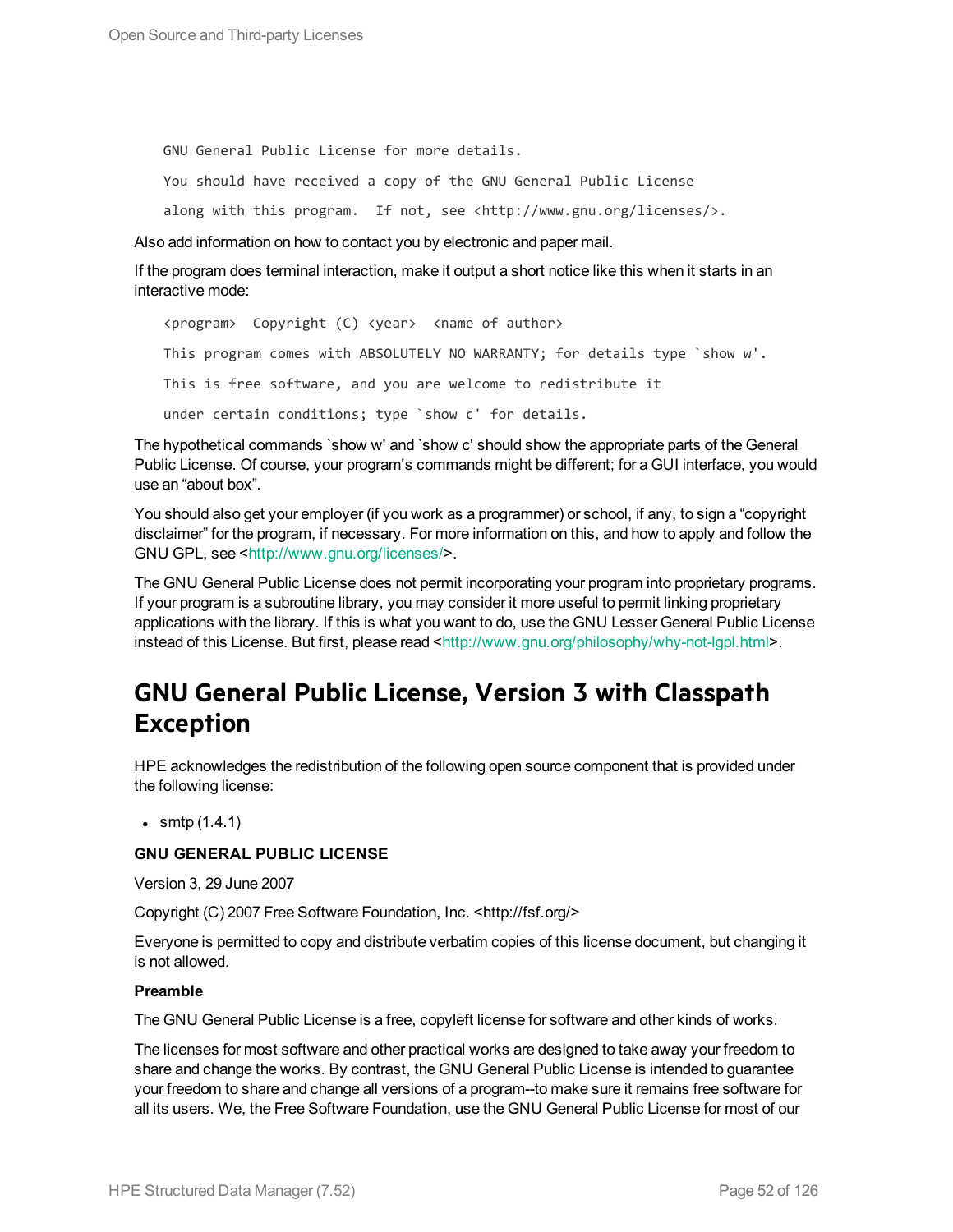```
GNU General Public License for more details.

You should have received a copy of the GNU General Public License
along with this program.  If not, see <http://www.gnu.org/licenses/>.
```

Also add information on how to contact you by electronic and paper mail.

If the program does terminal interaction, make it output a short notice like this when it starts in an interactive mode:

```
<program>  Copyright (C) <year>  <name of author>

This program comes with ABSOLUTELY NO WARRANTY; for details type `show w'.

This is free software, and you are welcome to redistribute it

under certain conditions; type `show c' for details.
```

The hypothetical commands `show w' and `show c' should show the appropriate parts of the General Public License. Of course, your program's commands might be different; for a GUI interface, you would use an “about box”.

You should also get your employer (if you work as a programmer) or school, if any, to sign a “copyright disclaimer” for the program, if necessary. For more information on this, and how to apply and follow the GNU GPL, see <http://www.gnu.org/licenses/>.

The GNU General Public License does not permit incorporating your program into proprietary programs. If your program is a subroutine library, you may consider it more useful to permit linking proprietary applications with the library. If this is what you want to do, use the GNU Lesser General Public License instead of this License. But first, please read <http://www.gnu.org/philosophy/why-not-lgpl.html>.

## GNU General Public License, Version 3 with Classpath Exception

HPE acknowledges the redistribution of the following open source component that is provided under the following license:

- smtp (1.4.1)

**GNU GENERAL PUBLIC LICENSE**

Version 3, 29 June 2007

Copyright (C) 2007 Free Software Foundation, Inc. <http://fsf.org/>

Everyone is permitted to copy and distribute verbatim copies of this license document, but changing it is not allowed.

**Preamble**

The GNU General Public License is a free, copyleft license for software and other kinds of works.

The licenses for most software and other practical works are designed to take away your freedom to share and change the works. By contrast, the GNU General Public License is intended to guarantee your freedom to share and change all versions of a program--to make sure it remains free software for all its users. We, the Free Software Foundation, use the GNU General Public License for most of our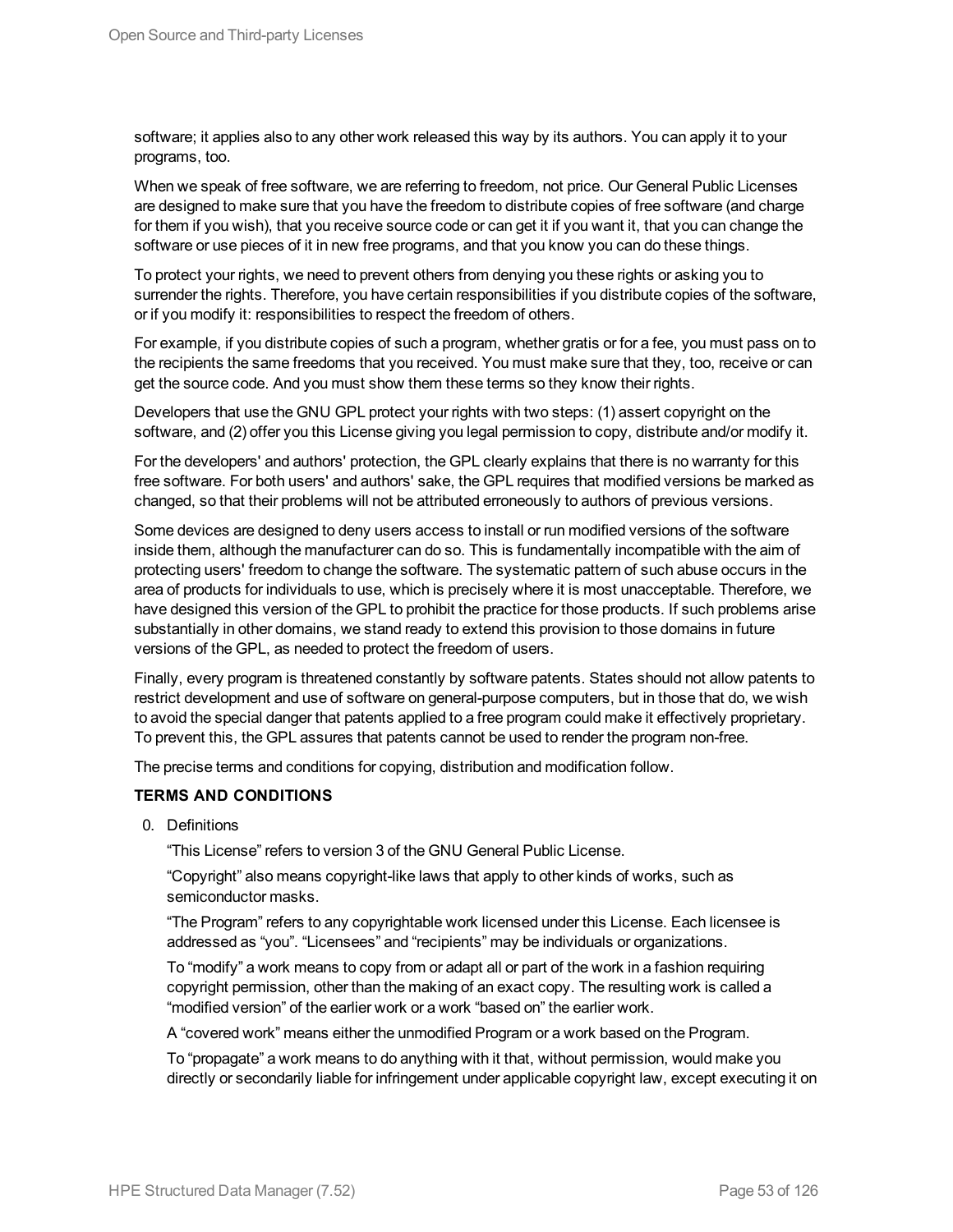software; it applies also to any other work released this way by its authors. You can apply it to your programs, too.

When we speak of free software, we are referring to freedom, not price. Our General Public Licenses are designed to make sure that you have the freedom to distribute copies of free software (and charge for them if you wish), that you receive source code or can get it if you want it, that you can change the software or use pieces of it in new free programs, and that you know you can do these things.

To protect your rights, we need to prevent others from denying you these rights or asking you to surrender the rights. Therefore, you have certain responsibilities if you distribute copies of the software, or if you modify it: responsibilities to respect the freedom of others.

For example, if you distribute copies of such a program, whether gratis or for a fee, you must pass on to the recipients the same freedoms that you received. You must make sure that they, too, receive or can get the source code. And you must show them these terms so they know their rights.

Developers that use the GNU GPL protect your rights with two steps: (1) assert copyright on the software, and (2) offer you this License giving you legal permission to copy, distribute and/or modify it.

For the developers' and authors' protection, the GPL clearly explains that there is no warranty for this free software. For both users' and authors' sake, the GPL requires that modified versions be marked as changed, so that their problems will not be attributed erroneously to authors of previous versions.

Some devices are designed to deny users access to install or run modified versions of the software inside them, although the manufacturer can do so. This is fundamentally incompatible with the aim of protecting users' freedom to change the software. The systematic pattern of such abuse occurs in the area of products for individuals to use, which is precisely where it is most unacceptable. Therefore, we have designed this version of the GPL to prohibit the practice for those products. If such problems arise substantially in other domains, we stand ready to extend this provision to those domains in future versions of the GPL, as needed to protect the freedom of users.

Finally, every program is threatened constantly by software patents. States should not allow patents to restrict development and use of software on general-purpose computers, but in those that do, we wish to avoid the special danger that patents applied to a free program could make it effectively proprietary. To prevent this, the GPL assures that patents cannot be used to render the program non-free.

The precise terms and conditions for copying, distribution and modification follow.

**TERMS AND CONDITIONS**

0. Definitions

   “This License” refers to version 3 of the GNU General Public License.

   “Copyright” also means copyright-like laws that apply to other kinds of works, such as semiconductor masks.

   “The Program” refers to any copyrightable work licensed under this License. Each licensee is addressed as “you”. “Licensees” and “recipients” may be individuals or organizations.

   To “modify” a work means to copy from or adapt all or part of the work in a fashion requiring copyright permission, other than the making of an exact copy. The resulting work is called a “modified version” of the earlier work or a work “based on” the earlier work.

   A “covered work” means either the unmodified Program or a work based on the Program.

   To “propagate” a work means to do anything with it that, without permission, would make you directly or secondarily liable for infringement under applicable copyright law, except executing it on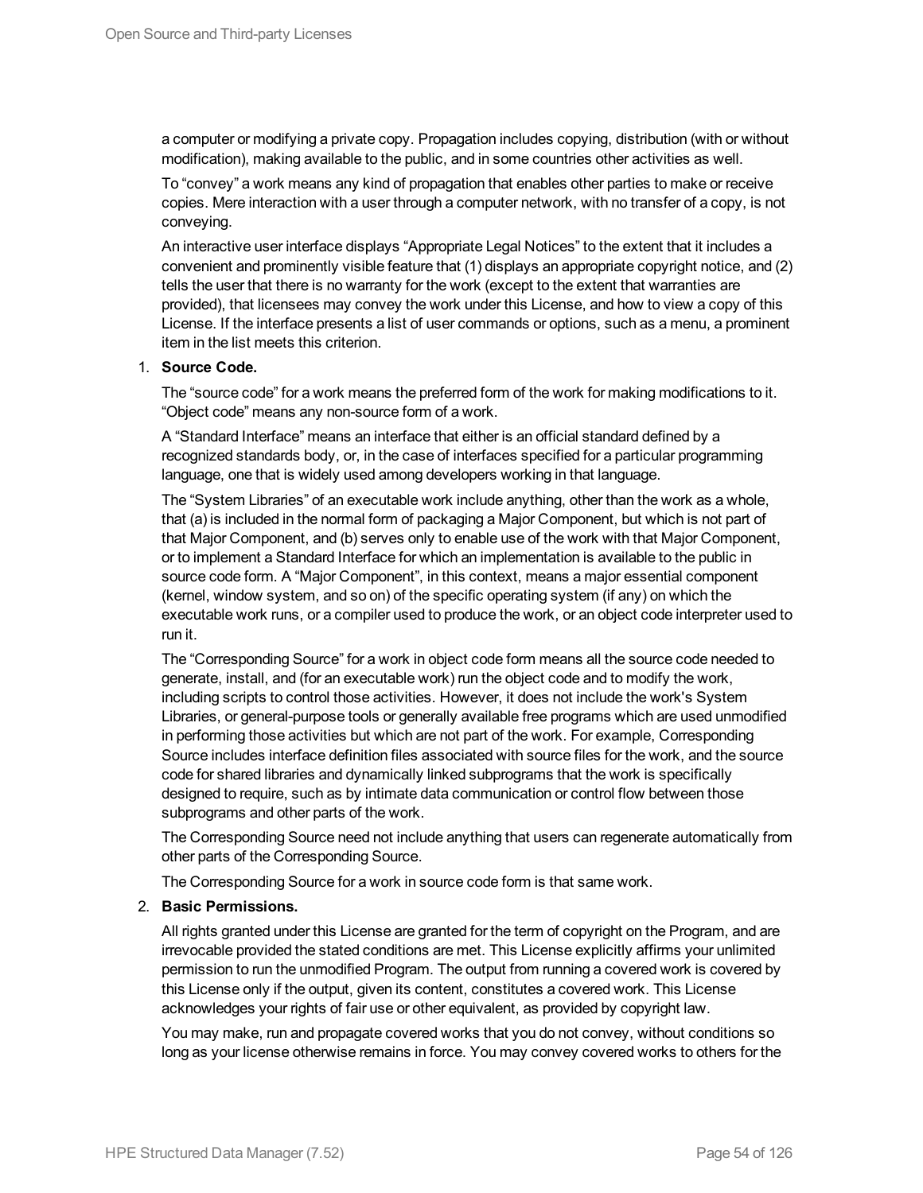a computer or modifying a private copy. Propagation includes copying, distribution (with or without modification), making available to the public, and in some countries other activities as well.

To “convey” a work means any kind of propagation that enables other parties to make or receive copies. Mere interaction with a user through a computer network, with no transfer of a copy, is not conveying.

An interactive user interface displays “Appropriate Legal Notices” to the extent that it includes a convenient and prominently visible feature that (1) displays an appropriate copyright notice, and (2) tells the user that there is no warranty for the work (except to the extent that warranties are provided), that licensees may convey the work under this License, and how to view a copy of this License. If the interface presents a list of user commands or options, such as a menu, a prominent item in the list meets this criterion.

1. **Source Code.**

   The “source code” for a work means the preferred form of the work for making modifications to it. “Object code” means any non-source form of a work.

   A “Standard Interface” means an interface that either is an official standard defined by a recognized standards body, or, in the case of interfaces specified for a particular programming language, one that is widely used among developers working in that language.

   The “System Libraries” of an executable work include anything, other than the work as a whole, that (a) is included in the normal form of packaging a Major Component, but which is not part of that Major Component, and (b) serves only to enable use of the work with that Major Component, or to implement a Standard Interface for which an implementation is available to the public in source code form. A “Major Component”, in this context, means a major essential component (kernel, window system, and so on) of the specific operating system (if any) on which the executable work runs, or a compiler used to produce the work, or an object code interpreter used to run it.

   The “Corresponding Source” for a work in object code form means all the source code needed to generate, install, and (for an executable work) run the object code and to modify the work, including scripts to control those activities. However, it does not include the work's System Libraries, or general-purpose tools or generally available free programs which are used unmodified in performing those activities but which are not part of the work. For example, Corresponding Source includes interface definition files associated with source files for the work, and the source code for shared libraries and dynamically linked subprograms that the work is specifically designed to require, such as by intimate data communication or control flow between those subprograms and other parts of the work.

   The Corresponding Source need not include anything that users can regenerate automatically from other parts of the Corresponding Source.

   The Corresponding Source for a work in source code form is that same work.

2. **Basic Permissions.**

   All rights granted under this License are granted for the term of copyright on the Program, and are irrevocable provided the stated conditions are met. This License explicitly affirms your unlimited permission to run the unmodified Program. The output from running a covered work is covered by this License only if the output, given its content, constitutes a covered work. This License acknowledges your rights of fair use or other equivalent, as provided by copyright law.

   You may make, run and propagate covered works that you do not convey, without conditions so long as your license otherwise remains in force. You may convey covered works to others for the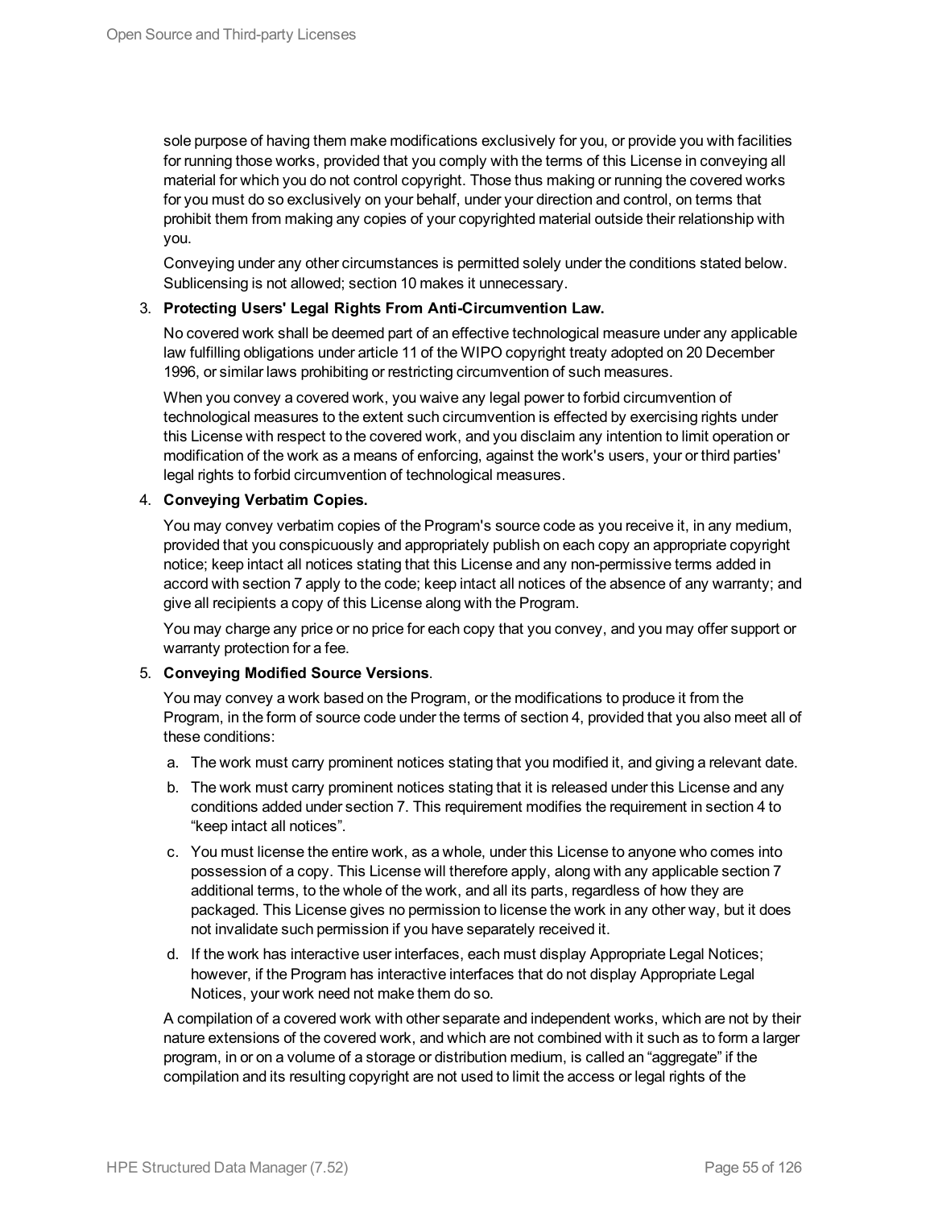sole purpose of having them make modifications exclusively for you, or provide you with facilities for running those works, provided that you comply with the terms of this License in conveying all material for which you do not control copyright. Those thus making or running the covered works for you must do so exclusively on your behalf, under your direction and control, on terms that prohibit them from making any copies of your copyrighted material outside their relationship with you.

Conveying under any other circumstances is permitted solely under the conditions stated below. Sublicensing is not allowed; section 10 makes it unnecessary.

3. **Protecting Users' Legal Rights From Anti-Circumvention Law.**

   No covered work shall be deemed part of an effective technological measure under any applicable law fulfilling obligations under article 11 of the WIPO copyright treaty adopted on 20 December 1996, or similar laws prohibiting or restricting circumvention of such measures.

   When you convey a covered work, you waive any legal power to forbid circumvention of technological measures to the extent such circumvention is effected by exercising rights under this License with respect to the covered work, and you disclaim any intention to limit operation or modification of the work as a means of enforcing, against the work's users, your or third parties' legal rights to forbid circumvention of technological measures.

4. **Conveying Verbatim Copies.**

   You may convey verbatim copies of the Program's source code as you receive it, in any medium, provided that you conspicuously and appropriately publish on each copy an appropriate copyright notice; keep intact all notices stating that this License and any non-permissive terms added in accord with section 7 apply to the code; keep intact all notices of the absence of any warranty; and give all recipients a copy of this License along with the Program.

   You may charge any price or no price for each copy that you convey, and you may offer support or warranty protection for a fee.

5. **Conveying Modified Source Versions**.

   You may convey a work based on the Program, or the modifications to produce it from the Program, in the form of source code under the terms of section 4, provided that you also meet all of these conditions:

   a. The work must carry prominent notices stating that you modified it, and giving a relevant date.
   b. The work must carry prominent notices stating that it is released under this License and any conditions added under section 7. This requirement modifies the requirement in section 4 to “keep intact all notices”.
   c. You must license the entire work, as a whole, under this License to anyone who comes into possession of a copy. This License will therefore apply, along with any applicable section 7 additional terms, to the whole of the work, and all its parts, regardless of how they are packaged. This License gives no permission to license the work in any other way, but it does not invalidate such permission if you have separately received it.
   d. If the work has interactive user interfaces, each must display Appropriate Legal Notices; however, if the Program has interactive interfaces that do not display Appropriate Legal Notices, your work need not make them do so.

   A compilation of a covered work with other separate and independent works, which are not by their nature extensions of the covered work, and which are not combined with it such as to form a larger program, in or on a volume of a storage or distribution medium, is called an “aggregate” if the compilation and its resulting copyright are not used to limit the access or legal rights of the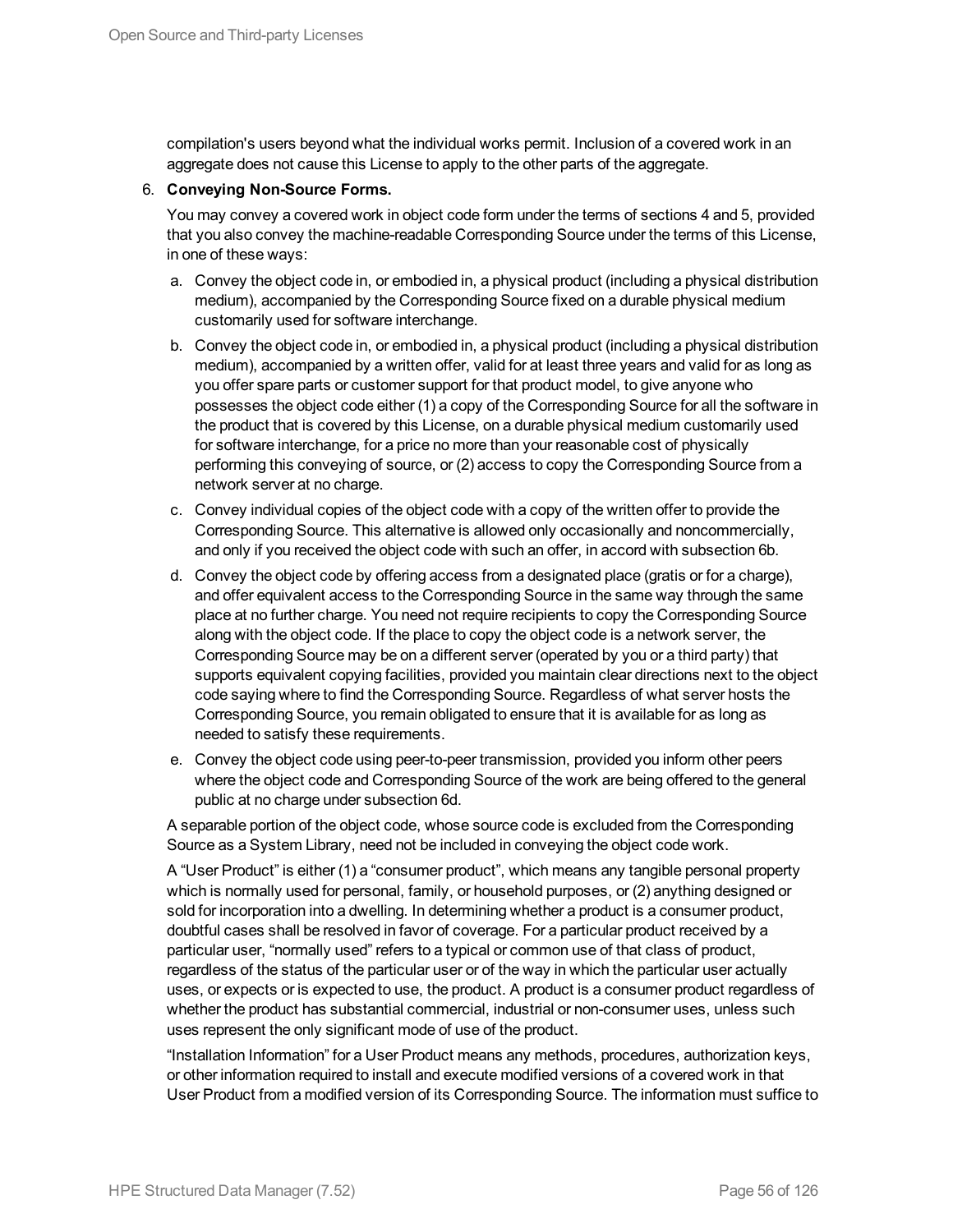compilation's users beyond what the individual works permit. Inclusion of a covered work in an aggregate does not cause this License to apply to the other parts of the aggregate.

6. **Conveying Non-Source Forms.**

   You may convey a covered work in object code form under the terms of sections 4 and 5, provided that you also convey the machine-readable Corresponding Source under the terms of this License, in one of these ways:

   a. Convey the object code in, or embodied in, a physical product (including a physical distribution medium), accompanied by the Corresponding Source fixed on a durable physical medium customarily used for software interchange.

   b. Convey the object code in, or embodied in, a physical product (including a physical distribution medium), accompanied by a written offer, valid for at least three years and valid for as long as you offer spare parts or customer support for that product model, to give anyone who possesses the object code either (1) a copy of the Corresponding Source for all the software in the product that is covered by this License, on a durable physical medium customarily used for software interchange, for a price no more than your reasonable cost of physically performing this conveying of source, or (2) access to copy the Corresponding Source from a network server at no charge.

   c. Convey individual copies of the object code with a copy of the written offer to provide the Corresponding Source. This alternative is allowed only occasionally and noncommercially, and only if you received the object code with such an offer, in accord with subsection 6b.

   d. Convey the object code by offering access from a designated place (gratis or for a charge), and offer equivalent access to the Corresponding Source in the same way through the same place at no further charge. You need not require recipients to copy the Corresponding Source along with the object code. If the place to copy the object code is a network server, the Corresponding Source may be on a different server (operated by you or a third party) that supports equivalent copying facilities, provided you maintain clear directions next to the object code saying where to find the Corresponding Source. Regardless of what server hosts the Corresponding Source, you remain obligated to ensure that it is available for as long as needed to satisfy these requirements.

   e. Convey the object code using peer-to-peer transmission, provided you inform other peers where the object code and Corresponding Source of the work are being offered to the general public at no charge under subsection 6d.

   A separable portion of the object code, whose source code is excluded from the Corresponding Source as a System Library, need not be included in conveying the object code work.

   A “User Product” is either (1) a “consumer product”, which means any tangible personal property which is normally used for personal, family, or household purposes, or (2) anything designed or sold for incorporation into a dwelling. In determining whether a product is a consumer product, doubtful cases shall be resolved in favor of coverage. For a particular product received by a particular user, “normally used” refers to a typical or common use of that class of product, regardless of the status of the particular user or of the way in which the particular user actually uses, or expects or is expected to use, the product. A product is a consumer product regardless of whether the product has substantial commercial, industrial or non-consumer uses, unless such uses represent the only significant mode of use of the product.

   “Installation Information” for a User Product means any methods, procedures, authorization keys, or other information required to install and execute modified versions of a covered work in that User Product from a modified version of its Corresponding Source. The information must suffice to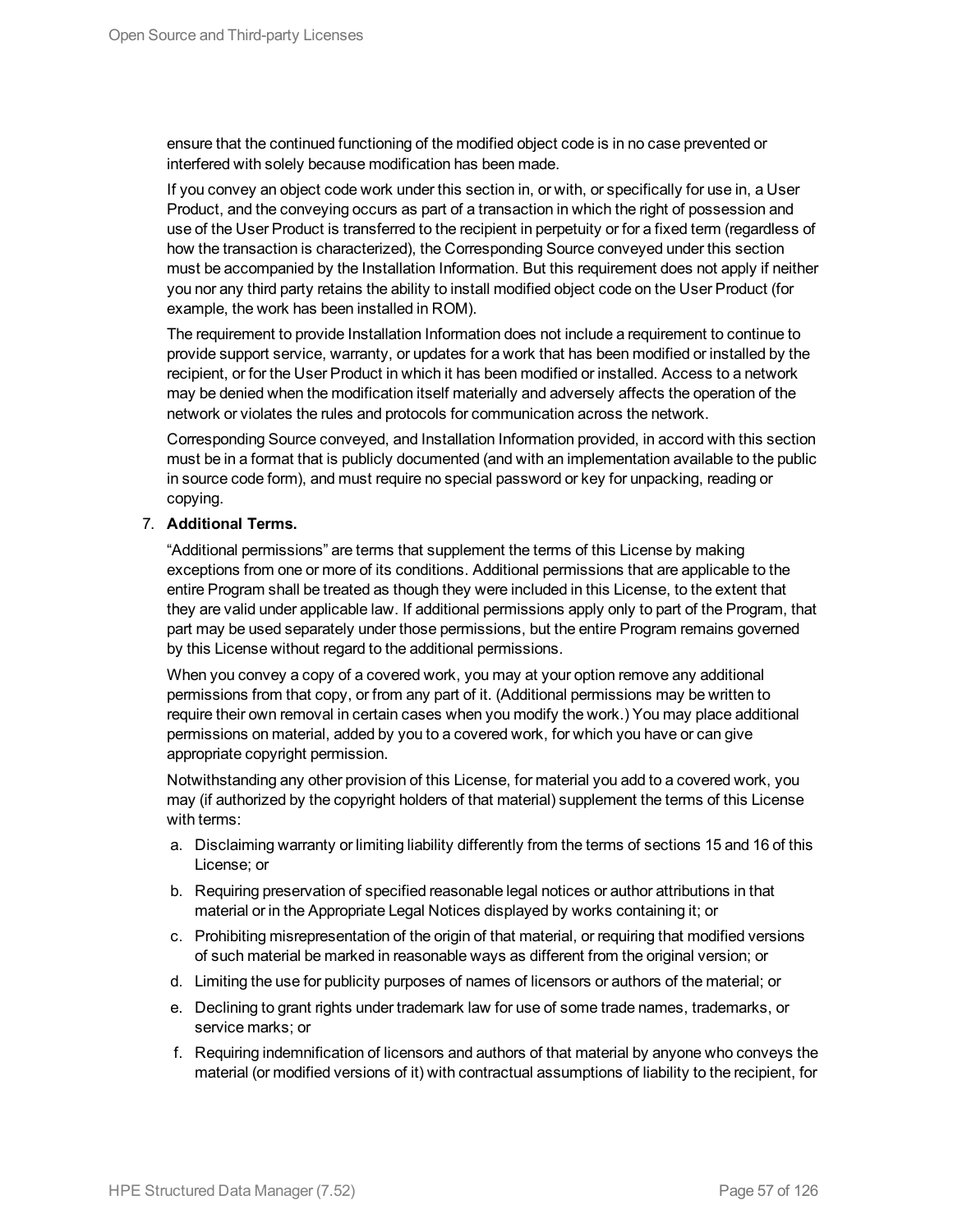ensure that the continued functioning of the modified object code is in no case prevented or interfered with solely because modification has been made.

If you convey an object code work under this section in, or with, or specifically for use in, a User Product, and the conveying occurs as part of a transaction in which the right of possession and use of the User Product is transferred to the recipient in perpetuity or for a fixed term (regardless of how the transaction is characterized), the Corresponding Source conveyed under this section must be accompanied by the Installation Information. But this requirement does not apply if neither you nor any third party retains the ability to install modified object code on the User Product (for example, the work has been installed in ROM).

The requirement to provide Installation Information does not include a requirement to continue to provide support service, warranty, or updates for a work that has been modified or installed by the recipient, or for the User Product in which it has been modified or installed. Access to a network may be denied when the modification itself materially and adversely affects the operation of the network or violates the rules and protocols for communication across the network.

Corresponding Source conveyed, and Installation Information provided, in accord with this section must be in a format that is publicly documented (and with an implementation available to the public in source code form), and must require no special password or key for unpacking, reading or copying.

7. **Additional Terms.**

   "Additional permissions" are terms that supplement the terms of this License by making exceptions from one or more of its conditions. Additional permissions that are applicable to the entire Program shall be treated as though they were included in this License, to the extent that they are valid under applicable law. If additional permissions apply only to part of the Program, that part may be used separately under those permissions, but the entire Program remains governed by this License without regard to the additional permissions.

   When you convey a copy of a covered work, you may at your option remove any additional permissions from that copy, or from any part of it. (Additional permissions may be written to require their own removal in certain cases when you modify the work.) You may place additional permissions on material, added by you to a covered work, for which you have or can give appropriate copyright permission.

   Notwithstanding any other provision of this License, for material you add to a covered work, you may (if authorized by the copyright holders of that material) supplement the terms of this License with terms:

   a. Disclaiming warranty or limiting liability differently from the terms of sections 15 and 16 of this License; or
   b. Requiring preservation of specified reasonable legal notices or author attributions in that material or in the Appropriate Legal Notices displayed by works containing it; or
   c. Prohibiting misrepresentation of the origin of that material, or requiring that modified versions of such material be marked in reasonable ways as different from the original version; or
   d. Limiting the use for publicity purposes of names of licensors or authors of the material; or
   e. Declining to grant rights under trademark law for use of some trade names, trademarks, or service marks; or
   f. Requiring indemnification of licensors and authors of that material by anyone who conveys the material (or modified versions of it) with contractual assumptions of liability to the recipient, for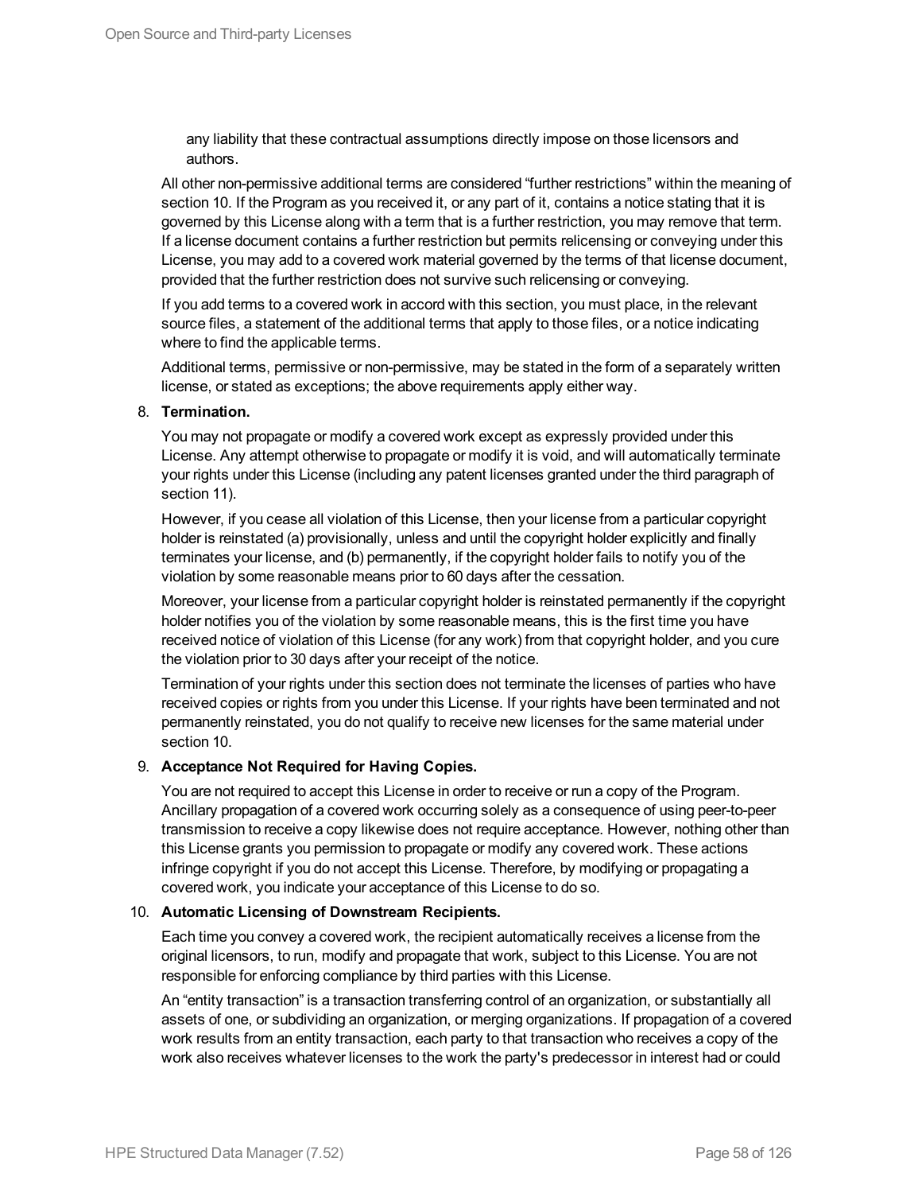any liability that these contractual assumptions directly impose on those licensors and authors.

All other non-permissive additional terms are considered “further restrictions” within the meaning of section 10. If the Program as you received it, or any part of it, contains a notice stating that it is governed by this License along with a term that is a further restriction, you may remove that term. If a license document contains a further restriction but permits relicensing or conveying under this License, you may add to a covered work material governed by the terms of that license document, provided that the further restriction does not survive such relicensing or conveying.

If you add terms to a covered work in accord with this section, you must place, in the relevant source files, a statement of the additional terms that apply to those files, or a notice indicating where to find the applicable terms.

Additional terms, permissive or non-permissive, may be stated in the form of a separately written license, or stated as exceptions; the above requirements apply either way.

8. **Termination.**

   You may not propagate or modify a covered work except as expressly provided under this License. Any attempt otherwise to propagate or modify it is void, and will automatically terminate your rights under this License (including any patent licenses granted under the third paragraph of section 11).

   However, if you cease all violation of this License, then your license from a particular copyright holder is reinstated (a) provisionally, unless and until the copyright holder explicitly and finally terminates your license, and (b) permanently, if the copyright holder fails to notify you of the violation by some reasonable means prior to 60 days after the cessation.

   Moreover, your license from a particular copyright holder is reinstated permanently if the copyright holder notifies you of the violation by some reasonable means, this is the first time you have received notice of violation of this License (for any work) from that copyright holder, and you cure the violation prior to 30 days after your receipt of the notice.

   Termination of your rights under this section does not terminate the licenses of parties who have received copies or rights from you under this License. If your rights have been terminated and not permanently reinstated, you do not qualify to receive new licenses for the same material under section 10.

9. **Acceptance Not Required for Having Copies.**

   You are not required to accept this License in order to receive or run a copy of the Program. Ancillary propagation of a covered work occurring solely as a consequence of using peer-to-peer transmission to receive a copy likewise does not require acceptance. However, nothing other than this License grants you permission to propagate or modify any covered work. These actions infringe copyright if you do not accept this License. Therefore, by modifying or propagating a covered work, you indicate your acceptance of this License to do so.

10. **Automatic Licensing of Downstream Recipients.**

    Each time you convey a covered work, the recipient automatically receives a license from the original licensors, to run, modify and propagate that work, subject to this License. You are not responsible for enforcing compliance by third parties with this License.

    An “entity transaction” is a transaction transferring control of an organization, or substantially all assets of one, or subdividing an organization, or merging organizations. If propagation of a covered work results from an entity transaction, each party to that transaction who receives a copy of the work also receives whatever licenses to the work the party's predecessor in interest had or could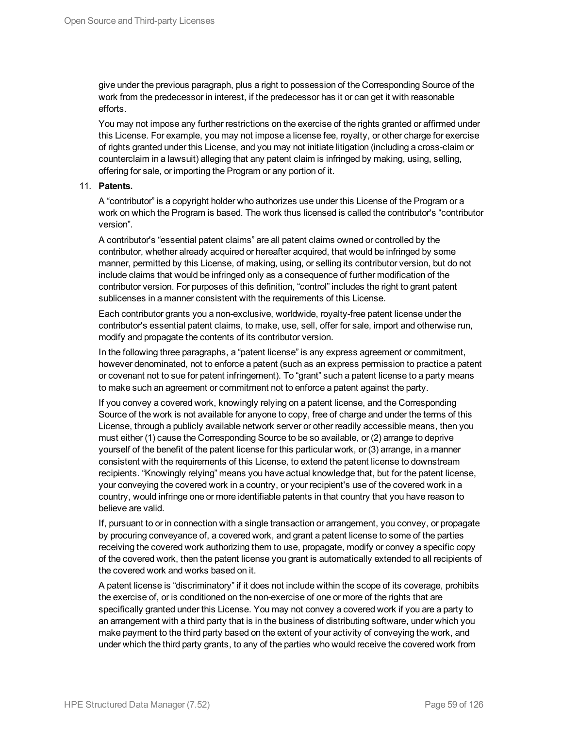give under the previous paragraph, plus a right to possession of the Corresponding Source of the work from the predecessor in interest, if the predecessor has it or can get it with reasonable efforts.

You may not impose any further restrictions on the exercise of the rights granted or affirmed under this License. For example, you may not impose a license fee, royalty, or other charge for exercise of rights granted under this License, and you may not initiate litigation (including a cross-claim or counterclaim in a lawsuit) alleging that any patent claim is infringed by making, using, selling, offering for sale, or importing the Program or any portion of it.

11. **Patents.**

A “contributor” is a copyright holder who authorizes use under this License of the Program or a work on which the Program is based. The work thus licensed is called the contributor's “contributor version”.

A contributor's “essential patent claims” are all patent claims owned or controlled by the contributor, whether already acquired or hereafter acquired, that would be infringed by some manner, permitted by this License, of making, using, or selling its contributor version, but do not include claims that would be infringed only as a consequence of further modification of the contributor version. For purposes of this definition, “control” includes the right to grant patent sublicenses in a manner consistent with the requirements of this License.

Each contributor grants you a non-exclusive, worldwide, royalty-free patent license under the contributor's essential patent claims, to make, use, sell, offer for sale, import and otherwise run, modify and propagate the contents of its contributor version.

In the following three paragraphs, a “patent license” is any express agreement or commitment, however denominated, not to enforce a patent (such as an express permission to practice a patent or covenant not to sue for patent infringement). To “grant” such a patent license to a party means to make such an agreement or commitment not to enforce a patent against the party.

If you convey a covered work, knowingly relying on a patent license, and the Corresponding Source of the work is not available for anyone to copy, free of charge and under the terms of this License, through a publicly available network server or other readily accessible means, then you must either (1) cause the Corresponding Source to be so available, or (2) arrange to deprive yourself of the benefit of the patent license for this particular work, or (3) arrange, in a manner consistent with the requirements of this License, to extend the patent license to downstream recipients. “Knowingly relying” means you have actual knowledge that, but for the patent license, your conveying the covered work in a country, or your recipient's use of the covered work in a country, would infringe one or more identifiable patents in that country that you have reason to believe are valid.

If, pursuant to or in connection with a single transaction or arrangement, you convey, or propagate by procuring conveyance of, a covered work, and grant a patent license to some of the parties receiving the covered work authorizing them to use, propagate, modify or convey a specific copy of the covered work, then the patent license you grant is automatically extended to all recipients of the covered work and works based on it.

A patent license is “discriminatory” if it does not include within the scope of its coverage, prohibits the exercise of, or is conditioned on the non-exercise of one or more of the rights that are specifically granted under this License. You may not convey a covered work if you are a party to an arrangement with a third party that is in the business of distributing software, under which you make payment to the third party based on the extent of your activity of conveying the work, and under which the third party grants, to any of the parties who would receive the covered work from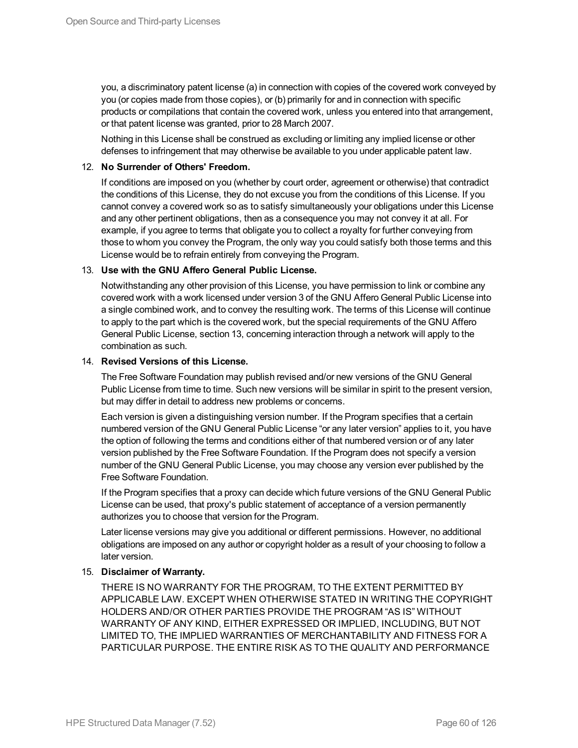you, a discriminatory patent license (a) in connection with copies of the covered work conveyed by you (or copies made from those copies), or (b) primarily for and in connection with specific products or compilations that contain the covered work, unless you entered into that arrangement, or that patent license was granted, prior to 28 March 2007.

Nothing in this License shall be construed as excluding or limiting any implied license or other defenses to infringement that may otherwise be available to you under applicable patent law.

12. **No Surrender of Others' Freedom.**

    If conditions are imposed on you (whether by court order, agreement or otherwise) that contradict the conditions of this License, they do not excuse you from the conditions of this License. If you cannot convey a covered work so as to satisfy simultaneously your obligations under this License and any other pertinent obligations, then as a consequence you may not convey it at all. For example, if you agree to terms that obligate you to collect a royalty for further conveying from those to whom you convey the Program, the only way you could satisfy both those terms and this License would be to refrain entirely from conveying the Program.

13. **Use with the GNU Affero General Public License.**

    Notwithstanding any other provision of this License, you have permission to link or combine any covered work with a work licensed under version 3 of the GNU Affero General Public License into a single combined work, and to convey the resulting work. The terms of this License will continue to apply to the part which is the covered work, but the special requirements of the GNU Affero General Public License, section 13, concerning interaction through a network will apply to the combination as such.

14. **Revised Versions of this License.**

    The Free Software Foundation may publish revised and/or new versions of the GNU General Public License from time to time. Such new versions will be similar in spirit to the present version, but may differ in detail to address new problems or concerns.

    Each version is given a distinguishing version number. If the Program specifies that a certain numbered version of the GNU General Public License "or any later version" applies to it, you have the option of following the terms and conditions either of that numbered version or of any later version published by the Free Software Foundation. If the Program does not specify a version number of the GNU General Public License, you may choose any version ever published by the Free Software Foundation.

    If the Program specifies that a proxy can decide which future versions of the GNU General Public License can be used, that proxy's public statement of acceptance of a version permanently authorizes you to choose that version for the Program.

    Later license versions may give you additional or different permissions. However, no additional obligations are imposed on any author or copyright holder as a result of your choosing to follow a later version.

15. **Disclaimer of Warranty.**

    THERE IS NO WARRANTY FOR THE PROGRAM, TO THE EXTENT PERMITTED BY APPLICABLE LAW. EXCEPT WHEN OTHERWISE STATED IN WRITING THE COPYRIGHT HOLDERS AND/OR OTHER PARTIES PROVIDE THE PROGRAM "AS IS" WITHOUT WARRANTY OF ANY KIND, EITHER EXPRESSED OR IMPLIED, INCLUDING, BUT NOT LIMITED TO, THE IMPLIED WARRANTIES OF MERCHANTABILITY AND FITNESS FOR A PARTICULAR PURPOSE. THE ENTIRE RISK AS TO THE QUALITY AND PERFORMANCE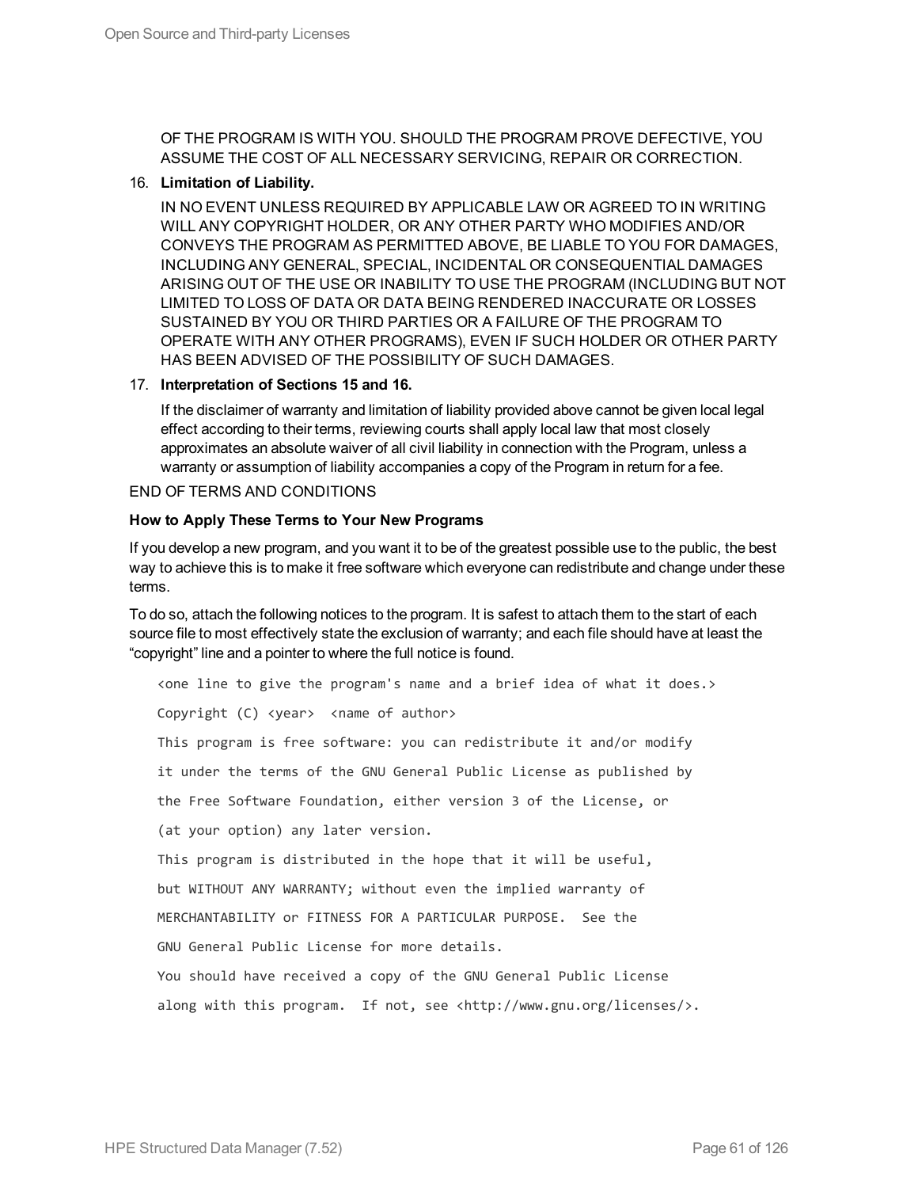OF THE PROGRAM IS WITH YOU. SHOULD THE PROGRAM PROVE DEFECTIVE, YOU ASSUME THE COST OF ALL NECESSARY SERVICING, REPAIR OR CORRECTION.

16. **Limitation of Liability.**

    IN NO EVENT UNLESS REQUIRED BY APPLICABLE LAW OR AGREED TO IN WRITING WILL ANY COPYRIGHT HOLDER, OR ANY OTHER PARTY WHO MODIFIES AND/OR CONVEYS THE PROGRAM AS PERMITTED ABOVE, BE LIABLE TO YOU FOR DAMAGES, INCLUDING ANY GENERAL, SPECIAL, INCIDENTAL OR CONSEQUENTIAL DAMAGES ARISING OUT OF THE USE OR INABILITY TO USE THE PROGRAM (INCLUDING BUT NOT LIMITED TO LOSS OF DATA OR DATA BEING RENDERED INACCURATE OR LOSSES SUSTAINED BY YOU OR THIRD PARTIES OR A FAILURE OF THE PROGRAM TO OPERATE WITH ANY OTHER PROGRAMS), EVEN IF SUCH HOLDER OR OTHER PARTY HAS BEEN ADVISED OF THE POSSIBILITY OF SUCH DAMAGES.

17. **Interpretation of Sections 15 and 16.**

    If the disclaimer of warranty and limitation of liability provided above cannot be given local legal effect according to their terms, reviewing courts shall apply local law that most closely approximates an absolute waiver of all civil liability in connection with the Program, unless a warranty or assumption of liability accompanies a copy of the Program in return for a fee.

END OF TERMS AND CONDITIONS

**How to Apply These Terms to Your New Programs**

If you develop a new program, and you want it to be of the greatest possible use to the public, the best way to achieve this is to make it free software which everyone can redistribute and change under these terms.

To do so, attach the following notices to the program. It is safest to attach them to the start of each source file to most effectively state the exclusion of warranty; and each file should have at least the “copyright” line and a pointer to where the full notice is found.

```
<one line to give the program's name and a brief idea of what it does.>
Copyright (C) <year>  <name of author>
This program is free software: you can redistribute it and/or modify
it under the terms of the GNU General Public License as published by
the Free Software Foundation, either version 3 of the License, or
(at your option) any later version.
This program is distributed in the hope that it will be useful,
but WITHOUT ANY WARRANTY; without even the implied warranty of
MERCHANTABILITY or FITNESS FOR A PARTICULAR PURPOSE.  See the
GNU General Public License for more details.
You should have received a copy of the GNU General Public License
along with this program.  If not, see <http://www.gnu.org/licenses/>.
```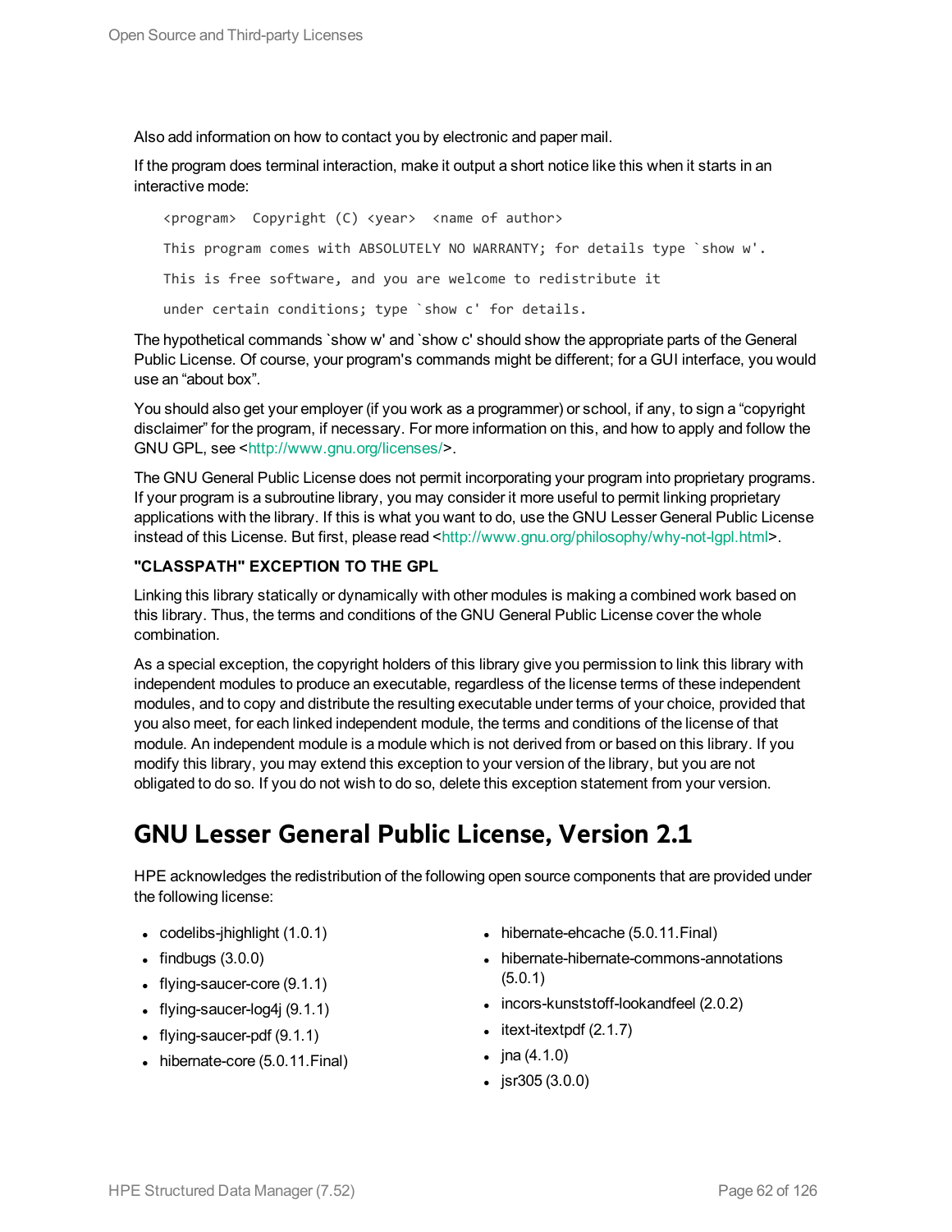Also add information on how to contact you by electronic and paper mail.

If the program does terminal interaction, make it output a short notice like this when it starts in an interactive mode:

```
<program>  Copyright (C) <year>  <name of author>

This program comes with ABSOLUTELY NO WARRANTY; for details type `show w'.

This is free software, and you are welcome to redistribute it

under certain conditions; type `show c' for details.
```

The hypothetical commands `show w' and `show c' should show the appropriate parts of the General Public License. Of course, your program's commands might be different; for a GUI interface, you would use an “about box”.

You should also get your employer (if you work as a programmer) or school, if any, to sign a “copyright disclaimer” for the program, if necessary. For more information on this, and how to apply and follow the GNU GPL, see <http://www.gnu.org/licenses/>.

The GNU General Public License does not permit incorporating your program into proprietary programs. If your program is a subroutine library, you may consider it more useful to permit linking proprietary applications with the library. If this is what you want to do, use the GNU Lesser General Public License instead of this License. But first, please read <http://www.gnu.org/philosophy/why-not-lgpl.html>.

**"CLASSPATH" EXCEPTION TO THE GPL**

Linking this library statically or dynamically with other modules is making a combined work based on this library. Thus, the terms and conditions of the GNU General Public License cover the whole combination.

As a special exception, the copyright holders of this library give you permission to link this library with independent modules to produce an executable, regardless of the license terms of these independent modules, and to copy and distribute the resulting executable under terms of your choice, provided that you also meet, for each linked independent module, the terms and conditions of the license of that module. An independent module is a module which is not derived from or based on this library. If you modify this library, you may extend this exception to your version of the library, but you are not obligated to do so. If you do not wish to do so, delete this exception statement from your version.

## GNU Lesser General Public License, Version 2.1

HPE acknowledges the redistribution of the following open source components that are provided under the following license:

- codelibs-jhighlight (1.0.1)
- findbugs (3.0.0)
- flying-saucer-core (9.1.1)
- flying-saucer-log4j (9.1.1)
- flying-saucer-pdf (9.1.1)
- hibernate-core (5.0.11.Final)
- hibernate-ehcache (5.0.11.Final)
- hibernate-hibernate-commons-annotations (5.0.1)
- incors-kunststoff-lookandfeel (2.0.2)
- itext-itextpdf (2.1.7)
- jna (4.1.0)
- jsr305 (3.0.0)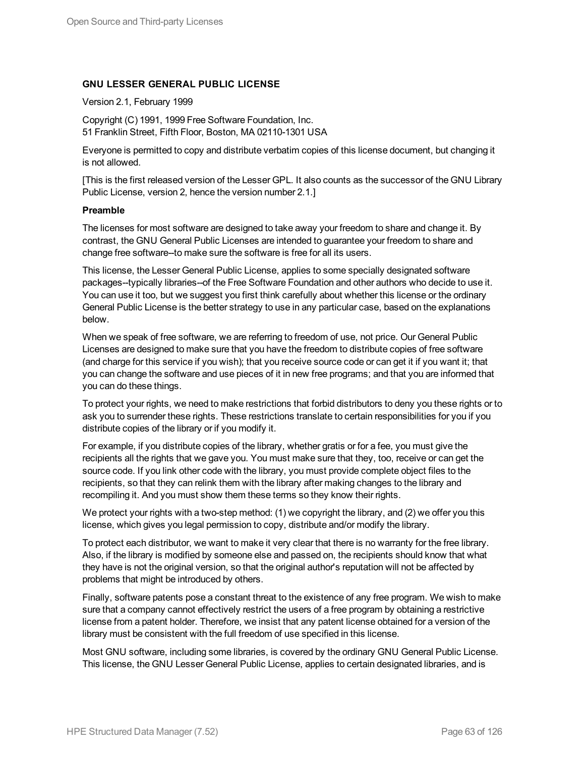### GNU LESSER GENERAL PUBLIC LICENSE

Version 2.1, February 1999

Copyright (C) 1991, 1999 Free Software Foundation, Inc.
51 Franklin Street, Fifth Floor, Boston, MA 02110-1301 USA

Everyone is permitted to copy and distribute verbatim copies of this license document, but changing it is not allowed.

[This is the first released version of the Lesser GPL. It also counts as the successor of the GNU Library Public License, version 2, hence the version number 2.1.]

#### Preamble

The licenses for most software are designed to take away your freedom to share and change it. By contrast, the GNU General Public Licenses are intended to guarantee your freedom to share and change free software--to make sure the software is free for all its users.

This license, the Lesser General Public License, applies to some specially designated software packages--typically libraries--of the Free Software Foundation and other authors who decide to use it. You can use it too, but we suggest you first think carefully about whether this license or the ordinary General Public License is the better strategy to use in any particular case, based on the explanations below.

When we speak of free software, we are referring to freedom of use, not price. Our General Public Licenses are designed to make sure that you have the freedom to distribute copies of free software (and charge for this service if you wish); that you receive source code or can get it if you want it; that you can change the software and use pieces of it in new free programs; and that you are informed that you can do these things.

To protect your rights, we need to make restrictions that forbid distributors to deny you these rights or to ask you to surrender these rights. These restrictions translate to certain responsibilities for you if you distribute copies of the library or if you modify it.

For example, if you distribute copies of the library, whether gratis or for a fee, you must give the recipients all the rights that we gave you. You must make sure that they, too, receive or can get the source code. If you link other code with the library, you must provide complete object files to the recipients, so that they can relink them with the library after making changes to the library and recompiling it. And you must show them these terms so they know their rights.

We protect your rights with a two-step method: (1) we copyright the library, and (2) we offer you this license, which gives you legal permission to copy, distribute and/or modify the library.

To protect each distributor, we want to make it very clear that there is no warranty for the free library. Also, if the library is modified by someone else and passed on, the recipients should know that what they have is not the original version, so that the original author's reputation will not be affected by problems that might be introduced by others.

Finally, software patents pose a constant threat to the existence of any free program. We wish to make sure that a company cannot effectively restrict the users of a free program by obtaining a restrictive license from a patent holder. Therefore, we insist that any patent license obtained for a version of the library must be consistent with the full freedom of use specified in this license.

Most GNU software, including some libraries, is covered by the ordinary GNU General Public License. This license, the GNU Lesser General Public License, applies to certain designated libraries, and is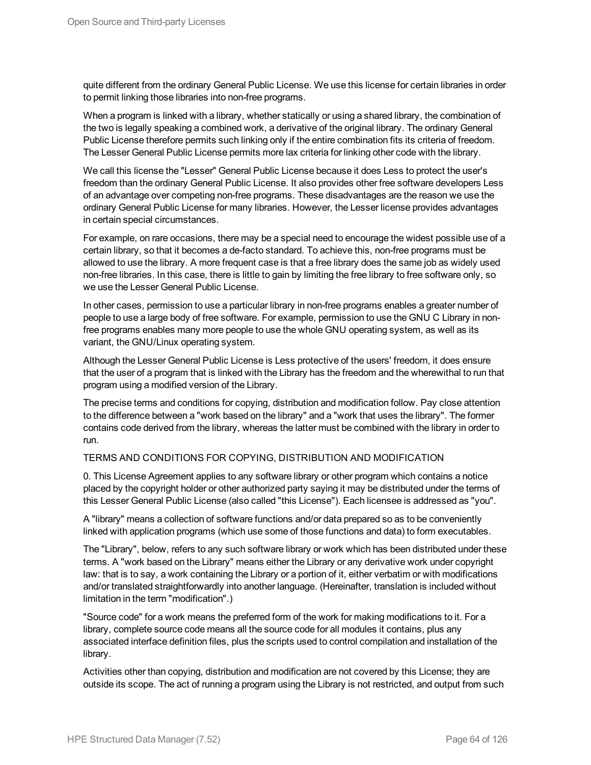quite different from the ordinary General Public License. We use this license for certain libraries in order to permit linking those libraries into non-free programs.

When a program is linked with a library, whether statically or using a shared library, the combination of the two is legally speaking a combined work, a derivative of the original library. The ordinary General Public License therefore permits such linking only if the entire combination fits its criteria of freedom. The Lesser General Public License permits more lax criteria for linking other code with the library.

We call this license the "Lesser" General Public License because it does Less to protect the user's freedom than the ordinary General Public License. It also provides other free software developers Less of an advantage over competing non-free programs. These disadvantages are the reason we use the ordinary General Public License for many libraries. However, the Lesser license provides advantages in certain special circumstances.

For example, on rare occasions, there may be a special need to encourage the widest possible use of a certain library, so that it becomes a de-facto standard. To achieve this, non-free programs must be allowed to use the library. A more frequent case is that a free library does the same job as widely used non-free libraries. In this case, there is little to gain by limiting the free library to free software only, so we use the Lesser General Public License.

In other cases, permission to use a particular library in non-free programs enables a greater number of people to use a large body of free software. For example, permission to use the GNU C Library in non-free programs enables many more people to use the whole GNU operating system, as well as its variant, the GNU/Linux operating system.

Although the Lesser General Public License is Less protective of the users' freedom, it does ensure that the user of a program that is linked with the Library has the freedom and the wherewithal to run that program using a modified version of the Library.

The precise terms and conditions for copying, distribution and modification follow. Pay close attention to the difference between a "work based on the library" and a "work that uses the library". The former contains code derived from the library, whereas the latter must be combined with the library in order to run.

TERMS AND CONDITIONS FOR COPYING, DISTRIBUTION AND MODIFICATION

0. This License Agreement applies to any software library or other program which contains a notice placed by the copyright holder or other authorized party saying it may be distributed under the terms of this Lesser General Public License (also called "this License"). Each licensee is addressed as "you".

A "library" means a collection of software functions and/or data prepared so as to be conveniently linked with application programs (which use some of those functions and data) to form executables.

The "Library", below, refers to any such software library or work which has been distributed under these terms. A "work based on the Library" means either the Library or any derivative work under copyright law: that is to say, a work containing the Library or a portion of it, either verbatim or with modifications and/or translated straightforwardly into another language. (Hereinafter, translation is included without limitation in the term "modification".)

"Source code" for a work means the preferred form of the work for making modifications to it. For a library, complete source code means all the source code for all modules it contains, plus any associated interface definition files, plus the scripts used to control compilation and installation of the library.

Activities other than copying, distribution and modification are not covered by this License; they are outside its scope. The act of running a program using the Library is not restricted, and output from such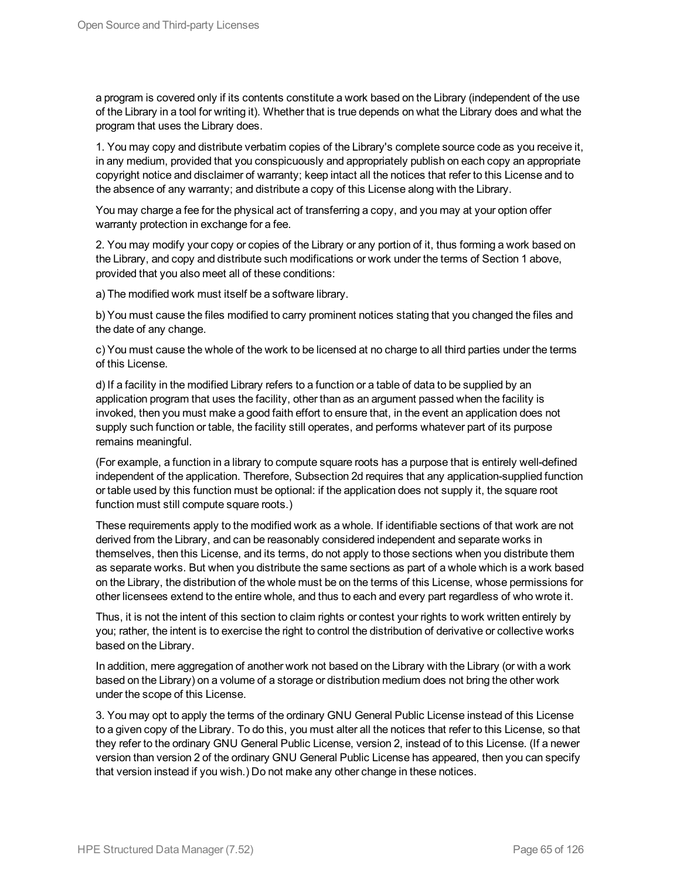a program is covered only if its contents constitute a work based on the Library (independent of the use of the Library in a tool for writing it). Whether that is true depends on what the Library does and what the program that uses the Library does.

1. You may copy and distribute verbatim copies of the Library's complete source code as you receive it, in any medium, provided that you conspicuously and appropriately publish on each copy an appropriate copyright notice and disclaimer of warranty; keep intact all the notices that refer to this License and to the absence of any warranty; and distribute a copy of this License along with the Library.

You may charge a fee for the physical act of transferring a copy, and you may at your option offer warranty protection in exchange for a fee.

2. You may modify your copy or copies of the Library or any portion of it, thus forming a work based on the Library, and copy and distribute such modifications or work under the terms of Section 1 above, provided that you also meet all of these conditions:

a) The modified work must itself be a software library.

b) You must cause the files modified to carry prominent notices stating that you changed the files and the date of any change.

c) You must cause the whole of the work to be licensed at no charge to all third parties under the terms of this License.

d) If a facility in the modified Library refers to a function or a table of data to be supplied by an application program that uses the facility, other than as an argument passed when the facility is invoked, then you must make a good faith effort to ensure that, in the event an application does not supply such function or table, the facility still operates, and performs whatever part of its purpose remains meaningful.

(For example, a function in a library to compute square roots has a purpose that is entirely well-defined independent of the application. Therefore, Subsection 2d requires that any application-supplied function or table used by this function must be optional: if the application does not supply it, the square root function must still compute square roots.)

These requirements apply to the modified work as a whole. If identifiable sections of that work are not derived from the Library, and can be reasonably considered independent and separate works in themselves, then this License, and its terms, do not apply to those sections when you distribute them as separate works. But when you distribute the same sections as part of a whole which is a work based on the Library, the distribution of the whole must be on the terms of this License, whose permissions for other licensees extend to the entire whole, and thus to each and every part regardless of who wrote it.

Thus, it is not the intent of this section to claim rights or contest your rights to work written entirely by you; rather, the intent is to exercise the right to control the distribution of derivative or collective works based on the Library.

In addition, mere aggregation of another work not based on the Library with the Library (or with a work based on the Library) on a volume of a storage or distribution medium does not bring the other work under the scope of this License.

3. You may opt to apply the terms of the ordinary GNU General Public License instead of this License to a given copy of the Library. To do this, you must alter all the notices that refer to this License, so that they refer to the ordinary GNU General Public License, version 2, instead of to this License. (If a newer version than version 2 of the ordinary GNU General Public License has appeared, then you can specify that version instead if you wish.) Do not make any other change in these notices.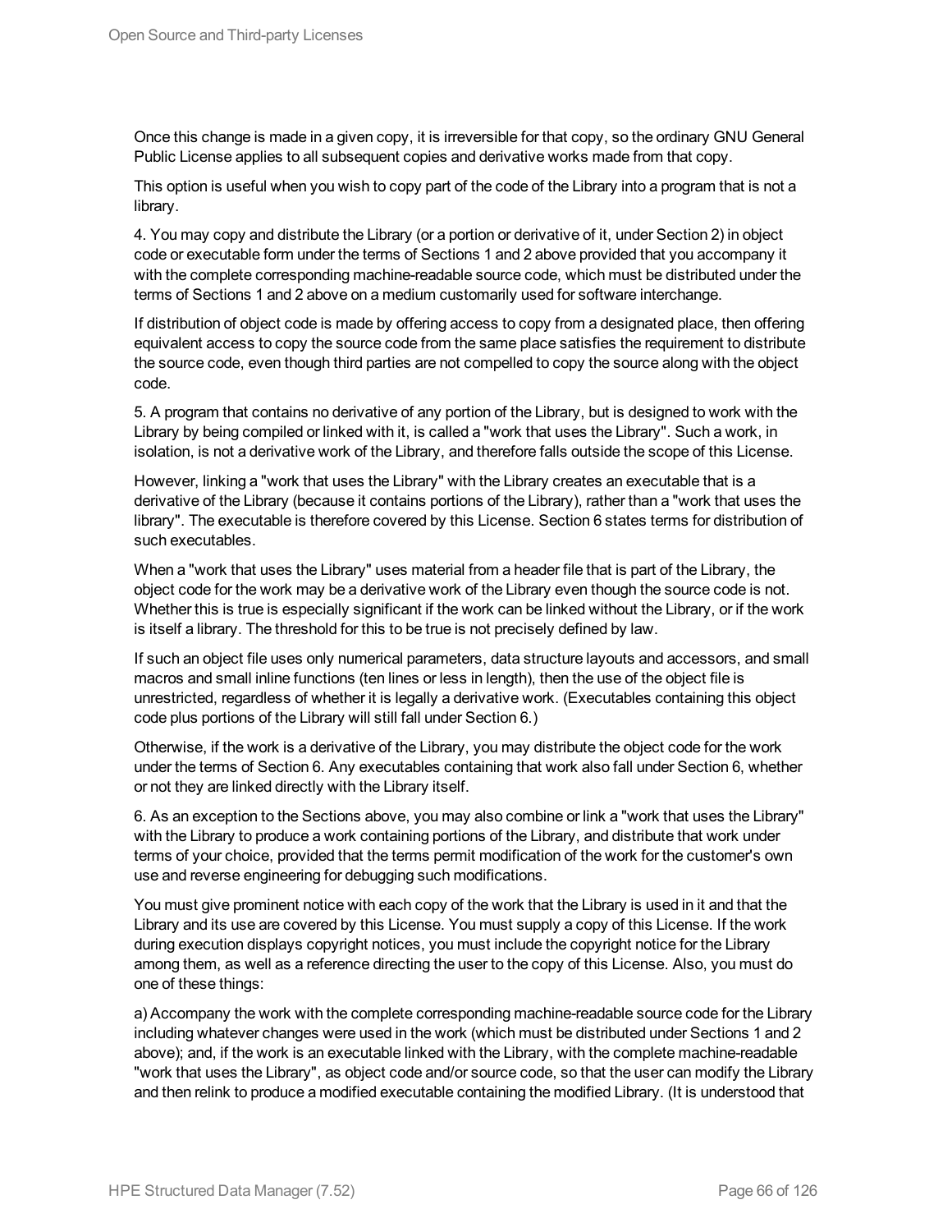Once this change is made in a given copy, it is irreversible for that copy, so the ordinary GNU General Public License applies to all subsequent copies and derivative works made from that copy.

This option is useful when you wish to copy part of the code of the Library into a program that is not a library.

4. You may copy and distribute the Library (or a portion or derivative of it, under Section 2) in object code or executable form under the terms of Sections 1 and 2 above provided that you accompany it with the complete corresponding machine-readable source code, which must be distributed under the terms of Sections 1 and 2 above on a medium customarily used for software interchange.

If distribution of object code is made by offering access to copy from a designated place, then offering equivalent access to copy the source code from the same place satisfies the requirement to distribute the source code, even though third parties are not compelled to copy the source along with the object code.

5. A program that contains no derivative of any portion of the Library, but is designed to work with the Library by being compiled or linked with it, is called a "work that uses the Library". Such a work, in isolation, is not a derivative work of the Library, and therefore falls outside the scope of this License.

However, linking a "work that uses the Library" with the Library creates an executable that is a derivative of the Library (because it contains portions of the Library), rather than a "work that uses the library". The executable is therefore covered by this License. Section 6 states terms for distribution of such executables.

When a "work that uses the Library" uses material from a header file that is part of the Library, the object code for the work may be a derivative work of the Library even though the source code is not. Whether this is true is especially significant if the work can be linked without the Library, or if the work is itself a library. The threshold for this to be true is not precisely defined by law.

If such an object file uses only numerical parameters, data structure layouts and accessors, and small macros and small inline functions (ten lines or less in length), then the use of the object file is unrestricted, regardless of whether it is legally a derivative work. (Executables containing this object code plus portions of the Library will still fall under Section 6.)

Otherwise, if the work is a derivative of the Library, you may distribute the object code for the work under the terms of Section 6. Any executables containing that work also fall under Section 6, whether or not they are linked directly with the Library itself.

6. As an exception to the Sections above, you may also combine or link a "work that uses the Library" with the Library to produce a work containing portions of the Library, and distribute that work under terms of your choice, provided that the terms permit modification of the work for the customer's own use and reverse engineering for debugging such modifications.

You must give prominent notice with each copy of the work that the Library is used in it and that the Library and its use are covered by this License. You must supply a copy of this License. If the work during execution displays copyright notices, you must include the copyright notice for the Library among them, as well as a reference directing the user to the copy of this License. Also, you must do one of these things:

a) Accompany the work with the complete corresponding machine-readable source code for the Library including whatever changes were used in the work (which must be distributed under Sections 1 and 2 above); and, if the work is an executable linked with the Library, with the complete machine-readable "work that uses the Library", as object code and/or source code, so that the user can modify the Library and then relink to produce a modified executable containing the modified Library. (It is understood that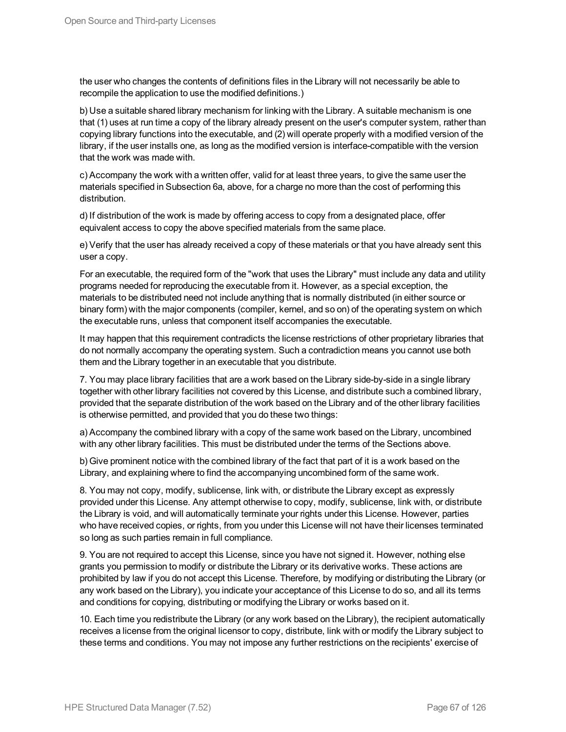the user who changes the contents of definitions files in the Library will not necessarily be able to recompile the application to use the modified definitions.)

b) Use a suitable shared library mechanism for linking with the Library. A suitable mechanism is one that (1) uses at run time a copy of the library already present on the user's computer system, rather than copying library functions into the executable, and (2) will operate properly with a modified version of the library, if the user installs one, as long as the modified version is interface-compatible with the version that the work was made with.

c) Accompany the work with a written offer, valid for at least three years, to give the same user the materials specified in Subsection 6a, above, for a charge no more than the cost of performing this distribution.

d) If distribution of the work is made by offering access to copy from a designated place, offer equivalent access to copy the above specified materials from the same place.

e) Verify that the user has already received a copy of these materials or that you have already sent this user a copy.

For an executable, the required form of the "work that uses the Library" must include any data and utility programs needed for reproducing the executable from it. However, as a special exception, the materials to be distributed need not include anything that is normally distributed (in either source or binary form) with the major components (compiler, kernel, and so on) of the operating system on which the executable runs, unless that component itself accompanies the executable.

It may happen that this requirement contradicts the license restrictions of other proprietary libraries that do not normally accompany the operating system. Such a contradiction means you cannot use both them and the Library together in an executable that you distribute.

7. You may place library facilities that are a work based on the Library side-by-side in a single library together with other library facilities not covered by this License, and distribute such a combined library, provided that the separate distribution of the work based on the Library and of the other library facilities is otherwise permitted, and provided that you do these two things:

a) Accompany the combined library with a copy of the same work based on the Library, uncombined with any other library facilities. This must be distributed under the terms of the Sections above.

b) Give prominent notice with the combined library of the fact that part of it is a work based on the Library, and explaining where to find the accompanying uncombined form of the same work.

8. You may not copy, modify, sublicense, link with, or distribute the Library except as expressly provided under this License. Any attempt otherwise to copy, modify, sublicense, link with, or distribute the Library is void, and will automatically terminate your rights under this License. However, parties who have received copies, or rights, from you under this License will not have their licenses terminated so long as such parties remain in full compliance.

9. You are not required to accept this License, since you have not signed it. However, nothing else grants you permission to modify or distribute the Library or its derivative works. These actions are prohibited by law if you do not accept this License. Therefore, by modifying or distributing the Library (or any work based on the Library), you indicate your acceptance of this License to do so, and all its terms and conditions for copying, distributing or modifying the Library or works based on it.

10. Each time you redistribute the Library (or any work based on the Library), the recipient automatically receives a license from the original licensor to copy, distribute, link with or modify the Library subject to these terms and conditions. You may not impose any further restrictions on the recipients' exercise of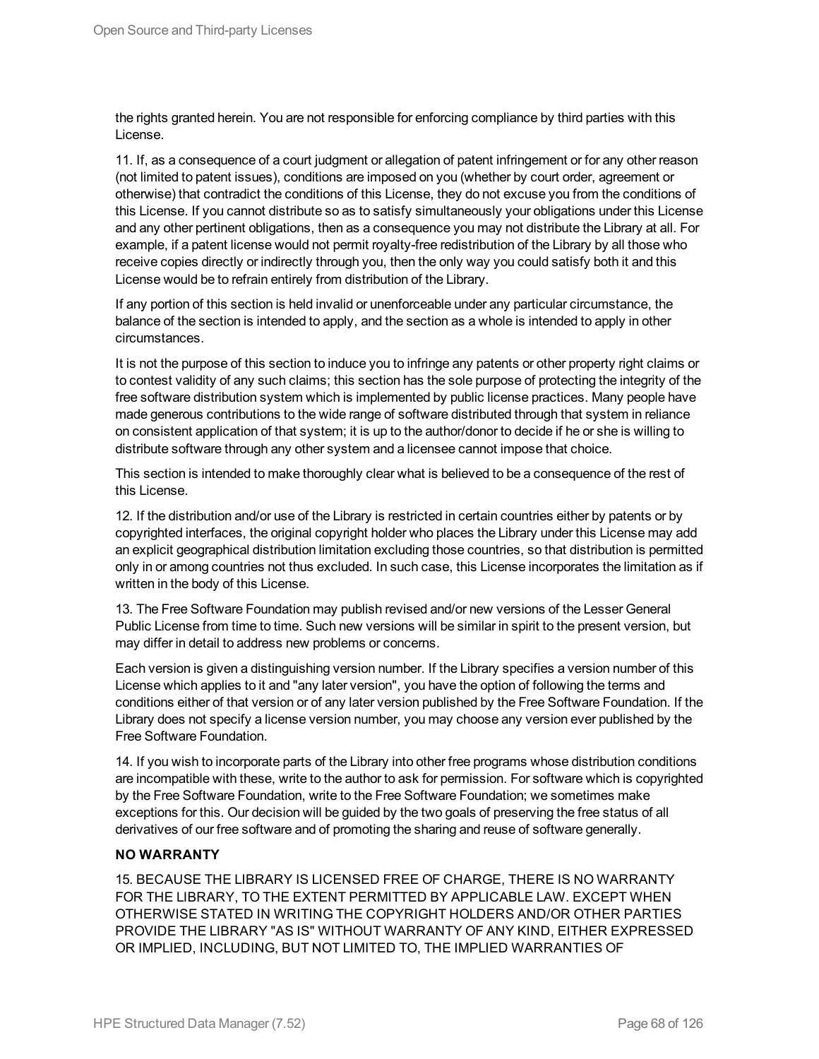the rights granted herein. You are not responsible for enforcing compliance by third parties with this License.

11. If, as a consequence of a court judgment or allegation of patent infringement or for any other reason (not limited to patent issues), conditions are imposed on you (whether by court order, agreement or otherwise) that contradict the conditions of this License, they do not excuse you from the conditions of this License. If you cannot distribute so as to satisfy simultaneously your obligations under this License and any other pertinent obligations, then as a consequence you may not distribute the Library at all. For example, if a patent license would not permit royalty-free redistribution of the Library by all those who receive copies directly or indirectly through you, then the only way you could satisfy both it and this License would be to refrain entirely from distribution of the Library.

If any portion of this section is held invalid or unenforceable under any particular circumstance, the balance of the section is intended to apply, and the section as a whole is intended to apply in other circumstances.

It is not the purpose of this section to induce you to infringe any patents or other property right claims or to contest validity of any such claims; this section has the sole purpose of protecting the integrity of the free software distribution system which is implemented by public license practices. Many people have made generous contributions to the wide range of software distributed through that system in reliance on consistent application of that system; it is up to the author/donor to decide if he or she is willing to distribute software through any other system and a licensee cannot impose that choice.

This section is intended to make thoroughly clear what is believed to be a consequence of the rest of this License.

12. If the distribution and/or use of the Library is restricted in certain countries either by patents or by copyrighted interfaces, the original copyright holder who places the Library under this License may add an explicit geographical distribution limitation excluding those countries, so that distribution is permitted only in or among countries not thus excluded. In such case, this License incorporates the limitation as if written in the body of this License.

13. The Free Software Foundation may publish revised and/or new versions of the Lesser General Public License from time to time. Such new versions will be similar in spirit to the present version, but may differ in detail to address new problems or concerns.

Each version is given a distinguishing version number. If the Library specifies a version number of this License which applies to it and "any later version", you have the option of following the terms and conditions either of that version or of any later version published by the Free Software Foundation. If the Library does not specify a license version number, you may choose any version ever published by the Free Software Foundation.

14. If you wish to incorporate parts of the Library into other free programs whose distribution conditions are incompatible with these, write to the author to ask for permission. For software which is copyrighted by the Free Software Foundation, write to the Free Software Foundation; we sometimes make exceptions for this. Our decision will be guided by the two goals of preserving the free status of all derivatives of our free software and of promoting the sharing and reuse of software generally.

**NO WARRANTY**

15. BECAUSE THE LIBRARY IS LICENSED FREE OF CHARGE, THERE IS NO WARRANTY FOR THE LIBRARY, TO THE EXTENT PERMITTED BY APPLICABLE LAW. EXCEPT WHEN OTHERWISE STATED IN WRITING THE COPYRIGHT HOLDERS AND/OR OTHER PARTIES PROVIDE THE LIBRARY "AS IS" WITHOUT WARRANTY OF ANY KIND, EITHER EXPRESSED OR IMPLIED, INCLUDING, BUT NOT LIMITED TO, THE IMPLIED WARRANTIES OF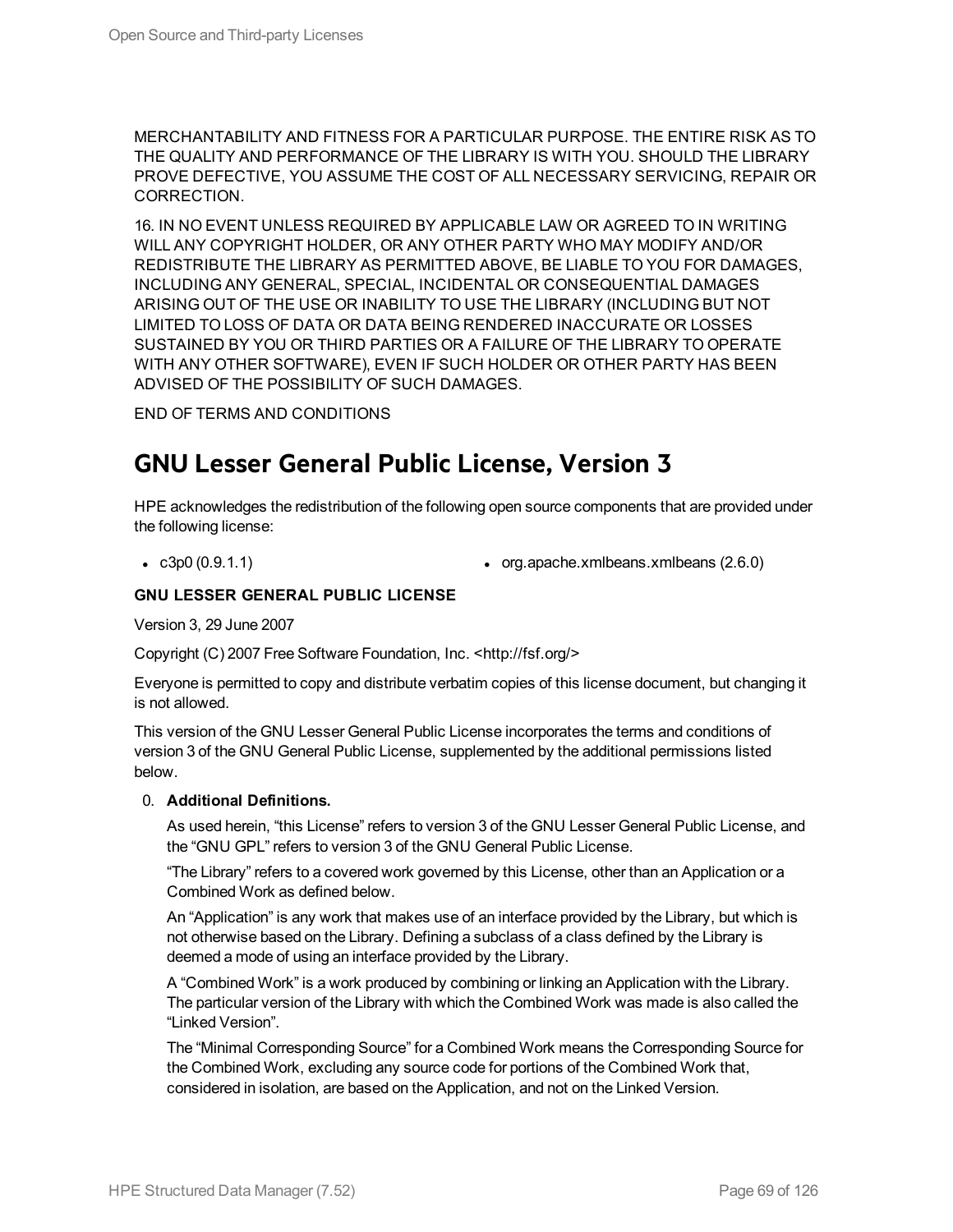MERCHANTABILITY AND FITNESS FOR A PARTICULAR PURPOSE. THE ENTIRE RISK AS TO THE QUALITY AND PERFORMANCE OF THE LIBRARY IS WITH YOU. SHOULD THE LIBRARY PROVE DEFECTIVE, YOU ASSUME THE COST OF ALL NECESSARY SERVICING, REPAIR OR CORRECTION.

16. IN NO EVENT UNLESS REQUIRED BY APPLICABLE LAW OR AGREED TO IN WRITING WILL ANY COPYRIGHT HOLDER, OR ANY OTHER PARTY WHO MAY MODIFY AND/OR REDISTRIBUTE THE LIBRARY AS PERMITTED ABOVE, BE LIABLE TO YOU FOR DAMAGES, INCLUDING ANY GENERAL, SPECIAL, INCIDENTAL OR CONSEQUENTIAL DAMAGES ARISING OUT OF THE USE OR INABILITY TO USE THE LIBRARY (INCLUDING BUT NOT LIMITED TO LOSS OF DATA OR DATA BEING RENDERED INACCURATE OR LOSSES SUSTAINED BY YOU OR THIRD PARTIES OR A FAILURE OF THE LIBRARY TO OPERATE WITH ANY OTHER SOFTWARE), EVEN IF SUCH HOLDER OR OTHER PARTY HAS BEEN ADVISED OF THE POSSIBILITY OF SUCH DAMAGES.

END OF TERMS AND CONDITIONS

## GNU Lesser General Public License, Version 3

HPE acknowledges the redistribution of the following open source components that are provided under the following license:

- c3p0 (0.9.1.1)
- org.apache.xmlbeans.xmlbeans (2.6.0)

**GNU LESSER GENERAL PUBLIC LICENSE**

Version 3, 29 June 2007

Copyright (C) 2007 Free Software Foundation, Inc. <http://fsf.org/>

Everyone is permitted to copy and distribute verbatim copies of this license document, but changing it is not allowed.

This version of the GNU Lesser General Public License incorporates the terms and conditions of version 3 of the GNU General Public License, supplemented by the additional permissions listed below.

0. **Additional Definitions.**

   As used herein, “this License” refers to version 3 of the GNU Lesser General Public License, and the “GNU GPL” refers to version 3 of the GNU General Public License.

   “The Library” refers to a covered work governed by this License, other than an Application or a Combined Work as defined below.

   An “Application” is any work that makes use of an interface provided by the Library, but which is not otherwise based on the Library. Defining a subclass of a class defined by the Library is deemed a mode of using an interface provided by the Library.

   A “Combined Work” is a work produced by combining or linking an Application with the Library. The particular version of the Library with which the Combined Work was made is also called the “Linked Version”.

   The “Minimal Corresponding Source” for a Combined Work means the Corresponding Source for the Combined Work, excluding any source code for portions of the Combined Work that, considered in isolation, are based on the Application, and not on the Linked Version.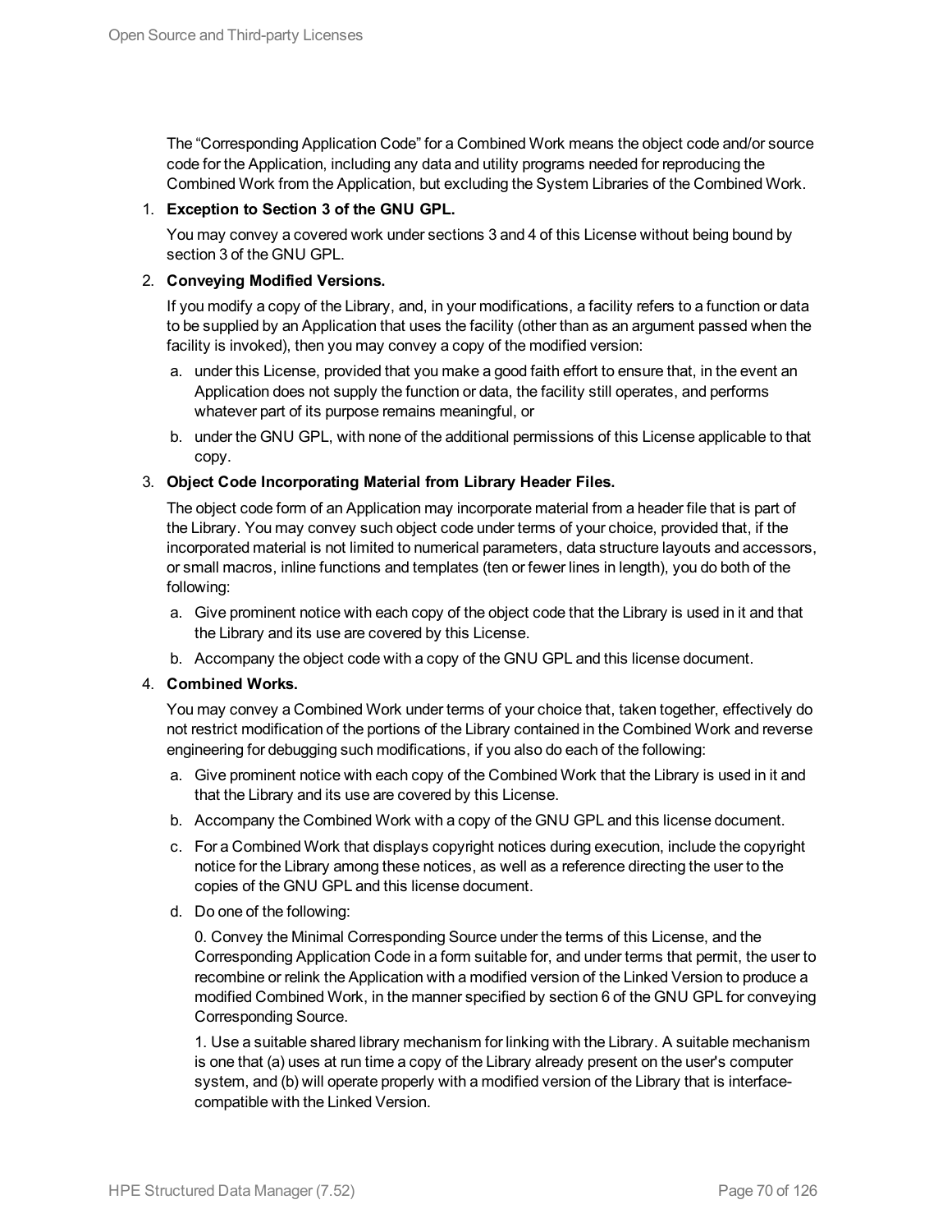The “Corresponding Application Code” for a Combined Work means the object code and/or source code for the Application, including any data and utility programs needed for reproducing the Combined Work from the Application, but excluding the System Libraries of the Combined Work.

1. **Exception to Section 3 of the GNU GPL.**

   You may convey a covered work under sections 3 and 4 of this License without being bound by section 3 of the GNU GPL.

2. **Conveying Modified Versions.**

   If you modify a copy of the Library, and, in your modifications, a facility refers to a function or data to be supplied by an Application that uses the facility (other than as an argument passed when the facility is invoked), then you may convey a copy of the modified version:

   a. under this License, provided that you make a good faith effort to ensure that, in the event an Application does not supply the function or data, the facility still operates, and performs whatever part of its purpose remains meaningful, or

   b. under the GNU GPL, with none of the additional permissions of this License applicable to that copy.

3. **Object Code Incorporating Material from Library Header Files.**

   The object code form of an Application may incorporate material from a header file that is part of the Library. You may convey such object code under terms of your choice, provided that, if the incorporated material is not limited to numerical parameters, data structure layouts and accessors, or small macros, inline functions and templates (ten or fewer lines in length), you do both of the following:

   a. Give prominent notice with each copy of the object code that the Library is used in it and that the Library and its use are covered by this License.

   b. Accompany the object code with a copy of the GNU GPL and this license document.

4. **Combined Works.**

   You may convey a Combined Work under terms of your choice that, taken together, effectively do not restrict modification of the portions of the Library contained in the Combined Work and reverse engineering for debugging such modifications, if you also do each of the following:

   a. Give prominent notice with each copy of the Combined Work that the Library is used in it and that the Library and its use are covered by this License.

   b. Accompany the Combined Work with a copy of the GNU GPL and this license document.

   c. For a Combined Work that displays copyright notices during execution, include the copyright notice for the Library among these notices, as well as a reference directing the user to the copies of the GNU GPL and this license document.

   d. Do one of the following:

      0. Convey the Minimal Corresponding Source under the terms of this License, and the Corresponding Application Code in a form suitable for, and under terms that permit, the user to recombine or relink the Application with a modified version of the Linked Version to produce a modified Combined Work, in the manner specified by section 6 of the GNU GPL for conveying Corresponding Source.

      1. Use a suitable shared library mechanism for linking with the Library. A suitable mechanism is one that (a) uses at run time a copy of the Library already present on the user's computer system, and (b) will operate properly with a modified version of the Library that is interface-compatible with the Linked Version.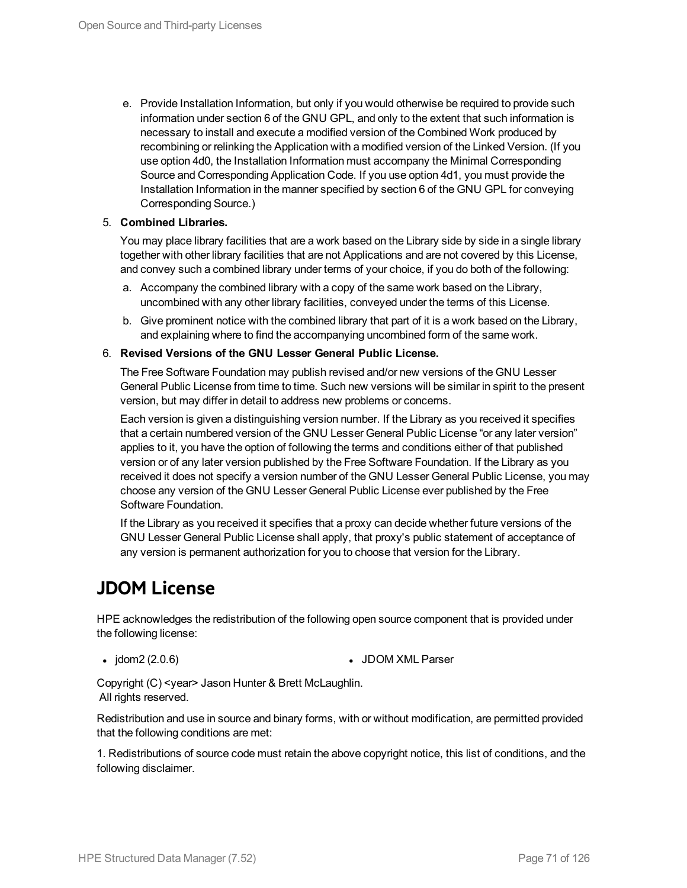e. Provide Installation Information, but only if you would otherwise be required to provide such information under section 6 of the GNU GPL, and only to the extent that such information is necessary to install and execute a modified version of the Combined Work produced by recombining or relinking the Application with a modified version of the Linked Version. (If you use option 4d0, the Installation Information must accompany the Minimal Corresponding Source and Corresponding Application Code. If you use option 4d1, you must provide the Installation Information in the manner specified by section 6 of the GNU GPL for conveying Corresponding Source.)

5. **Combined Libraries.**

   You may place library facilities that are a work based on the Library side by side in a single library together with other library facilities that are not Applications and are not covered by this License, and convey such a combined library under terms of your choice, if you do both of the following:

   a. Accompany the combined library with a copy of the same work based on the Library, uncombined with any other library facilities, conveyed under the terms of this License.

   b. Give prominent notice with the combined library that part of it is a work based on the Library, and explaining where to find the accompanying uncombined form of the same work.

6. **Revised Versions of the GNU Lesser General Public License.**

   The Free Software Foundation may publish revised and/or new versions of the GNU Lesser General Public License from time to time. Such new versions will be similar in spirit to the present version, but may differ in detail to address new problems or concerns.

   Each version is given a distinguishing version number. If the Library as you received it specifies that a certain numbered version of the GNU Lesser General Public License "or any later version" applies to it, you have the option of following the terms and conditions either of that published version or of any later version published by the Free Software Foundation. If the Library as you received it does not specify a version number of the GNU Lesser General Public License, you may choose any version of the GNU Lesser General Public License ever published by the Free Software Foundation.

   If the Library as you received it specifies that a proxy can decide whether future versions of the GNU Lesser General Public License shall apply, that proxy's public statement of acceptance of any version is permanent authorization for you to choose that version for the Library.

## JDOM License

HPE acknowledges the redistribution of the following open source component that is provided under the following license:

- jdom2 (2.0.6)
- JDOM XML Parser

Copyright (C) <year> Jason Hunter & Brett McLaughlin.
All rights reserved.

Redistribution and use in source and binary forms, with or without modification, are permitted provided that the following conditions are met:

1. Redistributions of source code must retain the above copyright notice, this list of conditions, and the following disclaimer.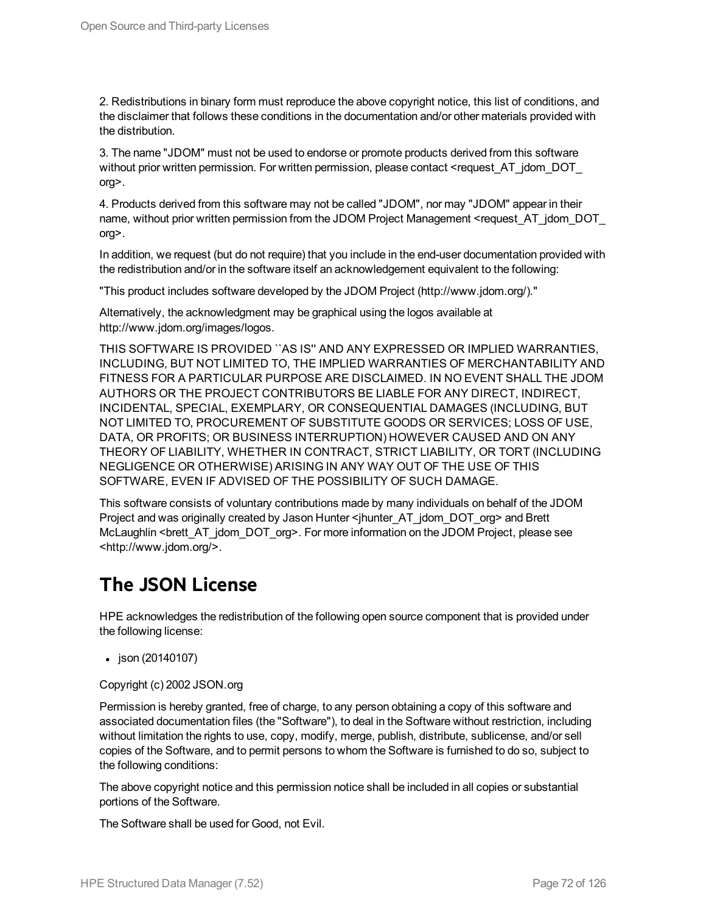2. Redistributions in binary form must reproduce the above copyright notice, this list of conditions, and the disclaimer that follows these conditions in the documentation and/or other materials provided with the distribution.

3. The name "JDOM" must not be used to endorse or promote products derived from this software without prior written permission. For written permission, please contact <request_AT_jdom_DOT_org>.

4. Products derived from this software may not be called "JDOM", nor may "JDOM" appear in their name, without prior written permission from the JDOM Project Management <request_AT_jdom_DOT_org>.

In addition, we request (but do not require) that you include in the end-user documentation provided with the redistribution and/or in the software itself an acknowledgement equivalent to the following:

"This product includes software developed by the JDOM Project (http://www.jdom.org/)."

Alternatively, the acknowledgment may be graphical using the logos available at http://www.jdom.org/images/logos.

THIS SOFTWARE IS PROVIDED ``AS IS'' AND ANY EXPRESSED OR IMPLIED WARRANTIES, INCLUDING, BUT NOT LIMITED TO, THE IMPLIED WARRANTIES OF MERCHANTABILITY AND FITNESS FOR A PARTICULAR PURPOSE ARE DISCLAIMED. IN NO EVENT SHALL THE JDOM AUTHORS OR THE PROJECT CONTRIBUTORS BE LIABLE FOR ANY DIRECT, INDIRECT, INCIDENTAL, SPECIAL, EXEMPLARY, OR CONSEQUENTIAL DAMAGES (INCLUDING, BUT NOT LIMITED TO, PROCUREMENT OF SUBSTITUTE GOODS OR SERVICES; LOSS OF USE, DATA, OR PROFITS; OR BUSINESS INTERRUPTION) HOWEVER CAUSED AND ON ANY THEORY OF LIABILITY, WHETHER IN CONTRACT, STRICT LIABILITY, OR TORT (INCLUDING NEGLIGENCE OR OTHERWISE) ARISING IN ANY WAY OUT OF THE USE OF THIS SOFTWARE, EVEN IF ADVISED OF THE POSSIBILITY OF SUCH DAMAGE.

This software consists of voluntary contributions made by many individuals on behalf of the JDOM Project and was originally created by Jason Hunter <jhunter_AT_jdom_DOT_org> and Brett McLaughlin <brett_AT_jdom_DOT_org>. For more information on the JDOM Project, please see <http://www.jdom.org/>.

## The JSON License

HPE acknowledges the redistribution of the following open source component that is provided under the following license:

- json (20140107)

Copyright (c) 2002 JSON.org

Permission is hereby granted, free of charge, to any person obtaining a copy of this software and associated documentation files (the "Software"), to deal in the Software without restriction, including without limitation the rights to use, copy, modify, merge, publish, distribute, sublicense, and/or sell copies of the Software, and to permit persons to whom the Software is furnished to do so, subject to the following conditions:

The above copyright notice and this permission notice shall be included in all copies or substantial portions of the Software.

The Software shall be used for Good, not Evil.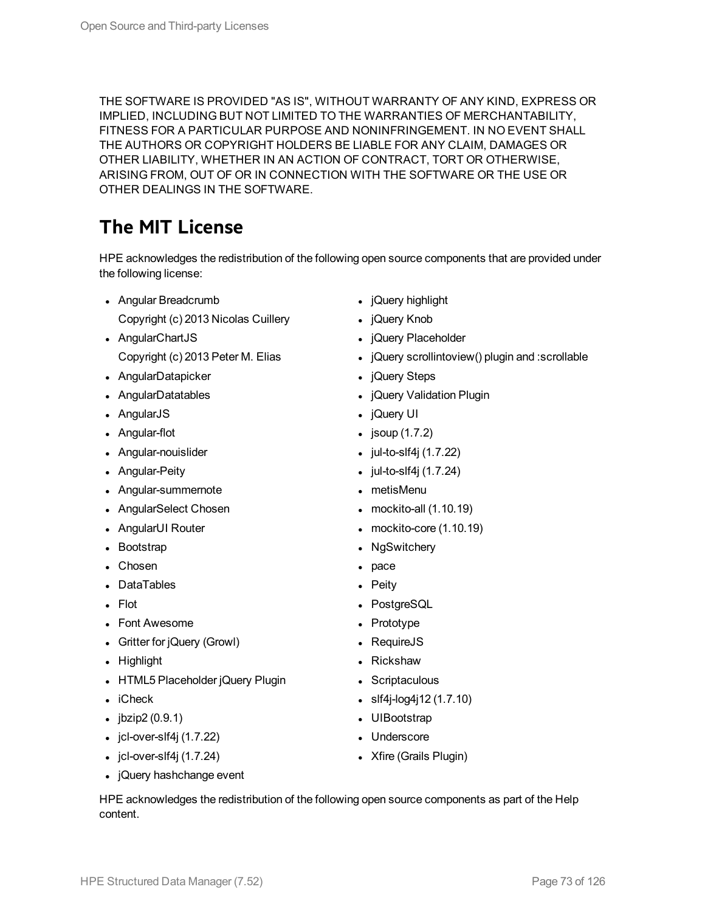THE SOFTWARE IS PROVIDED "AS IS", WITHOUT WARRANTY OF ANY KIND, EXPRESS OR IMPLIED, INCLUDING BUT NOT LIMITED TO THE WARRANTIES OF MERCHANTABILITY, FITNESS FOR A PARTICULAR PURPOSE AND NONINFRINGEMENT. IN NO EVENT SHALL THE AUTHORS OR COPYRIGHT HOLDERS BE LIABLE FOR ANY CLAIM, DAMAGES OR OTHER LIABILITY, WHETHER IN AN ACTION OF CONTRACT, TORT OR OTHERWISE, ARISING FROM, OUT OF OR IN CONNECTION WITH THE SOFTWARE OR THE USE OR OTHER DEALINGS IN THE SOFTWARE.

## The MIT License

HPE acknowledges the redistribution of the following open source components that are provided under the following license:

- Angular Breadcrumb
  Copyright (c) 2013 Nicolas Cuillery
- AngularChartJS
  Copyright (c) 2013 Peter M. Elias
- AngularDatapicker
- AngularDatatables
- AngularJS
- Angular-flot
- Angular-nouislider
- Angular-Peity
- Angular-summernote
- AngularSelect Chosen
- AngularUI Router
- Bootstrap
- Chosen
- DataTables
- Flot
- Font Awesome
- Gritter for jQuery (Growl)
- Highlight
- HTML5 Placeholder jQuery Plugin
- iCheck
- jbzip2 (0.9.1)
- jcl-over-slf4j (1.7.22)
- jcl-over-slf4j (1.7.24)
- jQuery hashchange event
- jQuery highlight
- jQuery Knob
- jQuery Placeholder
- jQuery scrollintoview() plugin and :scrollable
- jQuery Steps
- jQuery Validation Plugin
- jQuery UI
- jsoup (1.7.2)
- jul-to-slf4j (1.7.22)
- jul-to-slf4j (1.7.24)
- metisMenu
- mockito-all (1.10.19)
- mockito-core (1.10.19)
- NgSwitchery
- pace
- Peity
- PostgreSQL
- Prototype
- RequireJS
- Rickshaw
- Scriptaculous
- slf4j-log4j12 (1.7.10)
- UIBootstrap
- Underscore
- Xfire (Grails Plugin)

HPE acknowledges the redistribution of the following open source components as part of the Help content.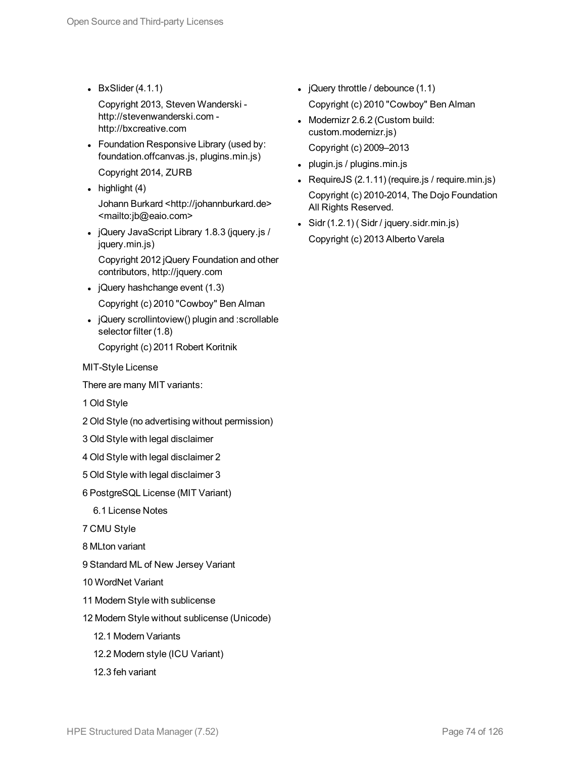- BxSlider (4.1.1)

  Copyright 2013, Steven Wanderski - http://stevenwanderski.com - http://bxcreative.com

- Foundation Responsive Library (used by: foundation.offcanvas.js, plugins.min.js)

  Copyright 2014, ZURB

- highlight (4)

  Johann Burkard <http://johannburkard.de> <mailto:jb@eaio.com>

- jQuery JavaScript Library 1.8.3 (jquery.js / jquery.min.js)

  Copyright 2012 jQuery Foundation and other contributors, http://jquery.com

- jQuery hashchange event (1.3)

  Copyright (c) 2010 "Cowboy" Ben Alman

- jQuery scrollintoview() plugin and :scrollable selector filter (1.8)

  Copyright (c) 2011 Robert Koritnik

MIT-Style License

There are many MIT variants:

1 Old Style

2 Old Style (no advertising without permission)

3 Old Style with legal disclaimer

4 Old Style with legal disclaimer 2

5 Old Style with legal disclaimer 3

6 PostgreSQL License (MIT Variant)

  6.1 License Notes

7 CMU Style

8 MLton variant

9 Standard ML of New Jersey Variant

10 WordNet Variant

11 Modern Style with sublicense

12 Modern Style without sublicense (Unicode)

  12.1 Modern Variants

  12.2 Modern style (ICU Variant)

  12.3 feh variant

- jQuery throttle / debounce (1.1)

  Copyright (c) 2010 "Cowboy" Ben Alman

- Modernizr 2.6.2 (Custom build: custom.modernizr.js)

  Copyright (c) 2009–2013

- plugin.js / plugins.min.js

- RequireJS (2.1.11) (require.js / require.min.js)

  Copyright (c) 2010-2014, The Dojo Foundation All Rights Reserved.

- Sidr (1.2.1) ( Sidr / jquery.sidr.min.js)

  Copyright (c) 2013 Alberto Varela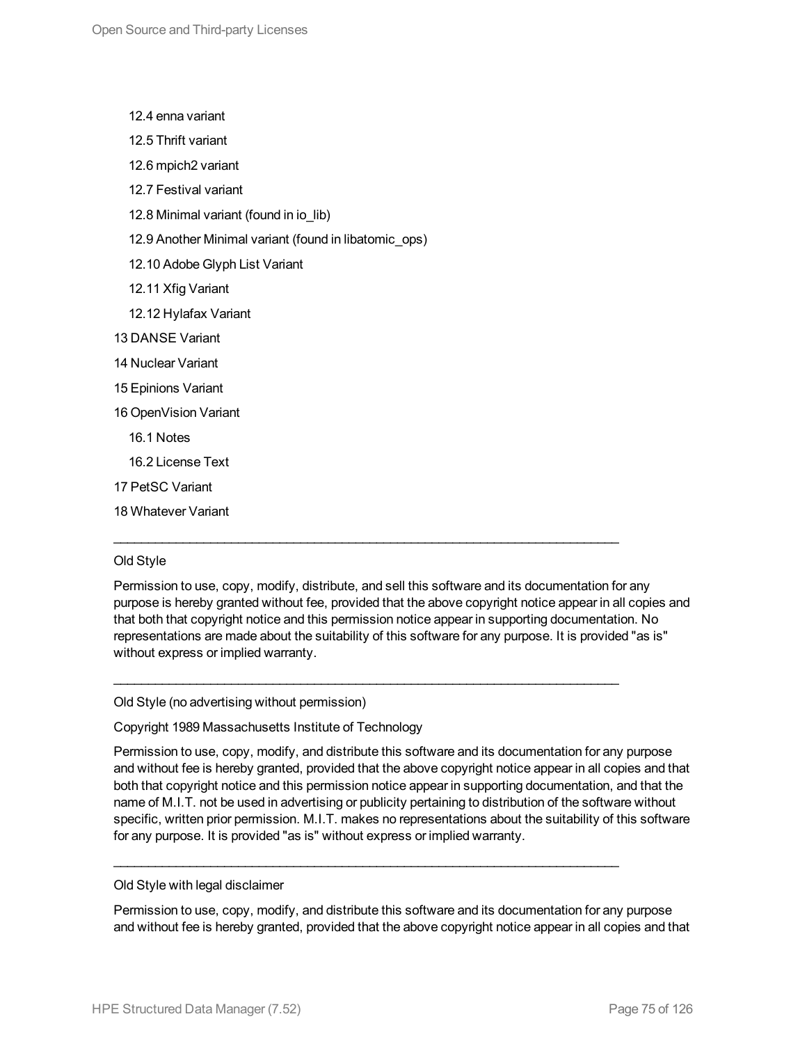- 12.4 enna variant
- 12.5 Thrift variant
- 12.6 mpich2 variant
- 12.7 Festival variant
- 12.8 Minimal variant (found in io_lib)
- 12.9 Another Minimal variant (found in libatomic_ops)
- 12.10 Adobe Glyph List Variant
- 12.11 Xfig Variant
- 12.12 Hylafax Variant

13 DANSE Variant

14 Nuclear Variant

15 Epinions Variant

16 OpenVision Variant

- 16.1 Notes
- 16.2 License Text

17 PetSC Variant

18 Whatever Variant

---

Old Style

Permission to use, copy, modify, distribute, and sell this software and its documentation for any purpose is hereby granted without fee, provided that the above copyright notice appear in all copies and that both that copyright notice and this permission notice appear in supporting documentation. No representations are made about the suitability of this software for any purpose. It is provided "as is" without express or implied warranty.

---

Old Style (no advertising without permission)

Copyright 1989 Massachusetts Institute of Technology

Permission to use, copy, modify, and distribute this software and its documentation for any purpose and without fee is hereby granted, provided that the above copyright notice appear in all copies and that both that copyright notice and this permission notice appear in supporting documentation, and that the name of M.I.T. not be used in advertising or publicity pertaining to distribution of the software without specific, written prior permission. M.I.T. makes no representations about the suitability of this software for any purpose. It is provided "as is" without express or implied warranty.

---

Old Style with legal disclaimer

Permission to use, copy, modify, and distribute this software and its documentation for any purpose and without fee is hereby granted, provided that the above copyright notice appear in all copies and that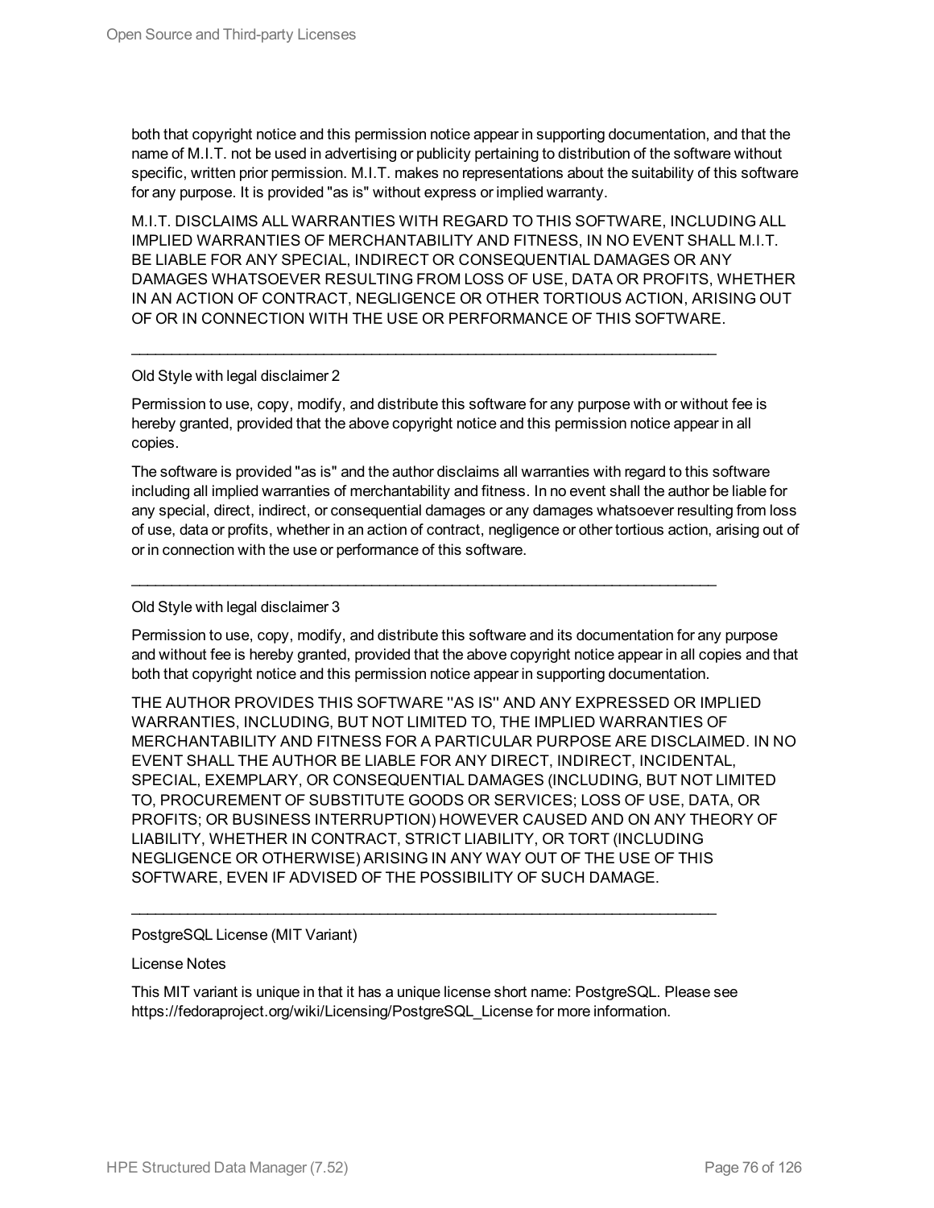both that copyright notice and this permission notice appear in supporting documentation, and that the name of M.I.T. not be used in advertising or publicity pertaining to distribution of the software without specific, written prior permission. M.I.T. makes no representations about the suitability of this software for any purpose. It is provided "as is" without express or implied warranty.

M.I.T. DISCLAIMS ALL WARRANTIES WITH REGARD TO THIS SOFTWARE, INCLUDING ALL IMPLIED WARRANTIES OF MERCHANTABILITY AND FITNESS, IN NO EVENT SHALL M.I.T. BE LIABLE FOR ANY SPECIAL, INDIRECT OR CONSEQUENTIAL DAMAGES OR ANY DAMAGES WHATSOEVER RESULTING FROM LOSS OF USE, DATA OR PROFITS, WHETHER IN AN ACTION OF CONTRACT, NEGLIGENCE OR OTHER TORTIOUS ACTION, ARISING OUT OF OR IN CONNECTION WITH THE USE OR PERFORMANCE OF THIS SOFTWARE.

---

Old Style with legal disclaimer 2

Permission to use, copy, modify, and distribute this software for any purpose with or without fee is hereby granted, provided that the above copyright notice and this permission notice appear in all copies.

The software is provided "as is" and the author disclaims all warranties with regard to this software including all implied warranties of merchantability and fitness. In no event shall the author be liable for any special, direct, indirect, or consequential damages or any damages whatsoever resulting from loss of use, data or profits, whether in an action of contract, negligence or other tortious action, arising out of or in connection with the use or performance of this software.

---

Old Style with legal disclaimer 3

Permission to use, copy, modify, and distribute this software and its documentation for any purpose and without fee is hereby granted, provided that the above copyright notice appear in all copies and that both that copyright notice and this permission notice appear in supporting documentation.

THE AUTHOR PROVIDES THIS SOFTWARE ''AS IS'' AND ANY EXPRESSED OR IMPLIED WARRANTIES, INCLUDING, BUT NOT LIMITED TO, THE IMPLIED WARRANTIES OF MERCHANTABILITY AND FITNESS FOR A PARTICULAR PURPOSE ARE DISCLAIMED. IN NO EVENT SHALL THE AUTHOR BE LIABLE FOR ANY DIRECT, INDIRECT, INCIDENTAL, SPECIAL, EXEMPLARY, OR CONSEQUENTIAL DAMAGES (INCLUDING, BUT NOT LIMITED TO, PROCUREMENT OF SUBSTITUTE GOODS OR SERVICES; LOSS OF USE, DATA, OR PROFITS; OR BUSINESS INTERRUPTION) HOWEVER CAUSED AND ON ANY THEORY OF LIABILITY, WHETHER IN CONTRACT, STRICT LIABILITY, OR TORT (INCLUDING NEGLIGENCE OR OTHERWISE) ARISING IN ANY WAY OUT OF THE USE OF THIS SOFTWARE, EVEN IF ADVISED OF THE POSSIBILITY OF SUCH DAMAGE.

---

PostgreSQL License (MIT Variant)

License Notes

This MIT variant is unique in that it has a unique license short name: PostgreSQL. Please see https://fedoraproject.org/wiki/Licensing/PostgreSQL_License for more information.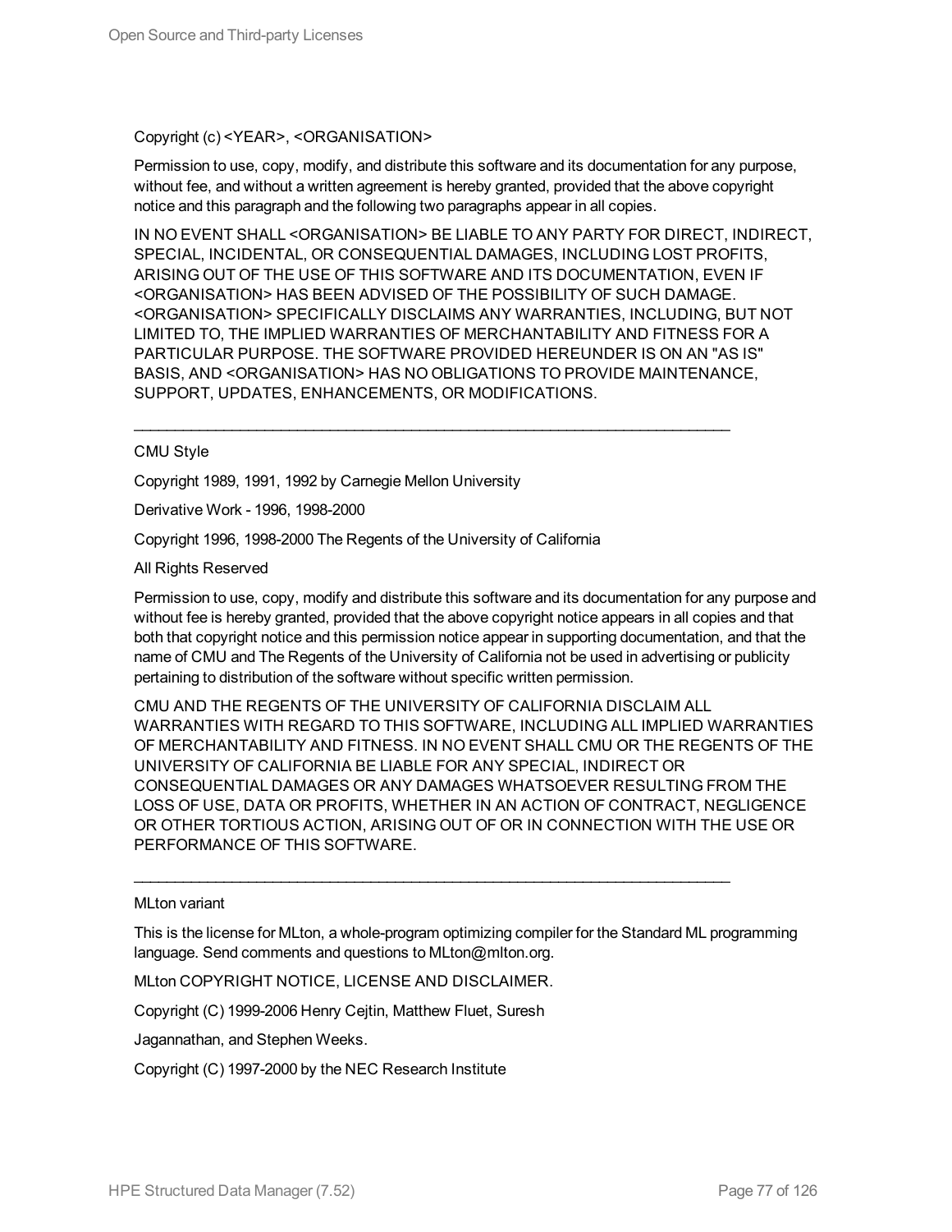Copyright (c) <YEAR>, <ORGANISATION>

Permission to use, copy, modify, and distribute this software and its documentation for any purpose, without fee, and without a written agreement is hereby granted, provided that the above copyright notice and this paragraph and the following two paragraphs appear in all copies.

IN NO EVENT SHALL <ORGANISATION> BE LIABLE TO ANY PARTY FOR DIRECT, INDIRECT, SPECIAL, INCIDENTAL, OR CONSEQUENTIAL DAMAGES, INCLUDING LOST PROFITS, ARISING OUT OF THE USE OF THIS SOFTWARE AND ITS DOCUMENTATION, EVEN IF <ORGANISATION> HAS BEEN ADVISED OF THE POSSIBILITY OF SUCH DAMAGE. <ORGANISATION> SPECIFICALLY DISCLAIMS ANY WARRANTIES, INCLUDING, BUT NOT LIMITED TO, THE IMPLIED WARRANTIES OF MERCHANTABILITY AND FITNESS FOR A PARTICULAR PURPOSE. THE SOFTWARE PROVIDED HEREUNDER IS ON AN "AS IS" BASIS, AND <ORGANISATION> HAS NO OBLIGATIONS TO PROVIDE MAINTENANCE, SUPPORT, UPDATES, ENHANCEMENTS, OR MODIFICATIONS.

---

CMU Style

Copyright 1989, 1991, 1992 by Carnegie Mellon University

Derivative Work - 1996, 1998-2000

Copyright 1996, 1998-2000 The Regents of the University of California

All Rights Reserved

Permission to use, copy, modify and distribute this software and its documentation for any purpose and without fee is hereby granted, provided that the above copyright notice appears in all copies and that both that copyright notice and this permission notice appear in supporting documentation, and that the name of CMU and The Regents of the University of California not be used in advertising or publicity pertaining to distribution of the software without specific written permission.

CMU AND THE REGENTS OF THE UNIVERSITY OF CALIFORNIA DISCLAIM ALL WARRANTIES WITH REGARD TO THIS SOFTWARE, INCLUDING ALL IMPLIED WARRANTIES OF MERCHANTABILITY AND FITNESS. IN NO EVENT SHALL CMU OR THE REGENTS OF THE UNIVERSITY OF CALIFORNIA BE LIABLE FOR ANY SPECIAL, INDIRECT OR CONSEQUENTIAL DAMAGES OR ANY DAMAGES WHATSOEVER RESULTING FROM THE LOSS OF USE, DATA OR PROFITS, WHETHER IN AN ACTION OF CONTRACT, NEGLIGENCE OR OTHER TORTIOUS ACTION, ARISING OUT OF OR IN CONNECTION WITH THE USE OR PERFORMANCE OF THIS SOFTWARE.

---

MLton variant

This is the license for MLton, a whole-program optimizing compiler for the Standard ML programming language. Send comments and questions to MLton@mlton.org.

MLton COPYRIGHT NOTICE, LICENSE AND DISCLAIMER.

Copyright (C) 1999-2006 Henry Cejtin, Matthew Fluet, Suresh

Jagannathan, and Stephen Weeks.

Copyright (C) 1997-2000 by the NEC Research Institute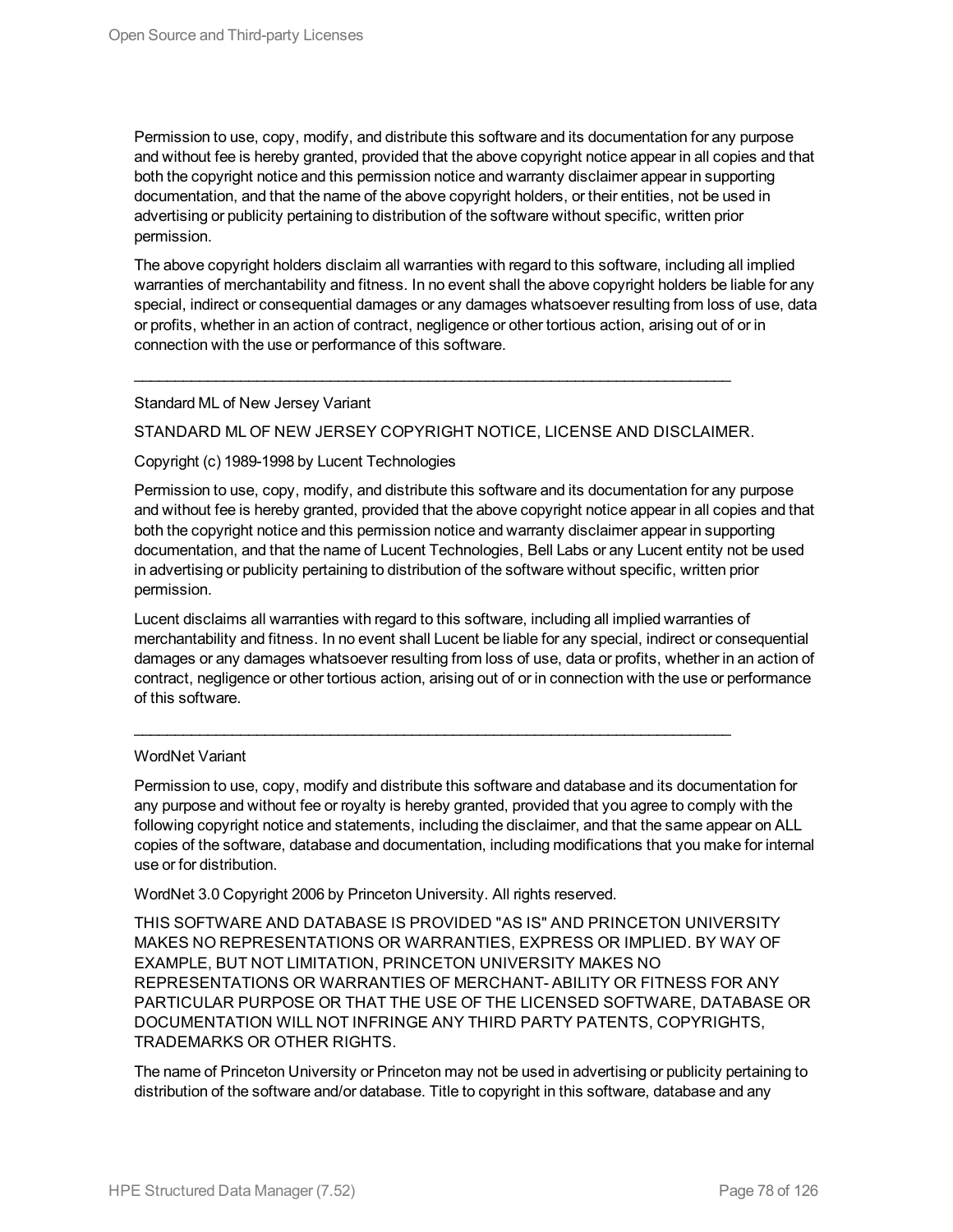Permission to use, copy, modify, and distribute this software and its documentation for any purpose and without fee is hereby granted, provided that the above copyright notice appear in all copies and that both the copyright notice and this permission notice and warranty disclaimer appear in supporting documentation, and that the name of the above copyright holders, or their entities, not be used in advertising or publicity pertaining to distribution of the software without specific, written prior permission.

The above copyright holders disclaim all warranties with regard to this software, including all implied warranties of merchantability and fitness. In no event shall the above copyright holders be liable for any special, indirect or consequential damages or any damages whatsoever resulting from loss of use, data or profits, whether in an action of contract, negligence or other tortious action, arising out of or in connection with the use or performance of this software.

---

Standard ML of New Jersey Variant

STANDARD ML OF NEW JERSEY COPYRIGHT NOTICE, LICENSE AND DISCLAIMER.

Copyright (c) 1989-1998 by Lucent Technologies

Permission to use, copy, modify, and distribute this software and its documentation for any purpose and without fee is hereby granted, provided that the above copyright notice appear in all copies and that both the copyright notice and this permission notice and warranty disclaimer appear in supporting documentation, and that the name of Lucent Technologies, Bell Labs or any Lucent entity not be used in advertising or publicity pertaining to distribution of the software without specific, written prior permission.

Lucent disclaims all warranties with regard to this software, including all implied warranties of merchantability and fitness. In no event shall Lucent be liable for any special, indirect or consequential damages or any damages whatsoever resulting from loss of use, data or profits, whether in an action of contract, negligence or other tortious action, arising out of or in connection with the use or performance of this software.

---

WordNet Variant

Permission to use, copy, modify and distribute this software and database and its documentation for any purpose and without fee or royalty is hereby granted, provided that you agree to comply with the following copyright notice and statements, including the disclaimer, and that the same appear on ALL copies of the software, database and documentation, including modifications that you make for internal use or for distribution.

WordNet 3.0 Copyright 2006 by Princeton University. All rights reserved.

THIS SOFTWARE AND DATABASE IS PROVIDED "AS IS" AND PRINCETON UNIVERSITY MAKES NO REPRESENTATIONS OR WARRANTIES, EXPRESS OR IMPLIED. BY WAY OF EXAMPLE, BUT NOT LIMITATION, PRINCETON UNIVERSITY MAKES NO REPRESENTATIONS OR WARRANTIES OF MERCHANT- ABILITY OR FITNESS FOR ANY PARTICULAR PURPOSE OR THAT THE USE OF THE LICENSED SOFTWARE, DATABASE OR DOCUMENTATION WILL NOT INFRINGE ANY THIRD PARTY PATENTS, COPYRIGHTS, TRADEMARKS OR OTHER RIGHTS.

The name of Princeton University or Princeton may not be used in advertising or publicity pertaining to distribution of the software and/or database. Title to copyright in this software, database and any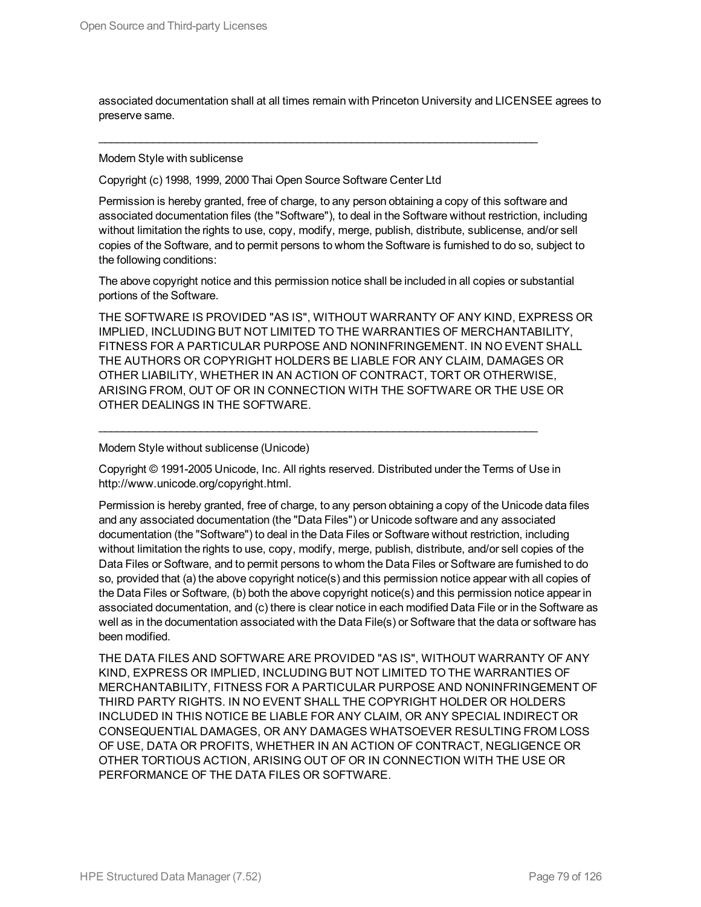associated documentation shall at all times remain with Princeton University and LICENSEE agrees to preserve same.

---

Modern Style with sublicense

Copyright (c) 1998, 1999, 2000 Thai Open Source Software Center Ltd

Permission is hereby granted, free of charge, to any person obtaining a copy of this software and associated documentation files (the "Software"), to deal in the Software without restriction, including without limitation the rights to use, copy, modify, merge, publish, distribute, sublicense, and/or sell copies of the Software, and to permit persons to whom the Software is furnished to do so, subject to the following conditions:

The above copyright notice and this permission notice shall be included in all copies or substantial portions of the Software.

THE SOFTWARE IS PROVIDED "AS IS", WITHOUT WARRANTY OF ANY KIND, EXPRESS OR IMPLIED, INCLUDING BUT NOT LIMITED TO THE WARRANTIES OF MERCHANTABILITY, FITNESS FOR A PARTICULAR PURPOSE AND NONINFRINGEMENT. IN NO EVENT SHALL THE AUTHORS OR COPYRIGHT HOLDERS BE LIABLE FOR ANY CLAIM, DAMAGES OR OTHER LIABILITY, WHETHER IN AN ACTION OF CONTRACT, TORT OR OTHERWISE, ARISING FROM, OUT OF OR IN CONNECTION WITH THE SOFTWARE OR THE USE OR OTHER DEALINGS IN THE SOFTWARE.

---

Modern Style without sublicense (Unicode)

Copyright © 1991-2005 Unicode, Inc. All rights reserved. Distributed under the Terms of Use in http://www.unicode.org/copyright.html.

Permission is hereby granted, free of charge, to any person obtaining a copy of the Unicode data files and any associated documentation (the "Data Files") or Unicode software and any associated documentation (the "Software") to deal in the Data Files or Software without restriction, including without limitation the rights to use, copy, modify, merge, publish, distribute, and/or sell copies of the Data Files or Software, and to permit persons to whom the Data Files or Software are furnished to do so, provided that (a) the above copyright notice(s) and this permission notice appear with all copies of the Data Files or Software, (b) both the above copyright notice(s) and this permission notice appear in associated documentation, and (c) there is clear notice in each modified Data File or in the Software as well as in the documentation associated with the Data File(s) or Software that the data or software has been modified.

THE DATA FILES AND SOFTWARE ARE PROVIDED "AS IS", WITHOUT WARRANTY OF ANY KIND, EXPRESS OR IMPLIED, INCLUDING BUT NOT LIMITED TO THE WARRANTIES OF MERCHANTABILITY, FITNESS FOR A PARTICULAR PURPOSE AND NONINFRINGEMENT OF THIRD PARTY RIGHTS. IN NO EVENT SHALL THE COPYRIGHT HOLDER OR HOLDERS INCLUDED IN THIS NOTICE BE LIABLE FOR ANY CLAIM, OR ANY SPECIAL INDIRECT OR CONSEQUENTIAL DAMAGES, OR ANY DAMAGES WHATSOEVER RESULTING FROM LOSS OF USE, DATA OR PROFITS, WHETHER IN AN ACTION OF CONTRACT, NEGLIGENCE OR OTHER TORTIOUS ACTION, ARISING OUT OF OR IN CONNECTION WITH THE USE OR PERFORMANCE OF THE DATA FILES OR SOFTWARE.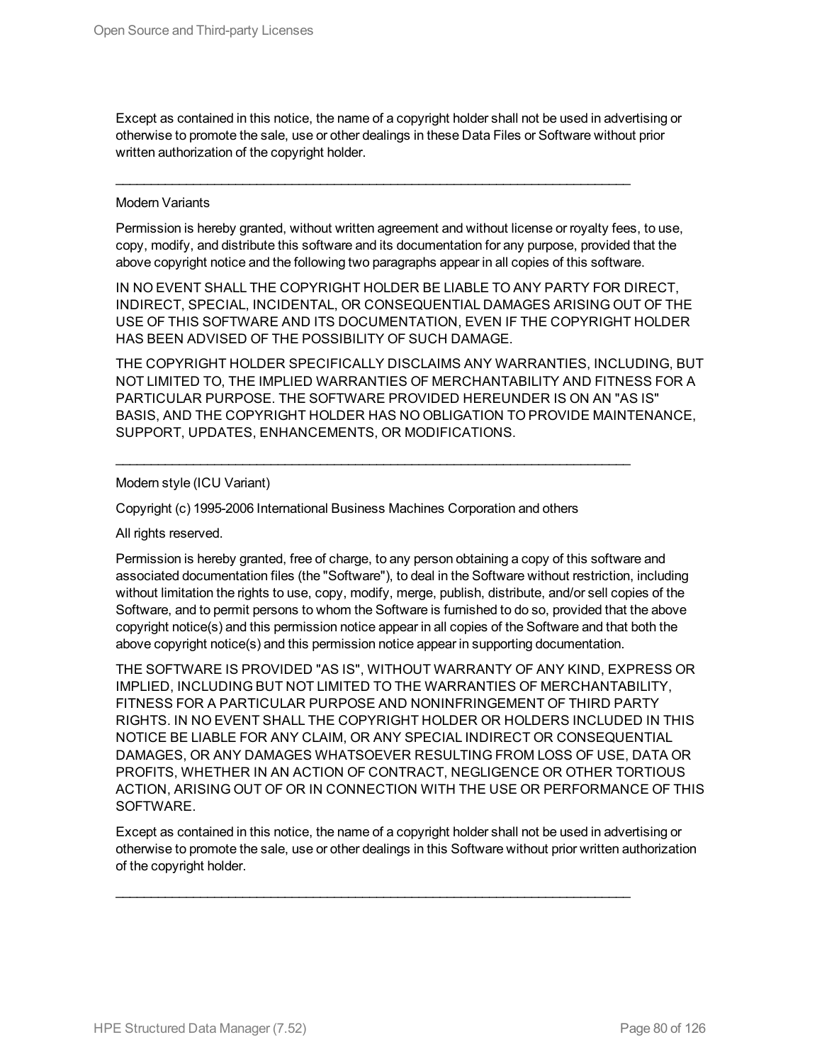Except as contained in this notice, the name of a copyright holder shall not be used in advertising or otherwise to promote the sale, use or other dealings in these Data Files or Software without prior written authorization of the copyright holder.

---

Modern Variants

Permission is hereby granted, without written agreement and without license or royalty fees, to use, copy, modify, and distribute this software and its documentation for any purpose, provided that the above copyright notice and the following two paragraphs appear in all copies of this software.

IN NO EVENT SHALL THE COPYRIGHT HOLDER BE LIABLE TO ANY PARTY FOR DIRECT, INDIRECT, SPECIAL, INCIDENTAL, OR CONSEQUENTIAL DAMAGES ARISING OUT OF THE USE OF THIS SOFTWARE AND ITS DOCUMENTATION, EVEN IF THE COPYRIGHT HOLDER HAS BEEN ADVISED OF THE POSSIBILITY OF SUCH DAMAGE.

THE COPYRIGHT HOLDER SPECIFICALLY DISCLAIMS ANY WARRANTIES, INCLUDING, BUT NOT LIMITED TO, THE IMPLIED WARRANTIES OF MERCHANTABILITY AND FITNESS FOR A PARTICULAR PURPOSE. THE SOFTWARE PROVIDED HEREUNDER IS ON AN "AS IS" BASIS, AND THE COPYRIGHT HOLDER HAS NO OBLIGATION TO PROVIDE MAINTENANCE, SUPPORT, UPDATES, ENHANCEMENTS, OR MODIFICATIONS.

---

Modern style (ICU Variant)

Copyright (c) 1995-2006 International Business Machines Corporation and others

All rights reserved.

Permission is hereby granted, free of charge, to any person obtaining a copy of this software and associated documentation files (the "Software"), to deal in the Software without restriction, including without limitation the rights to use, copy, modify, merge, publish, distribute, and/or sell copies of the Software, and to permit persons to whom the Software is furnished to do so, provided that the above copyright notice(s) and this permission notice appear in all copies of the Software and that both the above copyright notice(s) and this permission notice appear in supporting documentation.

THE SOFTWARE IS PROVIDED "AS IS", WITHOUT WARRANTY OF ANY KIND, EXPRESS OR IMPLIED, INCLUDING BUT NOT LIMITED TO THE WARRANTIES OF MERCHANTABILITY, FITNESS FOR A PARTICULAR PURPOSE AND NONINFRINGEMENT OF THIRD PARTY RIGHTS. IN NO EVENT SHALL THE COPYRIGHT HOLDER OR HOLDERS INCLUDED IN THIS NOTICE BE LIABLE FOR ANY CLAIM, OR ANY SPECIAL INDIRECT OR CONSEQUENTIAL DAMAGES, OR ANY DAMAGES WHATSOEVER RESULTING FROM LOSS OF USE, DATA OR PROFITS, WHETHER IN AN ACTION OF CONTRACT, NEGLIGENCE OR OTHER TORTIOUS ACTION, ARISING OUT OF OR IN CONNECTION WITH THE USE OR PERFORMANCE OF THIS SOFTWARE.

Except as contained in this notice, the name of a copyright holder shall not be used in advertising or otherwise to promote the sale, use or other dealings in this Software without prior written authorization of the copyright holder.

---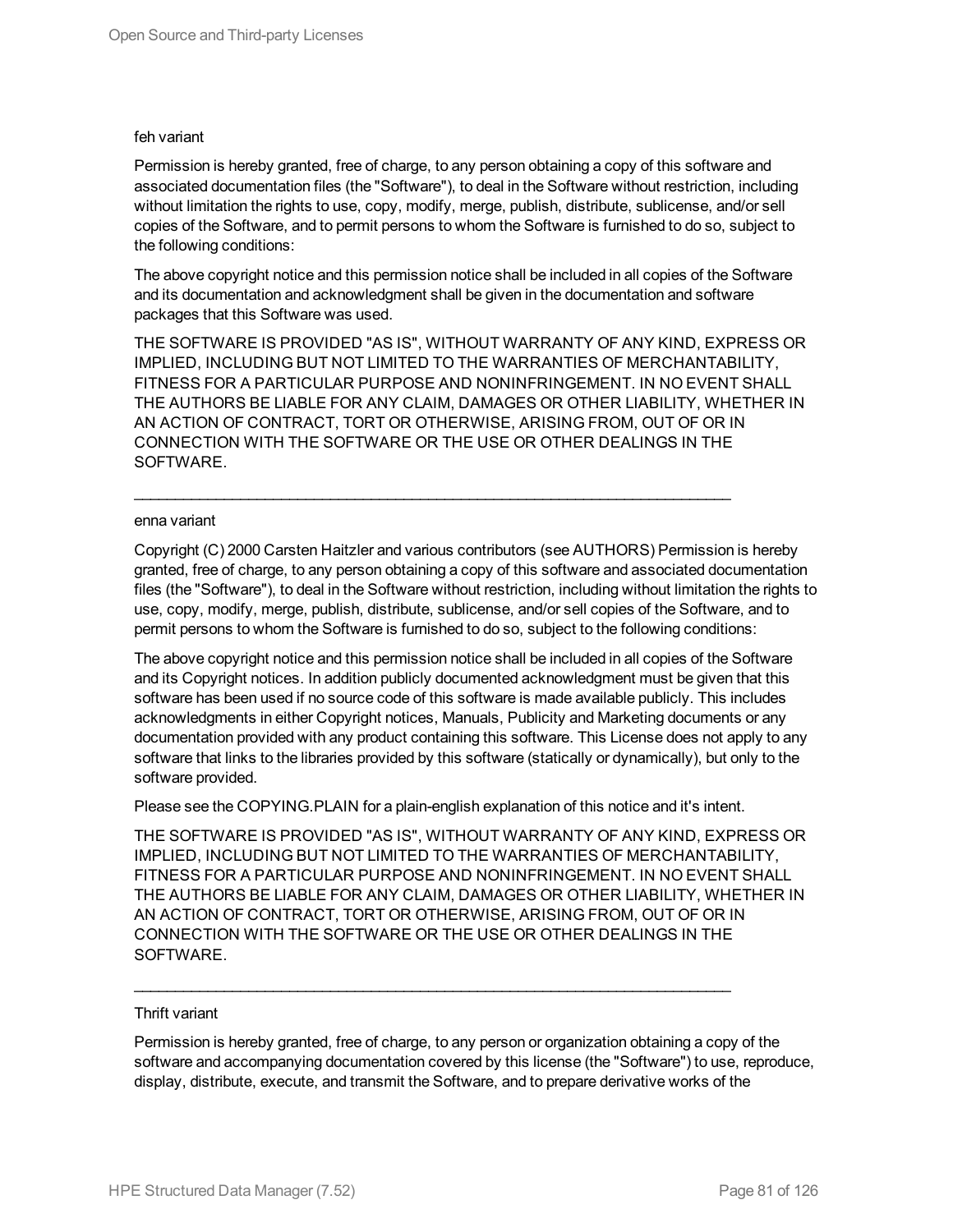feh variant

Permission is hereby granted, free of charge, to any person obtaining a copy of this software and associated documentation files (the "Software"), to deal in the Software without restriction, including without limitation the rights to use, copy, modify, merge, publish, distribute, sublicense, and/or sell copies of the Software, and to permit persons to whom the Software is furnished to do so, subject to the following conditions:

The above copyright notice and this permission notice shall be included in all copies of the Software and its documentation and acknowledgment shall be given in the documentation and software packages that this Software was used.

THE SOFTWARE IS PROVIDED "AS IS", WITHOUT WARRANTY OF ANY KIND, EXPRESS OR IMPLIED, INCLUDING BUT NOT LIMITED TO THE WARRANTIES OF MERCHANTABILITY, FITNESS FOR A PARTICULAR PURPOSE AND NONINFRINGEMENT. IN NO EVENT SHALL THE AUTHORS BE LIABLE FOR ANY CLAIM, DAMAGES OR OTHER LIABILITY, WHETHER IN AN ACTION OF CONTRACT, TORT OR OTHERWISE, ARISING FROM, OUT OF OR IN CONNECTION WITH THE SOFTWARE OR THE USE OR OTHER DEALINGS IN THE SOFTWARE.

---

enna variant

Copyright (C) 2000 Carsten Haitzler and various contributors (see AUTHORS) Permission is hereby granted, free of charge, to any person obtaining a copy of this software and associated documentation files (the "Software"), to deal in the Software without restriction, including without limitation the rights to use, copy, modify, merge, publish, distribute, sublicense, and/or sell copies of the Software, and to permit persons to whom the Software is furnished to do so, subject to the following conditions:

The above copyright notice and this permission notice shall be included in all copies of the Software and its Copyright notices. In addition publicly documented acknowledgment must be given that this software has been used if no source code of this software is made available publicly. This includes acknowledgments in either Copyright notices, Manuals, Publicity and Marketing documents or any documentation provided with any product containing this software. This License does not apply to any software that links to the libraries provided by this software (statically or dynamically), but only to the software provided.

Please see the COPYING.PLAIN for a plain-english explanation of this notice and it's intent.

THE SOFTWARE IS PROVIDED "AS IS", WITHOUT WARRANTY OF ANY KIND, EXPRESS OR IMPLIED, INCLUDING BUT NOT LIMITED TO THE WARRANTIES OF MERCHANTABILITY, FITNESS FOR A PARTICULAR PURPOSE AND NONINFRINGEMENT. IN NO EVENT SHALL THE AUTHORS BE LIABLE FOR ANY CLAIM, DAMAGES OR OTHER LIABILITY, WHETHER IN AN ACTION OF CONTRACT, TORT OR OTHERWISE, ARISING FROM, OUT OF OR IN CONNECTION WITH THE SOFTWARE OR THE USE OR OTHER DEALINGS IN THE SOFTWARE.

---

Thrift variant

Permission is hereby granted, free of charge, to any person or organization obtaining a copy of the software and accompanying documentation covered by this license (the "Software") to use, reproduce, display, distribute, execute, and transmit the Software, and to prepare derivative works of the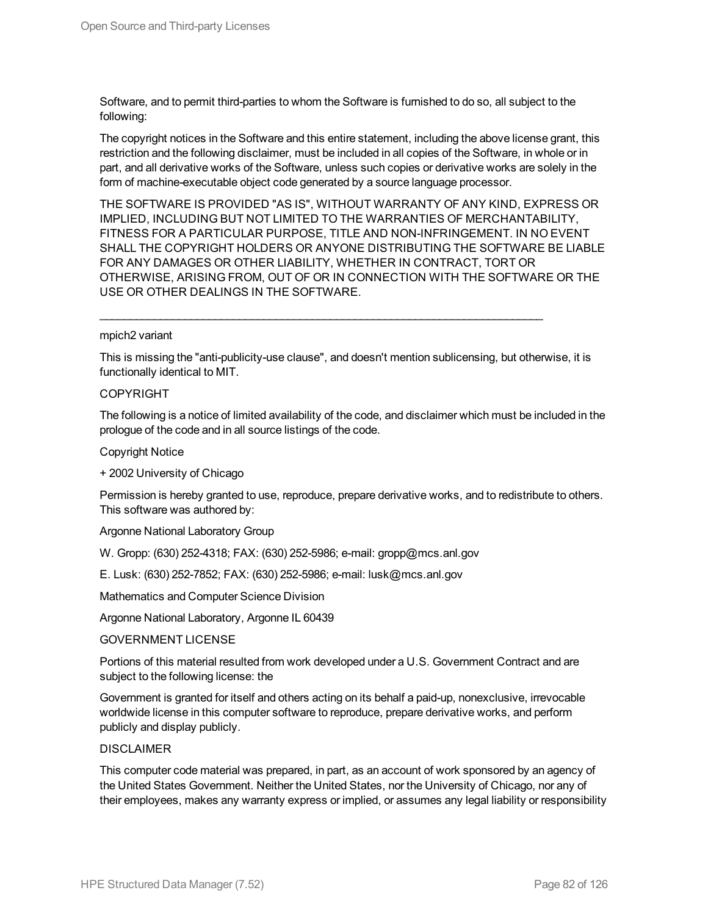Software, and to permit third-parties to whom the Software is furnished to do so, all subject to the following:

The copyright notices in the Software and this entire statement, including the above license grant, this restriction and the following disclaimer, must be included in all copies of the Software, in whole or in part, and all derivative works of the Software, unless such copies or derivative works are solely in the form of machine-executable object code generated by a source language processor.

THE SOFTWARE IS PROVIDED "AS IS", WITHOUT WARRANTY OF ANY KIND, EXPRESS OR IMPLIED, INCLUDING BUT NOT LIMITED TO THE WARRANTIES OF MERCHANTABILITY, FITNESS FOR A PARTICULAR PURPOSE, TITLE AND NON-INFRINGEMENT. IN NO EVENT SHALL THE COPYRIGHT HOLDERS OR ANYONE DISTRIBUTING THE SOFTWARE BE LIABLE FOR ANY DAMAGES OR OTHER LIABILITY, WHETHER IN CONTRACT, TORT OR OTHERWISE, ARISING FROM, OUT OF OR IN CONNECTION WITH THE SOFTWARE OR THE USE OR OTHER DEALINGS IN THE SOFTWARE.

---

mpich2 variant

This is missing the "anti-publicity-use clause", and doesn't mention sublicensing, but otherwise, it is functionally identical to MIT.

COPYRIGHT

The following is a notice of limited availability of the code, and disclaimer which must be included in the prologue of the code and in all source listings of the code.

Copyright Notice

+ 2002 University of Chicago

Permission is hereby granted to use, reproduce, prepare derivative works, and to redistribute to others. This software was authored by:

Argonne National Laboratory Group

W. Gropp: (630) 252-4318; FAX: (630) 252-5986; e-mail: gropp@mcs.anl.gov

E. Lusk: (630) 252-7852; FAX: (630) 252-5986; e-mail: lusk@mcs.anl.gov

Mathematics and Computer Science Division

Argonne National Laboratory, Argonne IL 60439

GOVERNMENT LICENSE

Portions of this material resulted from work developed under a U.S. Government Contract and are subject to the following license: the

Government is granted for itself and others acting on its behalf a paid-up, nonexclusive, irrevocable worldwide license in this computer software to reproduce, prepare derivative works, and perform publicly and display publicly.

DISCLAIMER

This computer code material was prepared, in part, as an account of work sponsored by an agency of the United States Government. Neither the United States, nor the University of Chicago, nor any of their employees, makes any warranty express or implied, or assumes any legal liability or responsibility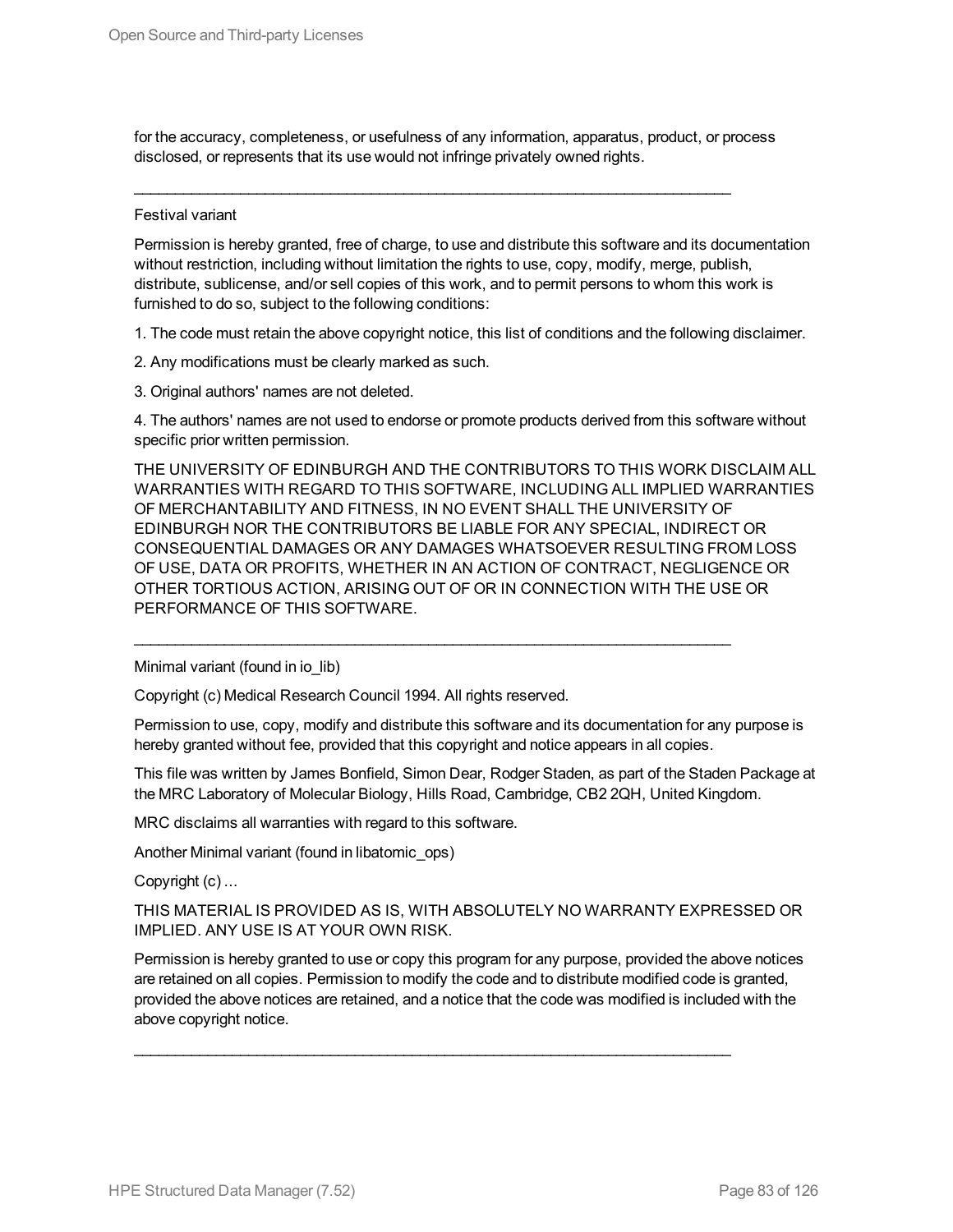for the accuracy, completeness, or usefulness of any information, apparatus, product, or process disclosed, or represents that its use would not infringe privately owned rights.

---

Festival variant

Permission is hereby granted, free of charge, to use and distribute this software and its documentation without restriction, including without limitation the rights to use, copy, modify, merge, publish, distribute, sublicense, and/or sell copies of this work, and to permit persons to whom this work is furnished to do so, subject to the following conditions:

1. The code must retain the above copyright notice, this list of conditions and the following disclaimer.

2. Any modifications must be clearly marked as such.

3. Original authors' names are not deleted.

4. The authors' names are not used to endorse or promote products derived from this software without specific prior written permission.

THE UNIVERSITY OF EDINBURGH AND THE CONTRIBUTORS TO THIS WORK DISCLAIM ALL WARRANTIES WITH REGARD TO THIS SOFTWARE, INCLUDING ALL IMPLIED WARRANTIES OF MERCHANTABILITY AND FITNESS, IN NO EVENT SHALL THE UNIVERSITY OF EDINBURGH NOR THE CONTRIBUTORS BE LIABLE FOR ANY SPECIAL, INDIRECT OR CONSEQUENTIAL DAMAGES OR ANY DAMAGES WHATSOEVER RESULTING FROM LOSS OF USE, DATA OR PROFITS, WHETHER IN AN ACTION OF CONTRACT, NEGLIGENCE OR OTHER TORTIOUS ACTION, ARISING OUT OF OR IN CONNECTION WITH THE USE OR PERFORMANCE OF THIS SOFTWARE.

---

Minimal variant (found in io_lib)

Copyright (c) Medical Research Council 1994. All rights reserved.

Permission to use, copy, modify and distribute this software and its documentation for any purpose is hereby granted without fee, provided that this copyright and notice appears in all copies.

This file was written by James Bonfield, Simon Dear, Rodger Staden, as part of the Staden Package at the MRC Laboratory of Molecular Biology, Hills Road, Cambridge, CB2 2QH, United Kingdom.

MRC disclaims all warranties with regard to this software.

Another Minimal variant (found in libatomic_ops)

Copyright (c) ...

THIS MATERIAL IS PROVIDED AS IS, WITH ABSOLUTELY NO WARRANTY EXPRESSED OR IMPLIED. ANY USE IS AT YOUR OWN RISK.

Permission is hereby granted to use or copy this program for any purpose, provided the above notices are retained on all copies. Permission to modify the code and to distribute modified code is granted, provided the above notices are retained, and a notice that the code was modified is included with the above copyright notice.

---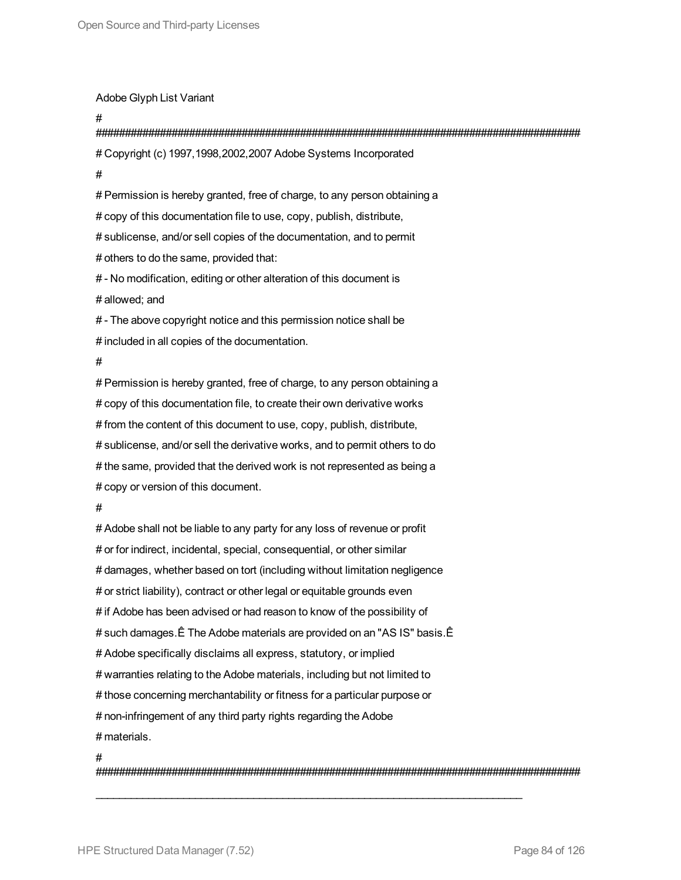Adobe Glyph List Variant

```
#
###########################################################################################
# Copyright (c) 1997,1998,2002,2007 Adobe Systems Incorporated
#
# Permission is hereby granted, free of charge, to any person obtaining a
# copy of this documentation file to use, copy, publish, distribute,
# sublicense, and/or sell copies of the documentation, and to permit
# others to do the same, provided that:
# - No modification, editing or other alteration of this document is
# allowed; and
# - The above copyright notice and this permission notice shall be
# included in all copies of the documentation.
#
# Permission is hereby granted, free of charge, to any person obtaining a
# copy of this documentation file, to create their own derivative works
# from the content of this document to use, copy, publish, distribute,
# sublicense, and/or sell the derivative works, and to permit others to do
# the same, provided that the derived work is not represented as being a
# copy or version of this document.
#
# Adobe shall not be liable to any party for any loss of revenue or profit
# or for indirect, incidental, special, consequential, or other similar
# damages, whether based on tort (including without limitation negligence
# or strict liability), contract or other legal or equitable grounds even
# if Adobe has been advised or had reason to know of the possibility of
# such damages.Ê The Adobe materials are provided on an "AS IS" basis.Ê
# Adobe specifically disclaims all express, statutory, or implied
# warranties relating to the Adobe materials, including but not limited to
# those concerning merchantability or fitness for a particular purpose or
# non-infringement of any third party rights regarding the Adobe
# materials.
#
###########################################################################################
```

---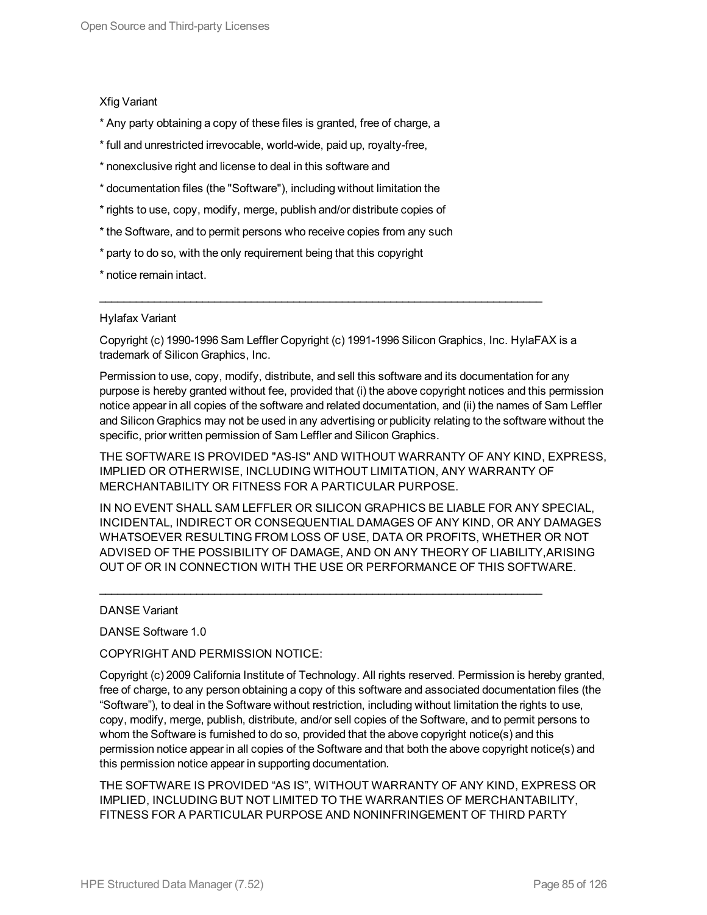Xfig Variant

* Any party obtaining a copy of these files is granted, free of charge, a

* full and unrestricted irrevocable, world-wide, paid up, royalty-free,

* nonexclusive right and license to deal in this software and

* documentation files (the "Software"), including without limitation the

* rights to use, copy, modify, merge, publish and/or distribute copies of

* the Software, and to permit persons who receive copies from any such

* party to do so, with the only requirement being that this copyright

* notice remain intact.

---

Hylafax Variant

Copyright (c) 1990-1996 Sam Leffler Copyright (c) 1991-1996 Silicon Graphics, Inc. HylaFAX is a trademark of Silicon Graphics, Inc.

Permission to use, copy, modify, distribute, and sell this software and its documentation for any purpose is hereby granted without fee, provided that (i) the above copyright notices and this permission notice appear in all copies of the software and related documentation, and (ii) the names of Sam Leffler and Silicon Graphics may not be used in any advertising or publicity relating to the software without the specific, prior written permission of Sam Leffler and Silicon Graphics.

THE SOFTWARE IS PROVIDED "AS-IS" AND WITHOUT WARRANTY OF ANY KIND, EXPRESS, IMPLIED OR OTHERWISE, INCLUDING WITHOUT LIMITATION, ANY WARRANTY OF MERCHANTABILITY OR FITNESS FOR A PARTICULAR PURPOSE.

IN NO EVENT SHALL SAM LEFFLER OR SILICON GRAPHICS BE LIABLE FOR ANY SPECIAL, INCIDENTAL, INDIRECT OR CONSEQUENTIAL DAMAGES OF ANY KIND, OR ANY DAMAGES WHATSOEVER RESULTING FROM LOSS OF USE, DATA OR PROFITS, WHETHER OR NOT ADVISED OF THE POSSIBILITY OF DAMAGE, AND ON ANY THEORY OF LIABILITY,ARISING OUT OF OR IN CONNECTION WITH THE USE OR PERFORMANCE OF THIS SOFTWARE.

---

DANSE Variant

DANSE Software 1.0

COPYRIGHT AND PERMISSION NOTICE:

Copyright (c) 2009 California Institute of Technology. All rights reserved. Permission is hereby granted, free of charge, to any person obtaining a copy of this software and associated documentation files (the “Software”), to deal in the Software without restriction, including without limitation the rights to use, copy, modify, merge, publish, distribute, and/or sell copies of the Software, and to permit persons to whom the Software is furnished to do so, provided that the above copyright notice(s) and this permission notice appear in all copies of the Software and that both the above copyright notice(s) and this permission notice appear in supporting documentation.

THE SOFTWARE IS PROVIDED “AS IS”, WITHOUT WARRANTY OF ANY KIND, EXPRESS OR IMPLIED, INCLUDING BUT NOT LIMITED TO THE WARRANTIES OF MERCHANTABILITY, FITNESS FOR A PARTICULAR PURPOSE AND NONINFRINGEMENT OF THIRD PARTY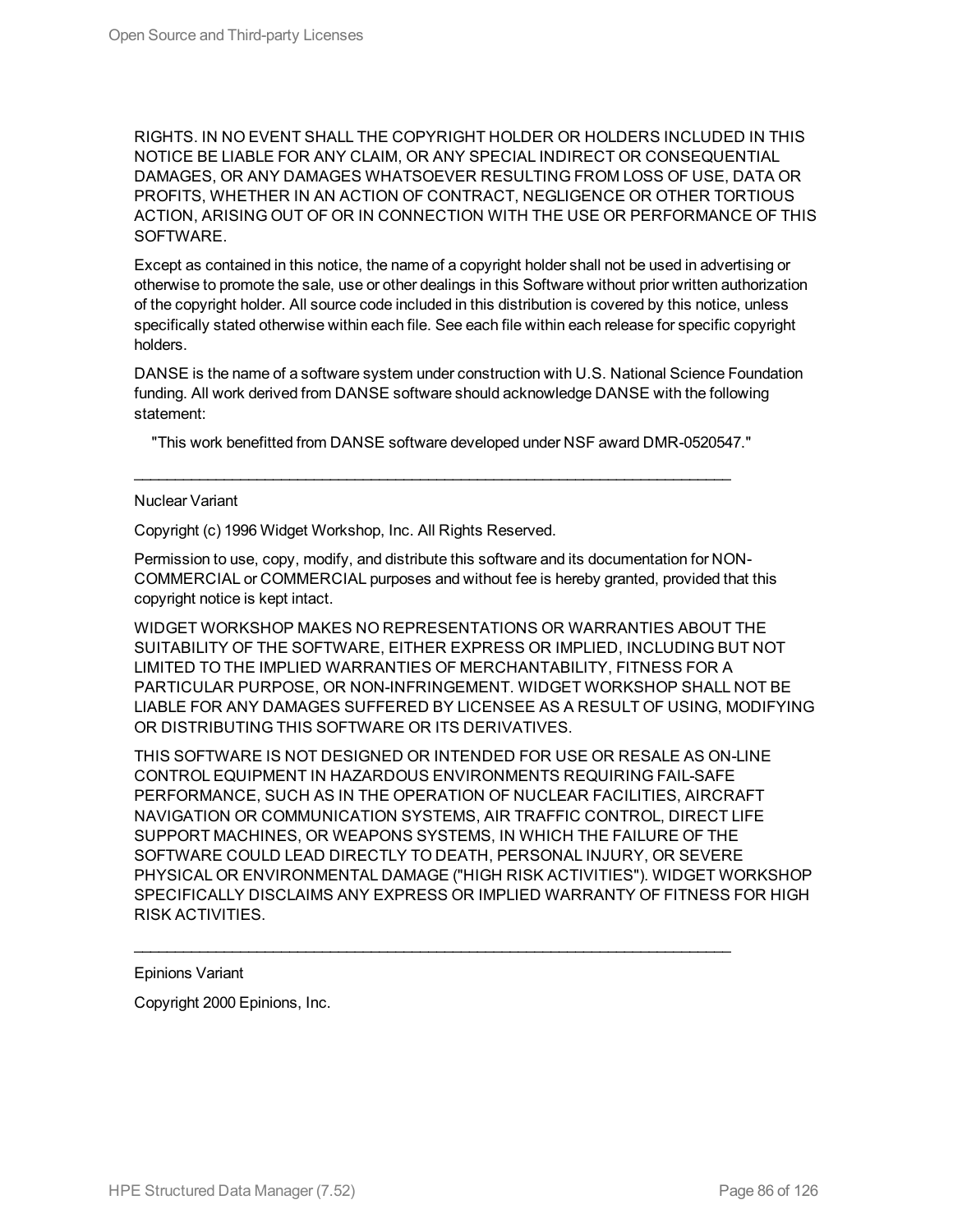RIGHTS. IN NO EVENT SHALL THE COPYRIGHT HOLDER OR HOLDERS INCLUDED IN THIS NOTICE BE LIABLE FOR ANY CLAIM, OR ANY SPECIAL INDIRECT OR CONSEQUENTIAL DAMAGES, OR ANY DAMAGES WHATSOEVER RESULTING FROM LOSS OF USE, DATA OR PROFITS, WHETHER IN AN ACTION OF CONTRACT, NEGLIGENCE OR OTHER TORTIOUS ACTION, ARISING OUT OF OR IN CONNECTION WITH THE USE OR PERFORMANCE OF THIS SOFTWARE.

Except as contained in this notice, the name of a copyright holder shall not be used in advertising or otherwise to promote the sale, use or other dealings in this Software without prior written authorization of the copyright holder. All source code included in this distribution is covered by this notice, unless specifically stated otherwise within each file. See each file within each release for specific copyright holders.

DANSE is the name of a software system under construction with U.S. National Science Foundation funding. All work derived from DANSE software should acknowledge DANSE with the following statement:

"This work benefitted from DANSE software developed under NSF award DMR-0520547."

---

Nuclear Variant

Copyright (c) 1996 Widget Workshop, Inc. All Rights Reserved.

Permission to use, copy, modify, and distribute this software and its documentation for NON-COMMERCIAL or COMMERCIAL purposes and without fee is hereby granted, provided that this copyright notice is kept intact.

WIDGET WORKSHOP MAKES NO REPRESENTATIONS OR WARRANTIES ABOUT THE SUITABILITY OF THE SOFTWARE, EITHER EXPRESS OR IMPLIED, INCLUDING BUT NOT LIMITED TO THE IMPLIED WARRANTIES OF MERCHANTABILITY, FITNESS FOR A PARTICULAR PURPOSE, OR NON-INFRINGEMENT. WIDGET WORKSHOP SHALL NOT BE LIABLE FOR ANY DAMAGES SUFFERED BY LICENSEE AS A RESULT OF USING, MODIFYING OR DISTRIBUTING THIS SOFTWARE OR ITS DERIVATIVES.

THIS SOFTWARE IS NOT DESIGNED OR INTENDED FOR USE OR RESALE AS ON-LINE CONTROL EQUIPMENT IN HAZARDOUS ENVIRONMENTS REQUIRING FAIL-SAFE PERFORMANCE, SUCH AS IN THE OPERATION OF NUCLEAR FACILITIES, AIRCRAFT NAVIGATION OR COMMUNICATION SYSTEMS, AIR TRAFFIC CONTROL, DIRECT LIFE SUPPORT MACHINES, OR WEAPONS SYSTEMS, IN WHICH THE FAILURE OF THE SOFTWARE COULD LEAD DIRECTLY TO DEATH, PERSONAL INJURY, OR SEVERE PHYSICAL OR ENVIRONMENTAL DAMAGE ("HIGH RISK ACTIVITIES"). WIDGET WORKSHOP SPECIFICALLY DISCLAIMS ANY EXPRESS OR IMPLIED WARRANTY OF FITNESS FOR HIGH RISK ACTIVITIES.

---

Epinions Variant

Copyright 2000 Epinions, Inc.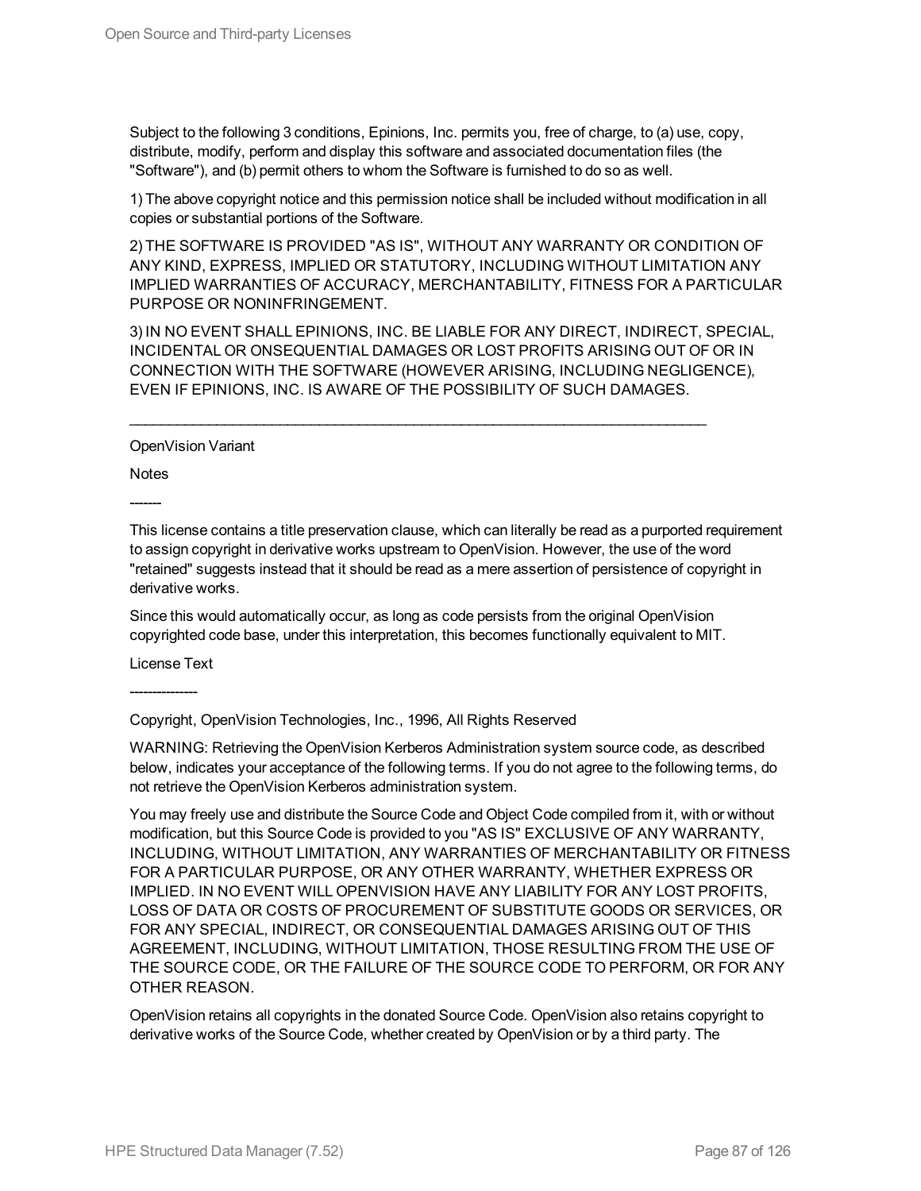Subject to the following 3 conditions, Epinions, Inc. permits you, free of charge, to (a) use, copy, distribute, modify, perform and display this software and associated documentation files (the "Software"), and (b) permit others to whom the Software is furnished to do so as well.

1) The above copyright notice and this permission notice shall be included without modification in all copies or substantial portions of the Software.

2) THE SOFTWARE IS PROVIDED "AS IS", WITHOUT ANY WARRANTY OR CONDITION OF ANY KIND, EXPRESS, IMPLIED OR STATUTORY, INCLUDING WITHOUT LIMITATION ANY IMPLIED WARRANTIES OF ACCURACY, MERCHANTABILITY, FITNESS FOR A PARTICULAR PURPOSE OR NONINFRINGEMENT.

3) IN NO EVENT SHALL EPINIONS, INC. BE LIABLE FOR ANY DIRECT, INDIRECT, SPECIAL, INCIDENTAL OR ONSEQUENTIAL DAMAGES OR LOST PROFITS ARISING OUT OF OR IN CONNECTION WITH THE SOFTWARE (HOWEVER ARISING, INCLUDING NEGLIGENCE), EVEN IF EPINIONS, INC. IS AWARE OF THE POSSIBILITY OF SUCH DAMAGES.

---

OpenVision Variant

Notes

-------

This license contains a title preservation clause, which can literally be read as a purported requirement to assign copyright in derivative works upstream to OpenVision. However, the use of the word "retained" suggests instead that it should be read as a mere assertion of persistence of copyright in derivative works.

Since this would automatically occur, as long as code persists from the original OpenVision copyrighted code base, under this interpretation, this becomes functionally equivalent to MIT.

License Text

---------------

Copyright, OpenVision Technologies, Inc., 1996, All Rights Reserved

WARNING: Retrieving the OpenVision Kerberos Administration system source code, as described below, indicates your acceptance of the following terms. If you do not agree to the following terms, do not retrieve the OpenVision Kerberos administration system.

You may freely use and distribute the Source Code and Object Code compiled from it, with or without modification, but this Source Code is provided to you "AS IS" EXCLUSIVE OF ANY WARRANTY, INCLUDING, WITHOUT LIMITATION, ANY WARRANTIES OF MERCHANTABILITY OR FITNESS FOR A PARTICULAR PURPOSE, OR ANY OTHER WARRANTY, WHETHER EXPRESS OR IMPLIED. IN NO EVENT WILL OPENVISION HAVE ANY LIABILITY FOR ANY LOST PROFITS, LOSS OF DATA OR COSTS OF PROCUREMENT OF SUBSTITUTE GOODS OR SERVICES, OR FOR ANY SPECIAL, INDIRECT, OR CONSEQUENTIAL DAMAGES ARISING OUT OF THIS AGREEMENT, INCLUDING, WITHOUT LIMITATION, THOSE RESULTING FROM THE USE OF THE SOURCE CODE, OR THE FAILURE OF THE SOURCE CODE TO PERFORM, OR FOR ANY OTHER REASON.

OpenVision retains all copyrights in the donated Source Code. OpenVision also retains copyright to derivative works of the Source Code, whether created by OpenVision or by a third party. The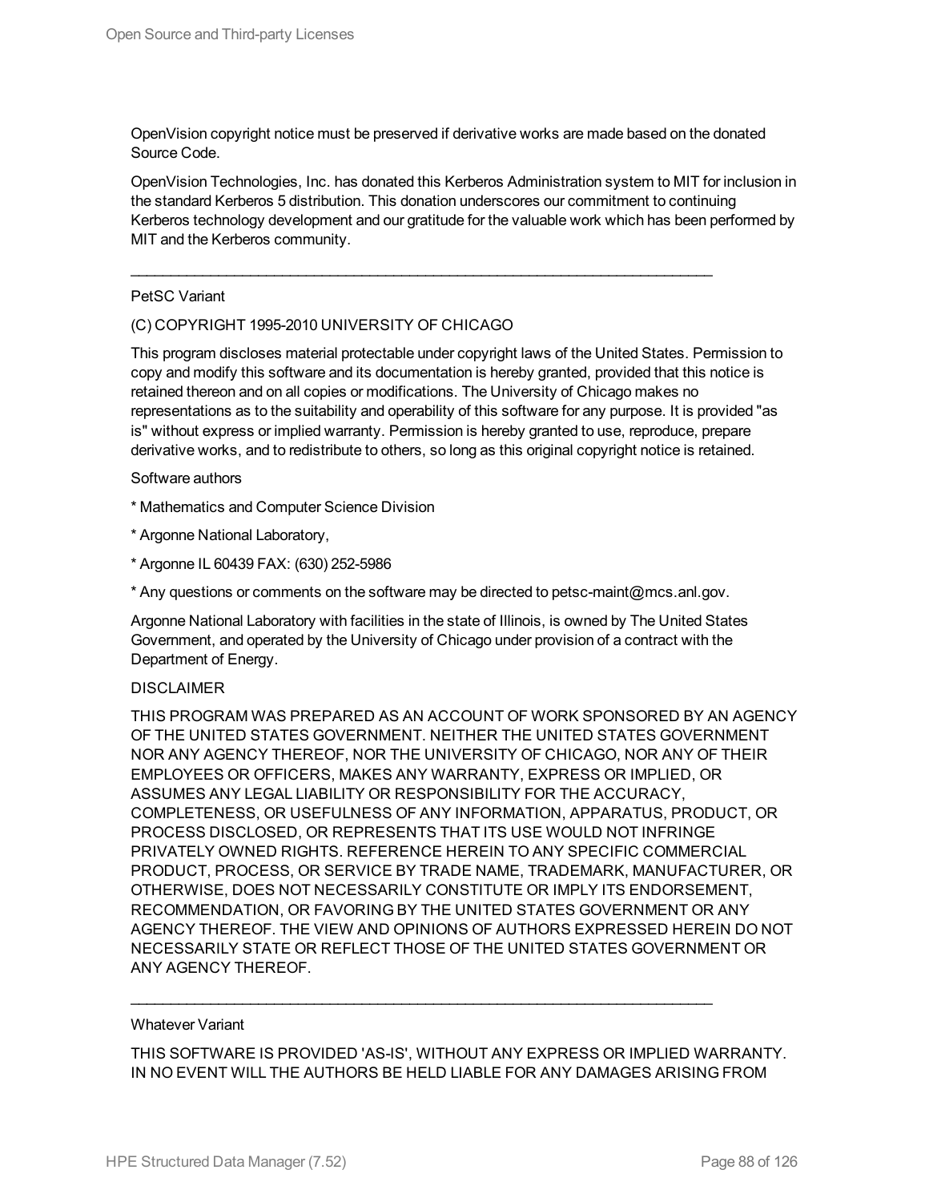OpenVision copyright notice must be preserved if derivative works are made based on the donated Source Code.

OpenVision Technologies, Inc. has donated this Kerberos Administration system to MIT for inclusion in the standard Kerberos 5 distribution. This donation underscores our commitment to continuing Kerberos technology development and our gratitude for the valuable work which has been performed by MIT and the Kerberos community.

---

PetSC Variant

(C) COPYRIGHT 1995-2010 UNIVERSITY OF CHICAGO

This program discloses material protectable under copyright laws of the United States. Permission to copy and modify this software and its documentation is hereby granted, provided that this notice is retained thereon and on all copies or modifications. The University of Chicago makes no representations as to the suitability and operability of this software for any purpose. It is provided "as is" without express or implied warranty. Permission is hereby granted to use, reproduce, prepare derivative works, and to redistribute to others, so long as this original copyright notice is retained.

Software authors

* Mathematics and Computer Science Division

* Argonne National Laboratory,

* Argonne IL 60439 FAX: (630) 252-5986

* Any questions or comments on the software may be directed to petsc-maint@mcs.anl.gov.

Argonne National Laboratory with facilities in the state of Illinois, is owned by The United States Government, and operated by the University of Chicago under provision of a contract with the Department of Energy.

DISCLAIMER

THIS PROGRAM WAS PREPARED AS AN ACCOUNT OF WORK SPONSORED BY AN AGENCY OF THE UNITED STATES GOVERNMENT. NEITHER THE UNITED STATES GOVERNMENT NOR ANY AGENCY THEREOF, NOR THE UNIVERSITY OF CHICAGO, NOR ANY OF THEIR EMPLOYEES OR OFFICERS, MAKES ANY WARRANTY, EXPRESS OR IMPLIED, OR ASSUMES ANY LEGAL LIABILITY OR RESPONSIBILITY FOR THE ACCURACY, COMPLETENESS, OR USEFULNESS OF ANY INFORMATION, APPARATUS, PRODUCT, OR PROCESS DISCLOSED, OR REPRESENTS THAT ITS USE WOULD NOT INFRINGE PRIVATELY OWNED RIGHTS. REFERENCE HEREIN TO ANY SPECIFIC COMMERCIAL PRODUCT, PROCESS, OR SERVICE BY TRADE NAME, TRADEMARK, MANUFACTURER, OR OTHERWISE, DOES NOT NECESSARILY CONSTITUTE OR IMPLY ITS ENDORSEMENT, RECOMMENDATION, OR FAVORING BY THE UNITED STATES GOVERNMENT OR ANY AGENCY THEREOF. THE VIEW AND OPINIONS OF AUTHORS EXPRESSED HEREIN DO NOT NECESSARILY STATE OR REFLECT THOSE OF THE UNITED STATES GOVERNMENT OR ANY AGENCY THEREOF.

---

Whatever Variant

THIS SOFTWARE IS PROVIDED 'AS-IS', WITHOUT ANY EXPRESS OR IMPLIED WARRANTY. IN NO EVENT WILL THE AUTHORS BE HELD LIABLE FOR ANY DAMAGES ARISING FROM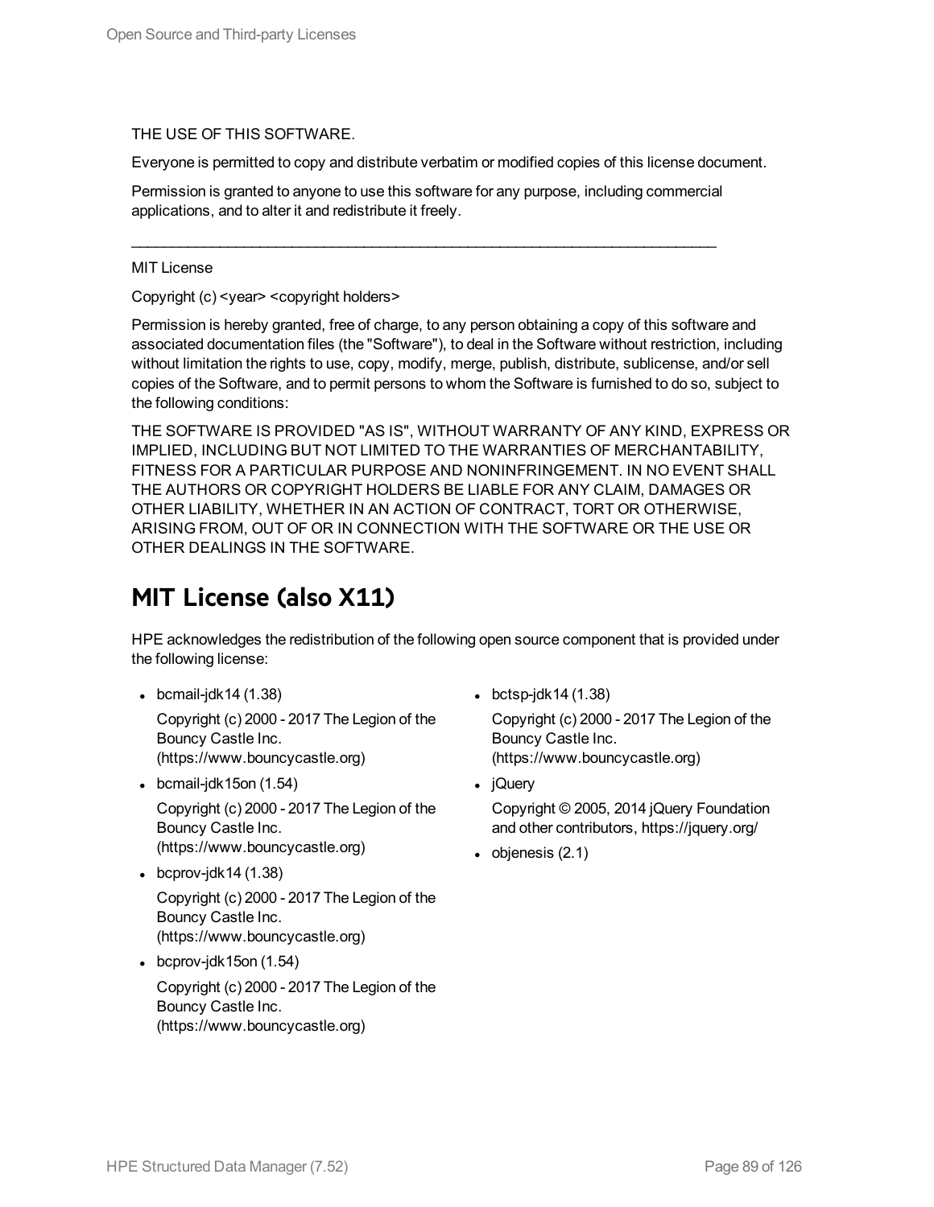THE USE OF THIS SOFTWARE.

Everyone is permitted to copy and distribute verbatim or modified copies of this license document.

Permission is granted to anyone to use this software for any purpose, including commercial applications, and to alter it and redistribute it freely.

\_\_\_\_\_\_\_\_\_\_\_\_\_\_\_\_\_\_\_\_\_\_\_\_\_\_\_\_\_\_\_\_\_\_\_\_\_\_\_\_\_\_\_\_\_\_\_\_\_\_\_\_\_\_\_\_\_\_\_\_\_\_\_\_\_\_\_\_\_\_\_\_\_\_\_\_\_\_

MIT License

Copyright (c) <year> <copyright holders>

Permission is hereby granted, free of charge, to any person obtaining a copy of this software and associated documentation files (the "Software"), to deal in the Software without restriction, including without limitation the rights to use, copy, modify, merge, publish, distribute, sublicense, and/or sell copies of the Software, and to permit persons to whom the Software is furnished to do so, subject to the following conditions:

THE SOFTWARE IS PROVIDED "AS IS", WITHOUT WARRANTY OF ANY KIND, EXPRESS OR IMPLIED, INCLUDING BUT NOT LIMITED TO THE WARRANTIES OF MERCHANTABILITY, FITNESS FOR A PARTICULAR PURPOSE AND NONINFRINGEMENT. IN NO EVENT SHALL THE AUTHORS OR COPYRIGHT HOLDERS BE LIABLE FOR ANY CLAIM, DAMAGES OR OTHER LIABILITY, WHETHER IN AN ACTION OF CONTRACT, TORT OR OTHERWISE, ARISING FROM, OUT OF OR IN CONNECTION WITH THE SOFTWARE OR THE USE OR OTHER DEALINGS IN THE SOFTWARE.

## MIT License (also X11)

HPE acknowledges the redistribution of the following open source component that is provided under the following license:

- bcmail-jdk14 (1.38)

  Copyright (c) 2000 - 2017 The Legion of the Bouncy Castle Inc. (https://www.bouncycastle.org)
- bcmail-jdk15on (1.54)

  Copyright (c) 2000 - 2017 The Legion of the Bouncy Castle Inc. (https://www.bouncycastle.org)
- bcprov-jdk14 (1.38)

  Copyright (c) 2000 - 2017 The Legion of the Bouncy Castle Inc. (https://www.bouncycastle.org)
- bcprov-jdk15on (1.54)

  Copyright (c) 2000 - 2017 The Legion of the Bouncy Castle Inc. (https://www.bouncycastle.org)
- bctsp-jdk14 (1.38)

  Copyright (c) 2000 - 2017 The Legion of the Bouncy Castle Inc. (https://www.bouncycastle.org)
- jQuery

  Copyright © 2005, 2014 jQuery Foundation and other contributors, https://jquery.org/
- objenesis (2.1)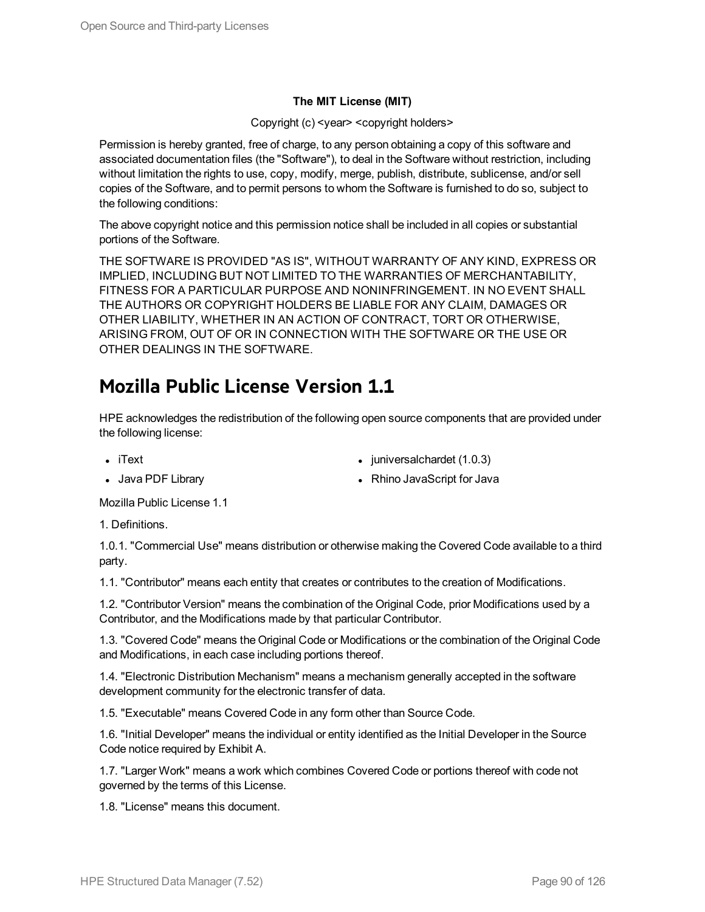**The MIT License (MIT)**

Copyright (c) <year> <copyright holders>

Permission is hereby granted, free of charge, to any person obtaining a copy of this software and associated documentation files (the "Software"), to deal in the Software without restriction, including without limitation the rights to use, copy, modify, merge, publish, distribute, sublicense, and/or sell copies of the Software, and to permit persons to whom the Software is furnished to do so, subject to the following conditions:

The above copyright notice and this permission notice shall be included in all copies or substantial portions of the Software.

THE SOFTWARE IS PROVIDED "AS IS", WITHOUT WARRANTY OF ANY KIND, EXPRESS OR IMPLIED, INCLUDING BUT NOT LIMITED TO THE WARRANTIES OF MERCHANTABILITY, FITNESS FOR A PARTICULAR PURPOSE AND NONINFRINGEMENT. IN NO EVENT SHALL THE AUTHORS OR COPYRIGHT HOLDERS BE LIABLE FOR ANY CLAIM, DAMAGES OR OTHER LIABILITY, WHETHER IN AN ACTION OF CONTRACT, TORT OR OTHERWISE, ARISING FROM, OUT OF OR IN CONNECTION WITH THE SOFTWARE OR THE USE OR OTHER DEALINGS IN THE SOFTWARE.

## Mozilla Public License Version 1.1

HPE acknowledges the redistribution of the following open source components that are provided under the following license:

- iText
- Java PDF Library
- juniversalchardet (1.0.3)
- Rhino JavaScript for Java

Mozilla Public License 1.1

1. Definitions.

1.0.1. "Commercial Use" means distribution or otherwise making the Covered Code available to a third party.

1.1. "Contributor" means each entity that creates or contributes to the creation of Modifications.

1.2. "Contributor Version" means the combination of the Original Code, prior Modifications used by a Contributor, and the Modifications made by that particular Contributor.

1.3. "Covered Code" means the Original Code or Modifications or the combination of the Original Code and Modifications, in each case including portions thereof.

1.4. "Electronic Distribution Mechanism" means a mechanism generally accepted in the software development community for the electronic transfer of data.

1.5. "Executable" means Covered Code in any form other than Source Code.

1.6. "Initial Developer" means the individual or entity identified as the Initial Developer in the Source Code notice required by Exhibit A.

1.7. "Larger Work" means a work which combines Covered Code or portions thereof with code not governed by the terms of this License.

1.8. "License" means this document.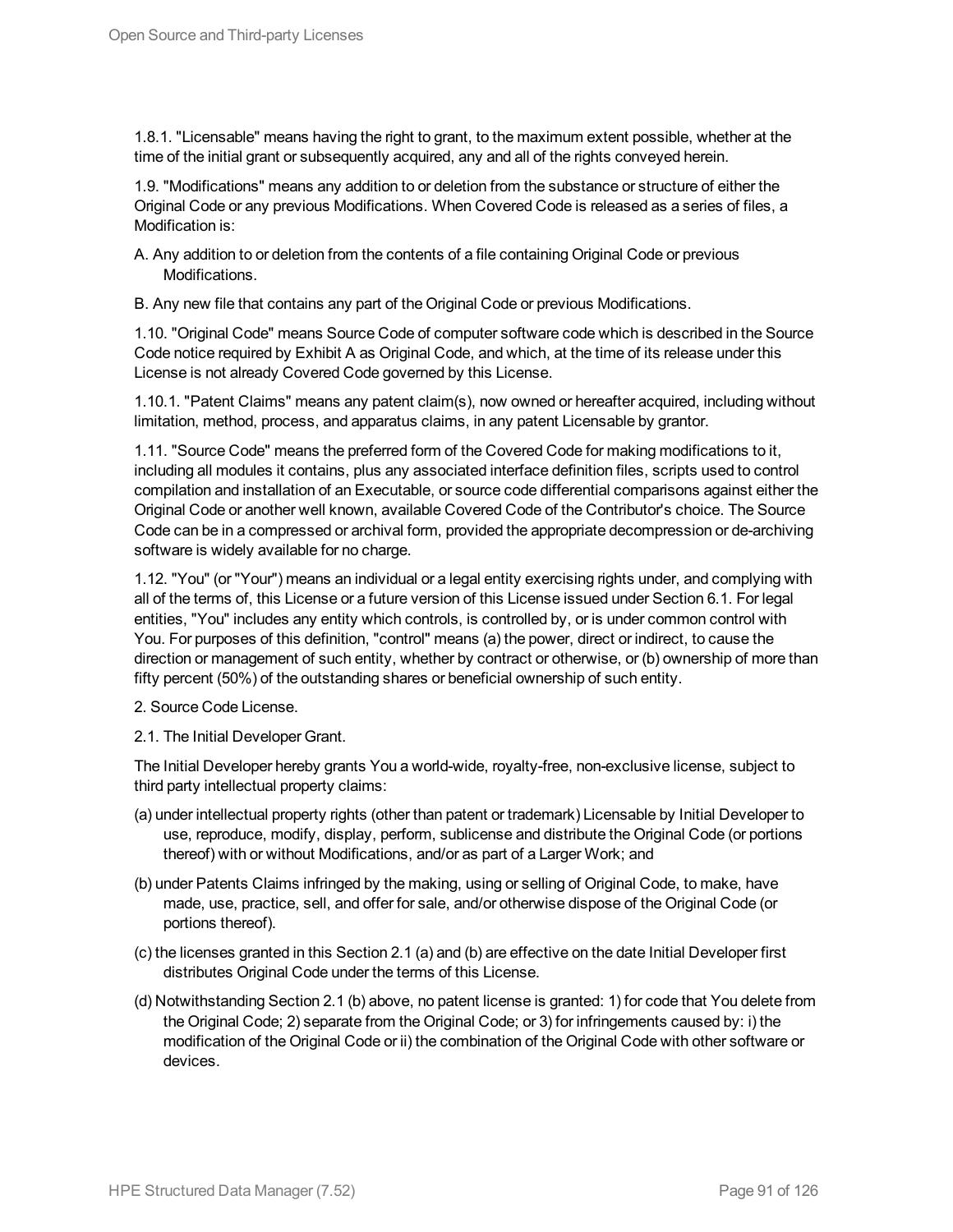1.8.1. "Licensable" means having the right to grant, to the maximum extent possible, whether at the time of the initial grant or subsequently acquired, any and all of the rights conveyed herein.

1.9. "Modifications" means any addition to or deletion from the substance or structure of either the Original Code or any previous Modifications. When Covered Code is released as a series of files, a Modification is:

A. Any addition to or deletion from the contents of a file containing Original Code or previous Modifications.

B. Any new file that contains any part of the Original Code or previous Modifications.

1.10. "Original Code" means Source Code of computer software code which is described in the Source Code notice required by Exhibit A as Original Code, and which, at the time of its release under this License is not already Covered Code governed by this License.

1.10.1. "Patent Claims" means any patent claim(s), now owned or hereafter acquired, including without limitation, method, process, and apparatus claims, in any patent Licensable by grantor.

1.11. "Source Code" means the preferred form of the Covered Code for making modifications to it, including all modules it contains, plus any associated interface definition files, scripts used to control compilation and installation of an Executable, or source code differential comparisons against either the Original Code or another well known, available Covered Code of the Contributor's choice. The Source Code can be in a compressed or archival form, provided the appropriate decompression or de-archiving software is widely available for no charge.

1.12. "You" (or "Your") means an individual or a legal entity exercising rights under, and complying with all of the terms of, this License or a future version of this License issued under Section 6.1. For legal entities, "You" includes any entity which controls, is controlled by, or is under common control with You. For purposes of this definition, "control" means (a) the power, direct or indirect, to cause the direction or management of such entity, whether by contract or otherwise, or (b) ownership of more than fifty percent (50%) of the outstanding shares or beneficial ownership of such entity.

2. Source Code License.

2.1. The Initial Developer Grant.

The Initial Developer hereby grants You a world-wide, royalty-free, non-exclusive license, subject to third party intellectual property claims:

(a) under intellectual property rights (other than patent or trademark) Licensable by Initial Developer to use, reproduce, modify, display, perform, sublicense and distribute the Original Code (or portions thereof) with or without Modifications, and/or as part of a Larger Work; and

(b) under Patents Claims infringed by the making, using or selling of Original Code, to make, have made, use, practice, sell, and offer for sale, and/or otherwise dispose of the Original Code (or portions thereof).

(c) the licenses granted in this Section 2.1 (a) and (b) are effective on the date Initial Developer first distributes Original Code under the terms of this License.

(d) Notwithstanding Section 2.1 (b) above, no patent license is granted: 1) for code that You delete from the Original Code; 2) separate from the Original Code; or 3) for infringements caused by: i) the modification of the Original Code or ii) the combination of the Original Code with other software or devices.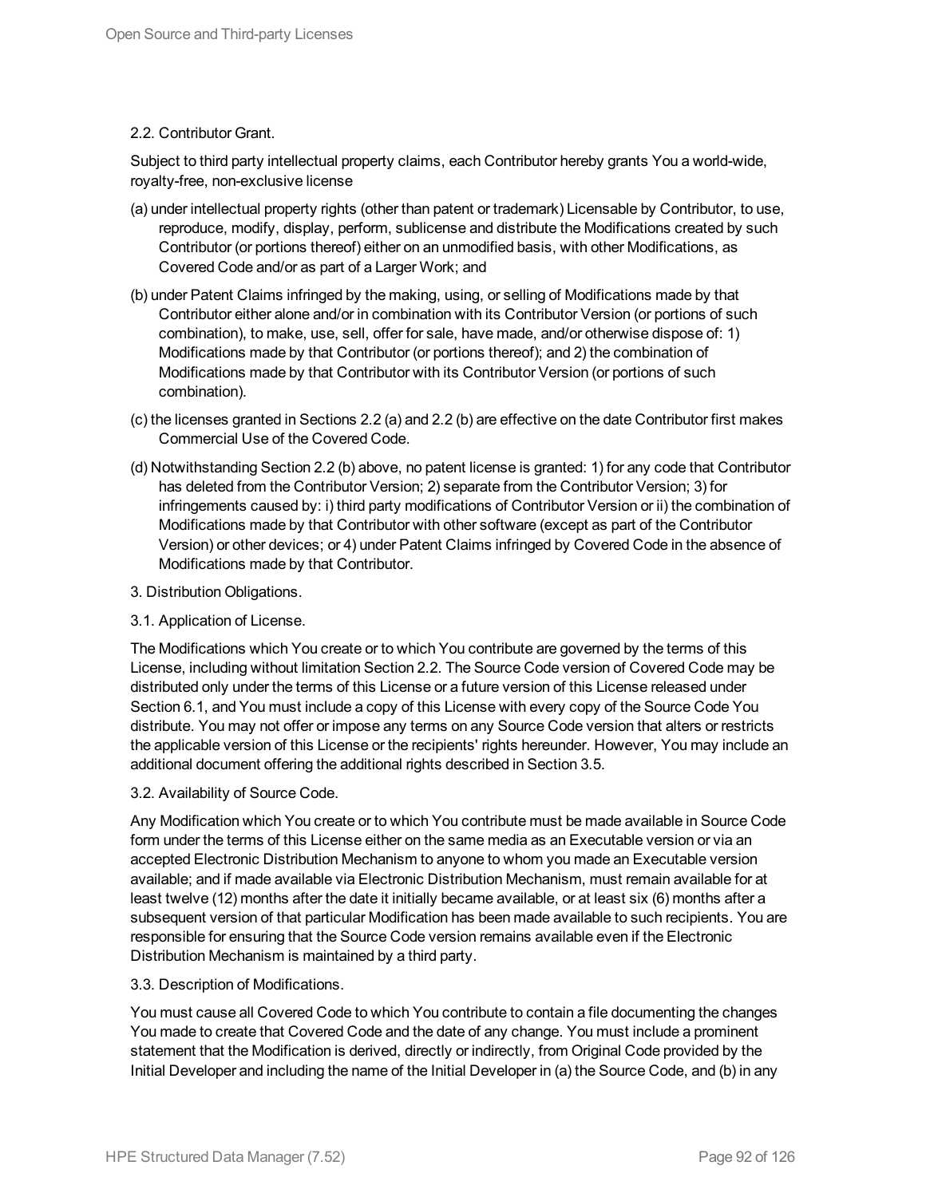2.2. Contributor Grant.

Subject to third party intellectual property claims, each Contributor hereby grants You a world-wide, royalty-free, non-exclusive license

(a) under intellectual property rights (other than patent or trademark) Licensable by Contributor, to use, reproduce, modify, display, perform, sublicense and distribute the Modifications created by such Contributor (or portions thereof) either on an unmodified basis, with other Modifications, as Covered Code and/or as part of a Larger Work; and

(b) under Patent Claims infringed by the making, using, or selling of Modifications made by that Contributor either alone and/or in combination with its Contributor Version (or portions of such combination), to make, use, sell, offer for sale, have made, and/or otherwise dispose of: 1) Modifications made by that Contributor (or portions thereof); and 2) the combination of Modifications made by that Contributor with its Contributor Version (or portions of such combination).

(c) the licenses granted in Sections 2.2 (a) and 2.2 (b) are effective on the date Contributor first makes Commercial Use of the Covered Code.

(d) Notwithstanding Section 2.2 (b) above, no patent license is granted: 1) for any code that Contributor has deleted from the Contributor Version; 2) separate from the Contributor Version; 3) for infringements caused by: i) third party modifications of Contributor Version or ii) the combination of Modifications made by that Contributor with other software (except as part of the Contributor Version) or other devices; or 4) under Patent Claims infringed by Covered Code in the absence of Modifications made by that Contributor.

3. Distribution Obligations.

3.1. Application of License.

The Modifications which You create or to which You contribute are governed by the terms of this License, including without limitation Section 2.2. The Source Code version of Covered Code may be distributed only under the terms of this License or a future version of this License released under Section 6.1, and You must include a copy of this License with every copy of the Source Code You distribute. You may not offer or impose any terms on any Source Code version that alters or restricts the applicable version of this License or the recipients' rights hereunder. However, You may include an additional document offering the additional rights described in Section 3.5.

3.2. Availability of Source Code.

Any Modification which You create or to which You contribute must be made available in Source Code form under the terms of this License either on the same media as an Executable version or via an accepted Electronic Distribution Mechanism to anyone to whom you made an Executable version available; and if made available via Electronic Distribution Mechanism, must remain available for at least twelve (12) months after the date it initially became available, or at least six (6) months after a subsequent version of that particular Modification has been made available to such recipients. You are responsible for ensuring that the Source Code version remains available even if the Electronic Distribution Mechanism is maintained by a third party.

3.3. Description of Modifications.

You must cause all Covered Code to which You contribute to contain a file documenting the changes You made to create that Covered Code and the date of any change. You must include a prominent statement that the Modification is derived, directly or indirectly, from Original Code provided by the Initial Developer and including the name of the Initial Developer in (a) the Source Code, and (b) in any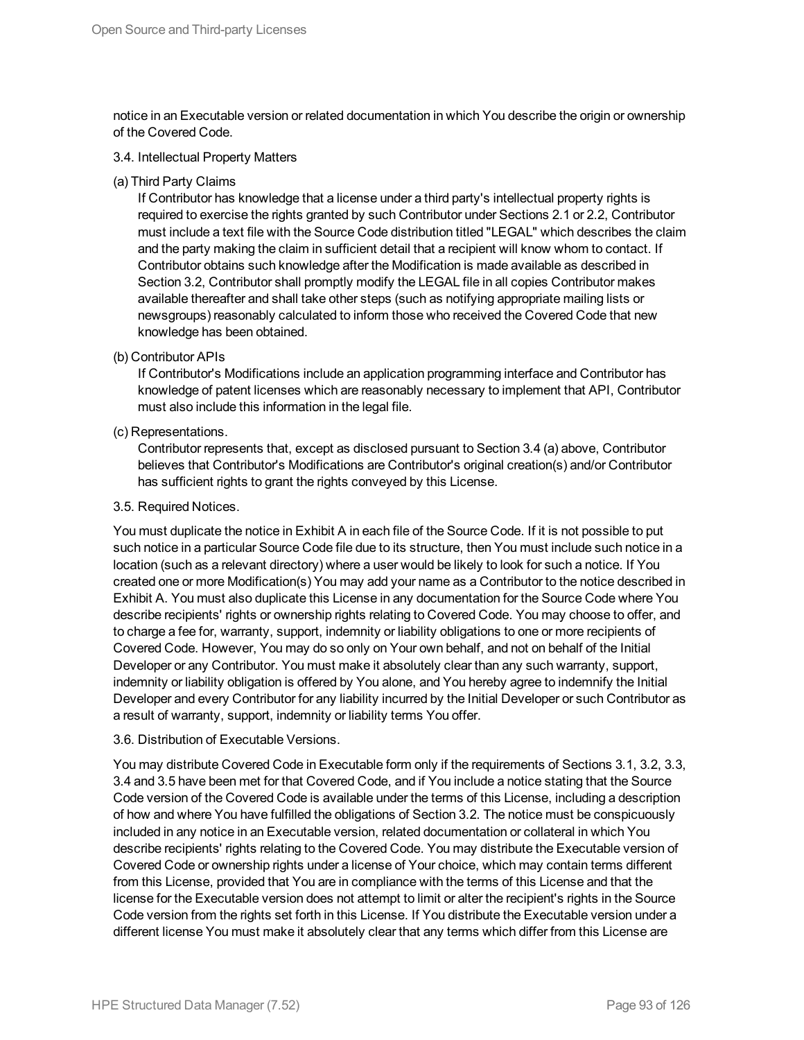notice in an Executable version or related documentation in which You describe the origin or ownership of the Covered Code.

3.4. Intellectual Property Matters

(a) Third Party Claims

If Contributor has knowledge that a license under a third party's intellectual property rights is required to exercise the rights granted by such Contributor under Sections 2.1 or 2.2, Contributor must include a text file with the Source Code distribution titled "LEGAL" which describes the claim and the party making the claim in sufficient detail that a recipient will know whom to contact. If Contributor obtains such knowledge after the Modification is made available as described in Section 3.2, Contributor shall promptly modify the LEGAL file in all copies Contributor makes available thereafter and shall take other steps (such as notifying appropriate mailing lists or newsgroups) reasonably calculated to inform those who received the Covered Code that new knowledge has been obtained.

(b) Contributor APIs

If Contributor's Modifications include an application programming interface and Contributor has knowledge of patent licenses which are reasonably necessary to implement that API, Contributor must also include this information in the legal file.

(c) Representations.

Contributor represents that, except as disclosed pursuant to Section 3.4 (a) above, Contributor believes that Contributor's Modifications are Contributor's original creation(s) and/or Contributor has sufficient rights to grant the rights conveyed by this License.

3.5. Required Notices.

You must duplicate the notice in Exhibit A in each file of the Source Code. If it is not possible to put such notice in a particular Source Code file due to its structure, then You must include such notice in a location (such as a relevant directory) where a user would be likely to look for such a notice. If You created one or more Modification(s) You may add your name as a Contributor to the notice described in Exhibit A. You must also duplicate this License in any documentation for the Source Code where You describe recipients' rights or ownership rights relating to Covered Code. You may choose to offer, and to charge a fee for, warranty, support, indemnity or liability obligations to one or more recipients of Covered Code. However, You may do so only on Your own behalf, and not on behalf of the Initial Developer or any Contributor. You must make it absolutely clear than any such warranty, support, indemnity or liability obligation is offered by You alone, and You hereby agree to indemnify the Initial Developer and every Contributor for any liability incurred by the Initial Developer or such Contributor as a result of warranty, support, indemnity or liability terms You offer.

3.6. Distribution of Executable Versions.

You may distribute Covered Code in Executable form only if the requirements of Sections 3.1, 3.2, 3.3, 3.4 and 3.5 have been met for that Covered Code, and if You include a notice stating that the Source Code version of the Covered Code is available under the terms of this License, including a description of how and where You have fulfilled the obligations of Section 3.2. The notice must be conspicuously included in any notice in an Executable version, related documentation or collateral in which You describe recipients' rights relating to the Covered Code. You may distribute the Executable version of Covered Code or ownership rights under a license of Your choice, which may contain terms different from this License, provided that You are in compliance with the terms of this License and that the license for the Executable version does not attempt to limit or alter the recipient's rights in the Source Code version from the rights set forth in this License. If You distribute the Executable version under a different license You must make it absolutely clear that any terms which differ from this License are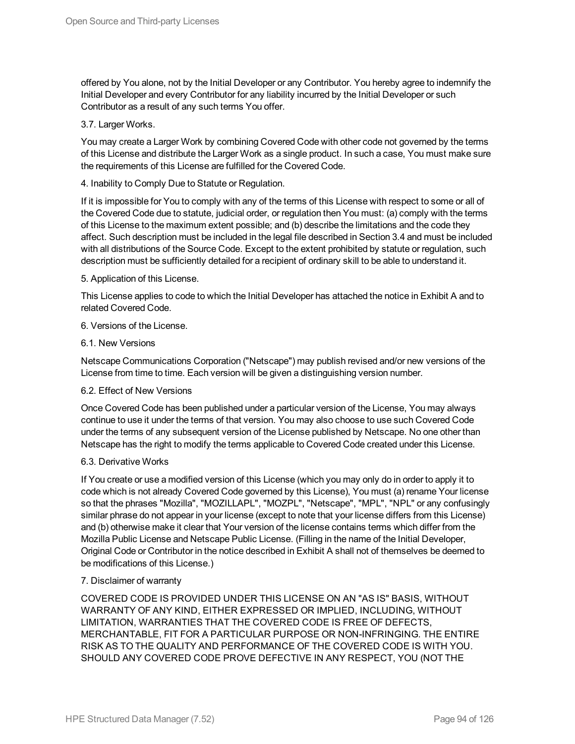offered by You alone, not by the Initial Developer or any Contributor. You hereby agree to indemnify the Initial Developer and every Contributor for any liability incurred by the Initial Developer or such Contributor as a result of any such terms You offer.

3.7. Larger Works.

You may create a Larger Work by combining Covered Code with other code not governed by the terms of this License and distribute the Larger Work as a single product. In such a case, You must make sure the requirements of this License are fulfilled for the Covered Code.

4. Inability to Comply Due to Statute or Regulation.

If it is impossible for You to comply with any of the terms of this License with respect to some or all of the Covered Code due to statute, judicial order, or regulation then You must: (a) comply with the terms of this License to the maximum extent possible; and (b) describe the limitations and the code they affect. Such description must be included in the legal file described in Section 3.4 and must be included with all distributions of the Source Code. Except to the extent prohibited by statute or regulation, such description must be sufficiently detailed for a recipient of ordinary skill to be able to understand it.

5. Application of this License.

This License applies to code to which the Initial Developer has attached the notice in Exhibit A and to related Covered Code.

6. Versions of the License.

6.1. New Versions

Netscape Communications Corporation ("Netscape") may publish revised and/or new versions of the License from time to time. Each version will be given a distinguishing version number.

6.2. Effect of New Versions

Once Covered Code has been published under a particular version of the License, You may always continue to use it under the terms of that version. You may also choose to use such Covered Code under the terms of any subsequent version of the License published by Netscape. No one other than Netscape has the right to modify the terms applicable to Covered Code created under this License.

6.3. Derivative Works

If You create or use a modified version of this License (which you may only do in order to apply it to code which is not already Covered Code governed by this License), You must (a) rename Your license so that the phrases "Mozilla", "MOZILLAPL", "MOZPL", "Netscape", "MPL", "NPL" or any confusingly similar phrase do not appear in your license (except to note that your license differs from this License) and (b) otherwise make it clear that Your version of the license contains terms which differ from the Mozilla Public License and Netscape Public License. (Filling in the name of the Initial Developer, Original Code or Contributor in the notice described in Exhibit A shall not of themselves be deemed to be modifications of this License.)

7. Disclaimer of warranty

COVERED CODE IS PROVIDED UNDER THIS LICENSE ON AN "AS IS" BASIS, WITHOUT WARRANTY OF ANY KIND, EITHER EXPRESSED OR IMPLIED, INCLUDING, WITHOUT LIMITATION, WARRANTIES THAT THE COVERED CODE IS FREE OF DEFECTS, MERCHANTABLE, FIT FOR A PARTICULAR PURPOSE OR NON-INFRINGING. THE ENTIRE RISK AS TO THE QUALITY AND PERFORMANCE OF THE COVERED CODE IS WITH YOU. SHOULD ANY COVERED CODE PROVE DEFECTIVE IN ANY RESPECT, YOU (NOT THE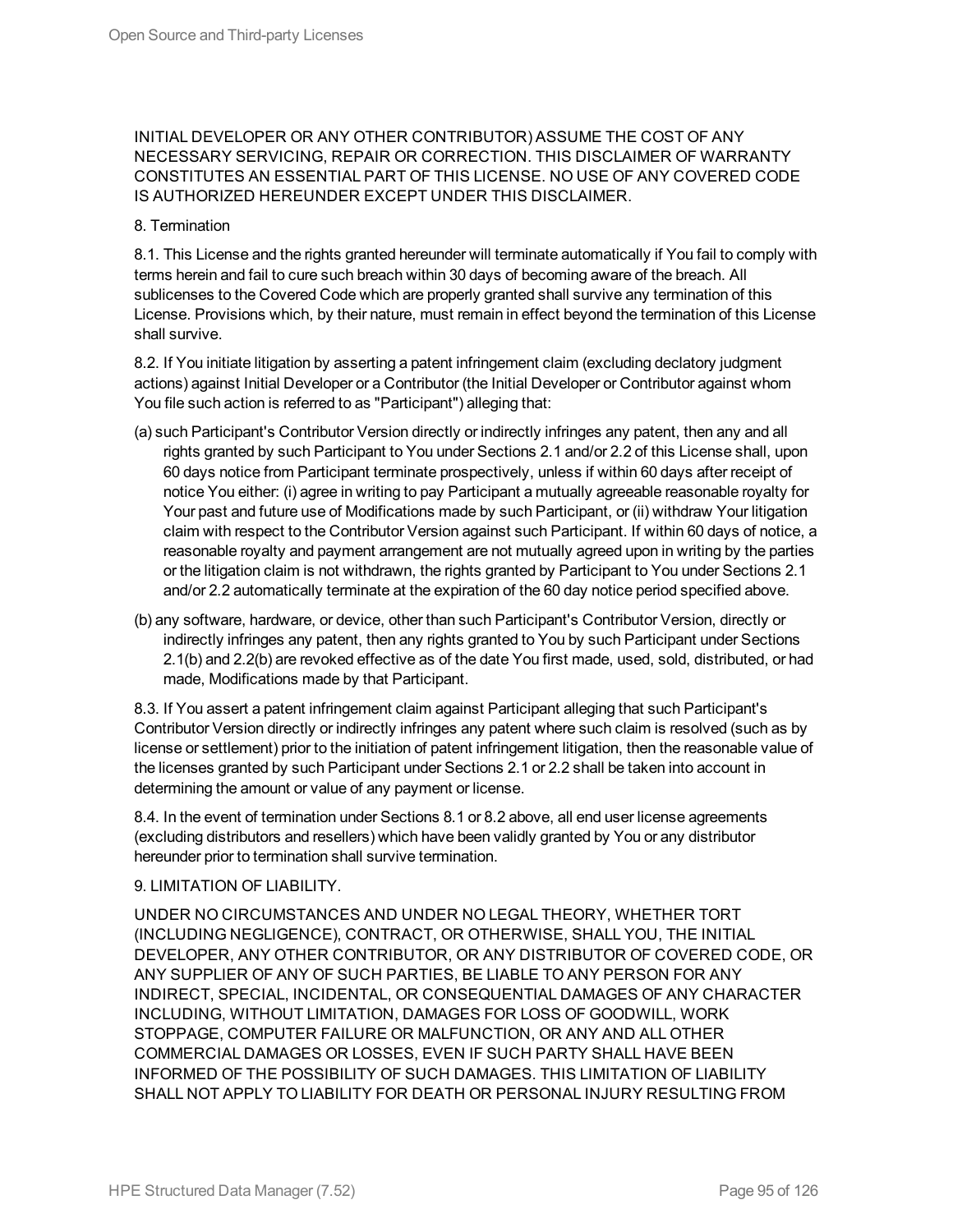INITIAL DEVELOPER OR ANY OTHER CONTRIBUTOR) ASSUME THE COST OF ANY NECESSARY SERVICING, REPAIR OR CORRECTION. THIS DISCLAIMER OF WARRANTY CONSTITUTES AN ESSENTIAL PART OF THIS LICENSE. NO USE OF ANY COVERED CODE IS AUTHORIZED HEREUNDER EXCEPT UNDER THIS DISCLAIMER.

8. Termination

8.1. This License and the rights granted hereunder will terminate automatically if You fail to comply with terms herein and fail to cure such breach within 30 days of becoming aware of the breach. All sublicenses to the Covered Code which are properly granted shall survive any termination of this License. Provisions which, by their nature, must remain in effect beyond the termination of this License shall survive.

8.2. If You initiate litigation by asserting a patent infringement claim (excluding declatory judgment actions) against Initial Developer or a Contributor (the Initial Developer or Contributor against whom You file such action is referred to as "Participant") alleging that:

(a) such Participant's Contributor Version directly or indirectly infringes any patent, then any and all rights granted by such Participant to You under Sections 2.1 and/or 2.2 of this License shall, upon 60 days notice from Participant terminate prospectively, unless if within 60 days after receipt of notice You either: (i) agree in writing to pay Participant a mutually agreeable reasonable royalty for Your past and future use of Modifications made by such Participant, or (ii) withdraw Your litigation claim with respect to the Contributor Version against such Participant. If within 60 days of notice, a reasonable royalty and payment arrangement are not mutually agreed upon in writing by the parties or the litigation claim is not withdrawn, the rights granted by Participant to You under Sections 2.1 and/or 2.2 automatically terminate at the expiration of the 60 day notice period specified above.

(b) any software, hardware, or device, other than such Participant's Contributor Version, directly or indirectly infringes any patent, then any rights granted to You by such Participant under Sections 2.1(b) and 2.2(b) are revoked effective as of the date You first made, used, sold, distributed, or had made, Modifications made by that Participant.

8.3. If You assert a patent infringement claim against Participant alleging that such Participant's Contributor Version directly or indirectly infringes any patent where such claim is resolved (such as by license or settlement) prior to the initiation of patent infringement litigation, then the reasonable value of the licenses granted by such Participant under Sections 2.1 or 2.2 shall be taken into account in determining the amount or value of any payment or license.

8.4. In the event of termination under Sections 8.1 or 8.2 above, all end user license agreements (excluding distributors and resellers) which have been validly granted by You or any distributor hereunder prior to termination shall survive termination.

9. LIMITATION OF LIABILITY.

UNDER NO CIRCUMSTANCES AND UNDER NO LEGAL THEORY, WHETHER TORT (INCLUDING NEGLIGENCE), CONTRACT, OR OTHERWISE, SHALL YOU, THE INITIAL DEVELOPER, ANY OTHER CONTRIBUTOR, OR ANY DISTRIBUTOR OF COVERED CODE, OR ANY SUPPLIER OF ANY OF SUCH PARTIES, BE LIABLE TO ANY PERSON FOR ANY INDIRECT, SPECIAL, INCIDENTAL, OR CONSEQUENTIAL DAMAGES OF ANY CHARACTER INCLUDING, WITHOUT LIMITATION, DAMAGES FOR LOSS OF GOODWILL, WORK STOPPAGE, COMPUTER FAILURE OR MALFUNCTION, OR ANY AND ALL OTHER COMMERCIAL DAMAGES OR LOSSES, EVEN IF SUCH PARTY SHALL HAVE BEEN INFORMED OF THE POSSIBILITY OF SUCH DAMAGES. THIS LIMITATION OF LIABILITY SHALL NOT APPLY TO LIABILITY FOR DEATH OR PERSONAL INJURY RESULTING FROM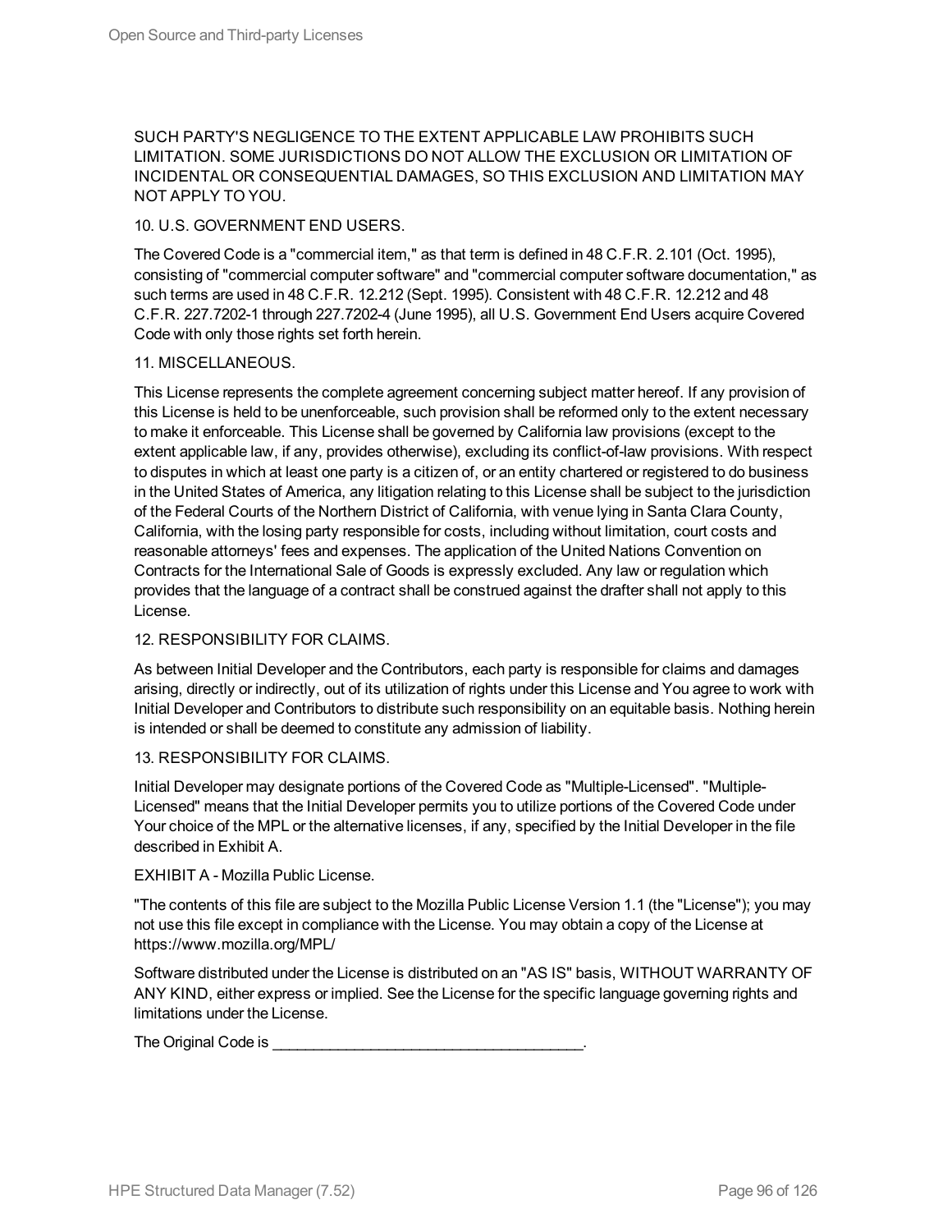SUCH PARTY'S NEGLIGENCE TO THE EXTENT APPLICABLE LAW PROHIBITS SUCH LIMITATION. SOME JURISDICTIONS DO NOT ALLOW THE EXCLUSION OR LIMITATION OF INCIDENTAL OR CONSEQUENTIAL DAMAGES, SO THIS EXCLUSION AND LIMITATION MAY NOT APPLY TO YOU.

10. U.S. GOVERNMENT END USERS.

The Covered Code is a "commercial item," as that term is defined in 48 C.F.R. 2.101 (Oct. 1995), consisting of "commercial computer software" and "commercial computer software documentation," as such terms are used in 48 C.F.R. 12.212 (Sept. 1995). Consistent with 48 C.F.R. 12.212 and 48 C.F.R. 227.7202-1 through 227.7202-4 (June 1995), all U.S. Government End Users acquire Covered Code with only those rights set forth herein.

11. MISCELLANEOUS.

This License represents the complete agreement concerning subject matter hereof. If any provision of this License is held to be unenforceable, such provision shall be reformed only to the extent necessary to make it enforceable. This License shall be governed by California law provisions (except to the extent applicable law, if any, provides otherwise), excluding its conflict-of-law provisions. With respect to disputes in which at least one party is a citizen of, or an entity chartered or registered to do business in the United States of America, any litigation relating to this License shall be subject to the jurisdiction of the Federal Courts of the Northern District of California, with venue lying in Santa Clara County, California, with the losing party responsible for costs, including without limitation, court costs and reasonable attorneys' fees and expenses. The application of the United Nations Convention on Contracts for the International Sale of Goods is expressly excluded. Any law or regulation which provides that the language of a contract shall be construed against the drafter shall not apply to this License.

12. RESPONSIBILITY FOR CLAIMS.

As between Initial Developer and the Contributors, each party is responsible for claims and damages arising, directly or indirectly, out of its utilization of rights under this License and You agree to work with Initial Developer and Contributors to distribute such responsibility on an equitable basis. Nothing herein is intended or shall be deemed to constitute any admission of liability.

13. RESPONSIBILITY FOR CLAIMS.

Initial Developer may designate portions of the Covered Code as "Multiple-Licensed". "Multiple-Licensed" means that the Initial Developer permits you to utilize portions of the Covered Code under Your choice of the MPL or the alternative licenses, if any, specified by the Initial Developer in the file described in Exhibit A.

EXHIBIT A - Mozilla Public License.

"The contents of this file are subject to the Mozilla Public License Version 1.1 (the "License"); you may not use this file except in compliance with the License. You may obtain a copy of the License at https://www.mozilla.org/MPL/

Software distributed under the License is distributed on an "AS IS" basis, WITHOUT WARRANTY OF ANY KIND, either express or implied. See the License for the specific language governing rights and limitations under the License.

The Original Code is ______________________________________.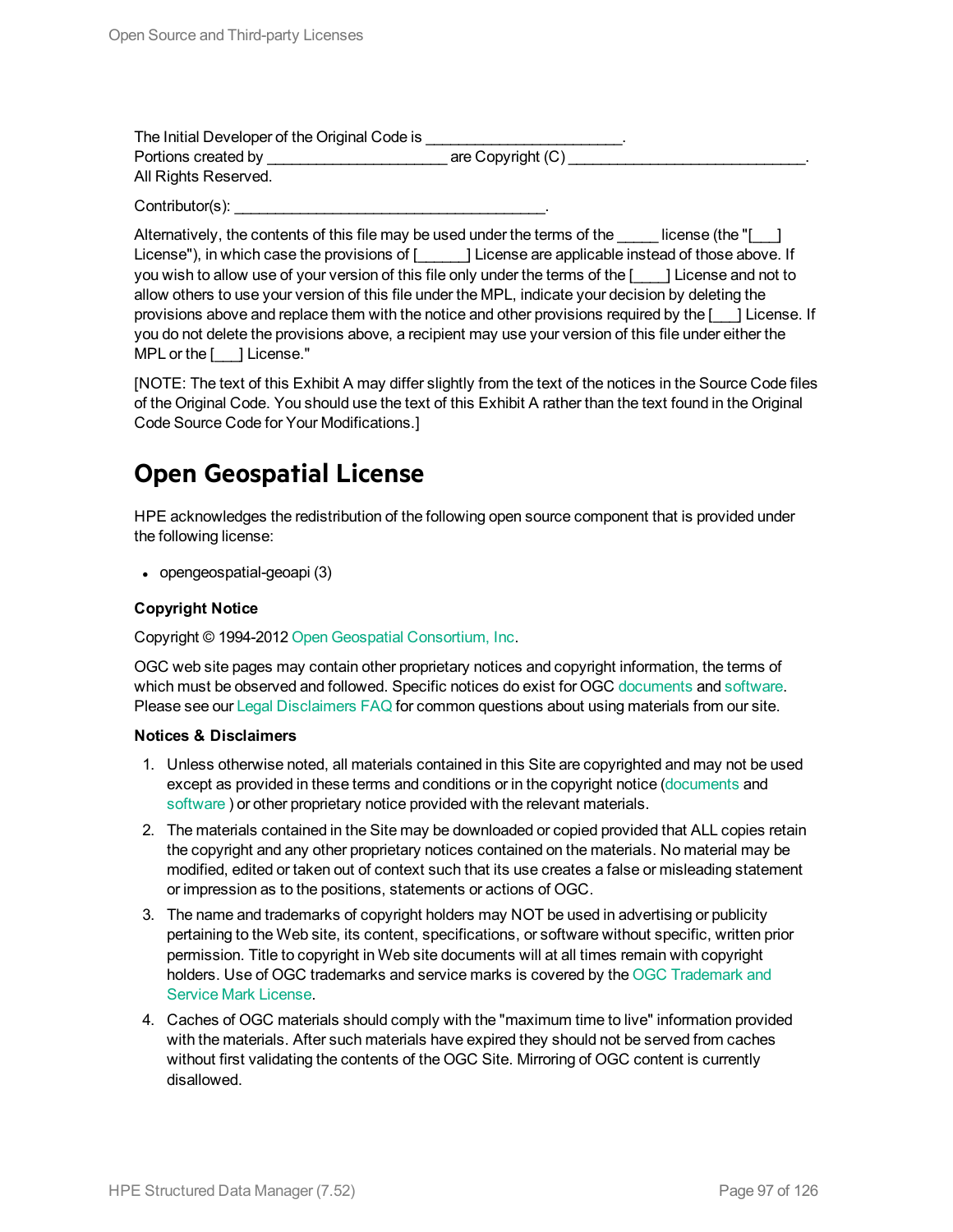The Initial Developer of the Original Code is ________________________.
Portions created by ______________________ are Copyright (C) _____________________________.
All Rights Reserved.

Contributor(s): ______________________________________.

Alternatively, the contents of this file may be used under the terms of the _____ license (the "[___] License"), in which case the provisions of [______] License are applicable instead of those above. If you wish to allow use of your version of this file only under the terms of the [____] License and not to allow others to use your version of this file under the MPL, indicate your decision by deleting the provisions above and replace them with the notice and other provisions required by the [___] License. If you do not delete the provisions above, a recipient may use your version of this file under either the MPL or the [___] License."

[NOTE: The text of this Exhibit A may differ slightly from the text of the notices in the Source Code files of the Original Code. You should use the text of this Exhibit A rather than the text found in the Original Code Source Code for Your Modifications.]

# Open Geospatial License

HPE acknowledges the redistribution of the following open source component that is provided under the following license:

- opengeospatial-geoapi (3)

**Copyright Notice**

Copyright © 1994-2012 Open Geospatial Consortium, Inc.

OGC web site pages may contain other proprietary notices and copyright information, the terms of which must be observed and followed. Specific notices do exist for OGC documents and software. Please see our Legal Disclaimers FAQ for common questions about using materials from our site.

**Notices & Disclaimers**

1. Unless otherwise noted, all materials contained in this Site are copyrighted and may not be used except as provided in these terms and conditions or in the copyright notice (documents and software ) or other proprietary notice provided with the relevant materials.
2. The materials contained in the Site may be downloaded or copied provided that ALL copies retain the copyright and any other proprietary notices contained on the materials. No material may be modified, edited or taken out of context such that its use creates a false or misleading statement or impression as to the positions, statements or actions of OGC.
3. The name and trademarks of copyright holders may NOT be used in advertising or publicity pertaining to the Web site, its content, specifications, or software without specific, written prior permission. Title to copyright in Web site documents will at all times remain with copyright holders. Use of OGC trademarks and service marks is covered by the OGC Trademark and Service Mark License.
4. Caches of OGC materials should comply with the "maximum time to live" information provided with the materials. After such materials have expired they should not be served from caches without first validating the contents of the OGC Site. Mirroring of OGC content is currently disallowed.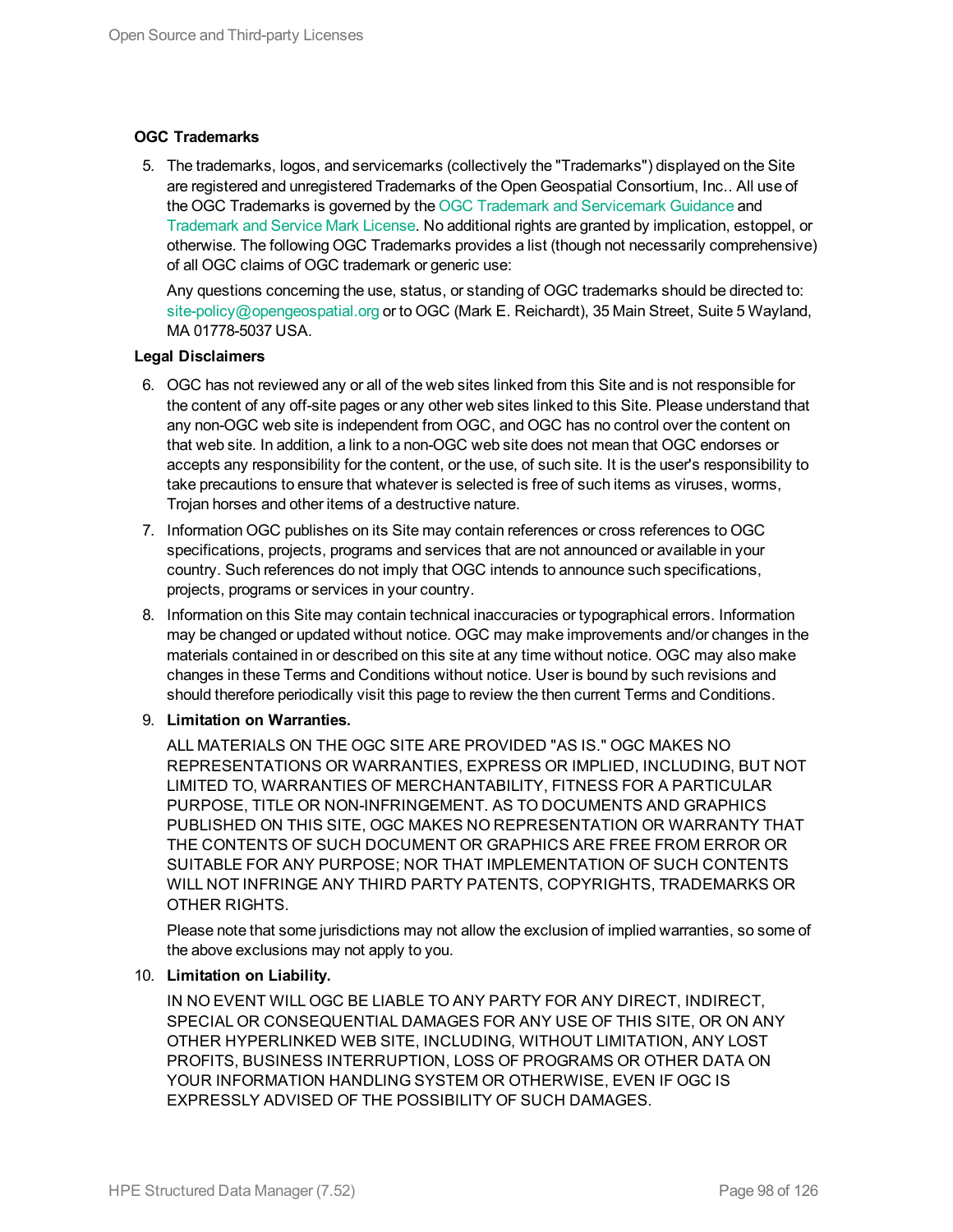**OGC Trademarks**

5. The trademarks, logos, and servicemarks (collectively the "Trademarks") displayed on the Site are registered and unregistered Trademarks of the Open Geospatial Consortium, Inc.. All use of the OGC Trademarks is governed by the OGC Trademark and Servicemark Guidance and Trademark and Service Mark License. No additional rights are granted by implication, estoppel, or otherwise. The following OGC Trademarks provides a list (though not necessarily comprehensive) of all OGC claims of OGC trademark or generic use:

   Any questions concerning the use, status, or standing of OGC trademarks should be directed to: site-policy@opengeospatial.org or to OGC (Mark E. Reichardt), 35 Main Street, Suite 5 Wayland, MA 01778-5037 USA.

**Legal Disclaimers**

6. OGC has not reviewed any or all of the web sites linked from this Site and is not responsible for the content of any off-site pages or any other web sites linked to this Site. Please understand that any non-OGC web site is independent from OGC, and OGC has no control over the content on that web site. In addition, a link to a non-OGC web site does not mean that OGC endorses or accepts any responsibility for the content, or the use, of such site. It is the user's responsibility to take precautions to ensure that whatever is selected is free of such items as viruses, worms, Trojan horses and other items of a destructive nature.
7. Information OGC publishes on its Site may contain references or cross references to OGC specifications, projects, programs and services that are not announced or available in your country. Such references do not imply that OGC intends to announce such specifications, projects, programs or services in your country.
8. Information on this Site may contain technical inaccuracies or typographical errors. Information may be changed or updated without notice. OGC may make improvements and/or changes in the materials contained in or described on this site at any time without notice. OGC may also make changes in these Terms and Conditions without notice. User is bound by such revisions and should therefore periodically visit this page to review the then current Terms and Conditions.
9. **Limitation on Warranties.**

   ALL MATERIALS ON THE OGC SITE ARE PROVIDED "AS IS." OGC MAKES NO REPRESENTATIONS OR WARRANTIES, EXPRESS OR IMPLIED, INCLUDING, BUT NOT LIMITED TO, WARRANTIES OF MERCHANTABILITY, FITNESS FOR A PARTICULAR PURPOSE, TITLE OR NON-INFRINGEMENT. AS TO DOCUMENTS AND GRAPHICS PUBLISHED ON THIS SITE, OGC MAKES NO REPRESENTATION OR WARRANTY THAT THE CONTENTS OF SUCH DOCUMENT OR GRAPHICS ARE FREE FROM ERROR OR SUITABLE FOR ANY PURPOSE; NOR THAT IMPLEMENTATION OF SUCH CONTENTS WILL NOT INFRINGE ANY THIRD PARTY PATENTS, COPYRIGHTS, TRADEMARKS OR OTHER RIGHTS.

   Please note that some jurisdictions may not allow the exclusion of implied warranties, so some of the above exclusions may not apply to you.
10. **Limitation on Liability.**

    IN NO EVENT WILL OGC BE LIABLE TO ANY PARTY FOR ANY DIRECT, INDIRECT, SPECIAL OR CONSEQUENTIAL DAMAGES FOR ANY USE OF THIS SITE, OR ON ANY OTHER HYPERLINKED WEB SITE, INCLUDING, WITHOUT LIMITATION, ANY LOST PROFITS, BUSINESS INTERRUPTION, LOSS OF PROGRAMS OR OTHER DATA ON YOUR INFORMATION HANDLING SYSTEM OR OTHERWISE, EVEN IF OGC IS EXPRESSLY ADVISED OF THE POSSIBILITY OF SUCH DAMAGES.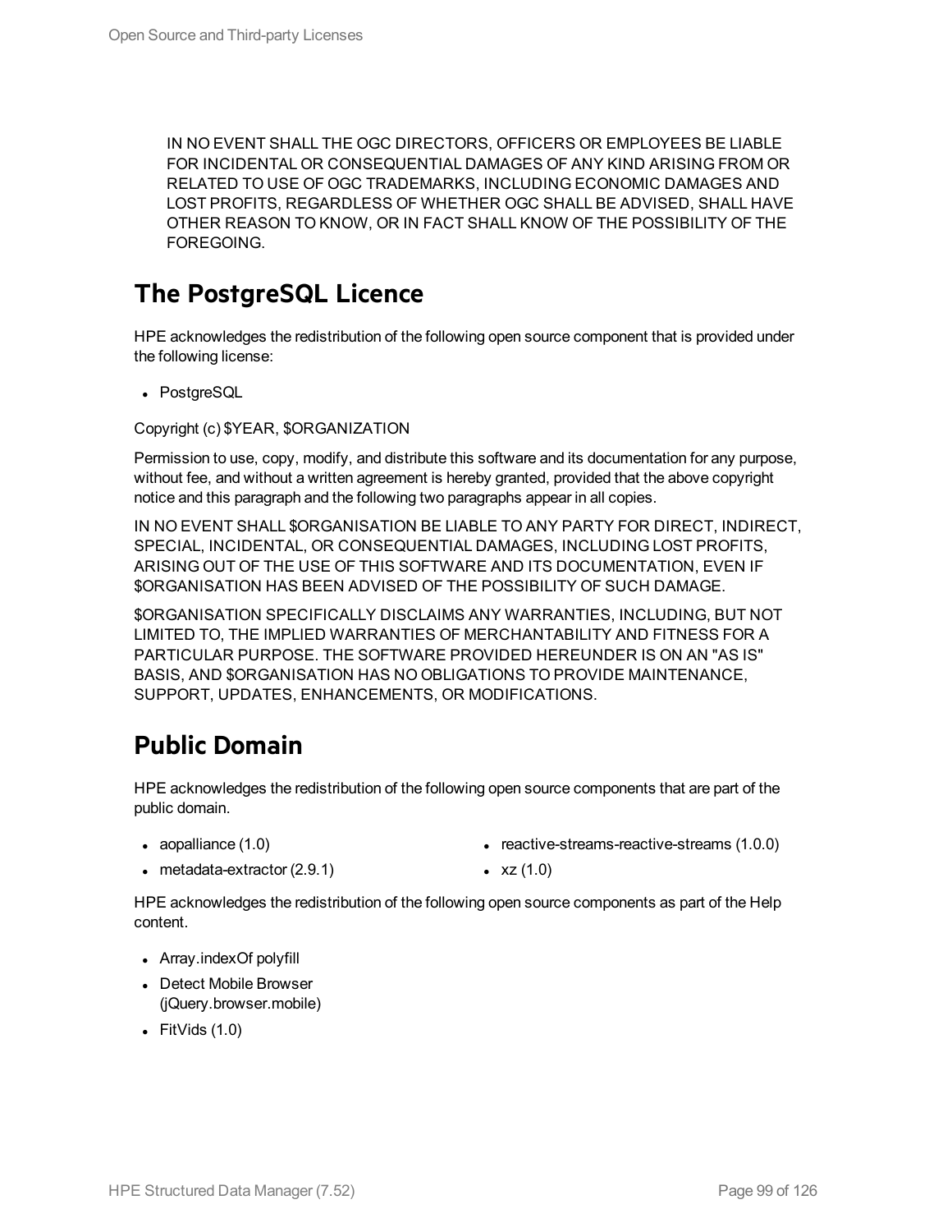IN NO EVENT SHALL THE OGC DIRECTORS, OFFICERS OR EMPLOYEES BE LIABLE FOR INCIDENTAL OR CONSEQUENTIAL DAMAGES OF ANY KIND ARISING FROM OR RELATED TO USE OF OGC TRADEMARKS, INCLUDING ECONOMIC DAMAGES AND LOST PROFITS, REGARDLESS OF WHETHER OGC SHALL BE ADVISED, SHALL HAVE OTHER REASON TO KNOW, OR IN FACT SHALL KNOW OF THE POSSIBILITY OF THE FOREGOING.

## The PostgreSQL Licence

HPE acknowledges the redistribution of the following open source component that is provided under the following license:

- PostgreSQL

Copyright (c) $YEAR, $ORGANIZATION

Permission to use, copy, modify, and distribute this software and its documentation for any purpose, without fee, and without a written agreement is hereby granted, provided that the above copyright notice and this paragraph and the following two paragraphs appear in all copies.

IN NO EVENT SHALL $ORGANISATION BE LIABLE TO ANY PARTY FOR DIRECT, INDIRECT, SPECIAL, INCIDENTAL, OR CONSEQUENTIAL DAMAGES, INCLUDING LOST PROFITS, ARISING OUT OF THE USE OF THIS SOFTWARE AND ITS DOCUMENTATION, EVEN IF $ORGANISATION HAS BEEN ADVISED OF THE POSSIBILITY OF SUCH DAMAGE.

$ORGANISATION SPECIFICALLY DISCLAIMS ANY WARRANTIES, INCLUDING, BUT NOT LIMITED TO, THE IMPLIED WARRANTIES OF MERCHANTABILITY AND FITNESS FOR A PARTICULAR PURPOSE. THE SOFTWARE PROVIDED HEREUNDER IS ON AN "AS IS" BASIS, AND $ORGANISATION HAS NO OBLIGATIONS TO PROVIDE MAINTENANCE, SUPPORT, UPDATES, ENHANCEMENTS, OR MODIFICATIONS.

## Public Domain

HPE acknowledges the redistribution of the following open source components that are part of the public domain.

- aopalliance (1.0)
- metadata-extractor (2.9.1)
- reactive-streams-reactive-streams (1.0.0)
- xz (1.0)

HPE acknowledges the redistribution of the following open source components as part of the Help content.

- Array.indexOf polyfill
- Detect Mobile Browser (jQuery.browser.mobile)
- FitVids (1.0)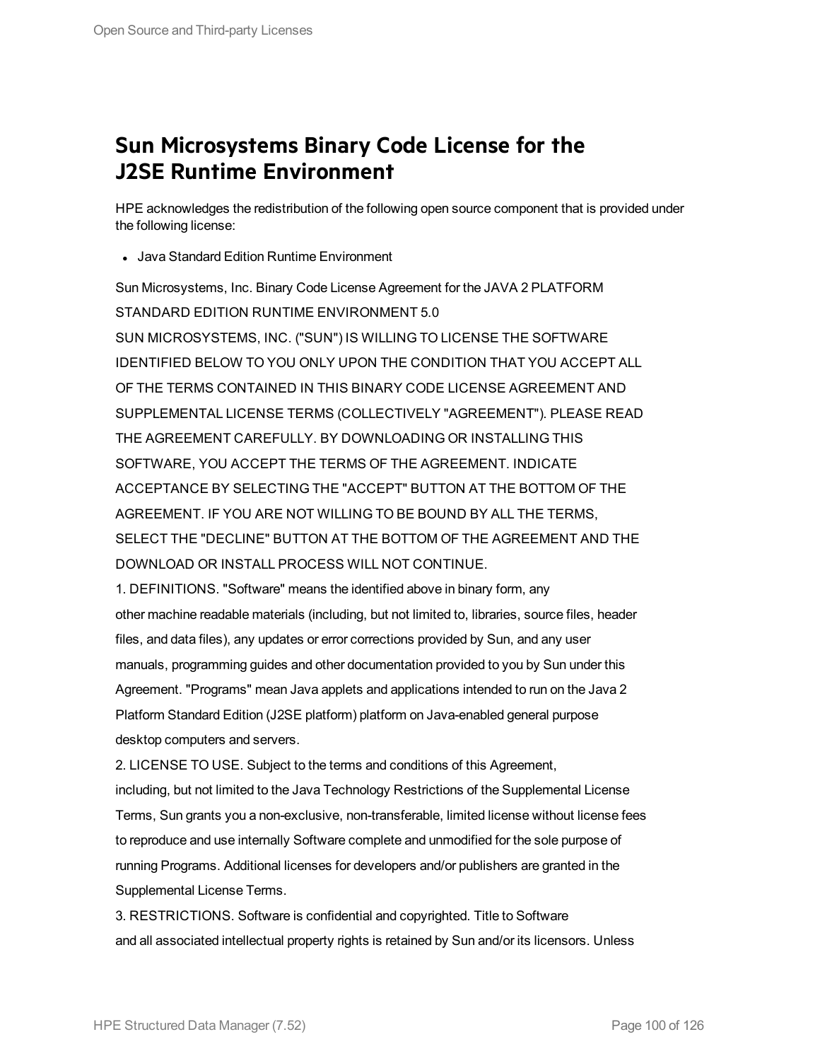## Sun Microsystems Binary Code License for the J2SE Runtime Environment

HPE acknowledges the redistribution of the following open source component that is provided under the following license:

- Java Standard Edition Runtime Environment

Sun Microsystems, Inc. Binary Code License Agreement for the JAVA 2 PLATFORM STANDARD EDITION RUNTIME ENVIRONMENT 5.0

SUN MICROSYSTEMS, INC. ("SUN") IS WILLING TO LICENSE THE SOFTWARE IDENTIFIED BELOW TO YOU ONLY UPON THE CONDITION THAT YOU ACCEPT ALL OF THE TERMS CONTAINED IN THIS BINARY CODE LICENSE AGREEMENT AND SUPPLEMENTAL LICENSE TERMS (COLLECTIVELY "AGREEMENT"). PLEASE READ THE AGREEMENT CAREFULLY. BY DOWNLOADING OR INSTALLING THIS SOFTWARE, YOU ACCEPT THE TERMS OF THE AGREEMENT. INDICATE ACCEPTANCE BY SELECTING THE "ACCEPT" BUTTON AT THE BOTTOM OF THE AGREEMENT. IF YOU ARE NOT WILLING TO BE BOUND BY ALL THE TERMS, SELECT THE "DECLINE" BUTTON AT THE BOTTOM OF THE AGREEMENT AND THE DOWNLOAD OR INSTALL PROCESS WILL NOT CONTINUE.

1. DEFINITIONS. "Software" means the identified above in binary form, any other machine readable materials (including, but not limited to, libraries, source files, header files, and data files), any updates or error corrections provided by Sun, and any user manuals, programming guides and other documentation provided to you by Sun under this Agreement. "Programs" mean Java applets and applications intended to run on the Java 2 Platform Standard Edition (J2SE platform) platform on Java-enabled general purpose desktop computers and servers.

2. LICENSE TO USE. Subject to the terms and conditions of this Agreement, including, but not limited to the Java Technology Restrictions of the Supplemental License Terms, Sun grants you a non-exclusive, non-transferable, limited license without license fees to reproduce and use internally Software complete and unmodified for the sole purpose of running Programs. Additional licenses for developers and/or publishers are granted in the Supplemental License Terms.

3. RESTRICTIONS. Software is confidential and copyrighted. Title to Software and all associated intellectual property rights is retained by Sun and/or its licensors. Unless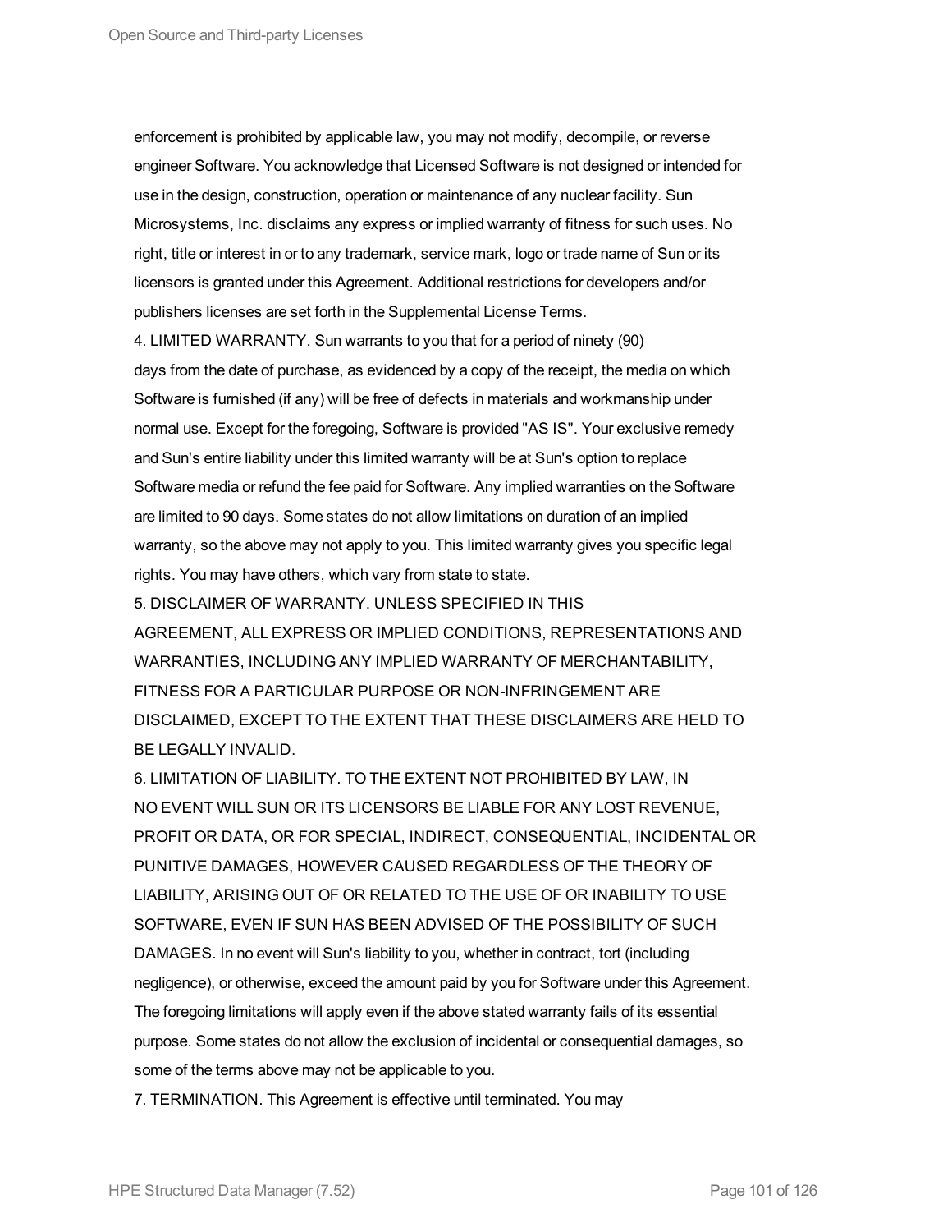enforcement is prohibited by applicable law, you may not modify, decompile, or reverse engineer Software. You acknowledge that Licensed Software is not designed or intended for use in the design, construction, operation or maintenance of any nuclear facility. Sun Microsystems, Inc. disclaims any express or implied warranty of fitness for such uses. No right, title or interest in or to any trademark, service mark, logo or trade name of Sun or its licensors is granted under this Agreement. Additional restrictions for developers and/or publishers licenses are set forth in the Supplemental License Terms.

4. LIMITED WARRANTY. Sun warrants to you that for a period of ninety (90) days from the date of purchase, as evidenced by a copy of the receipt, the media on which Software is furnished (if any) will be free of defects in materials and workmanship under normal use. Except for the foregoing, Software is provided "AS IS". Your exclusive remedy and Sun's entire liability under this limited warranty will be at Sun's option to replace Software media or refund the fee paid for Software. Any implied warranties on the Software are limited to 90 days. Some states do not allow limitations on duration of an implied warranty, so the above may not apply to you. This limited warranty gives you specific legal rights. You may have others, which vary from state to state.

5. DISCLAIMER OF WARRANTY. UNLESS SPECIFIED IN THIS AGREEMENT, ALL EXPRESS OR IMPLIED CONDITIONS, REPRESENTATIONS AND WARRANTIES, INCLUDING ANY IMPLIED WARRANTY OF MERCHANTABILITY, FITNESS FOR A PARTICULAR PURPOSE OR NON-INFRINGEMENT ARE DISCLAIMED, EXCEPT TO THE EXTENT THAT THESE DISCLAIMERS ARE HELD TO BE LEGALLY INVALID.

6. LIMITATION OF LIABILITY. TO THE EXTENT NOT PROHIBITED BY LAW, IN NO EVENT WILL SUN OR ITS LICENSORS BE LIABLE FOR ANY LOST REVENUE, PROFIT OR DATA, OR FOR SPECIAL, INDIRECT, CONSEQUENTIAL, INCIDENTAL OR PUNITIVE DAMAGES, HOWEVER CAUSED REGARDLESS OF THE THEORY OF LIABILITY, ARISING OUT OF OR RELATED TO THE USE OF OR INABILITY TO USE SOFTWARE, EVEN IF SUN HAS BEEN ADVISED OF THE POSSIBILITY OF SUCH DAMAGES. In no event will Sun's liability to you, whether in contract, tort (including negligence), or otherwise, exceed the amount paid by you for Software under this Agreement. The foregoing limitations will apply even if the above stated warranty fails of its essential purpose. Some states do not allow the exclusion of incidental or consequential damages, so some of the terms above may not be applicable to you.

7. TERMINATION. This Agreement is effective until terminated. You may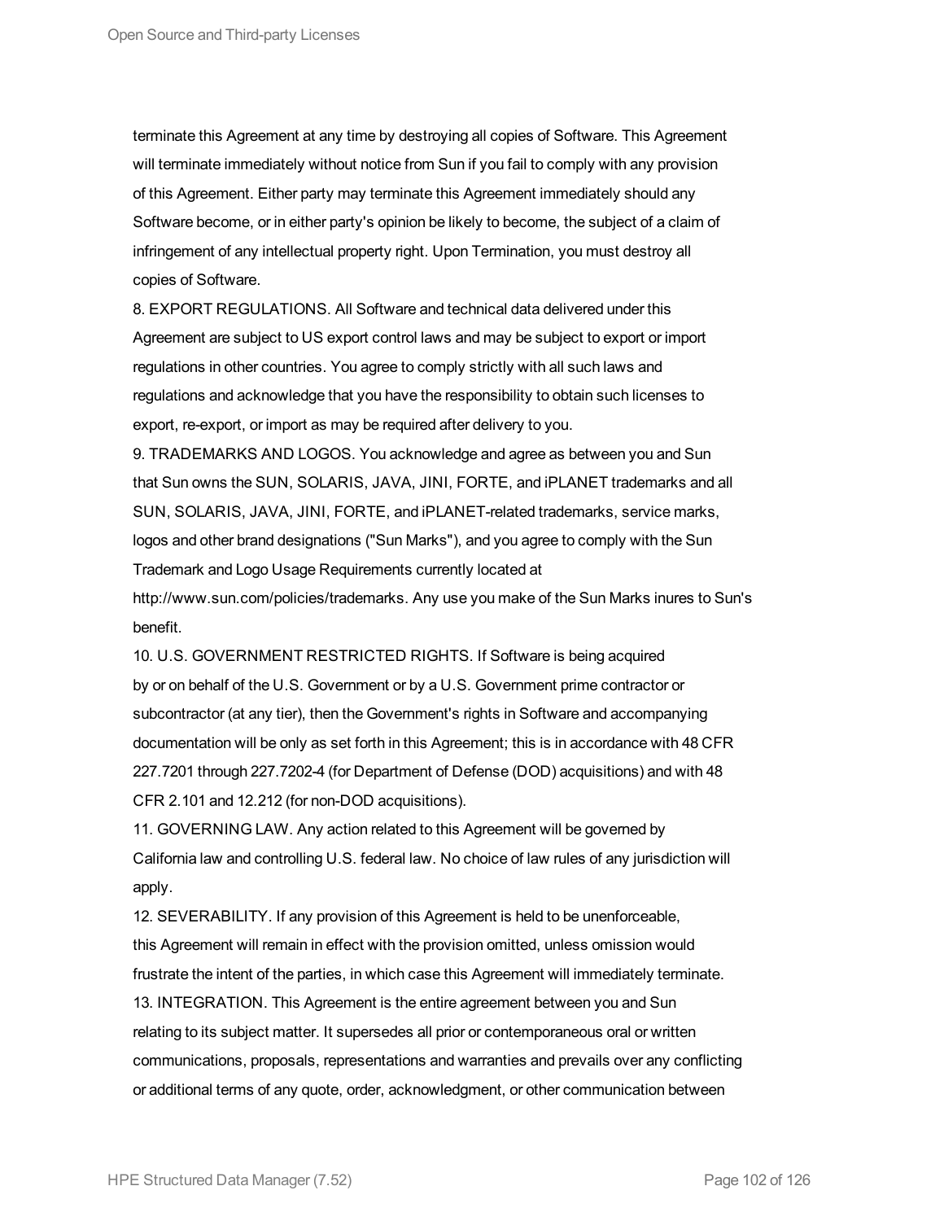terminate this Agreement at any time by destroying all copies of Software. This Agreement will terminate immediately without notice from Sun if you fail to comply with any provision of this Agreement. Either party may terminate this Agreement immediately should any Software become, or in either party's opinion be likely to become, the subject of a claim of infringement of any intellectual property right. Upon Termination, you must destroy all copies of Software.

8. EXPORT REGULATIONS. All Software and technical data delivered under this Agreement are subject to US export control laws and may be subject to export or import regulations in other countries. You agree to comply strictly with all such laws and regulations and acknowledge that you have the responsibility to obtain such licenses to export, re-export, or import as may be required after delivery to you.

9. TRADEMARKS AND LOGOS. You acknowledge and agree as between you and Sun that Sun owns the SUN, SOLARIS, JAVA, JINI, FORTE, and iPLANET trademarks and all SUN, SOLARIS, JAVA, JINI, FORTE, and iPLANET-related trademarks, service marks, logos and other brand designations ("Sun Marks"), and you agree to comply with the Sun Trademark and Logo Usage Requirements currently located at http://www.sun.com/policies/trademarks. Any use you make of the Sun Marks inures to Sun's benefit.

10. U.S. GOVERNMENT RESTRICTED RIGHTS. If Software is being acquired by or on behalf of the U.S. Government or by a U.S. Government prime contractor or subcontractor (at any tier), then the Government's rights in Software and accompanying documentation will be only as set forth in this Agreement; this is in accordance with 48 CFR 227.7201 through 227.7202-4 (for Department of Defense (DOD) acquisitions) and with 48 CFR 2.101 and 12.212 (for non-DOD acquisitions).

11. GOVERNING LAW. Any action related to this Agreement will be governed by California law and controlling U.S. federal law. No choice of law rules of any jurisdiction will apply.

12. SEVERABILITY. If any provision of this Agreement is held to be unenforceable, this Agreement will remain in effect with the provision omitted, unless omission would frustrate the intent of the parties, in which case this Agreement will immediately terminate.

13. INTEGRATION. This Agreement is the entire agreement between you and Sun relating to its subject matter. It supersedes all prior or contemporaneous oral or written communications, proposals, representations and warranties and prevails over any conflicting or additional terms of any quote, order, acknowledgment, or other communication between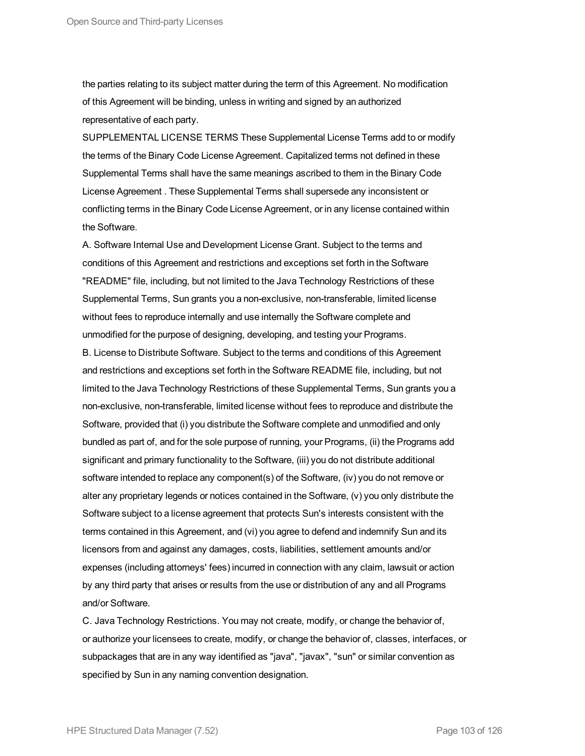the parties relating to its subject matter during the term of this Agreement. No modification of this Agreement will be binding, unless in writing and signed by an authorized representative of each party.

SUPPLEMENTAL LICENSE TERMS These Supplemental License Terms add to or modify the terms of the Binary Code License Agreement. Capitalized terms not defined in these Supplemental Terms shall have the same meanings ascribed to them in the Binary Code License Agreement . These Supplemental Terms shall supersede any inconsistent or conflicting terms in the Binary Code License Agreement, or in any license contained within the Software.

A. Software Internal Use and Development License Grant. Subject to the terms and conditions of this Agreement and restrictions and exceptions set forth in the Software "README" file, including, but not limited to the Java Technology Restrictions of these Supplemental Terms, Sun grants you a non-exclusive, non-transferable, limited license without fees to reproduce internally and use internally the Software complete and unmodified for the purpose of designing, developing, and testing your Programs.

B. License to Distribute Software. Subject to the terms and conditions of this Agreement and restrictions and exceptions set forth in the Software README file, including, but not limited to the Java Technology Restrictions of these Supplemental Terms, Sun grants you a non-exclusive, non-transferable, limited license without fees to reproduce and distribute the Software, provided that (i) you distribute the Software complete and unmodified and only bundled as part of, and for the sole purpose of running, your Programs, (ii) the Programs add significant and primary functionality to the Software, (iii) you do not distribute additional software intended to replace any component(s) of the Software, (iv) you do not remove or alter any proprietary legends or notices contained in the Software, (v) you only distribute the Software subject to a license agreement that protects Sun's interests consistent with the terms contained in this Agreement, and (vi) you agree to defend and indemnify Sun and its licensors from and against any damages, costs, liabilities, settlement amounts and/or expenses (including attorneys' fees) incurred in connection with any claim, lawsuit or action by any third party that arises or results from the use or distribution of any and all Programs and/or Software.

C. Java Technology Restrictions. You may not create, modify, or change the behavior of, or authorize your licensees to create, modify, or change the behavior of, classes, interfaces, or subpackages that are in any way identified as "java", "javax", "sun" or similar convention as specified by Sun in any naming convention designation.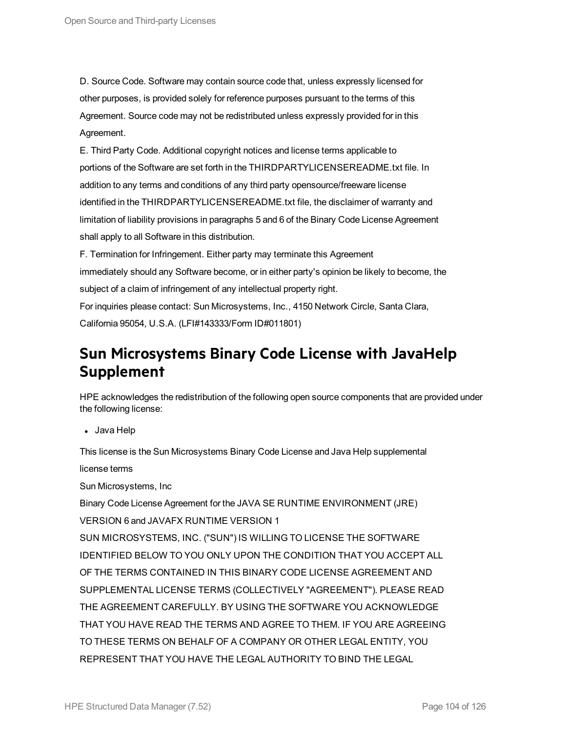D. Source Code. Software may contain source code that, unless expressly licensed for other purposes, is provided solely for reference purposes pursuant to the terms of this Agreement. Source code may not be redistributed unless expressly provided for in this Agreement.

E. Third Party Code. Additional copyright notices and license terms applicable to portions of the Software are set forth in the THIRDPARTYLICENSEREADME.txt file. In addition to any terms and conditions of any third party opensource/freeware license identified in the THIRDPARTYLICENSEREADME.txt file, the disclaimer of warranty and limitation of liability provisions in paragraphs 5 and 6 of the Binary Code License Agreement shall apply to all Software in this distribution.

F. Termination for Infringement. Either party may terminate this Agreement immediately should any Software become, or in either party's opinion be likely to become, the subject of a claim of infringement of any intellectual property right.

For inquiries please contact: Sun Microsystems, Inc., 4150 Network Circle, Santa Clara, California 95054, U.S.A. (LFI#143333/Form ID#011801)

## Sun Microsystems Binary Code License with JavaHelp Supplement

HPE acknowledges the redistribution of the following open source components that are provided under the following license:

- Java Help

This license is the Sun Microsystems Binary Code License and Java Help supplemental license terms

Sun Microsystems, Inc

Binary Code License Agreement for the JAVA SE RUNTIME ENVIRONMENT (JRE) VERSION 6 and JAVAFX RUNTIME VERSION 1

SUN MICROSYSTEMS, INC. ("SUN") IS WILLING TO LICENSE THE SOFTWARE IDENTIFIED BELOW TO YOU ONLY UPON THE CONDITION THAT YOU ACCEPT ALL OF THE TERMS CONTAINED IN THIS BINARY CODE LICENSE AGREEMENT AND SUPPLEMENTAL LICENSE TERMS (COLLECTIVELY "AGREEMENT"). PLEASE READ THE AGREEMENT CAREFULLY. BY USING THE SOFTWARE YOU ACKNOWLEDGE THAT YOU HAVE READ THE TERMS AND AGREE TO THEM. IF YOU ARE AGREEING TO THESE TERMS ON BEHALF OF A COMPANY OR OTHER LEGAL ENTITY, YOU REPRESENT THAT YOU HAVE THE LEGAL AUTHORITY TO BIND THE LEGAL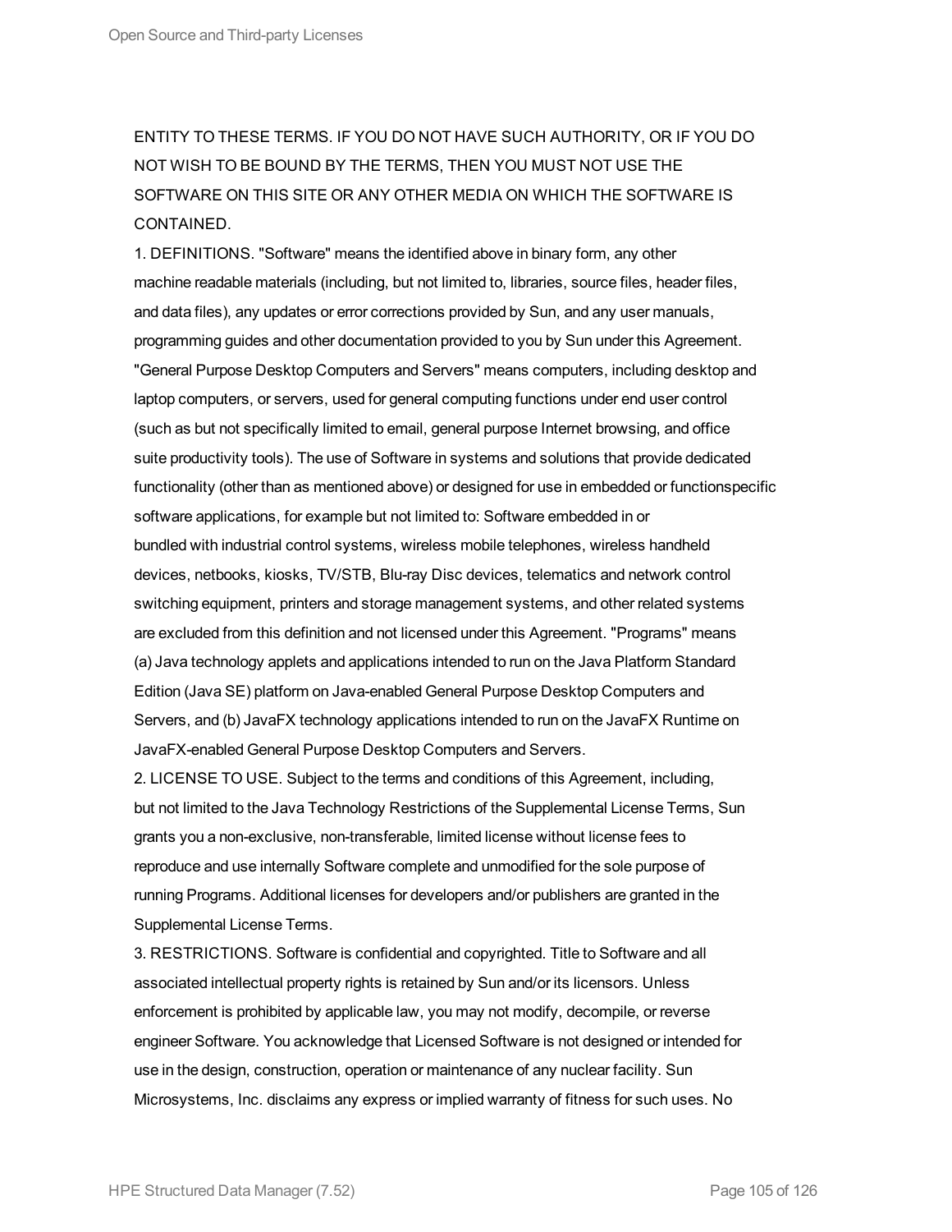ENTITY TO THESE TERMS. IF YOU DO NOT HAVE SUCH AUTHORITY, OR IF YOU DO NOT WISH TO BE BOUND BY THE TERMS, THEN YOU MUST NOT USE THE SOFTWARE ON THIS SITE OR ANY OTHER MEDIA ON WHICH THE SOFTWARE IS CONTAINED.

1. DEFINITIONS. "Software" means the identified above in binary form, any other machine readable materials (including, but not limited to, libraries, source files, header files, and data files), any updates or error corrections provided by Sun, and any user manuals, programming guides and other documentation provided to you by Sun under this Agreement. "General Purpose Desktop Computers and Servers" means computers, including desktop and laptop computers, or servers, used for general computing functions under end user control (such as but not specifically limited to email, general purpose Internet browsing, and office suite productivity tools). The use of Software in systems and solutions that provide dedicated functionality (other than as mentioned above) or designed for use in embedded or functionspecific software applications, for example but not limited to: Software embedded in or bundled with industrial control systems, wireless mobile telephones, wireless handheld devices, netbooks, kiosks, TV/STB, Blu-ray Disc devices, telematics and network control switching equipment, printers and storage management systems, and other related systems are excluded from this definition and not licensed under this Agreement. "Programs" means (a) Java technology applets and applications intended to run on the Java Platform Standard Edition (Java SE) platform on Java-enabled General Purpose Desktop Computers and Servers, and (b) JavaFX technology applications intended to run on the JavaFX Runtime on JavaFX-enabled General Purpose Desktop Computers and Servers.

2. LICENSE TO USE. Subject to the terms and conditions of this Agreement, including, but not limited to the Java Technology Restrictions of the Supplemental License Terms, Sun grants you a non-exclusive, non-transferable, limited license without license fees to reproduce and use internally Software complete and unmodified for the sole purpose of running Programs. Additional licenses for developers and/or publishers are granted in the Supplemental License Terms.

3. RESTRICTIONS. Software is confidential and copyrighted. Title to Software and all associated intellectual property rights is retained by Sun and/or its licensors. Unless enforcement is prohibited by applicable law, you may not modify, decompile, or reverse engineer Software. You acknowledge that Licensed Software is not designed or intended for use in the design, construction, operation or maintenance of any nuclear facility. Sun Microsystems, Inc. disclaims any express or implied warranty of fitness for such uses. No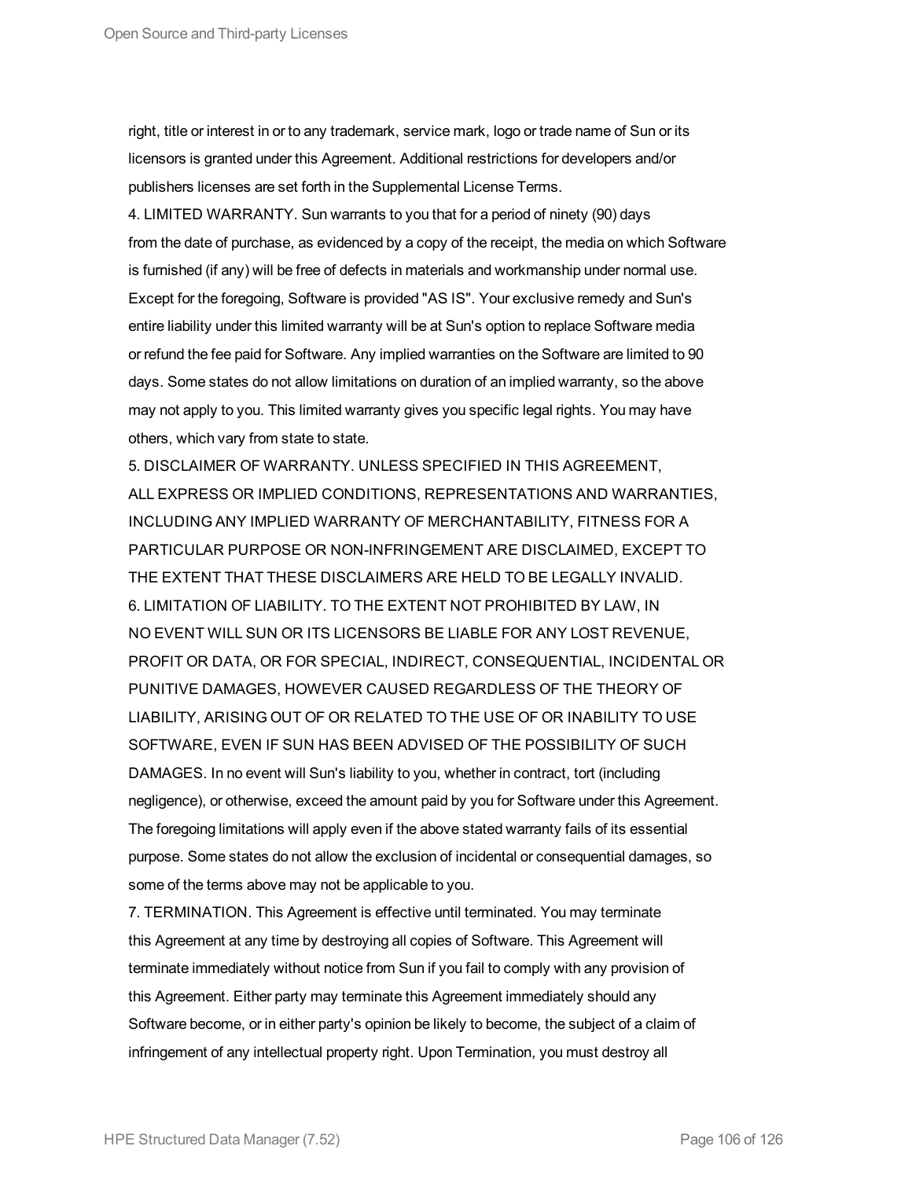right, title or interest in or to any trademark, service mark, logo or trade name of Sun or its licensors is granted under this Agreement. Additional restrictions for developers and/or publishers licenses are set forth in the Supplemental License Terms.

4. LIMITED WARRANTY. Sun warrants to you that for a period of ninety (90) days from the date of purchase, as evidenced by a copy of the receipt, the media on which Software is furnished (if any) will be free of defects in materials and workmanship under normal use. Except for the foregoing, Software is provided "AS IS". Your exclusive remedy and Sun's entire liability under this limited warranty will be at Sun's option to replace Software media or refund the fee paid for Software. Any implied warranties on the Software are limited to 90 days. Some states do not allow limitations on duration of an implied warranty, so the above may not apply to you. This limited warranty gives you specific legal rights. You may have others, which vary from state to state.

5. DISCLAIMER OF WARRANTY. UNLESS SPECIFIED IN THIS AGREEMENT, ALL EXPRESS OR IMPLIED CONDITIONS, REPRESENTATIONS AND WARRANTIES, INCLUDING ANY IMPLIED WARRANTY OF MERCHANTABILITY, FITNESS FOR A PARTICULAR PURPOSE OR NON-INFRINGEMENT ARE DISCLAIMED, EXCEPT TO THE EXTENT THAT THESE DISCLAIMERS ARE HELD TO BE LEGALLY INVALID.

6. LIMITATION OF LIABILITY. TO THE EXTENT NOT PROHIBITED BY LAW, IN NO EVENT WILL SUN OR ITS LICENSORS BE LIABLE FOR ANY LOST REVENUE, PROFIT OR DATA, OR FOR SPECIAL, INDIRECT, CONSEQUENTIAL, INCIDENTAL OR PUNITIVE DAMAGES, HOWEVER CAUSED REGARDLESS OF THE THEORY OF LIABILITY, ARISING OUT OF OR RELATED TO THE USE OF OR INABILITY TO USE SOFTWARE, EVEN IF SUN HAS BEEN ADVISED OF THE POSSIBILITY OF SUCH DAMAGES. In no event will Sun's liability to you, whether in contract, tort (including negligence), or otherwise, exceed the amount paid by you for Software under this Agreement. The foregoing limitations will apply even if the above stated warranty fails of its essential purpose. Some states do not allow the exclusion of incidental or consequential damages, so some of the terms above may not be applicable to you.

7. TERMINATION. This Agreement is effective until terminated. You may terminate this Agreement at any time by destroying all copies of Software. This Agreement will terminate immediately without notice from Sun if you fail to comply with any provision of this Agreement. Either party may terminate this Agreement immediately should any Software become, or in either party's opinion be likely to become, the subject of a claim of infringement of any intellectual property right. Upon Termination, you must destroy all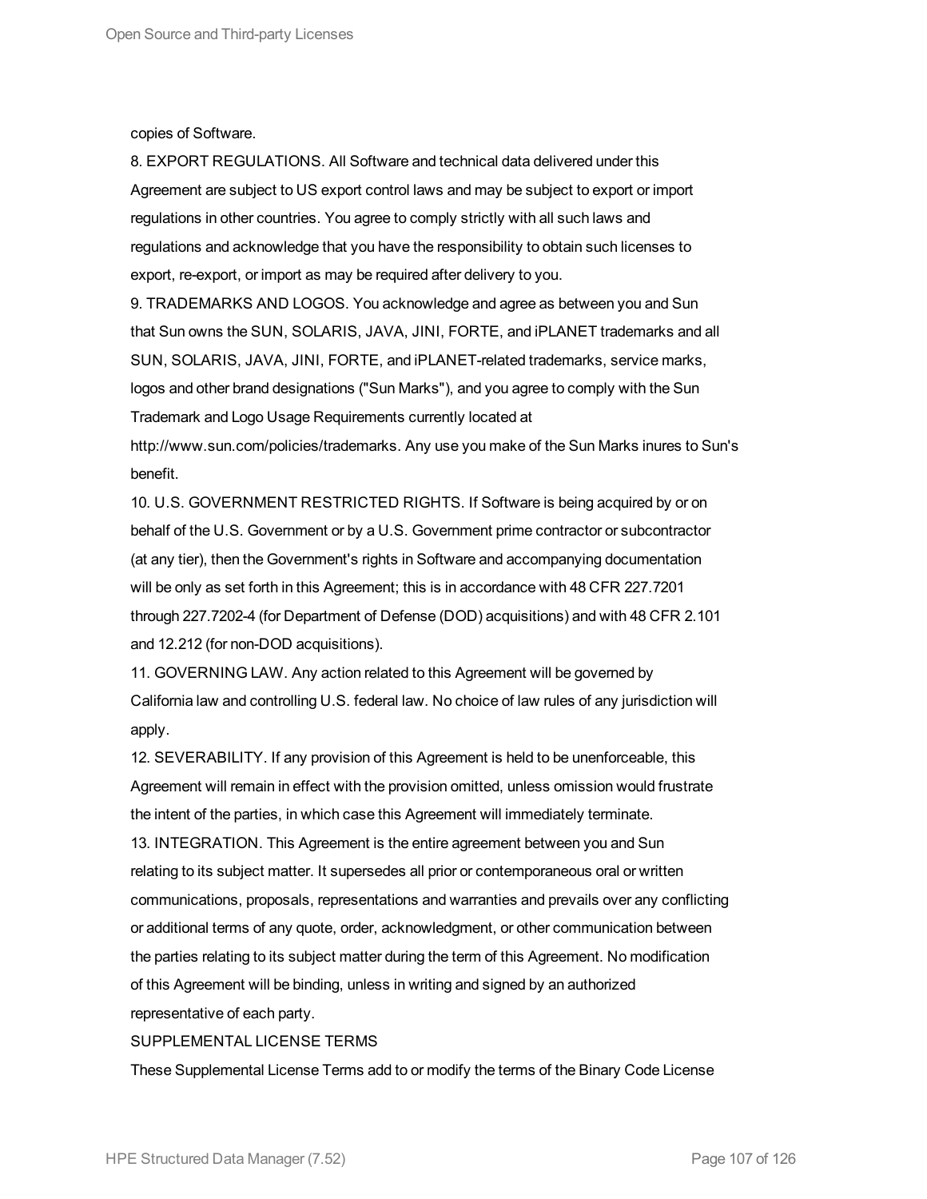copies of Software.

8. EXPORT REGULATIONS. All Software and technical data delivered under this Agreement are subject to US export control laws and may be subject to export or import regulations in other countries. You agree to comply strictly with all such laws and regulations and acknowledge that you have the responsibility to obtain such licenses to export, re-export, or import as may be required after delivery to you.

9. TRADEMARKS AND LOGOS. You acknowledge and agree as between you and Sun that Sun owns the SUN, SOLARIS, JAVA, JINI, FORTE, and iPLANET trademarks and all SUN, SOLARIS, JAVA, JINI, FORTE, and iPLANET-related trademarks, service marks, logos and other brand designations ("Sun Marks"), and you agree to comply with the Sun Trademark and Logo Usage Requirements currently located at http://www.sun.com/policies/trademarks. Any use you make of the Sun Marks inures to Sun's benefit.

10. U.S. GOVERNMENT RESTRICTED RIGHTS. If Software is being acquired by or on behalf of the U.S. Government or by a U.S. Government prime contractor or subcontractor (at any tier), then the Government's rights in Software and accompanying documentation will be only as set forth in this Agreement; this is in accordance with 48 CFR 227.7201 through 227.7202-4 (for Department of Defense (DOD) acquisitions) and with 48 CFR 2.101 and 12.212 (for non-DOD acquisitions).

11. GOVERNING LAW. Any action related to this Agreement will be governed by California law and controlling U.S. federal law. No choice of law rules of any jurisdiction will apply.

12. SEVERABILITY. If any provision of this Agreement is held to be unenforceable, this Agreement will remain in effect with the provision omitted, unless omission would frustrate the intent of the parties, in which case this Agreement will immediately terminate.

13. INTEGRATION. This Agreement is the entire agreement between you and Sun relating to its subject matter. It supersedes all prior or contemporaneous oral or written communications, proposals, representations and warranties and prevails over any conflicting or additional terms of any quote, order, acknowledgment, or other communication between the parties relating to its subject matter during the term of this Agreement. No modification of this Agreement will be binding, unless in writing and signed by an authorized representative of each party.

SUPPLEMENTAL LICENSE TERMS

These Supplemental License Terms add to or modify the terms of the Binary Code License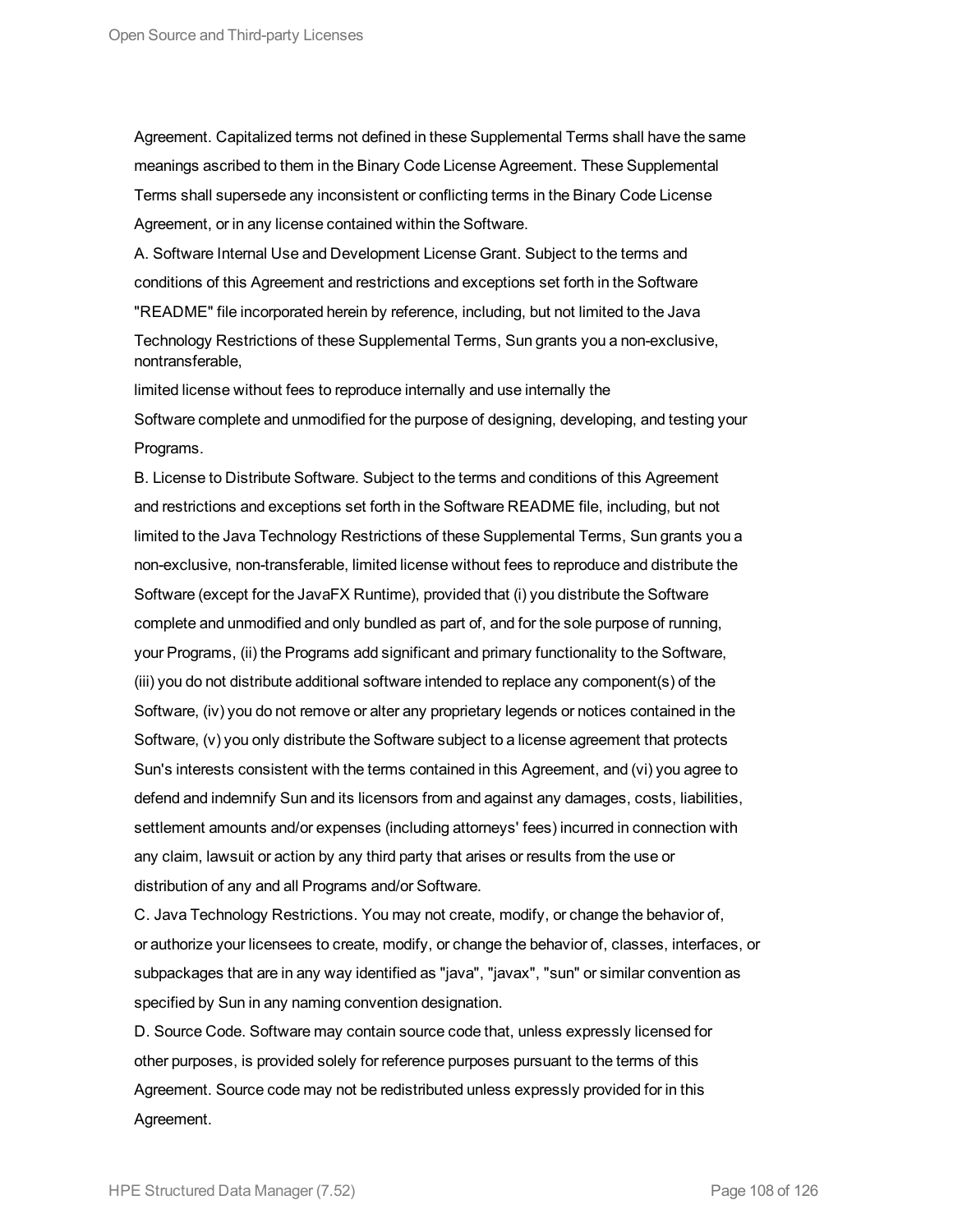Agreement. Capitalized terms not defined in these Supplemental Terms shall have the same meanings ascribed to them in the Binary Code License Agreement. These Supplemental Terms shall supersede any inconsistent or conflicting terms in the Binary Code License Agreement, or in any license contained within the Software.

A. Software Internal Use and Development License Grant. Subject to the terms and conditions of this Agreement and restrictions and exceptions set forth in the Software "README" file incorporated herein by reference, including, but not limited to the Java Technology Restrictions of these Supplemental Terms, Sun grants you a non-exclusive, nontransferable, limited license without fees to reproduce internally and use internally the Software complete and unmodified for the purpose of designing, developing, and testing your Programs.

B. License to Distribute Software. Subject to the terms and conditions of this Agreement and restrictions and exceptions set forth in the Software README file, including, but not limited to the Java Technology Restrictions of these Supplemental Terms, Sun grants you a non-exclusive, non-transferable, limited license without fees to reproduce and distribute the Software (except for the JavaFX Runtime), provided that (i) you distribute the Software complete and unmodified and only bundled as part of, and for the sole purpose of running, your Programs, (ii) the Programs add significant and primary functionality to the Software, (iii) you do not distribute additional software intended to replace any component(s) of the Software, (iv) you do not remove or alter any proprietary legends or notices contained in the Software, (v) you only distribute the Software subject to a license agreement that protects Sun's interests consistent with the terms contained in this Agreement, and (vi) you agree to defend and indemnify Sun and its licensors from and against any damages, costs, liabilities, settlement amounts and/or expenses (including attorneys' fees) incurred in connection with any claim, lawsuit or action by any third party that arises or results from the use or distribution of any and all Programs and/or Software.

C. Java Technology Restrictions. You may not create, modify, or change the behavior of, or authorize your licensees to create, modify, or change the behavior of, classes, interfaces, or subpackages that are in any way identified as "java", "javax", "sun" or similar convention as specified by Sun in any naming convention designation.

D. Source Code. Software may contain source code that, unless expressly licensed for other purposes, is provided solely for reference purposes pursuant to the terms of this Agreement. Source code may not be redistributed unless expressly provided for in this Agreement.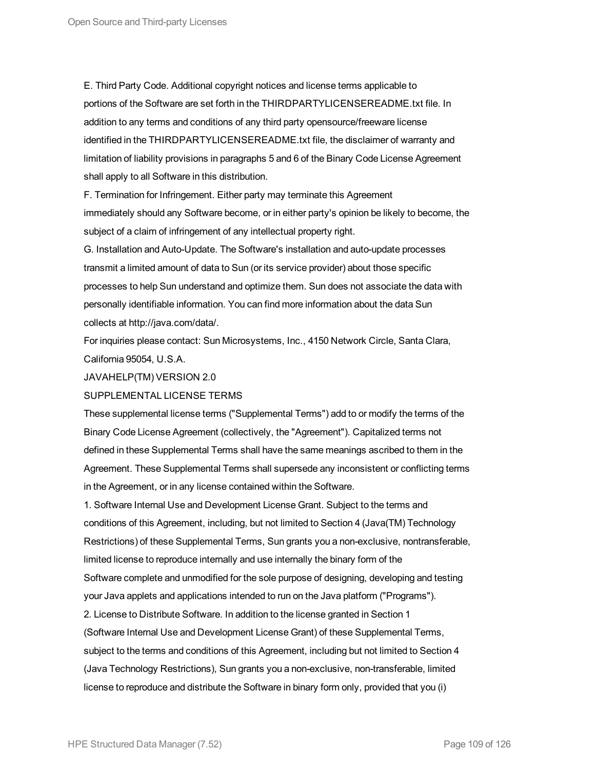E. Third Party Code. Additional copyright notices and license terms applicable to portions of the Software are set forth in the THIRDPARTYLICENSEREADME.txt file. In addition to any terms and conditions of any third party opensource/freeware license identified in the THIRDPARTYLICENSEREADME.txt file, the disclaimer of warranty and limitation of liability provisions in paragraphs 5 and 6 of the Binary Code License Agreement shall apply to all Software in this distribution.

F. Termination for Infringement. Either party may terminate this Agreement immediately should any Software become, or in either party's opinion be likely to become, the subject of a claim of infringement of any intellectual property right.

G. Installation and Auto-Update. The Software's installation and auto-update processes transmit a limited amount of data to Sun (or its service provider) about those specific processes to help Sun understand and optimize them. Sun does not associate the data with personally identifiable information. You can find more information about the data Sun collects at http://java.com/data/.

For inquiries please contact: Sun Microsystems, Inc., 4150 Network Circle, Santa Clara, California 95054, U.S.A.

JAVAHELP(TM) VERSION 2.0

SUPPLEMENTAL LICENSE TERMS

These supplemental license terms ("Supplemental Terms") add to or modify the terms of the Binary Code License Agreement (collectively, the "Agreement"). Capitalized terms not defined in these Supplemental Terms shall have the same meanings ascribed to them in the Agreement. These Supplemental Terms shall supersede any inconsistent or conflicting terms in the Agreement, or in any license contained within the Software.

1. Software Internal Use and Development License Grant. Subject to the terms and conditions of this Agreement, including, but not limited to Section 4 (Java(TM) Technology Restrictions) of these Supplemental Terms, Sun grants you a non-exclusive, nontransferable, limited license to reproduce internally and use internally the binary form of the Software complete and unmodified for the sole purpose of designing, developing and testing your Java applets and applications intended to run on the Java platform ("Programs").

2. License to Distribute Software. In addition to the license granted in Section 1 (Software Internal Use and Development License Grant) of these Supplemental Terms, subject to the terms and conditions of this Agreement, including but not limited to Section 4 (Java Technology Restrictions), Sun grants you a non-exclusive, non-transferable, limited license to reproduce and distribute the Software in binary form only, provided that you (i)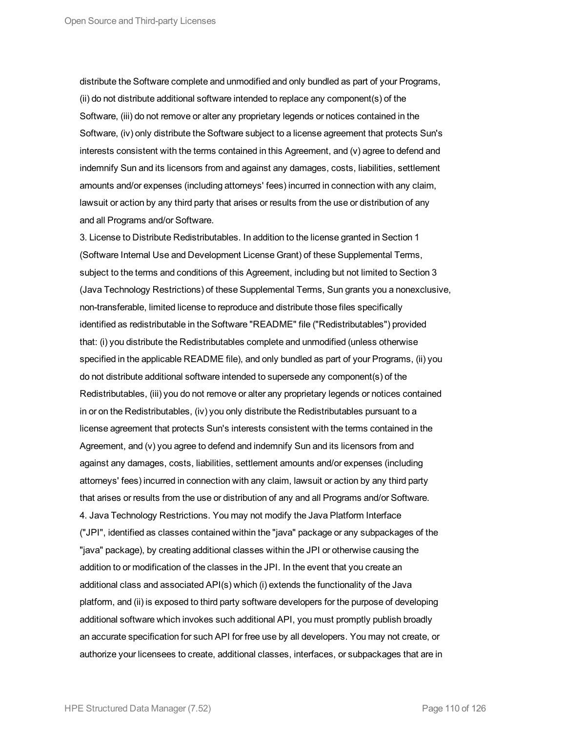distribute the Software complete and unmodified and only bundled as part of your Programs, (ii) do not distribute additional software intended to replace any component(s) of the Software, (iii) do not remove or alter any proprietary legends or notices contained in the Software, (iv) only distribute the Software subject to a license agreement that protects Sun's interests consistent with the terms contained in this Agreement, and (v) agree to defend and indemnify Sun and its licensors from and against any damages, costs, liabilities, settlement amounts and/or expenses (including attorneys' fees) incurred in connection with any claim, lawsuit or action by any third party that arises or results from the use or distribution of any and all Programs and/or Software.

3. License to Distribute Redistributables. In addition to the license granted in Section 1 (Software Internal Use and Development License Grant) of these Supplemental Terms, subject to the terms and conditions of this Agreement, including but not limited to Section 3 (Java Technology Restrictions) of these Supplemental Terms, Sun grants you a nonexclusive, non-transferable, limited license to reproduce and distribute those files specifically identified as redistributable in the Software "README" file ("Redistributables") provided that: (i) you distribute the Redistributables complete and unmodified (unless otherwise specified in the applicable README file), and only bundled as part of your Programs, (ii) you do not distribute additional software intended to supersede any component(s) of the Redistributables, (iii) you do not remove or alter any proprietary legends or notices contained in or on the Redistributables, (iv) you only distribute the Redistributables pursuant to a license agreement that protects Sun's interests consistent with the terms contained in the Agreement, and (v) you agree to defend and indemnify Sun and its licensors from and against any damages, costs, liabilities, settlement amounts and/or expenses (including attorneys' fees) incurred in connection with any claim, lawsuit or action by any third party that arises or results from the use or distribution of any and all Programs and/or Software.

4. Java Technology Restrictions. You may not modify the Java Platform Interface ("JPI", identified as classes contained within the "java" package or any subpackages of the "java" package), by creating additional classes within the JPI or otherwise causing the addition to or modification of the classes in the JPI. In the event that you create an additional class and associated API(s) which (i) extends the functionality of the Java platform, and (ii) is exposed to third party software developers for the purpose of developing additional software which invokes such additional API, you must promptly publish broadly an accurate specification for such API for free use by all developers. You may not create, or authorize your licensees to create, additional classes, interfaces, or subpackages that are in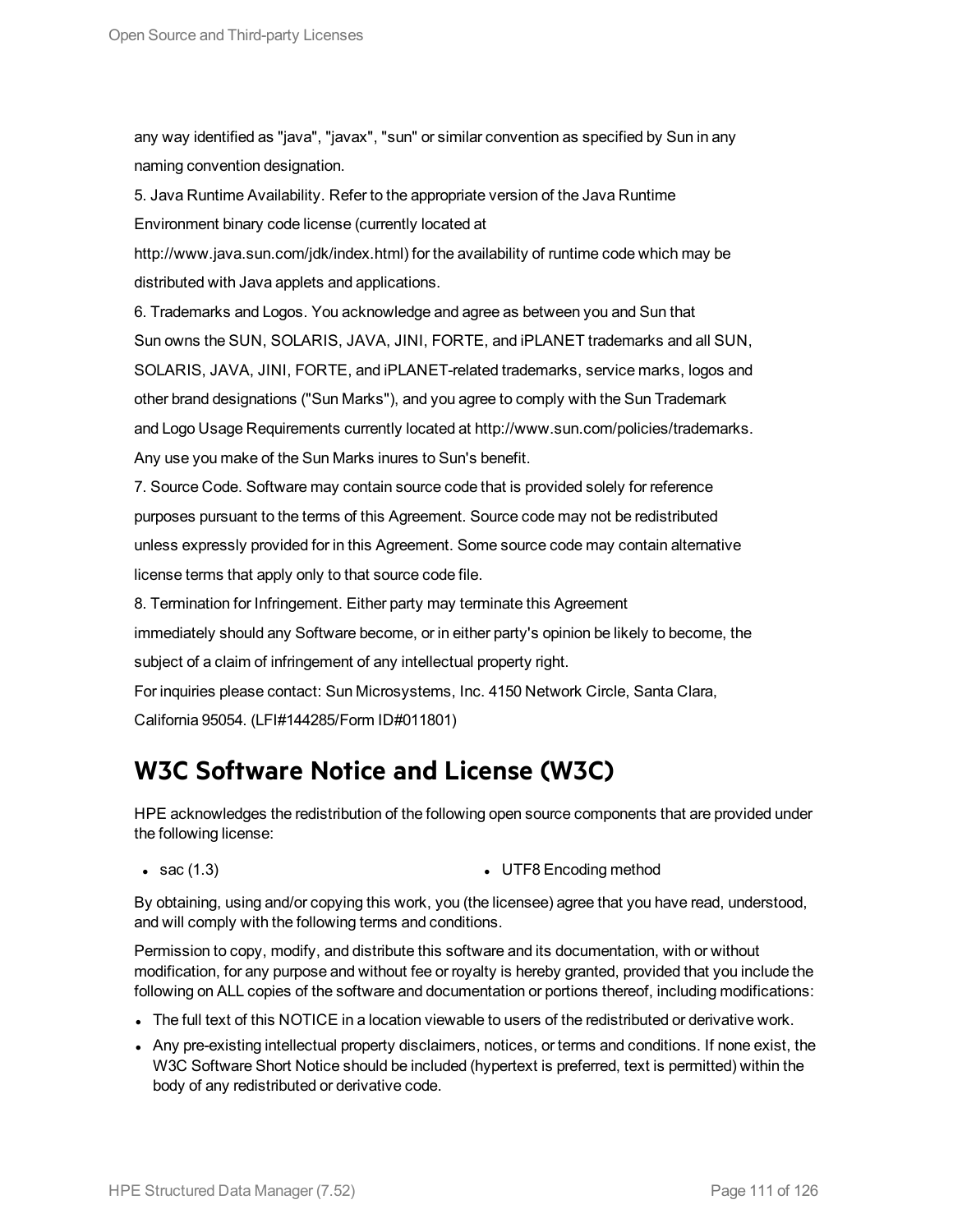any way identified as "java", "javax", "sun" or similar convention as specified by Sun in any naming convention designation.

5. Java Runtime Availability. Refer to the appropriate version of the Java Runtime Environment binary code license (currently located at http://www.java.sun.com/jdk/index.html) for the availability of runtime code which may be distributed with Java applets and applications.

6. Trademarks and Logos. You acknowledge and agree as between you and Sun that Sun owns the SUN, SOLARIS, JAVA, JINI, FORTE, and iPLANET trademarks and all SUN, SOLARIS, JAVA, JINI, FORTE, and iPLANET-related trademarks, service marks, logos and other brand designations ("Sun Marks"), and you agree to comply with the Sun Trademark and Logo Usage Requirements currently located at http://www.sun.com/policies/trademarks. Any use you make of the Sun Marks inures to Sun's benefit.

7. Source Code. Software may contain source code that is provided solely for reference purposes pursuant to the terms of this Agreement. Source code may not be redistributed unless expressly provided for in this Agreement. Some source code may contain alternative license terms that apply only to that source code file.

8. Termination for Infringement. Either party may terminate this Agreement immediately should any Software become, or in either party's opinion be likely to become, the subject of a claim of infringement of any intellectual property right.

For inquiries please contact: Sun Microsystems, Inc. 4150 Network Circle, Santa Clara, California 95054. (LFI#144285/Form ID#011801)

## W3C Software Notice and License (W3C)

HPE acknowledges the redistribution of the following open source components that are provided under the following license:

- sac (1.3)
- UTF8 Encoding method

By obtaining, using and/or copying this work, you (the licensee) agree that you have read, understood, and will comply with the following terms and conditions.

Permission to copy, modify, and distribute this software and its documentation, with or without modification, for any purpose and without fee or royalty is hereby granted, provided that you include the following on ALL copies of the software and documentation or portions thereof, including modifications:

- The full text of this NOTICE in a location viewable to users of the redistributed or derivative work.
- Any pre-existing intellectual property disclaimers, notices, or terms and conditions. If none exist, the W3C Software Short Notice should be included (hypertext is preferred, text is permitted) within the body of any redistributed or derivative code.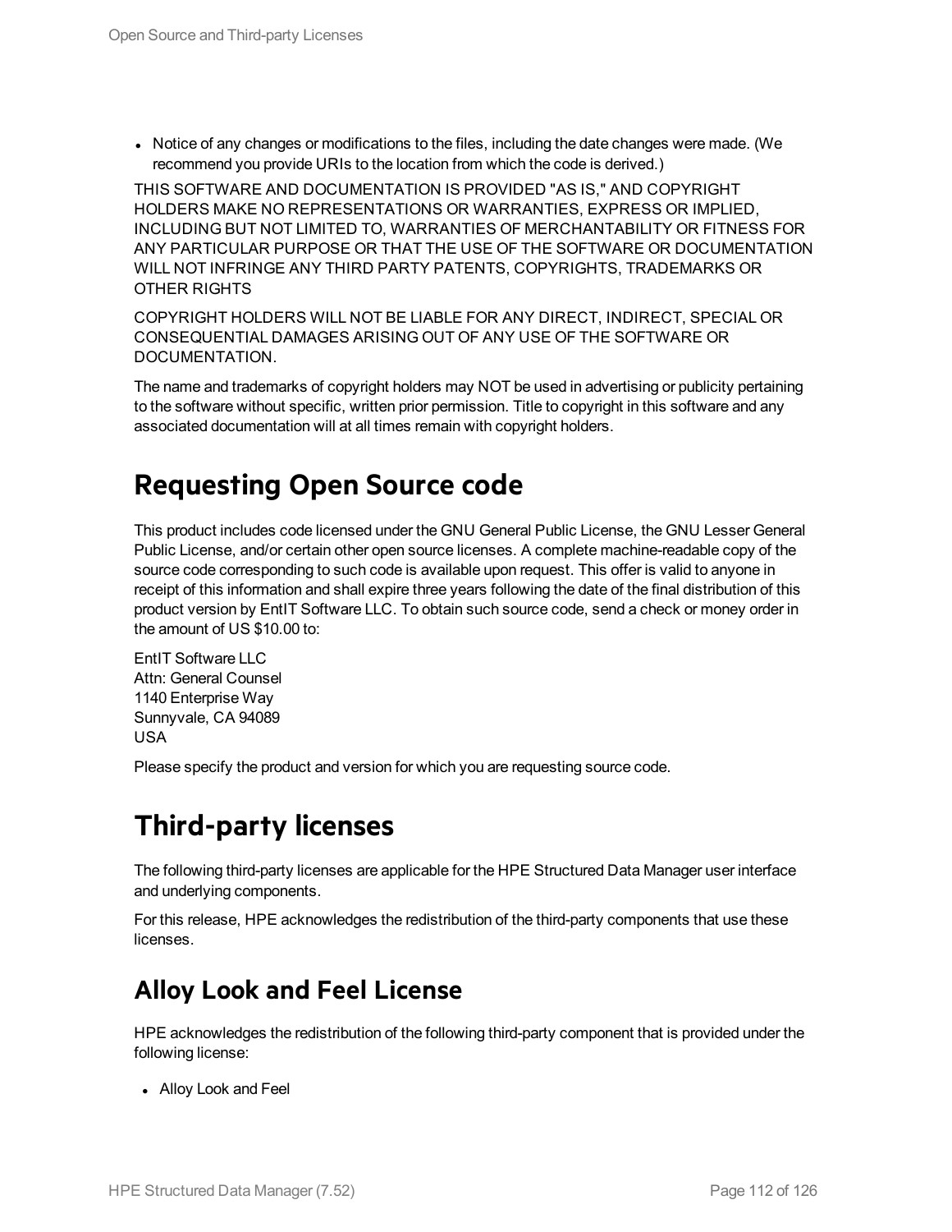- Notice of any changes or modifications to the files, including the date changes were made. (We recommend you provide URIs to the location from which the code is derived.)

THIS SOFTWARE AND DOCUMENTATION IS PROVIDED "AS IS," AND COPYRIGHT HOLDERS MAKE NO REPRESENTATIONS OR WARRANTIES, EXPRESS OR IMPLIED, INCLUDING BUT NOT LIMITED TO, WARRANTIES OF MERCHANTABILITY OR FITNESS FOR ANY PARTICULAR PURPOSE OR THAT THE USE OF THE SOFTWARE OR DOCUMENTATION WILL NOT INFRINGE ANY THIRD PARTY PATENTS, COPYRIGHTS, TRADEMARKS OR OTHER RIGHTS

COPYRIGHT HOLDERS WILL NOT BE LIABLE FOR ANY DIRECT, INDIRECT, SPECIAL OR CONSEQUENTIAL DAMAGES ARISING OUT OF ANY USE OF THE SOFTWARE OR DOCUMENTATION.

The name and trademarks of copyright holders may NOT be used in advertising or publicity pertaining to the software without specific, written prior permission. Title to copyright in this software and any associated documentation will at all times remain with copyright holders.

# Requesting Open Source code

This product includes code licensed under the GNU General Public License, the GNU Lesser General Public License, and/or certain other open source licenses. A complete machine-readable copy of the source code corresponding to such code is available upon request. This offer is valid to anyone in receipt of this information and shall expire three years following the date of the final distribution of this product version by EntIT Software LLC. To obtain such source code, send a check or money order in the amount of US $10.00 to:

EntIT Software LLC
Attn: General Counsel
1140 Enterprise Way
Sunnyvale, CA 94089
USA

Please specify the product and version for which you are requesting source code.

# Third-party licenses

The following third-party licenses are applicable for the HPE Structured Data Manager user interface and underlying components.

For this release, HPE acknowledges the redistribution of the third-party components that use these licenses.

## Alloy Look and Feel License

HPE acknowledges the redistribution of the following third-party component that is provided under the following license:

- Alloy Look and Feel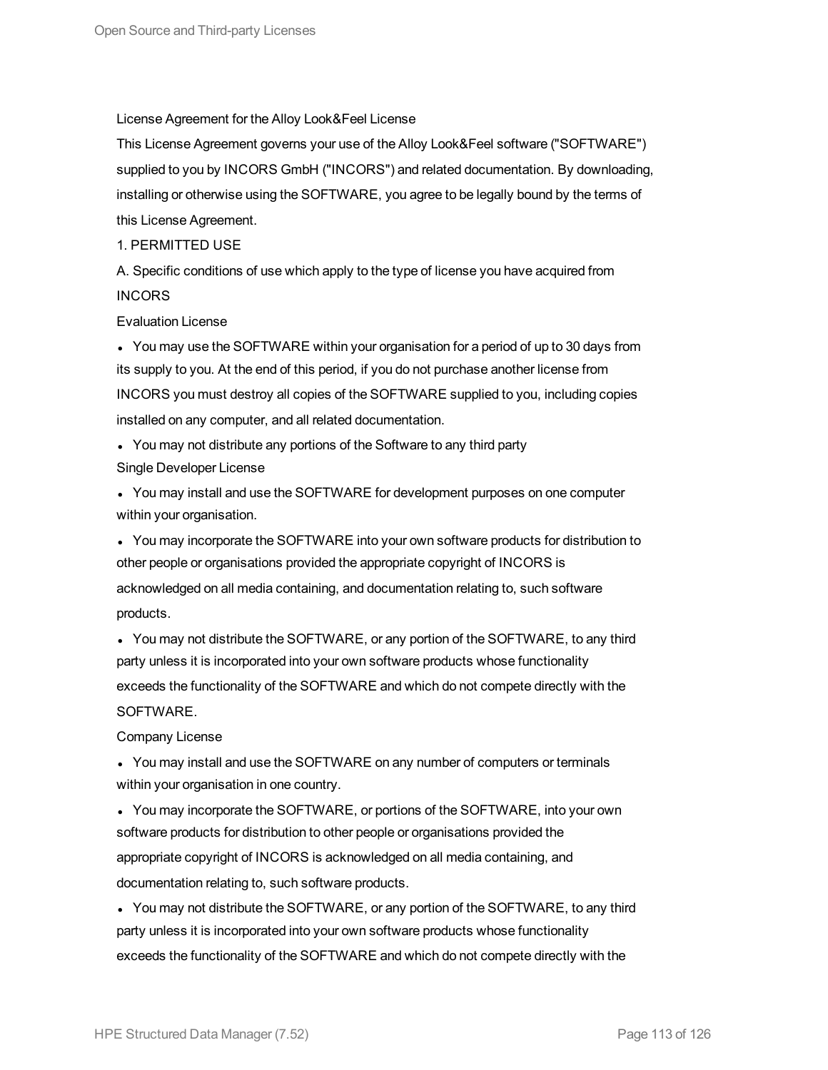License Agreement for the Alloy Look&Feel License

This License Agreement governs your use of the Alloy Look&Feel software ("SOFTWARE") supplied to you by INCORS GmbH ("INCORS") and related documentation. By downloading, installing or otherwise using the SOFTWARE, you agree to be legally bound by the terms of this License Agreement.

1. PERMITTED USE

A. Specific conditions of use which apply to the type of license you have acquired from INCORS

Evaluation License

- You may use the SOFTWARE within your organisation for a period of up to 30 days from its supply to you. At the end of this period, if you do not purchase another license from INCORS you must destroy all copies of the SOFTWARE supplied to you, including copies installed on any computer, and all related documentation.
- You may not distribute any portions of the Software to any third party

Single Developer License

- You may install and use the SOFTWARE for development purposes on one computer within your organisation.
- You may incorporate the SOFTWARE into your own software products for distribution to other people or organisations provided the appropriate copyright of INCORS is acknowledged on all media containing, and documentation relating to, such software products.
- You may not distribute the SOFTWARE, or any portion of the SOFTWARE, to any third party unless it is incorporated into your own software products whose functionality exceeds the functionality of the SOFTWARE and which do not compete directly with the SOFTWARE.

Company License

- You may install and use the SOFTWARE on any number of computers or terminals within your organisation in one country.
- You may incorporate the SOFTWARE, or portions of the SOFTWARE, into your own software products for distribution to other people or organisations provided the appropriate copyright of INCORS is acknowledged on all media containing, and documentation relating to, such software products.
- You may not distribute the SOFTWARE, or any portion of the SOFTWARE, to any third party unless it is incorporated into your own software products whose functionality exceeds the functionality of the SOFTWARE and which do not compete directly with the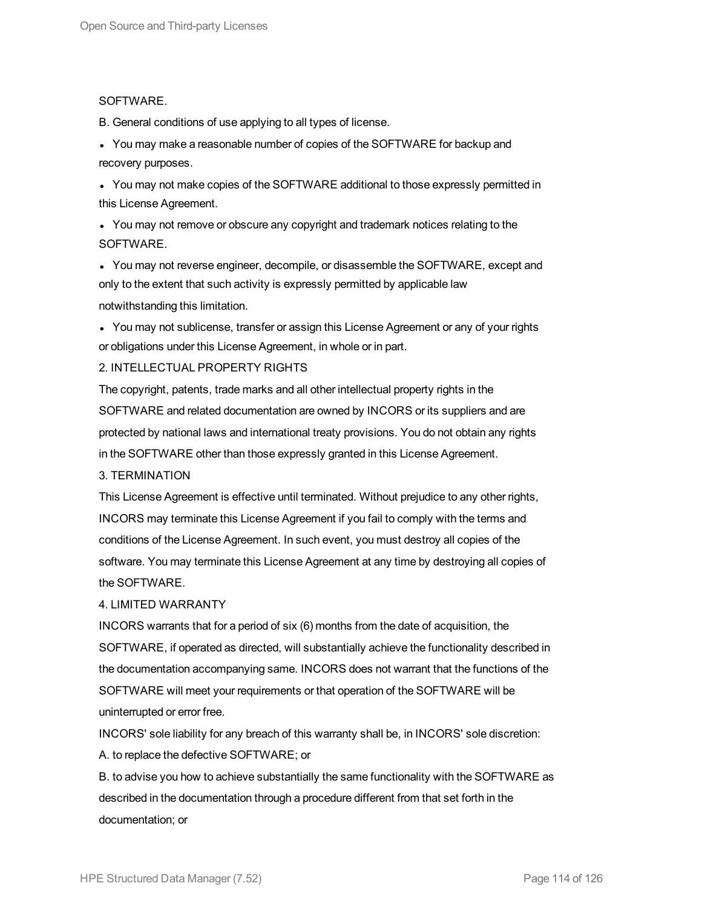SOFTWARE.

B. General conditions of use applying to all types of license.

- You may make a reasonable number of copies of the SOFTWARE for backup and recovery purposes.
- You may not make copies of the SOFTWARE additional to those expressly permitted in this License Agreement.
- You may not remove or obscure any copyright and trademark notices relating to the SOFTWARE.
- You may not reverse engineer, decompile, or disassemble the SOFTWARE, except and only to the extent that such activity is expressly permitted by applicable law notwithstanding this limitation.
- You may not sublicense, transfer or assign this License Agreement or any of your rights or obligations under this License Agreement, in whole or in part.

2. INTELLECTUAL PROPERTY RIGHTS

The copyright, patents, trade marks and all other intellectual property rights in the SOFTWARE and related documentation are owned by INCORS or its suppliers and are protected by national laws and international treaty provisions. You do not obtain any rights in the SOFTWARE other than those expressly granted in this License Agreement.

3. TERMINATION

This License Agreement is effective until terminated. Without prejudice to any other rights, INCORS may terminate this License Agreement if you fail to comply with the terms and conditions of the License Agreement. In such event, you must destroy all copies of the software. You may terminate this License Agreement at any time by destroying all copies of the SOFTWARE.

4. LIMITED WARRANTY

INCORS warrants that for a period of six (6) months from the date of acquisition, the SOFTWARE, if operated as directed, will substantially achieve the functionality described in the documentation accompanying same. INCORS does not warrant that the functions of the SOFTWARE will meet your requirements or that operation of the SOFTWARE will be uninterrupted or error free.

INCORS' sole liability for any breach of this warranty shall be, in INCORS' sole discretion:

A. to replace the defective SOFTWARE; or

B. to advise you how to achieve substantially the same functionality with the SOFTWARE as described in the documentation through a procedure different from that set forth in the documentation; or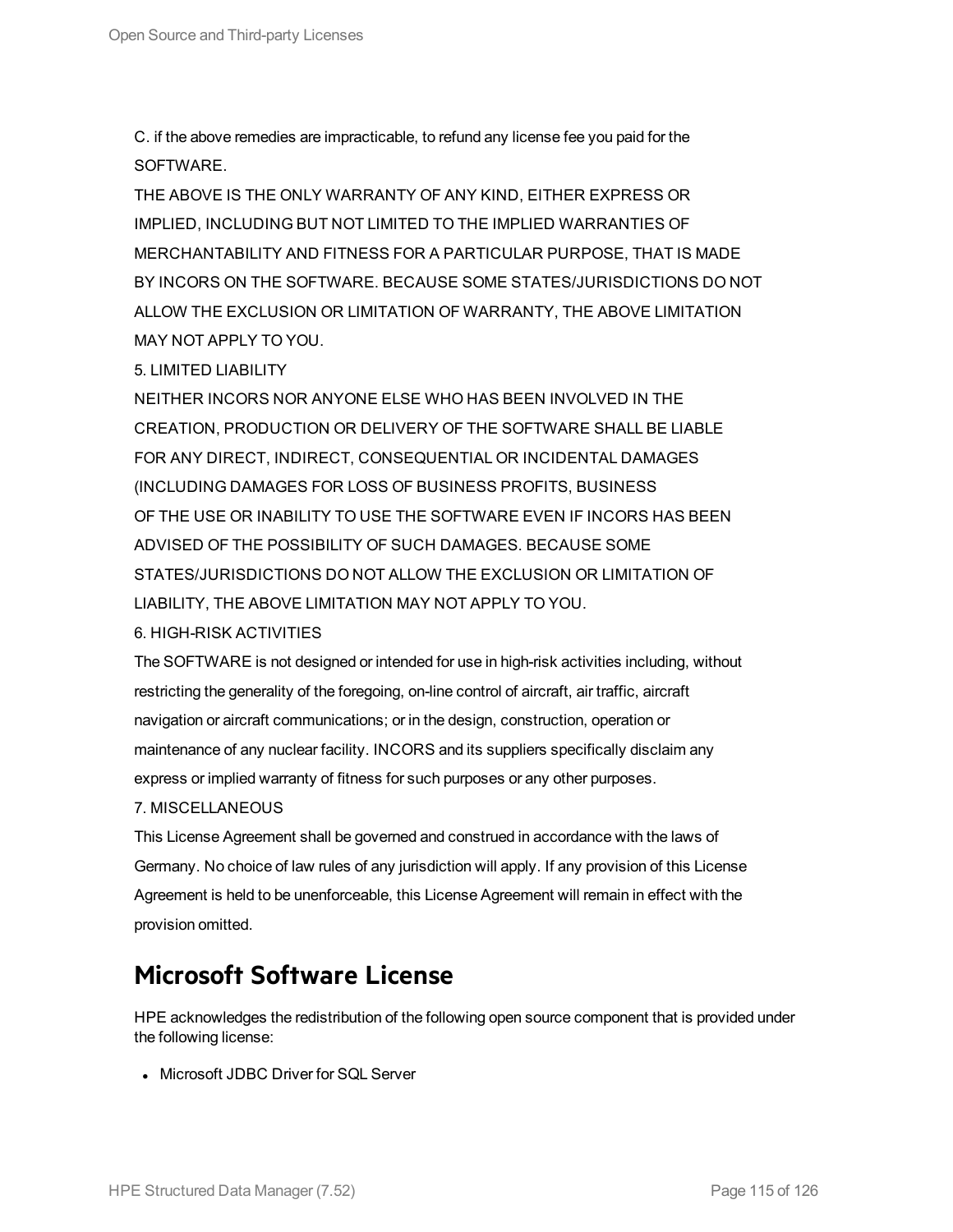C. if the above remedies are impracticable, to refund any license fee you paid for the SOFTWARE.

THE ABOVE IS THE ONLY WARRANTY OF ANY KIND, EITHER EXPRESS OR IMPLIED, INCLUDING BUT NOT LIMITED TO THE IMPLIED WARRANTIES OF MERCHANTABILITY AND FITNESS FOR A PARTICULAR PURPOSE, THAT IS MADE BY INCORS ON THE SOFTWARE. BECAUSE SOME STATES/JURISDICTIONS DO NOT ALLOW THE EXCLUSION OR LIMITATION OF WARRANTY, THE ABOVE LIMITATION MAY NOT APPLY TO YOU.

5. LIMITED LIABILITY

NEITHER INCORS NOR ANYONE ELSE WHO HAS BEEN INVOLVED IN THE CREATION, PRODUCTION OR DELIVERY OF THE SOFTWARE SHALL BE LIABLE FOR ANY DIRECT, INDIRECT, CONSEQUENTIAL OR INCIDENTAL DAMAGES (INCLUDING DAMAGES FOR LOSS OF BUSINESS PROFITS, BUSINESS OF THE USE OR INABILITY TO USE THE SOFTWARE EVEN IF INCORS HAS BEEN ADVISED OF THE POSSIBILITY OF SUCH DAMAGES. BECAUSE SOME STATES/JURISDICTIONS DO NOT ALLOW THE EXCLUSION OR LIMITATION OF LIABILITY, THE ABOVE LIMITATION MAY NOT APPLY TO YOU.

6. HIGH-RISK ACTIVITIES

The SOFTWARE is not designed or intended for use in high-risk activities including, without restricting the generality of the foregoing, on-line control of aircraft, air traffic, aircraft navigation or aircraft communications; or in the design, construction, operation or maintenance of any nuclear facility. INCORS and its suppliers specifically disclaim any express or implied warranty of fitness for such purposes or any other purposes.

7. MISCELLANEOUS

This License Agreement shall be governed and construed in accordance with the laws of Germany. No choice of law rules of any jurisdiction will apply. If any provision of this License Agreement is held to be unenforceable, this License Agreement will remain in effect with the provision omitted.

## Microsoft Software License

HPE acknowledges the redistribution of the following open source component that is provided under the following license:

- Microsoft JDBC Driver for SQL Server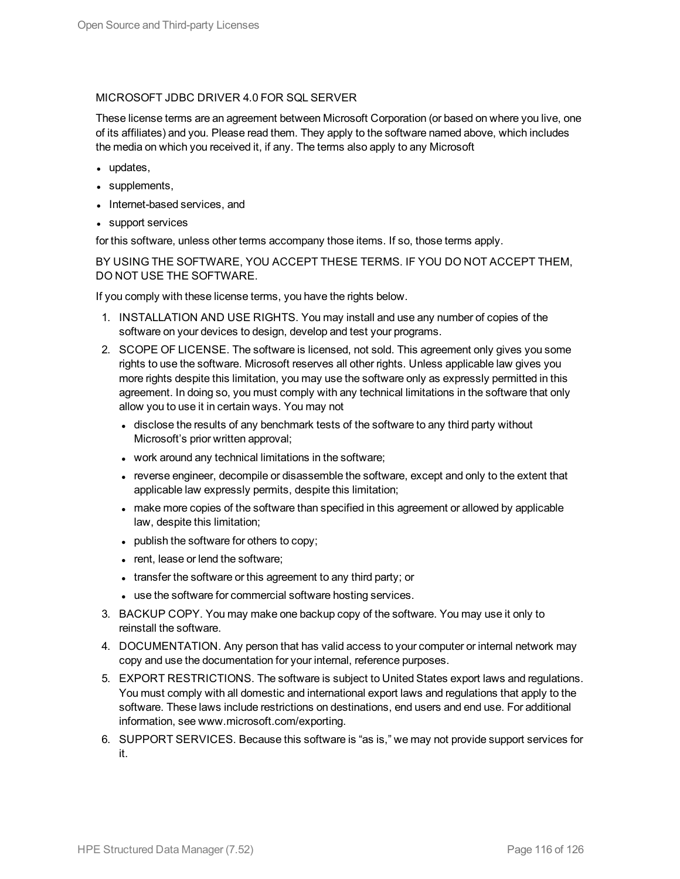MICROSOFT JDBC DRIVER 4.0 FOR SQL SERVER

These license terms are an agreement between Microsoft Corporation (or based on where you live, one of its affiliates) and you. Please read them. They apply to the software named above, which includes the media on which you received it, if any. The terms also apply to any Microsoft

- updates,
- supplements,
- Internet-based services, and
- support services

for this software, unless other terms accompany those items. If so, those terms apply.

BY USING THE SOFTWARE, YOU ACCEPT THESE TERMS. IF YOU DO NOT ACCEPT THEM, DO NOT USE THE SOFTWARE.

If you comply with these license terms, you have the rights below.

1. INSTALLATION AND USE RIGHTS. You may install and use any number of copies of the software on your devices to design, develop and test your programs.
2. SCOPE OF LICENSE. The software is licensed, not sold. This agreement only gives you some rights to use the software. Microsoft reserves all other rights. Unless applicable law gives you more rights despite this limitation, you may use the software only as expressly permitted in this agreement. In doing so, you must comply with any technical limitations in the software that only allow you to use it in certain ways. You may not
   - disclose the results of any benchmark tests of the software to any third party without Microsoft's prior written approval;
   - work around any technical limitations in the software;
   - reverse engineer, decompile or disassemble the software, except and only to the extent that applicable law expressly permits, despite this limitation;
   - make more copies of the software than specified in this agreement or allowed by applicable law, despite this limitation;
   - publish the software for others to copy;
   - rent, lease or lend the software;
   - transfer the software or this agreement to any third party; or
   - use the software for commercial software hosting services.
3. BACKUP COPY. You may make one backup copy of the software. You may use it only to reinstall the software.
4. DOCUMENTATION. Any person that has valid access to your computer or internal network may copy and use the documentation for your internal, reference purposes.
5. EXPORT RESTRICTIONS. The software is subject to United States export laws and regulations. You must comply with all domestic and international export laws and regulations that apply to the software. These laws include restrictions on destinations, end users and end use. For additional information, see www.microsoft.com/exporting.
6. SUPPORT SERVICES. Because this software is "as is," we may not provide support services for it.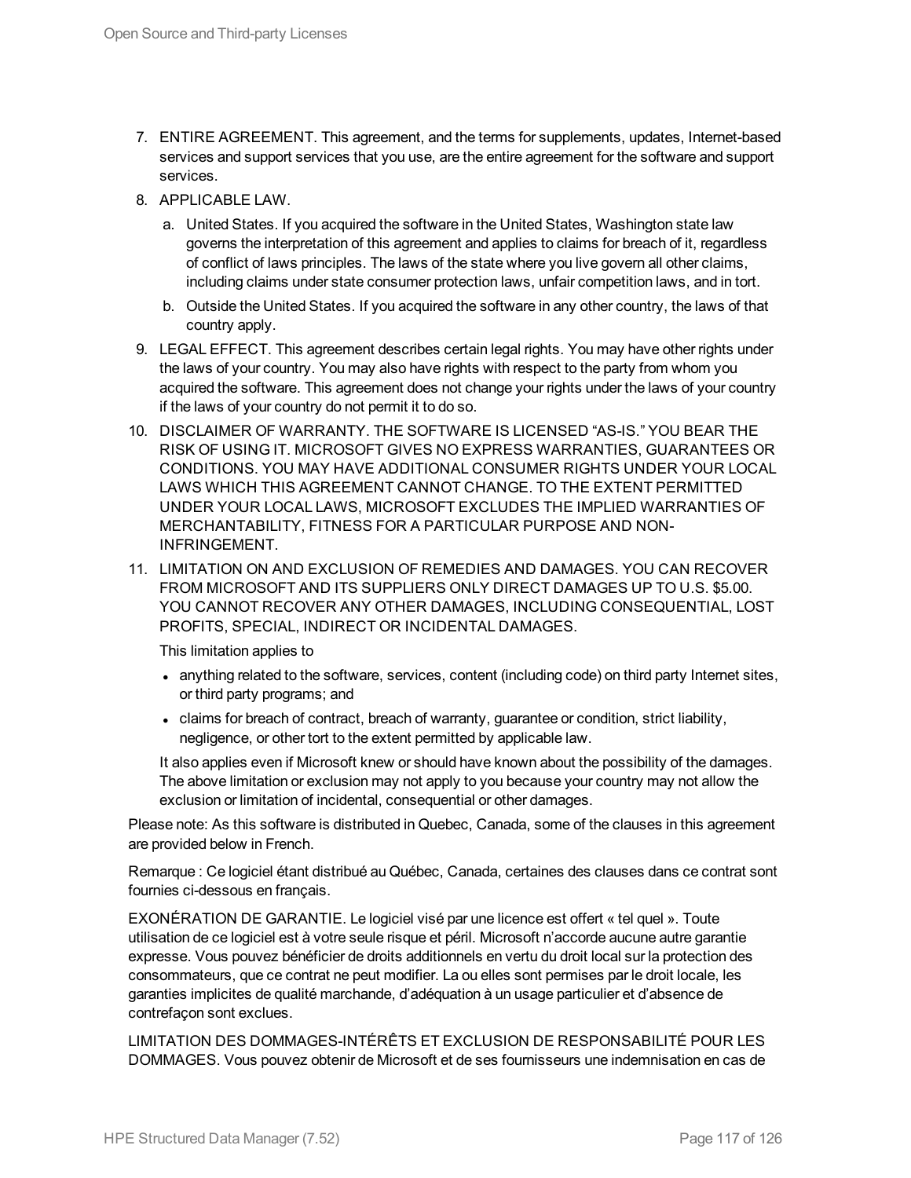7. ENTIRE AGREEMENT. This agreement, and the terms for supplements, updates, Internet-based services and support services that you use, are the entire agreement for the software and support services.
8. APPLICABLE LAW.
   a. United States. If you acquired the software in the United States, Washington state law governs the interpretation of this agreement and applies to claims for breach of it, regardless of conflict of laws principles. The laws of the state where you live govern all other claims, including claims under state consumer protection laws, unfair competition laws, and in tort.
   b. Outside the United States. If you acquired the software in any other country, the laws of that country apply.
9. LEGAL EFFECT. This agreement describes certain legal rights. You may have other rights under the laws of your country. You may also have rights with respect to the party from whom you acquired the software. This agreement does not change your rights under the laws of your country if the laws of your country do not permit it to do so.
10. DISCLAIMER OF WARRANTY. THE SOFTWARE IS LICENSED "AS-IS." YOU BEAR THE RISK OF USING IT. MICROSOFT GIVES NO EXPRESS WARRANTIES, GUARANTEES OR CONDITIONS. YOU MAY HAVE ADDITIONAL CONSUMER RIGHTS UNDER YOUR LOCAL LAWS WHICH THIS AGREEMENT CANNOT CHANGE. TO THE EXTENT PERMITTED UNDER YOUR LOCAL LAWS, MICROSOFT EXCLUDES THE IMPLIED WARRANTIES OF MERCHANTABILITY, FITNESS FOR A PARTICULAR PURPOSE AND NON-INFRINGEMENT.
11. LIMITATION ON AND EXCLUSION OF REMEDIES AND DAMAGES. YOU CAN RECOVER FROM MICROSOFT AND ITS SUPPLIERS ONLY DIRECT DAMAGES UP TO U.S. $5.00. YOU CANNOT RECOVER ANY OTHER DAMAGES, INCLUDING CONSEQUENTIAL, LOST PROFITS, SPECIAL, INDIRECT OR INCIDENTAL DAMAGES.

    This limitation applies to

    - anything related to the software, services, content (including code) on third party Internet sites, or third party programs; and
    - claims for breach of contract, breach of warranty, guarantee or condition, strict liability, negligence, or other tort to the extent permitted by applicable law.

    It also applies even if Microsoft knew or should have known about the possibility of the damages. The above limitation or exclusion may not apply to you because your country may not allow the exclusion or limitation of incidental, consequential or other damages.

Please note: As this software is distributed in Quebec, Canada, some of the clauses in this agreement are provided below in French.

Remarque : Ce logiciel étant distribué au Québec, Canada, certaines des clauses dans ce contrat sont fournies ci-dessous en français.

EXONÉRATION DE GARANTIE. Le logiciel visé par une licence est offert « tel quel ». Toute utilisation de ce logiciel est à votre seule risque et péril. Microsoft n'accorde aucune autre garantie expresse. Vous pouvez bénéficier de droits additionnels en vertu du droit local sur la protection des consommateurs, que ce contrat ne peut modifier. La ou elles sont permises par le droit locale, les garanties implicites de qualité marchande, d'adéquation à un usage particulier et d'absence de contrefaçon sont exclues.

LIMITATION DES DOMMAGES-INTÉRÊTS ET EXCLUSION DE RESPONSABILITÉ POUR LES DOMMAGES. Vous pouvez obtenir de Microsoft et de ses fournisseurs une indemnisation en cas de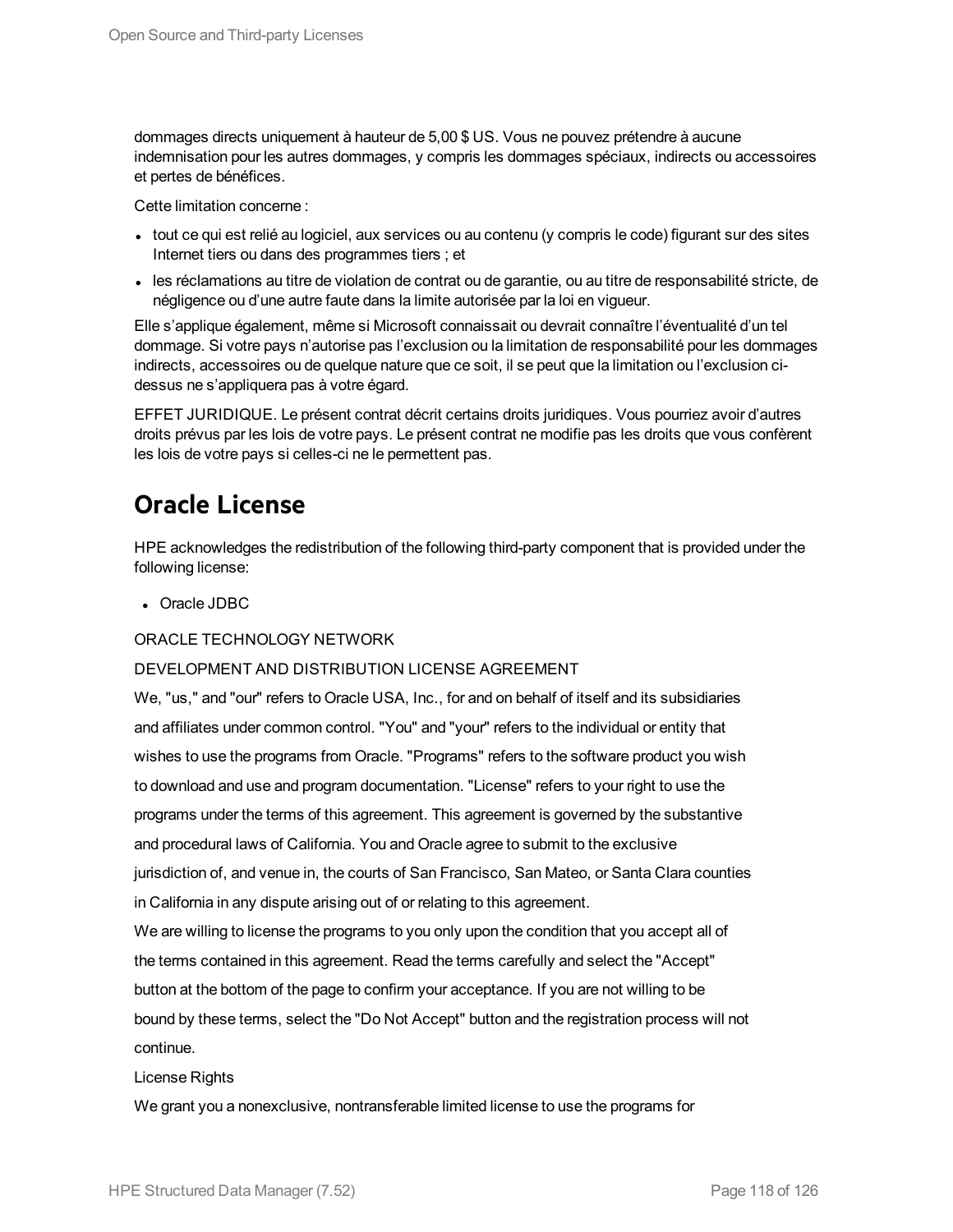dommages directs uniquement à hauteur de 5,00 $ US. Vous ne pouvez prétendre à aucune indemnisation pour les autres dommages, y compris les dommages spéciaux, indirects ou accessoires et pertes de bénéfices.

Cette limitation concerne :

- tout ce qui est relié au logiciel, aux services ou au contenu (y compris le code) figurant sur des sites Internet tiers ou dans des programmes tiers ; et
- les réclamations au titre de violation de contrat ou de garantie, ou au titre de responsabilité stricte, de négligence ou d'une autre faute dans la limite autorisée par la loi en vigueur.

Elle s'applique également, même si Microsoft connaissait ou devrait connaître l'éventualité d'un tel dommage. Si votre pays n'autorise pas l'exclusion ou la limitation de responsabilité pour les dommages indirects, accessoires ou de quelque nature que ce soit, il se peut que la limitation ou l'exclusion ci-dessus ne s'appliquera pas à votre égard.

EFFET JURIDIQUE. Le présent contrat décrit certains droits juridiques. Vous pourriez avoir d'autres droits prévus par les lois de votre pays. Le présent contrat ne modifie pas les droits que vous confèrent les lois de votre pays si celles-ci ne le permettent pas.

## Oracle License

HPE acknowledges the redistribution of the following third-party component that is provided under the following license:

- Oracle JDBC

ORACLE TECHNOLOGY NETWORK

DEVELOPMENT AND DISTRIBUTION LICENSE AGREEMENT

We, "us," and "our" refers to Oracle USA, Inc., for and on behalf of itself and its subsidiaries and affiliates under common control. "You" and "your" refers to the individual or entity that wishes to use the programs from Oracle. "Programs" refers to the software product you wish to download and use and program documentation. "License" refers to your right to use the programs under the terms of this agreement. This agreement is governed by the substantive and procedural laws of California. You and Oracle agree to submit to the exclusive jurisdiction of, and venue in, the courts of San Francisco, San Mateo, or Santa Clara counties in California in any dispute arising out of or relating to this agreement.

We are willing to license the programs to you only upon the condition that you accept all of the terms contained in this agreement. Read the terms carefully and select the "Accept" button at the bottom of the page to confirm your acceptance. If you are not willing to be bound by these terms, select the "Do Not Accept" button and the registration process will not continue.

License Rights

We grant you a nonexclusive, nontransferable limited license to use the programs for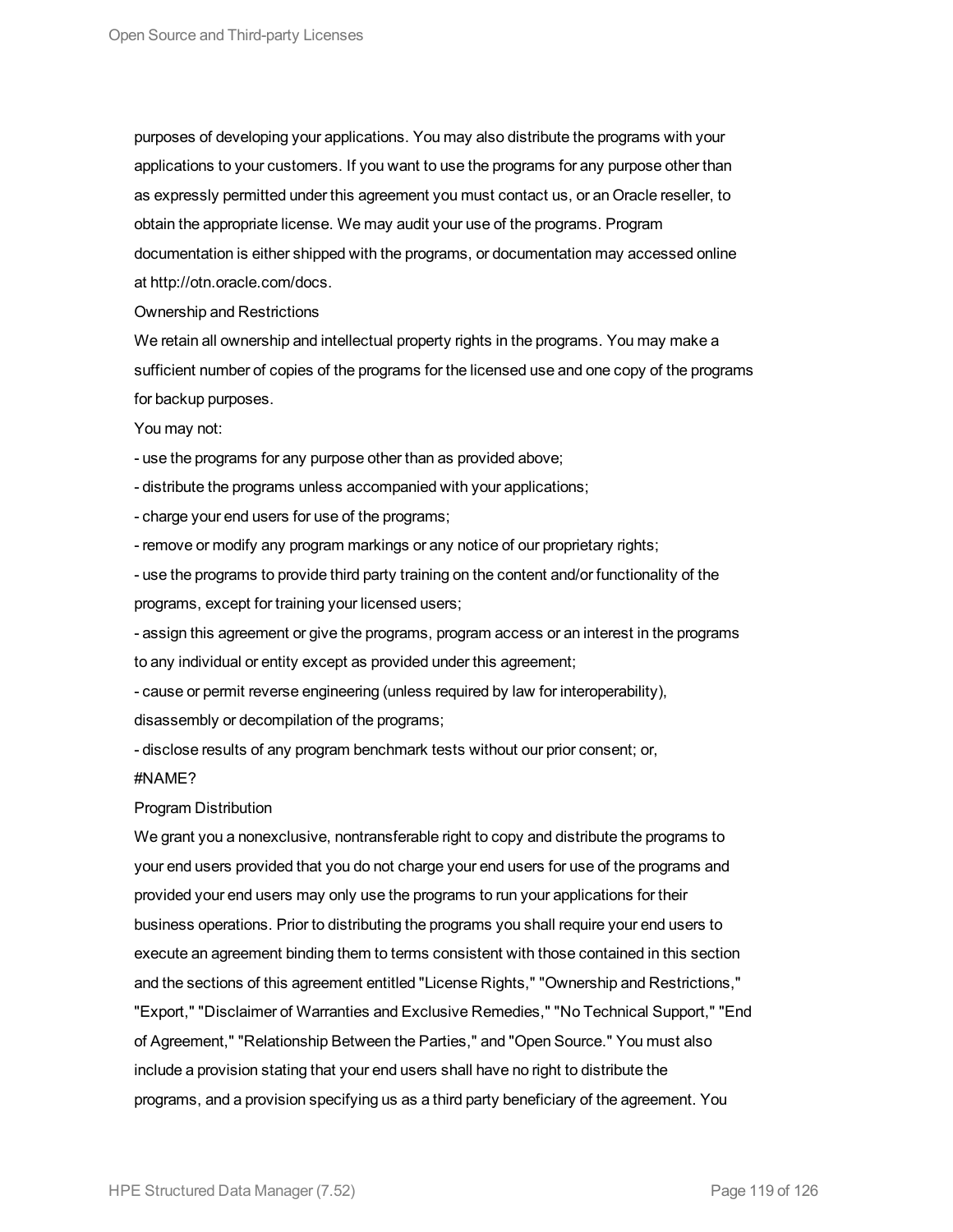purposes of developing your applications. You may also distribute the programs with your applications to your customers. If you want to use the programs for any purpose other than as expressly permitted under this agreement you must contact us, or an Oracle reseller, to obtain the appropriate license. We may audit your use of the programs. Program documentation is either shipped with the programs, or documentation may accessed online at http://otn.oracle.com/docs.

Ownership and Restrictions

We retain all ownership and intellectual property rights in the programs. You may make a sufficient number of copies of the programs for the licensed use and one copy of the programs for backup purposes.

You may not:

- use the programs for any purpose other than as provided above;
- distribute the programs unless accompanied with your applications;
- charge your end users for use of the programs;
- remove or modify any program markings or any notice of our proprietary rights;
- use the programs to provide third party training on the content and/or functionality of the programs, except for training your licensed users;
- assign this agreement or give the programs, program access or an interest in the programs to any individual or entity except as provided under this agreement;
- cause or permit reverse engineering (unless required by law for interoperability), disassembly or decompilation of the programs;
- disclose results of any program benchmark tests without our prior consent; or,

#NAME?

Program Distribution

We grant you a nonexclusive, nontransferable right to copy and distribute the programs to your end users provided that you do not charge your end users for use of the programs and provided your end users may only use the programs to run your applications for their business operations. Prior to distributing the programs you shall require your end users to execute an agreement binding them to terms consistent with those contained in this section and the sections of this agreement entitled "License Rights," "Ownership and Restrictions," "Export," "Disclaimer of Warranties and Exclusive Remedies," "No Technical Support," "End of Agreement," "Relationship Between the Parties," and "Open Source." You must also include a provision stating that your end users shall have no right to distribute the programs, and a provision specifying us as a third party beneficiary of the agreement. You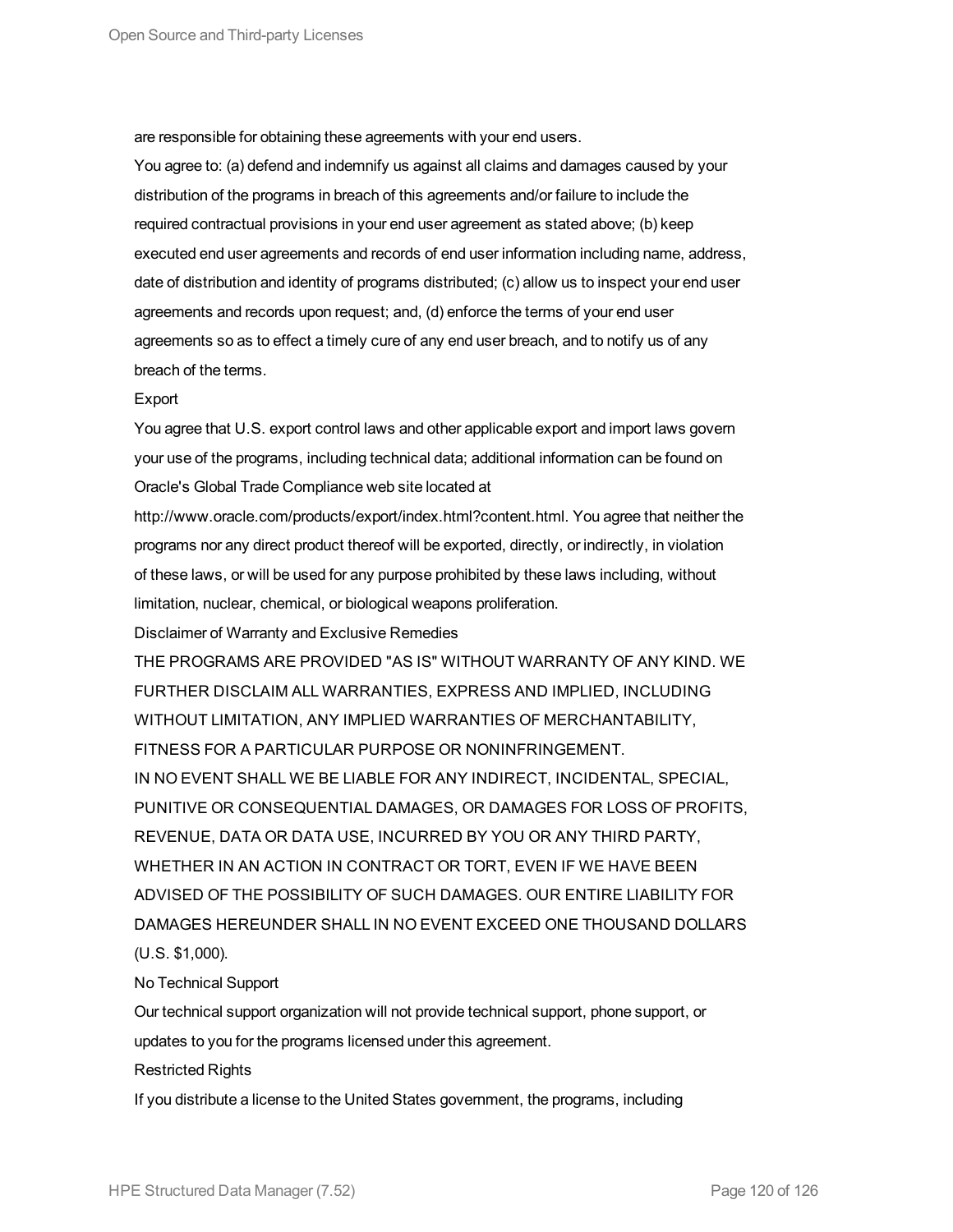are responsible for obtaining these agreements with your end users.

You agree to: (a) defend and indemnify us against all claims and damages caused by your distribution of the programs in breach of this agreements and/or failure to include the required contractual provisions in your end user agreement as stated above; (b) keep executed end user agreements and records of end user information including name, address, date of distribution and identity of programs distributed; (c) allow us to inspect your end user agreements and records upon request; and, (d) enforce the terms of your end user agreements so as to effect a timely cure of any end user breach, and to notify us of any breach of the terms.

Export

You agree that U.S. export control laws and other applicable export and import laws govern your use of the programs, including technical data; additional information can be found on Oracle's Global Trade Compliance web site located at http://www.oracle.com/products/export/index.html?content.html. You agree that neither the programs nor any direct product thereof will be exported, directly, or indirectly, in violation of these laws, or will be used for any purpose prohibited by these laws including, without limitation, nuclear, chemical, or biological weapons proliferation.

Disclaimer of Warranty and Exclusive Remedies

THE PROGRAMS ARE PROVIDED "AS IS" WITHOUT WARRANTY OF ANY KIND. WE FURTHER DISCLAIM ALL WARRANTIES, EXPRESS AND IMPLIED, INCLUDING WITHOUT LIMITATION, ANY IMPLIED WARRANTIES OF MERCHANTABILITY, FITNESS FOR A PARTICULAR PURPOSE OR NONINFRINGEMENT.

IN NO EVENT SHALL WE BE LIABLE FOR ANY INDIRECT, INCIDENTAL, SPECIAL, PUNITIVE OR CONSEQUENTIAL DAMAGES, OR DAMAGES FOR LOSS OF PROFITS, REVENUE, DATA OR DATA USE, INCURRED BY YOU OR ANY THIRD PARTY, WHETHER IN AN ACTION IN CONTRACT OR TORT, EVEN IF WE HAVE BEEN ADVISED OF THE POSSIBILITY OF SUCH DAMAGES. OUR ENTIRE LIABILITY FOR DAMAGES HEREUNDER SHALL IN NO EVENT EXCEED ONE THOUSAND DOLLARS (U.S. $1,000).

No Technical Support

Our technical support organization will not provide technical support, phone support, or updates to you for the programs licensed under this agreement.

Restricted Rights

If you distribute a license to the United States government, the programs, including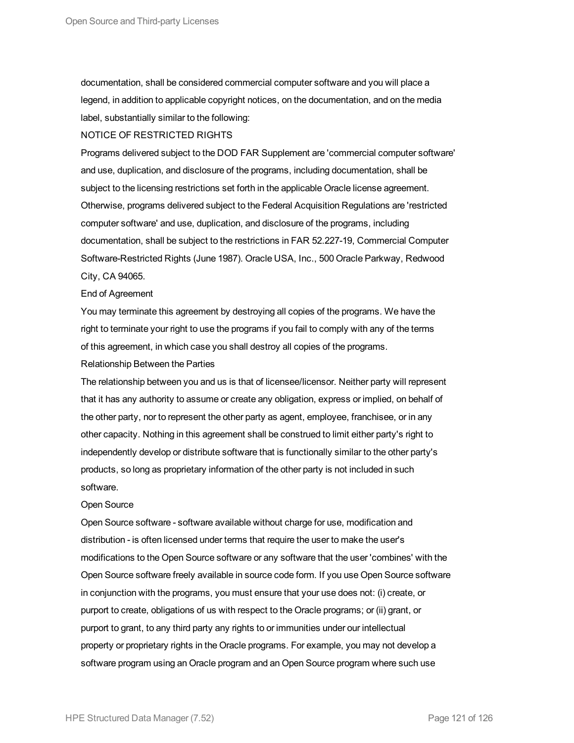documentation, shall be considered commercial computer software and you will place a legend, in addition to applicable copyright notices, on the documentation, and on the media label, substantially similar to the following:

NOTICE OF RESTRICTED RIGHTS

Programs delivered subject to the DOD FAR Supplement are 'commercial computer software' and use, duplication, and disclosure of the programs, including documentation, shall be subject to the licensing restrictions set forth in the applicable Oracle license agreement. Otherwise, programs delivered subject to the Federal Acquisition Regulations are 'restricted computer software' and use, duplication, and disclosure of the programs, including documentation, shall be subject to the restrictions in FAR 52.227-19, Commercial Computer Software-Restricted Rights (June 1987). Oracle USA, Inc., 500 Oracle Parkway, Redwood City, CA 94065.

End of Agreement

You may terminate this agreement by destroying all copies of the programs. We have the right to terminate your right to use the programs if you fail to comply with any of the terms of this agreement, in which case you shall destroy all copies of the programs.

Relationship Between the Parties

The relationship between you and us is that of licensee/licensor. Neither party will represent that it has any authority to assume or create any obligation, express or implied, on behalf of the other party, nor to represent the other party as agent, employee, franchisee, or in any other capacity. Nothing in this agreement shall be construed to limit either party's right to independently develop or distribute software that is functionally similar to the other party's products, so long as proprietary information of the other party is not included in such software.

Open Source

Open Source software - software available without charge for use, modification and distribution - is often licensed under terms that require the user to make the user's modifications to the Open Source software or any software that the user 'combines' with the Open Source software freely available in source code form. If you use Open Source software in conjunction with the programs, you must ensure that your use does not: (i) create, or purport to create, obligations of us with respect to the Oracle programs; or (ii) grant, or purport to grant, to any third party any rights to or immunities under our intellectual property or proprietary rights in the Oracle programs. For example, you may not develop a software program using an Oracle program and an Open Source program where such use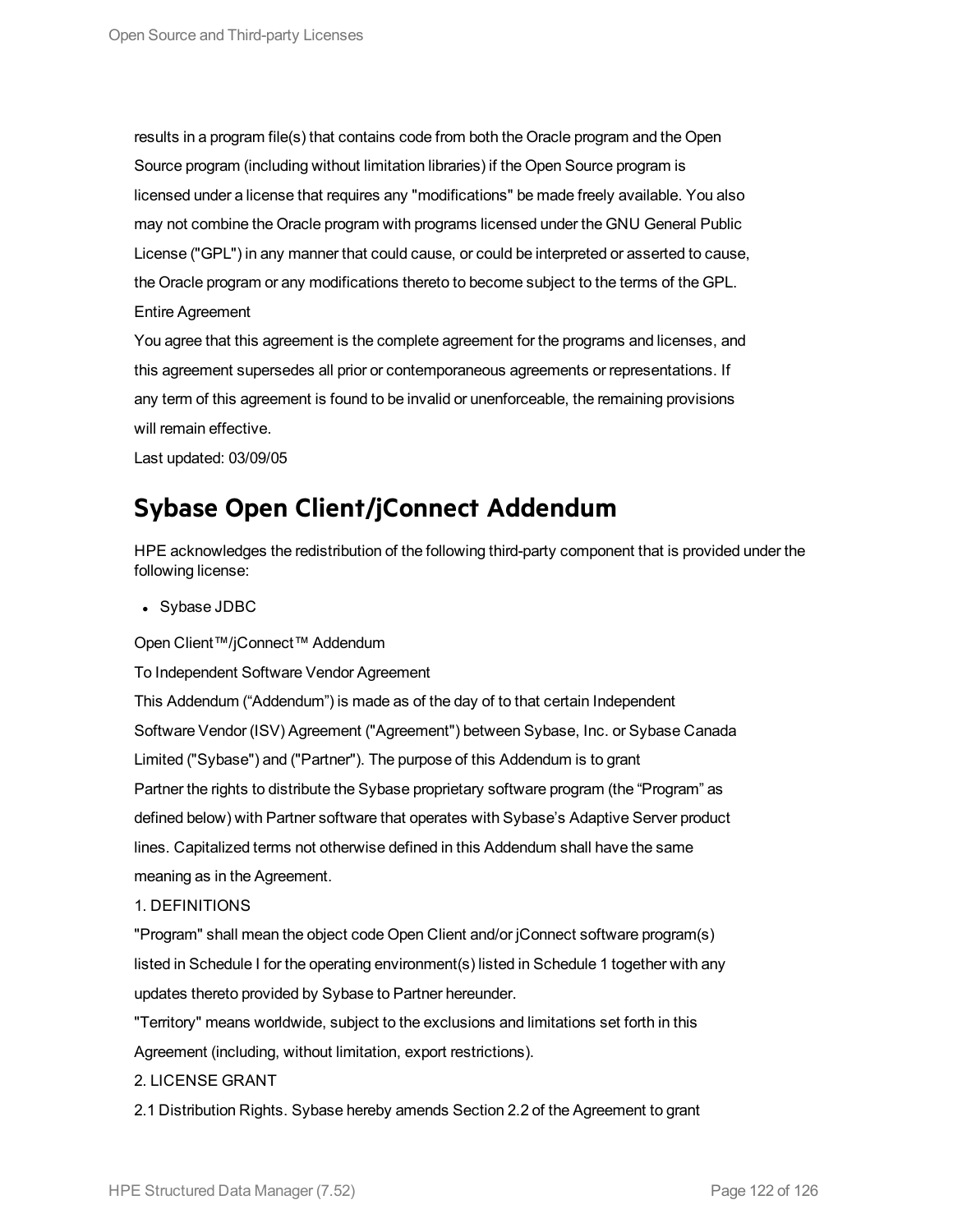results in a program file(s) that contains code from both the Oracle program and the Open Source program (including without limitation libraries) if the Open Source program is licensed under a license that requires any "modifications" be made freely available. You also may not combine the Oracle program with programs licensed under the GNU General Public License ("GPL") in any manner that could cause, or could be interpreted or asserted to cause, the Oracle program or any modifications thereto to become subject to the terms of the GPL.

Entire Agreement

You agree that this agreement is the complete agreement for the programs and licenses, and this agreement supersedes all prior or contemporaneous agreements or representations. If any term of this agreement is found to be invalid or unenforceable, the remaining provisions will remain effective.

Last updated: 03/09/05

## Sybase Open Client/jConnect Addendum

HPE acknowledges the redistribution of the following third-party component that is provided under the following license:

- Sybase JDBC

Open Client™/jConnect™ Addendum

To Independent Software Vendor Agreement

This Addendum ("Addendum") is made as of the day of to that certain Independent Software Vendor (ISV) Agreement ("Agreement") between Sybase, Inc. or Sybase Canada Limited ("Sybase") and ("Partner"). The purpose of this Addendum is to grant Partner the rights to distribute the Sybase proprietary software program (the "Program" as defined below) with Partner software that operates with Sybase's Adaptive Server product lines. Capitalized terms not otherwise defined in this Addendum shall have the same meaning as in the Agreement.

1. DEFINITIONS

"Program" shall mean the object code Open Client and/or jConnect software program(s) listed in Schedule I for the operating environment(s) listed in Schedule 1 together with any updates thereto provided by Sybase to Partner hereunder.

"Territory" means worldwide, subject to the exclusions and limitations set forth in this Agreement (including, without limitation, export restrictions).

2. LICENSE GRANT

2.1 Distribution Rights. Sybase hereby amends Section 2.2 of the Agreement to grant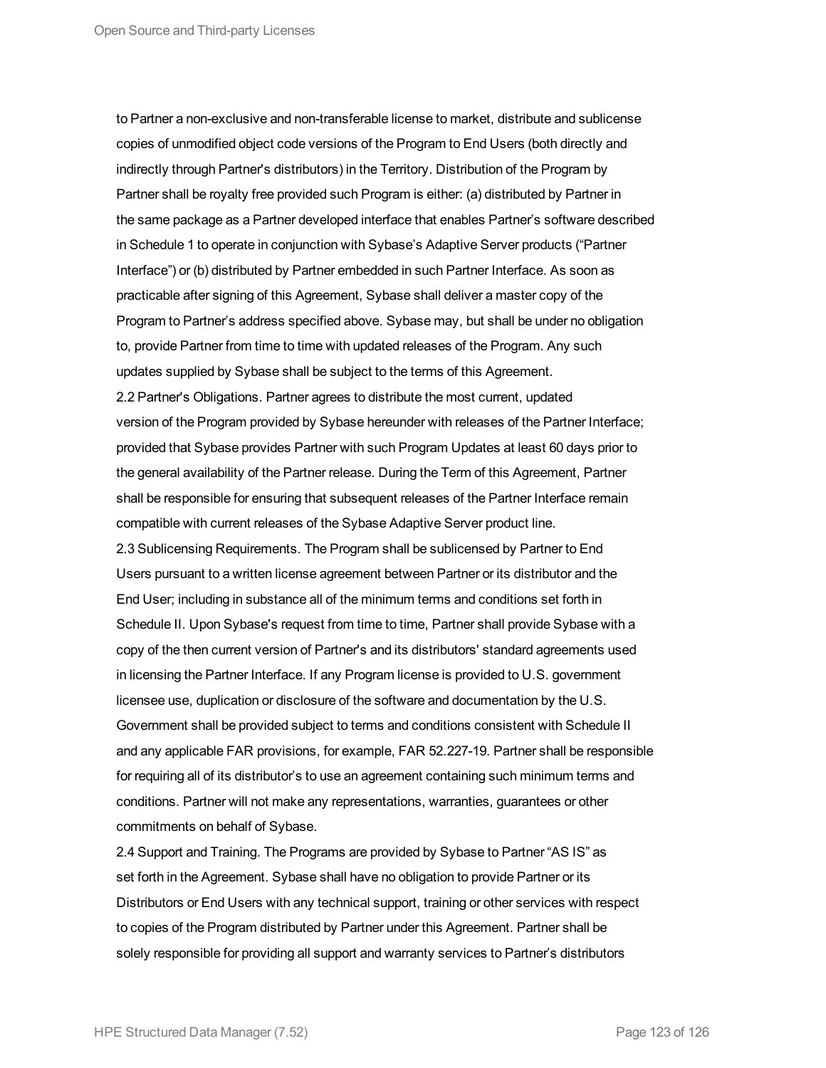to Partner a non-exclusive and non-transferable license to market, distribute and sublicense copies of unmodified object code versions of the Program to End Users (both directly and indirectly through Partner's distributors) in the Territory. Distribution of the Program by Partner shall be royalty free provided such Program is either: (a) distributed by Partner in the same package as a Partner developed interface that enables Partner's software described in Schedule 1 to operate in conjunction with Sybase's Adaptive Server products ("Partner Interface") or (b) distributed by Partner embedded in such Partner Interface. As soon as practicable after signing of this Agreement, Sybase shall deliver a master copy of the Program to Partner's address specified above. Sybase may, but shall be under no obligation to, provide Partner from time to time with updated releases of the Program. Any such updates supplied by Sybase shall be subject to the terms of this Agreement.

2.2 Partner's Obligations. Partner agrees to distribute the most current, updated version of the Program provided by Sybase hereunder with releases of the Partner Interface; provided that Sybase provides Partner with such Program Updates at least 60 days prior to the general availability of the Partner release. During the Term of this Agreement, Partner shall be responsible for ensuring that subsequent releases of the Partner Interface remain compatible with current releases of the Sybase Adaptive Server product line.

2.3 Sublicensing Requirements. The Program shall be sublicensed by Partner to End Users pursuant to a written license agreement between Partner or its distributor and the End User; including in substance all of the minimum terms and conditions set forth in Schedule II. Upon Sybase's request from time to time, Partner shall provide Sybase with a copy of the then current version of Partner's and its distributors' standard agreements used in licensing the Partner Interface. If any Program license is provided to U.S. government licensee use, duplication or disclosure of the software and documentation by the U.S. Government shall be provided subject to terms and conditions consistent with Schedule II and any applicable FAR provisions, for example, FAR 52.227-19. Partner shall be responsible for requiring all of its distributor's to use an agreement containing such minimum terms and conditions. Partner will not make any representations, warranties, guarantees or other commitments on behalf of Sybase.

2.4 Support and Training. The Programs are provided by Sybase to Partner "AS IS" as set forth in the Agreement. Sybase shall have no obligation to provide Partner or its Distributors or End Users with any technical support, training or other services with respect to copies of the Program distributed by Partner under this Agreement. Partner shall be solely responsible for providing all support and warranty services to Partner's distributors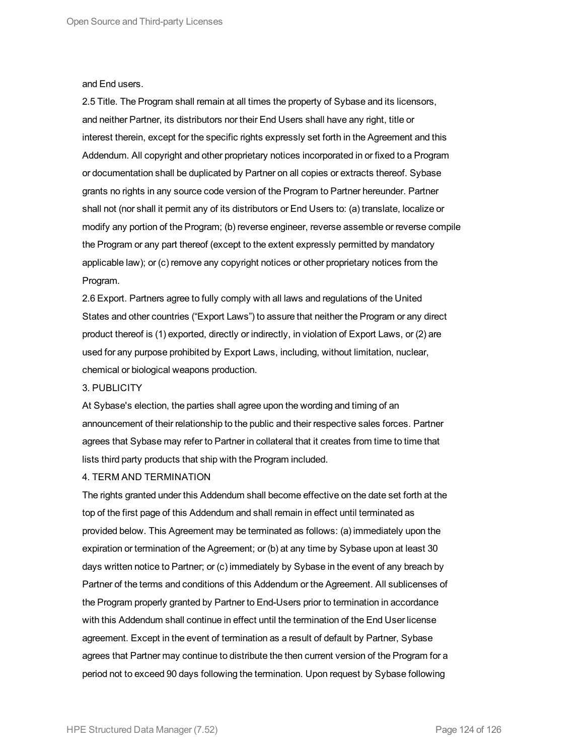and End users.

2.5 Title. The Program shall remain at all times the property of Sybase and its licensors, and neither Partner, its distributors nor their End Users shall have any right, title or interest therein, except for the specific rights expressly set forth in the Agreement and this Addendum. All copyright and other proprietary notices incorporated in or fixed to a Program or documentation shall be duplicated by Partner on all copies or extracts thereof. Sybase grants no rights in any source code version of the Program to Partner hereunder. Partner shall not (nor shall it permit any of its distributors or End Users to: (a) translate, localize or modify any portion of the Program; (b) reverse engineer, reverse assemble or reverse compile the Program or any part thereof (except to the extent expressly permitted by mandatory applicable law); or (c) remove any copyright notices or other proprietary notices from the Program.

2.6 Export. Partners agree to fully comply with all laws and regulations of the United States and other countries ("Export Laws") to assure that neither the Program or any direct product thereof is (1) exported, directly or indirectly, in violation of Export Laws, or (2) are used for any purpose prohibited by Export Laws, including, without limitation, nuclear, chemical or biological weapons production.

3. PUBLICITY

At Sybase's election, the parties shall agree upon the wording and timing of an announcement of their relationship to the public and their respective sales forces. Partner agrees that Sybase may refer to Partner in collateral that it creates from time to time that lists third party products that ship with the Program included.

4. TERM AND TERMINATION

The rights granted under this Addendum shall become effective on the date set forth at the top of the first page of this Addendum and shall remain in effect until terminated as provided below. This Agreement may be terminated as follows: (a) immediately upon the expiration or termination of the Agreement; or (b) at any time by Sybase upon at least 30 days written notice to Partner; or (c) immediately by Sybase in the event of any breach by Partner of the terms and conditions of this Addendum or the Agreement. All sublicenses of the Program properly granted by Partner to End-Users prior to termination in accordance with this Addendum shall continue in effect until the termination of the End User license agreement. Except in the event of termination as a result of default by Partner, Sybase agrees that Partner may continue to distribute the then current version of the Program for a period not to exceed 90 days following the termination. Upon request by Sybase following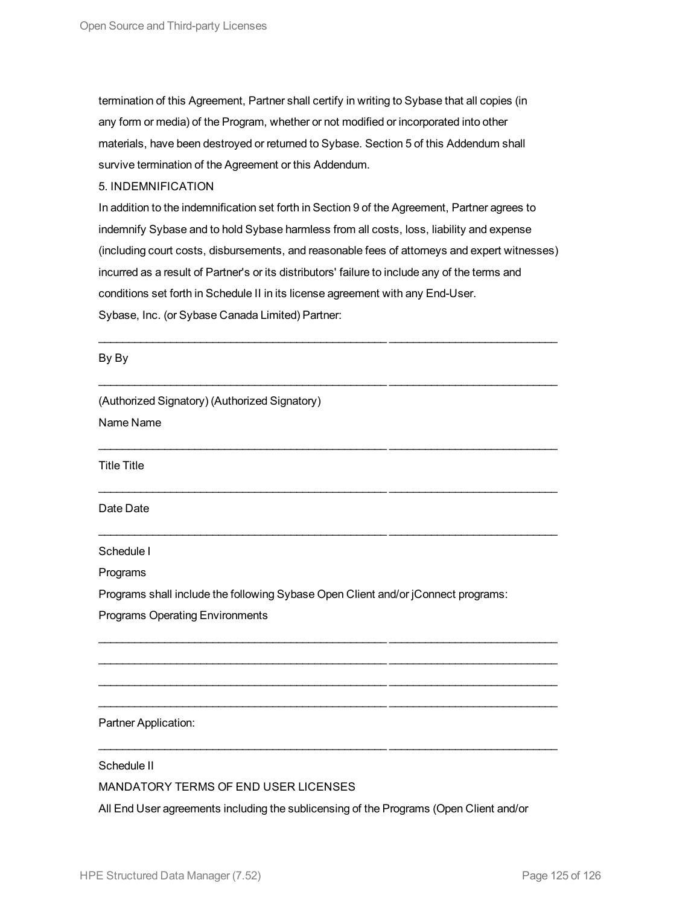termination of this Agreement, Partner shall certify in writing to Sybase that all copies (in any form or media) of the Program, whether or not modified or incorporated into other materials, have been destroyed or returned to Sybase. Section 5 of this Addendum shall survive termination of the Agreement or this Addendum.

5. INDEMNIFICATION

In addition to the indemnification set forth in Section 9 of the Agreement, Partner agrees to indemnify Sybase and to hold Sybase harmless from all costs, loss, liability and expense (including court costs, disbursements, and reasonable fees of attorneys and expert witnesses) incurred as a result of Partner's or its distributors' failure to include any of the terms and conditions set forth in Schedule II in its license agreement with any End-User.

Sybase, Inc. (or Sybase Canada Limited) Partner:

_______________________________________________ ___________________________

By By

_______________________________________________ ___________________________

(Authorized Signatory) (Authorized Signatory)

Name Name

_______________________________________________ ___________________________

Title Title

_______________________________________________ ___________________________

Date Date

_______________________________________________ ___________________________

Schedule I

Programs

Programs shall include the following Sybase Open Client and/or jConnect programs:

Programs Operating Environments

_______________________________________________ ___________________________

_______________________________________________ ___________________________

_______________________________________________ ___________________________

_______________________________________________ ___________________________

Partner Application:

_______________________________________________ ___________________________

Schedule II

MANDATORY TERMS OF END USER LICENSES

All End User agreements including the sublicensing of the Programs (Open Client and/or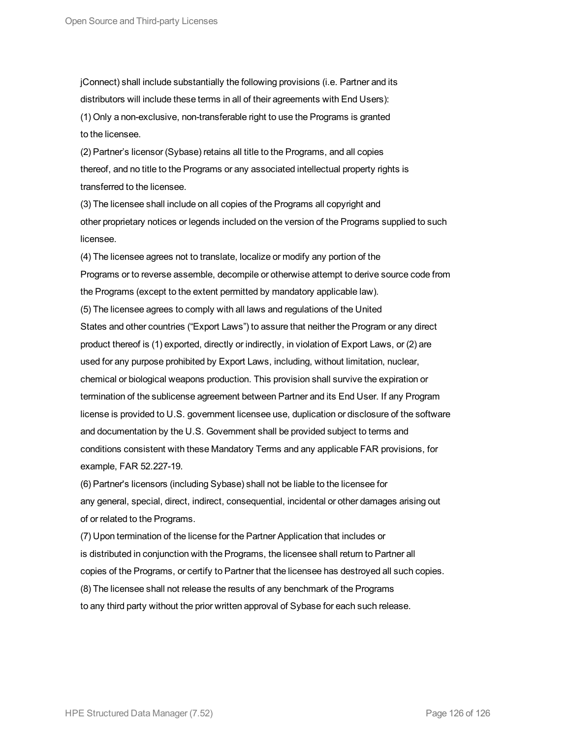jConnect) shall include substantially the following provisions (i.e. Partner and its distributors will include these terms in all of their agreements with End Users):

(1) Only a non-exclusive, non-transferable right to use the Programs is granted to the licensee.

(2) Partner's licensor (Sybase) retains all title to the Programs, and all copies thereof, and no title to the Programs or any associated intellectual property rights is transferred to the licensee.

(3) The licensee shall include on all copies of the Programs all copyright and other proprietary notices or legends included on the version of the Programs supplied to such licensee.

(4) The licensee agrees not to translate, localize or modify any portion of the Programs or to reverse assemble, decompile or otherwise attempt to derive source code from the Programs (except to the extent permitted by mandatory applicable law).

(5) The licensee agrees to comply with all laws and regulations of the United States and other countries ("Export Laws") to assure that neither the Program or any direct product thereof is (1) exported, directly or indirectly, in violation of Export Laws, or (2) are used for any purpose prohibited by Export Laws, including, without limitation, nuclear, chemical or biological weapons production. This provision shall survive the expiration or termination of the sublicense agreement between Partner and its End User. If any Program license is provided to U.S. government licensee use, duplication or disclosure of the software and documentation by the U.S. Government shall be provided subject to terms and conditions consistent with these Mandatory Terms and any applicable FAR provisions, for example, FAR 52.227-19.

(6) Partner's licensors (including Sybase) shall not be liable to the licensee for any general, special, direct, indirect, consequential, incidental or other damages arising out of or related to the Programs.

(7) Upon termination of the license for the Partner Application that includes or is distributed in conjunction with the Programs, the licensee shall return to Partner all copies of the Programs, or certify to Partner that the licensee has destroyed all such copies.

(8) The licensee shall not release the results of any benchmark of the Programs to any third party without the prior written approval of Sybase for each such release.